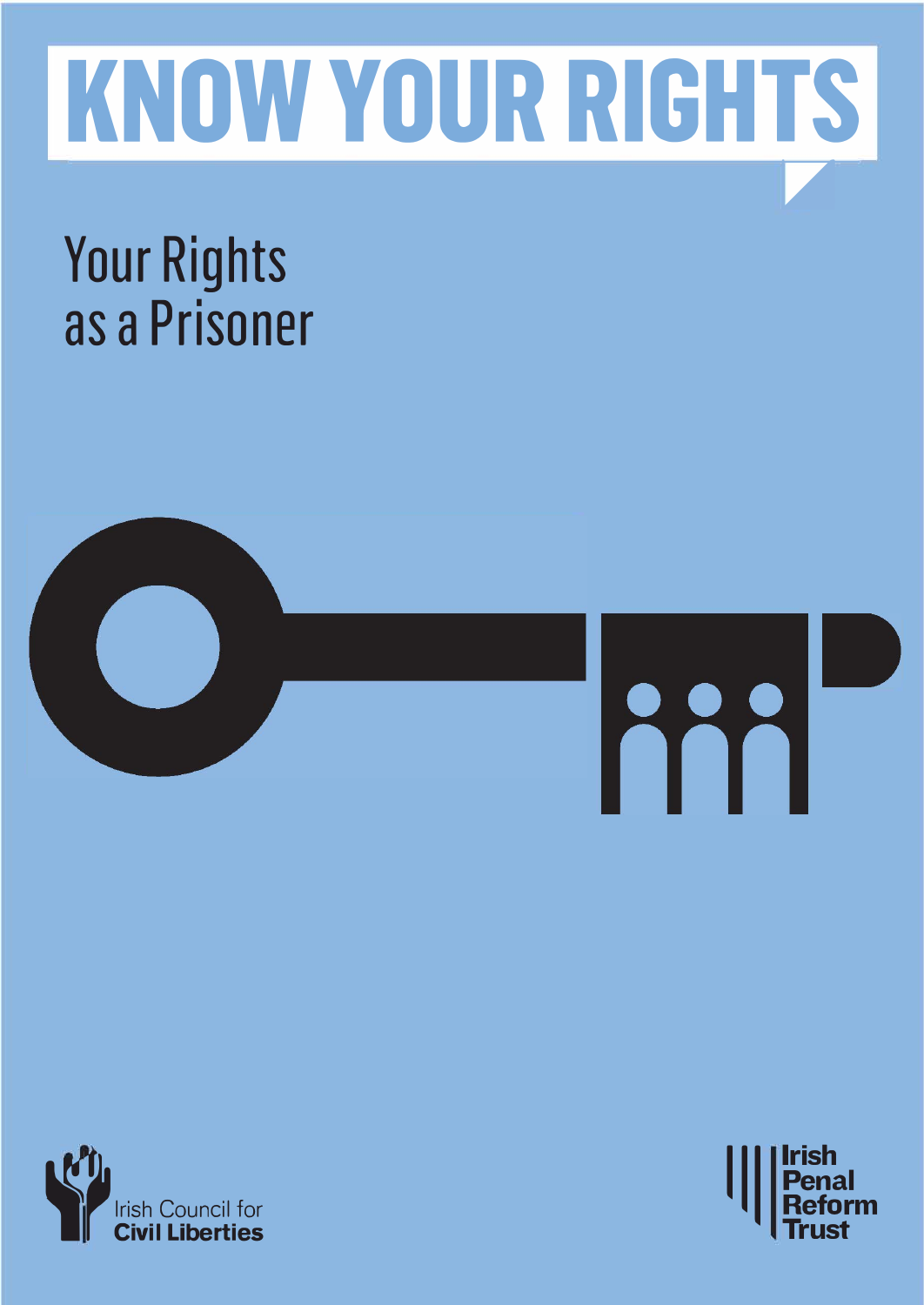# KNOW YOUR RIGHTS

## Your Rights as a Prisoner

Irish Council for **Civil Liberties**

**Irish Penal Reform Trust**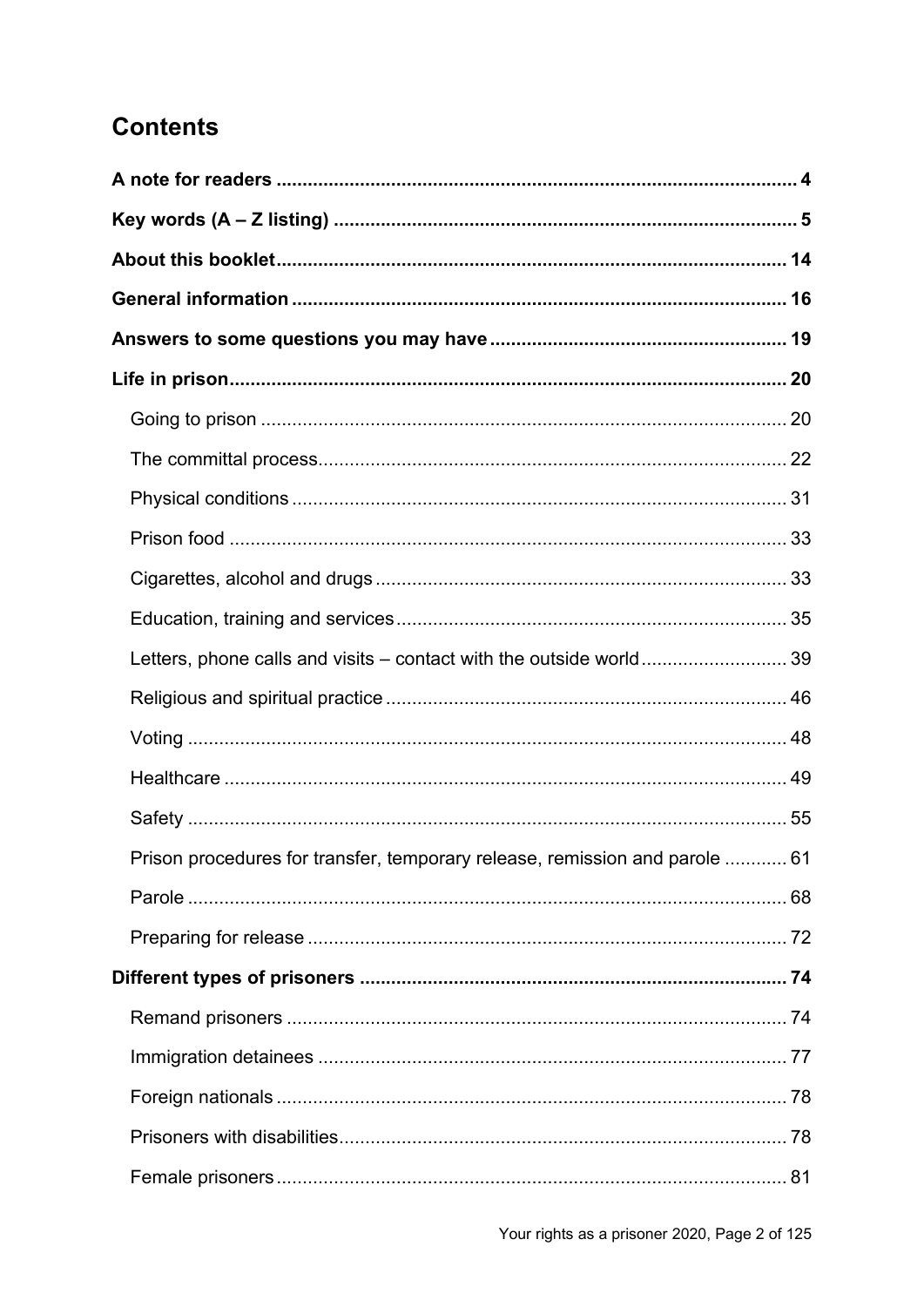## Contents

**A note for readers** ..... 4

**Key words (A – Z listing)** ..... 5

**About this booklet** ..... 14

**General information** ..... 16

**Answers to some questions you may have** ..... 19

**Life in prison** ..... 20

- Going to prison ..... 20
- The committal process ..... 22
- Physical conditions ..... 31
- Prison food ..... 33
- Cigarettes, alcohol and drugs ..... 33
- Education, training and services ..... 35
- Letters, phone calls and visits – contact with the outside world ..... 39
- Religious and spiritual practice ..... 46
- Voting ..... 48
- Healthcare ..... 49
- Safety ..... 55
- Prison procedures for transfer, temporary release, remission and parole ..... 61
- Parole ..... 68
- Preparing for release ..... 72

**Different types of prisoners** ..... 74

- Remand prisoners ..... 74
- Immigration detainees ..... 77
- Foreign nationals ..... 78
- Prisoners with disabilities ..... 78
- Female prisoners ..... 81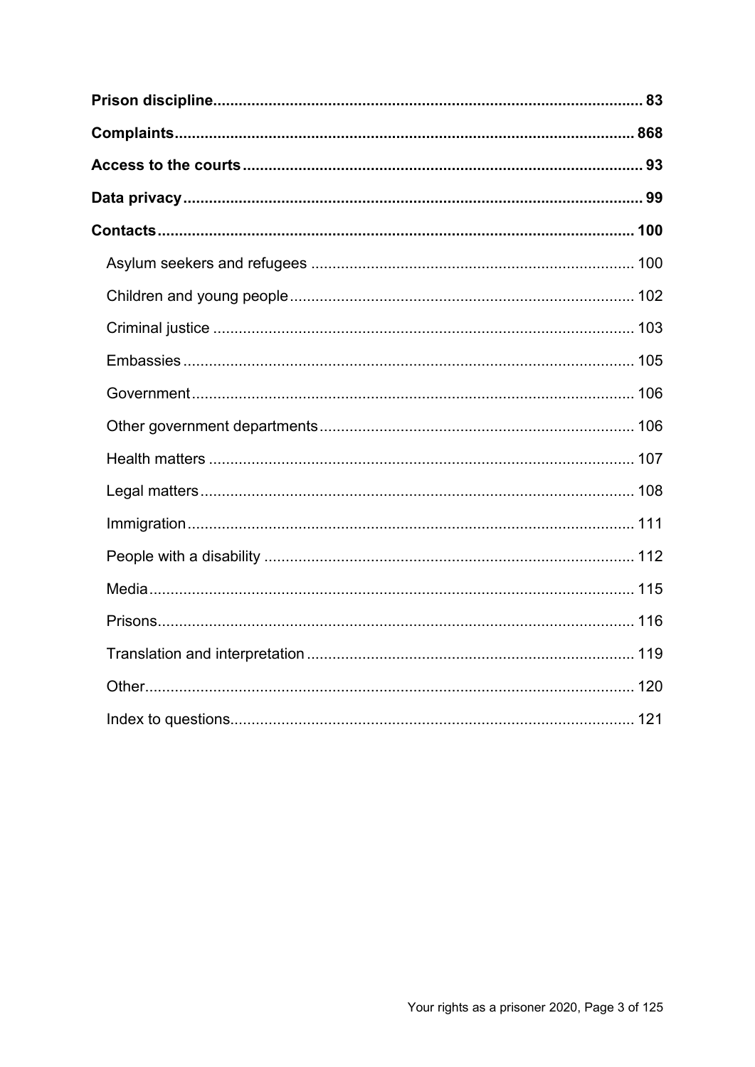**Prison discipline** ................................................................................................ **83**

**Complaints** ....................................................................................................... **868**

**Access to the courts** ......................................................................................... **93**

**Data privacy** ....................................................................................................... **99**

**Contacts** ............................................................................................................ **100**

Asylum seekers and refugees ........................................................................... 100

Children and young people ................................................................................ 102

Criminal justice ................................................................................................. 103

Embassies ......................................................................................................... 105

Government ....................................................................................................... 106

Other government departments ......................................................................... 106

Health matters ................................................................................................... 107

Legal matters ..................................................................................................... 108

Immigration ....................................................................................................... 111

People with a disability ...................................................................................... 112

Media ................................................................................................................ 115

Prisons .............................................................................................................. 116

Translation and interpretation ............................................................................ 119

Other ................................................................................................................. 120

Index to questions ............................................................................................. 121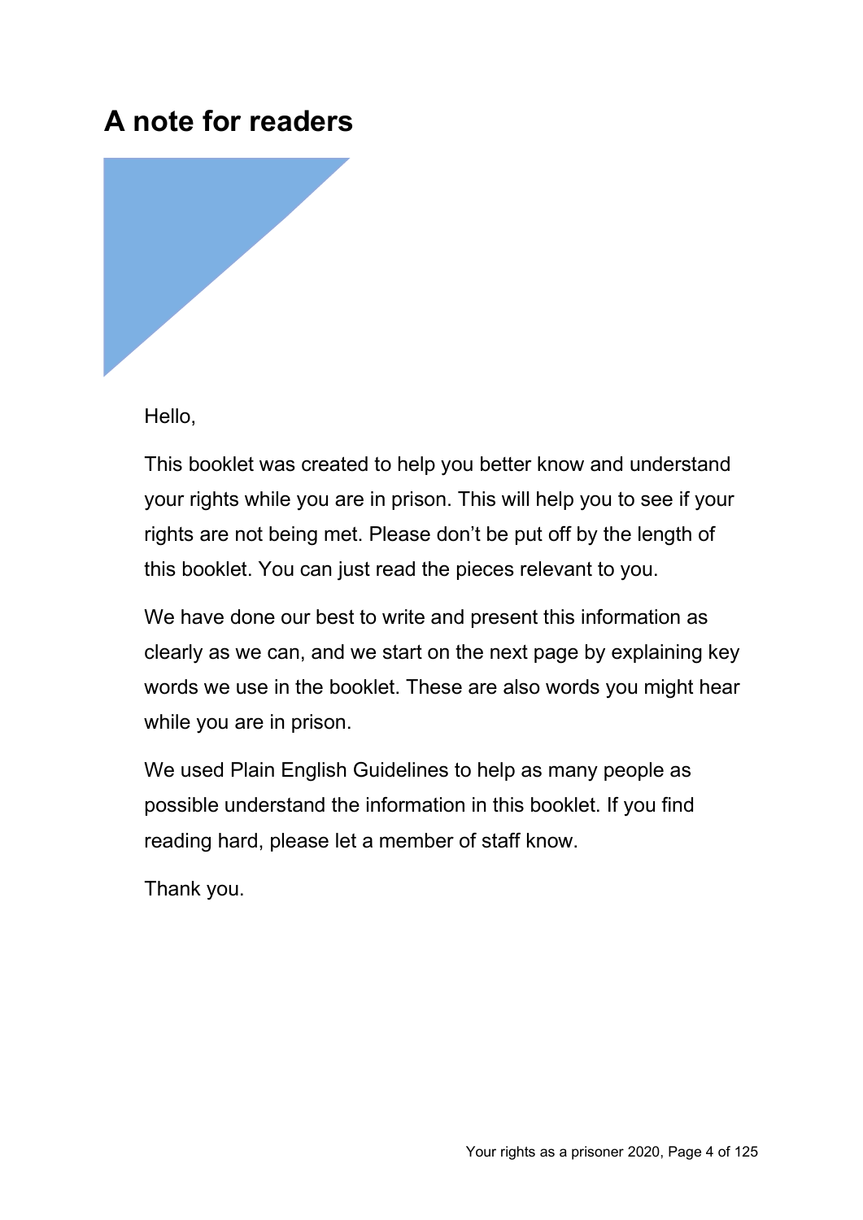# A note for readers

Hello,

This booklet was created to help you better know and understand your rights while you are in prison. This will help you to see if your rights are not being met. Please don't be put off by the length of this booklet. You can just read the pieces relevant to you.

We have done our best to write and present this information as clearly as we can, and we start on the next page by explaining key words we use in the booklet. These are also words you might hear while you are in prison.

We used Plain English Guidelines to help as many people as possible understand the information in this booklet. If you find reading hard, please let a member of staff know.

Thank you.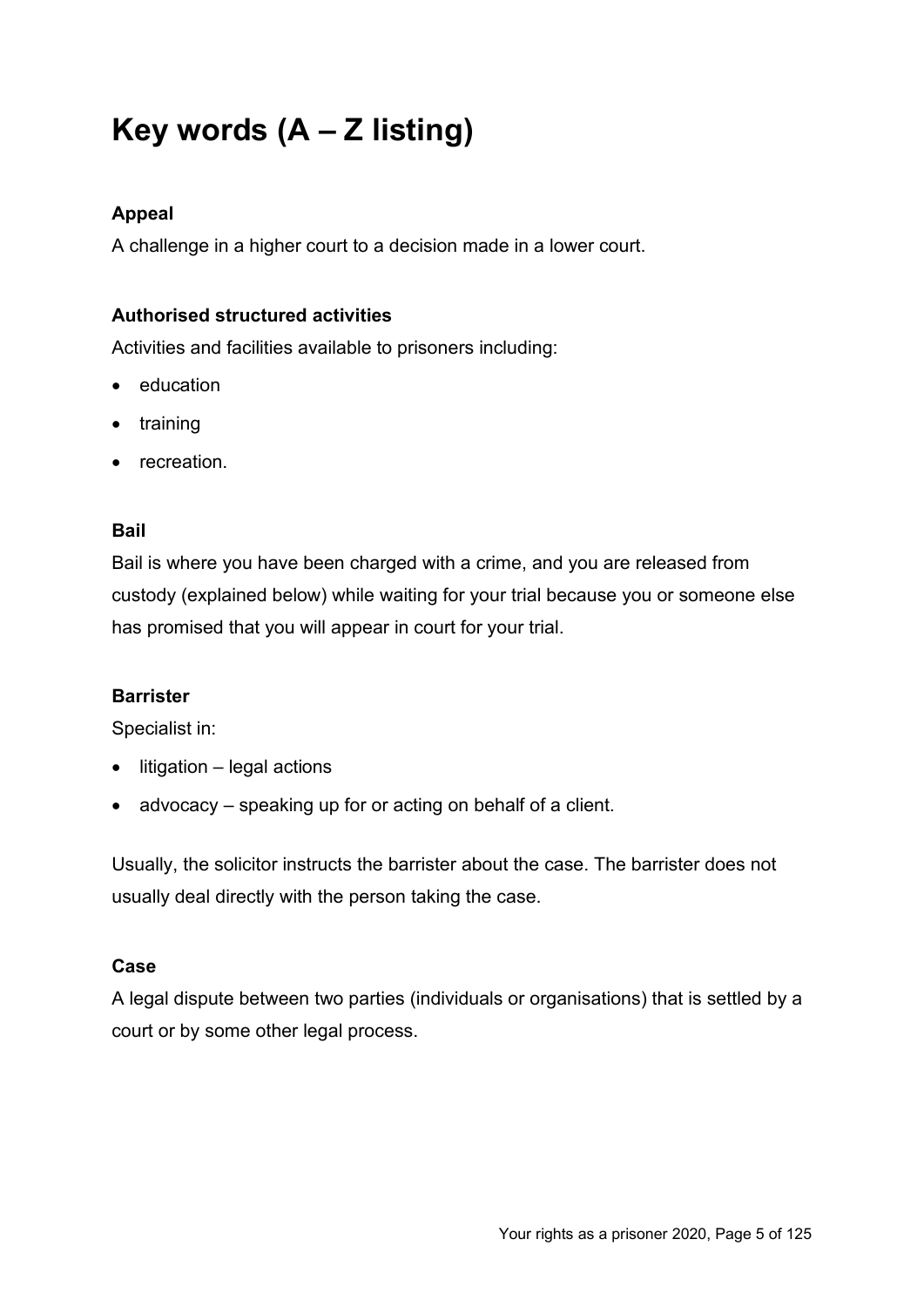# Key words (A – Z listing)

**Appeal**

A challenge in a higher court to a decision made in a lower court.

**Authorised structured activities**

Activities and facilities available to prisoners including:

- education
- training
- recreation.

**Bail**

Bail is where you have been charged with a crime, and you are released from custody (explained below) while waiting for your trial because you or someone else has promised that you will appear in court for your trial.

**Barrister**

Specialist in:

- litigation – legal actions
- advocacy – speaking up for or acting on behalf of a client.

Usually, the solicitor instructs the barrister about the case. The barrister does not usually deal directly with the person taking the case.

**Case**

A legal dispute between two parties (individuals or organisations) that is settled by a court or by some other legal process.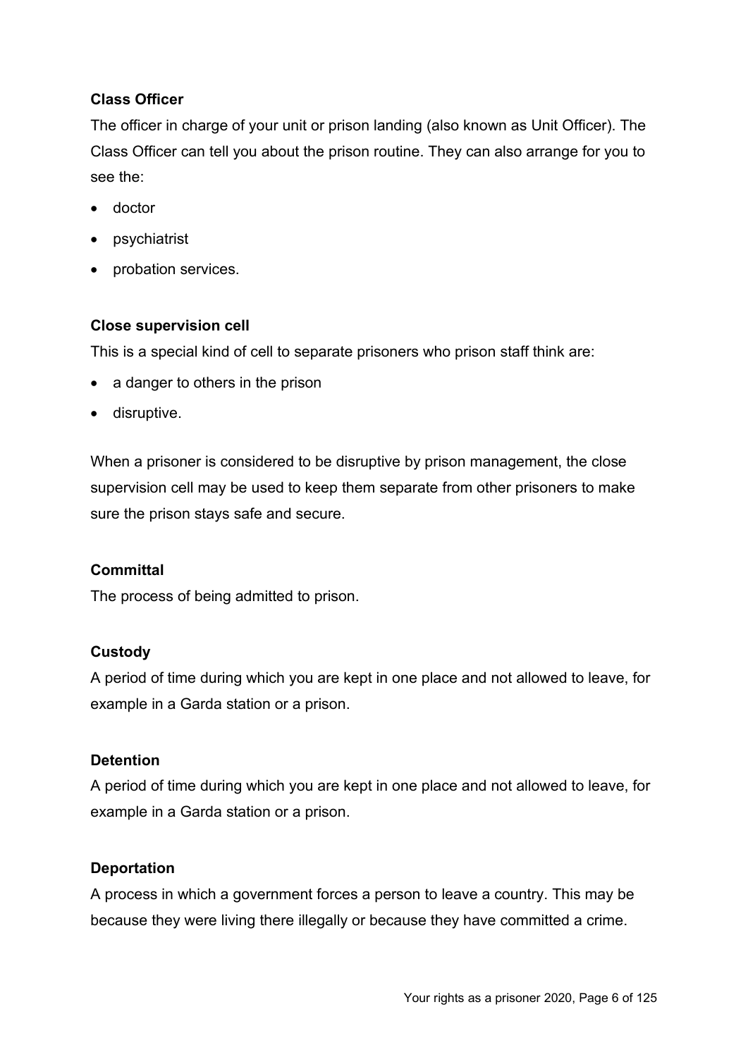**Class Officer**

The officer in charge of your unit or prison landing (also known as Unit Officer). The Class Officer can tell you about the prison routine. They can also arrange for you to see the:

- doctor
- psychiatrist
- probation services.

**Close supervision cell**

This is a special kind of cell to separate prisoners who prison staff think are:

- a danger to others in the prison
- disruptive.

When a prisoner is considered to be disruptive by prison management, the close supervision cell may be used to keep them separate from other prisoners to make sure the prison stays safe and secure.

**Committal**

The process of being admitted to prison.

**Custody**

A period of time during which you are kept in one place and not allowed to leave, for example in a Garda station or a prison.

**Detention**

A period of time during which you are kept in one place and not allowed to leave, for example in a Garda station or a prison.

**Deportation**

A process in which a government forces a person to leave a country. This may be because they were living there illegally or because they have committed a crime.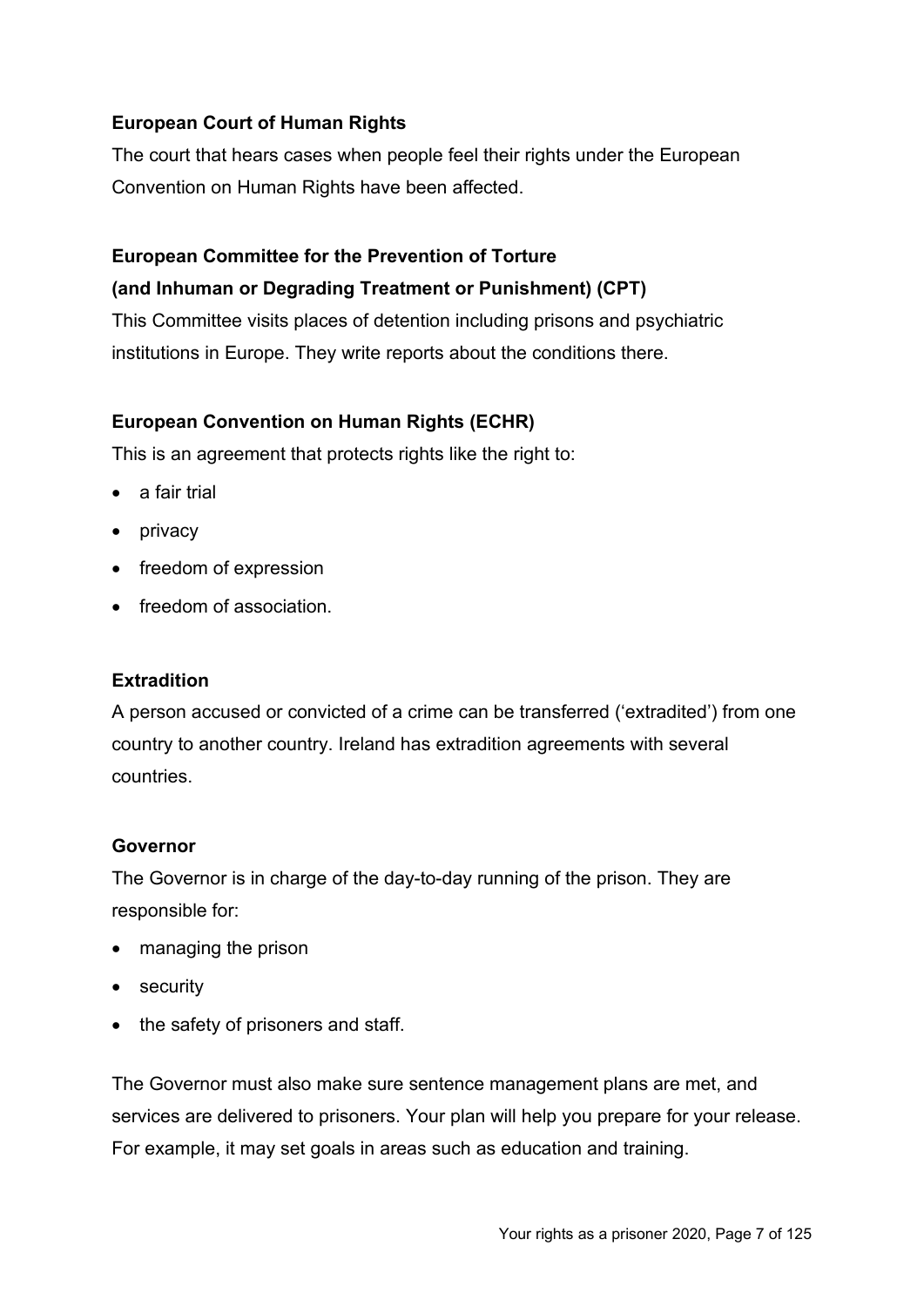**European Court of Human Rights**

The court that hears cases when people feel their rights under the European Convention on Human Rights have been affected.

**European Committee for the Prevention of Torture (and Inhuman or Degrading Treatment or Punishment) (CPT)**

This Committee visits places of detention including prisons and psychiatric institutions in Europe. They write reports about the conditions there.

**European Convention on Human Rights (ECHR)**

This is an agreement that protects rights like the right to:

- a fair trial
- privacy
- freedom of expression
- freedom of association.

**Extradition**

A person accused or convicted of a crime can be transferred ('extradited') from one country to another country. Ireland has extradition agreements with several countries.

**Governor**

The Governor is in charge of the day-to-day running of the prison. They are responsible for:

- managing the prison
- security
- the safety of prisoners and staff.

The Governor must also make sure sentence management plans are met, and services are delivered to prisoners. Your plan will help you prepare for your release. For example, it may set goals in areas such as education and training.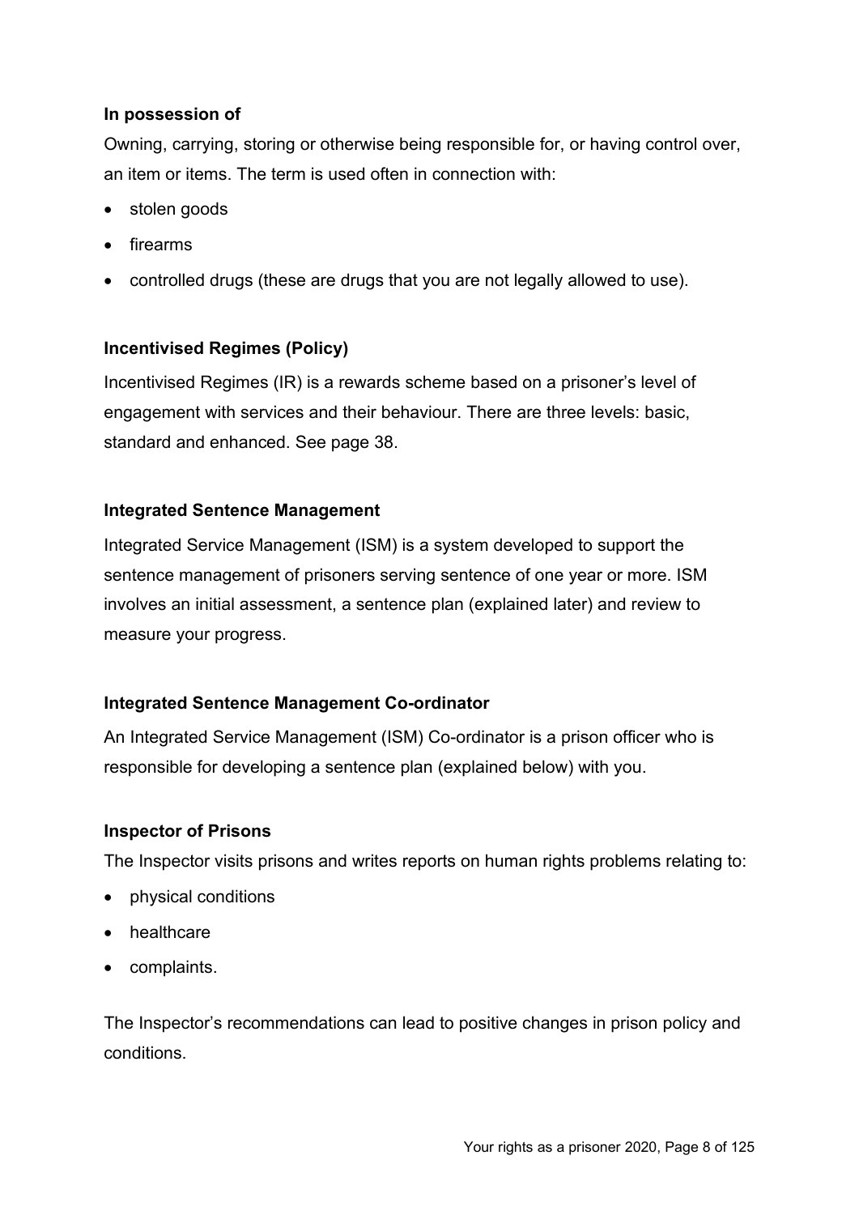**In possession of**

Owning, carrying, storing or otherwise being responsible for, or having control over, an item or items. The term is used often in connection with:

- stolen goods
- firearms
- controlled drugs (these are drugs that you are not legally allowed to use).

**Incentivised Regimes (Policy)**

Incentivised Regimes (IR) is a rewards scheme based on a prisoner's level of engagement with services and their behaviour. There are three levels: basic, standard and enhanced. See page 38.

**Integrated Sentence Management**

Integrated Service Management (ISM) is a system developed to support the sentence management of prisoners serving sentence of one year or more. ISM involves an initial assessment, a sentence plan (explained later) and review to measure your progress.

**Integrated Sentence Management Co-ordinator**

An Integrated Service Management (ISM) Co-ordinator is a prison officer who is responsible for developing a sentence plan (explained below) with you.

**Inspector of Prisons**

The Inspector visits prisons and writes reports on human rights problems relating to:

- physical conditions
- healthcare
- complaints.

The Inspector's recommendations can lead to positive changes in prison policy and conditions.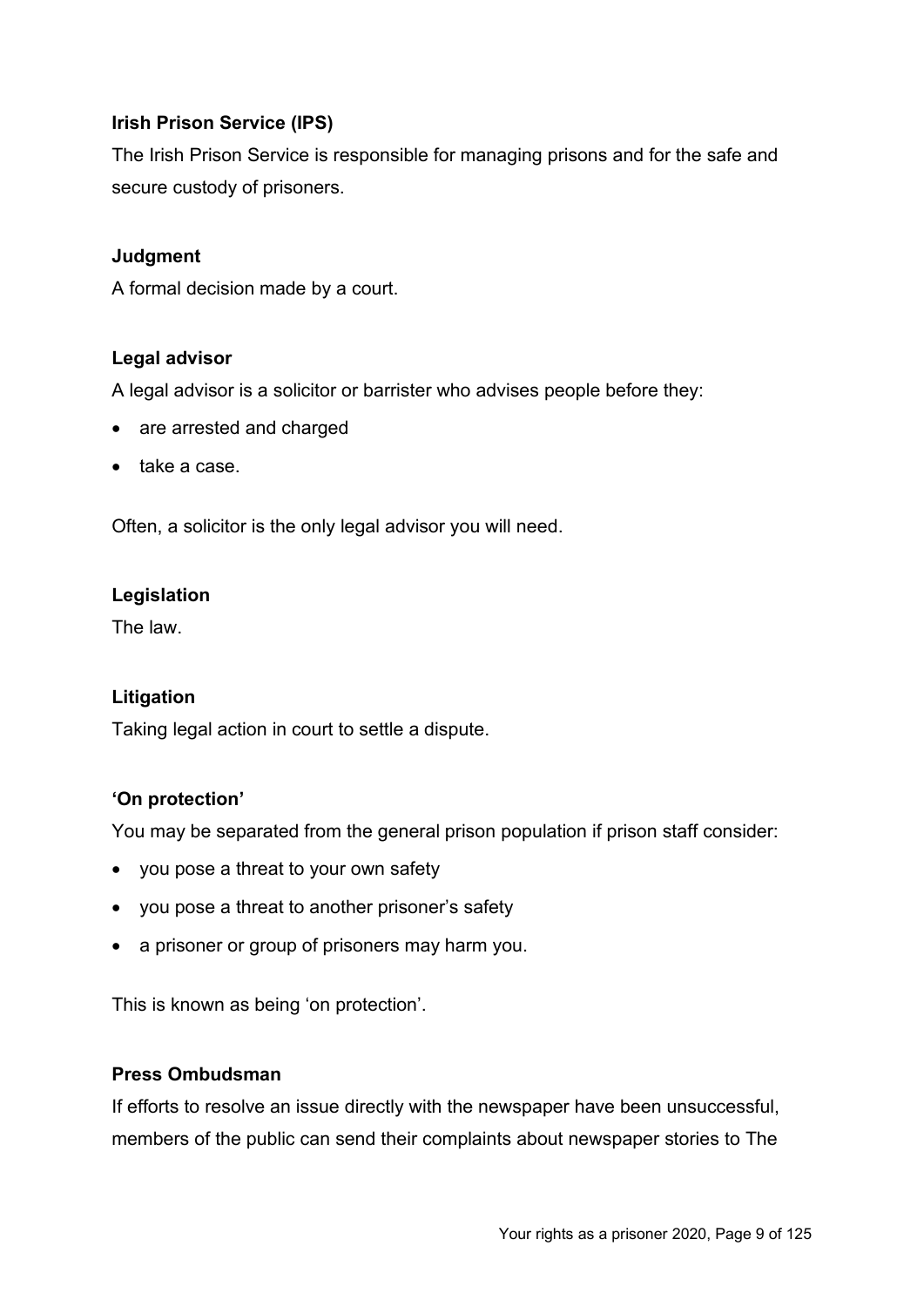**Irish Prison Service (IPS)**

The Irish Prison Service is responsible for managing prisons and for the safe and secure custody of prisoners.

**Judgment**

A formal decision made by a court.

**Legal advisor**

A legal advisor is a solicitor or barrister who advises people before they:

- are arrested and charged
- take a case.

Often, a solicitor is the only legal advisor you will need.

**Legislation**

The law.

**Litigation**

Taking legal action in court to settle a dispute.

**'On protection'**

You may be separated from the general prison population if prison staff consider:

- you pose a threat to your own safety
- you pose a threat to another prisoner's safety
- a prisoner or group of prisoners may harm you.

This is known as being 'on protection'.

**Press Ombudsman**

If efforts to resolve an issue directly with the newspaper have been unsuccessful, members of the public can send their complaints about newspaper stories to The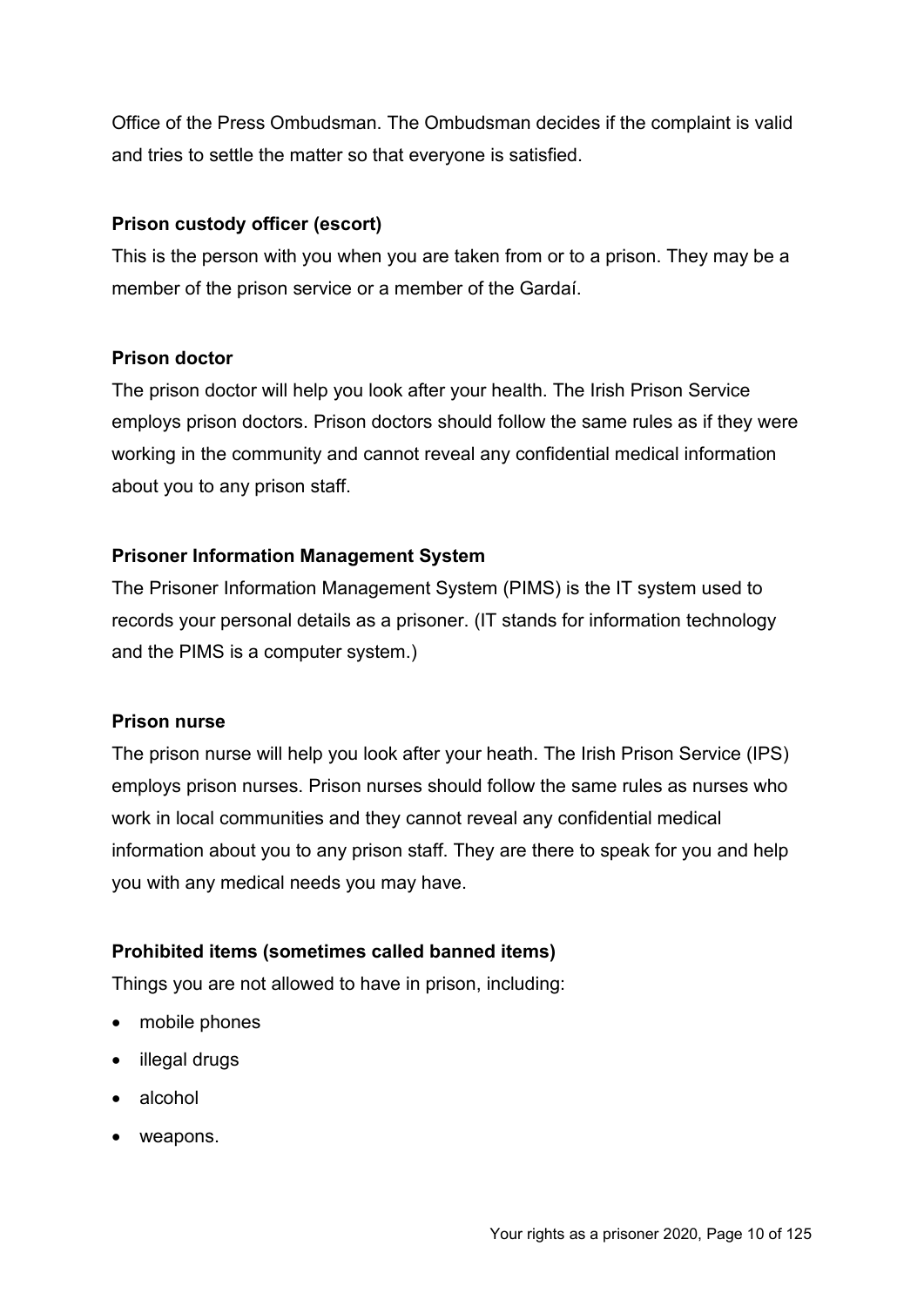Office of the Press Ombudsman. The Ombudsman decides if the complaint is valid and tries to settle the matter so that everyone is satisfied.

**Prison custody officer (escort)**

This is the person with you when you are taken from or to a prison. They may be a member of the prison service or a member of the Gardaí.

**Prison doctor**

The prison doctor will help you look after your health. The Irish Prison Service employs prison doctors. Prison doctors should follow the same rules as if they were working in the community and cannot reveal any confidential medical information about you to any prison staff.

**Prisoner Information Management System**

The Prisoner Information Management System (PIMS) is the IT system used to records your personal details as a prisoner. (IT stands for information technology and the PIMS is a computer system.)

**Prison nurse**

The prison nurse will help you look after your heath. The Irish Prison Service (IPS) employs prison nurses. Prison nurses should follow the same rules as nurses who work in local communities and they cannot reveal any confidential medical information about you to any prison staff. They are there to speak for you and help you with any medical needs you may have.

**Prohibited items (sometimes called banned items)**

Things you are not allowed to have in prison, including:

- mobile phones
- illegal drugs
- alcohol
- weapons.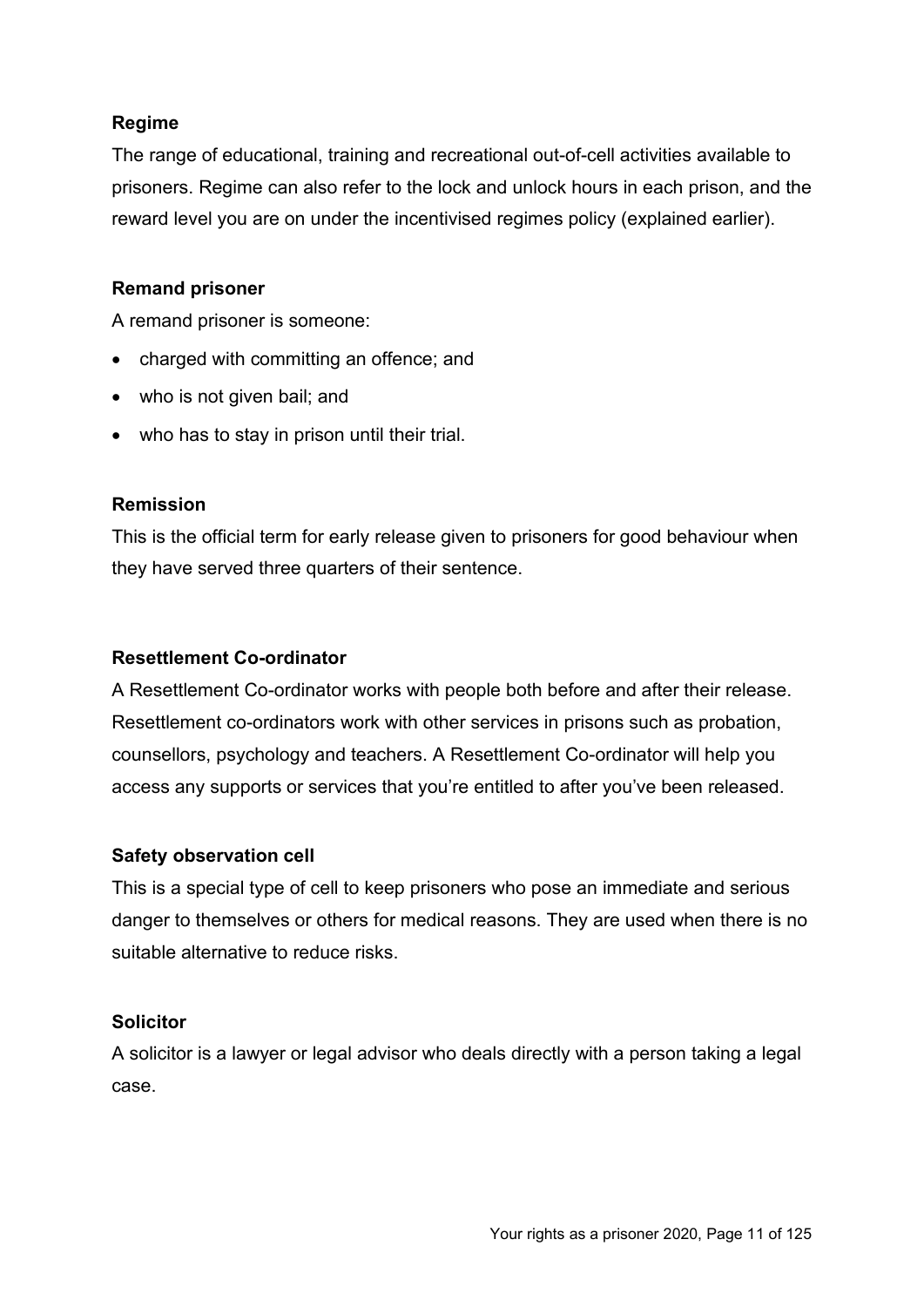**Regime**

The range of educational, training and recreational out-of-cell activities available to prisoners. Regime can also refer to the lock and unlock hours in each prison, and the reward level you are on under the incentivised regimes policy (explained earlier).

**Remand prisoner**

A remand prisoner is someone:

- charged with committing an offence; and
- who is not given bail; and
- who has to stay in prison until their trial.

**Remission**

This is the official term for early release given to prisoners for good behaviour when they have served three quarters of their sentence.

**Resettlement Co-ordinator**

A Resettlement Co-ordinator works with people both before and after their release. Resettlement co-ordinators work with other services in prisons such as probation, counsellors, psychology and teachers. A Resettlement Co-ordinator will help you access any supports or services that you're entitled to after you've been released.

**Safety observation cell**

This is a special type of cell to keep prisoners who pose an immediate and serious danger to themselves or others for medical reasons. They are used when there is no suitable alternative to reduce risks.

**Solicitor**

A solicitor is a lawyer or legal advisor who deals directly with a person taking a legal case.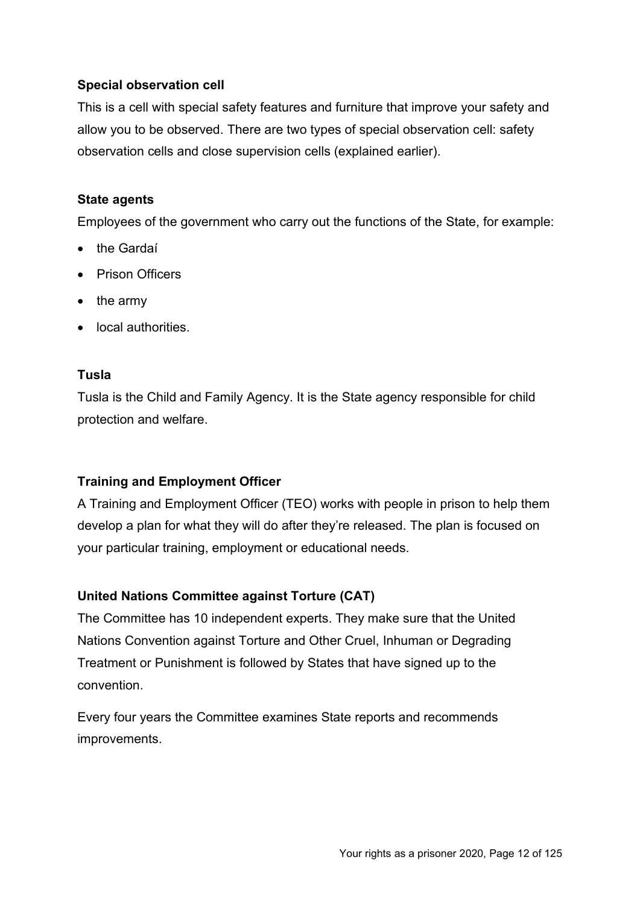**Special observation cell**

This is a cell with special safety features and furniture that improve your safety and allow you to be observed. There are two types of special observation cell: safety observation cells and close supervision cells (explained earlier).

**State agents**

Employees of the government who carry out the functions of the State, for example:

- the Gardaí
- Prison Officers
- the army
- local authorities.

**Tusla**

Tusla is the Child and Family Agency. It is the State agency responsible for child protection and welfare.

**Training and Employment Officer**

A Training and Employment Officer (TEO) works with people in prison to help them develop a plan for what they will do after they're released. The plan is focused on your particular training, employment or educational needs.

**United Nations Committee against Torture (CAT)**

The Committee has 10 independent experts. They make sure that the United Nations Convention against Torture and Other Cruel, Inhuman or Degrading Treatment or Punishment is followed by States that have signed up to the convention.

Every four years the Committee examines State reports and recommends improvements.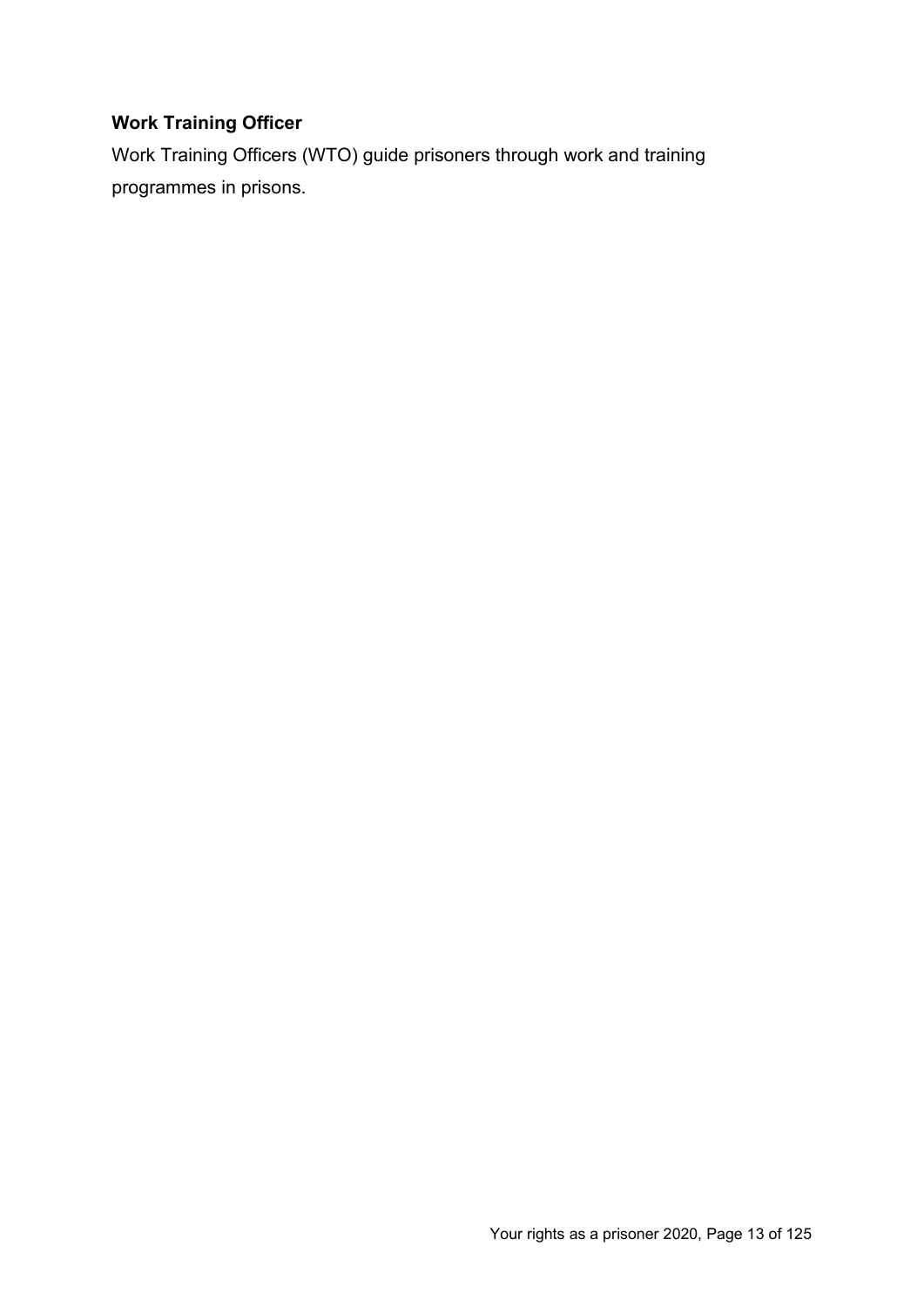**Work Training Officer**

Work Training Officers (WTO) guide prisoners through work and training programmes in prisons.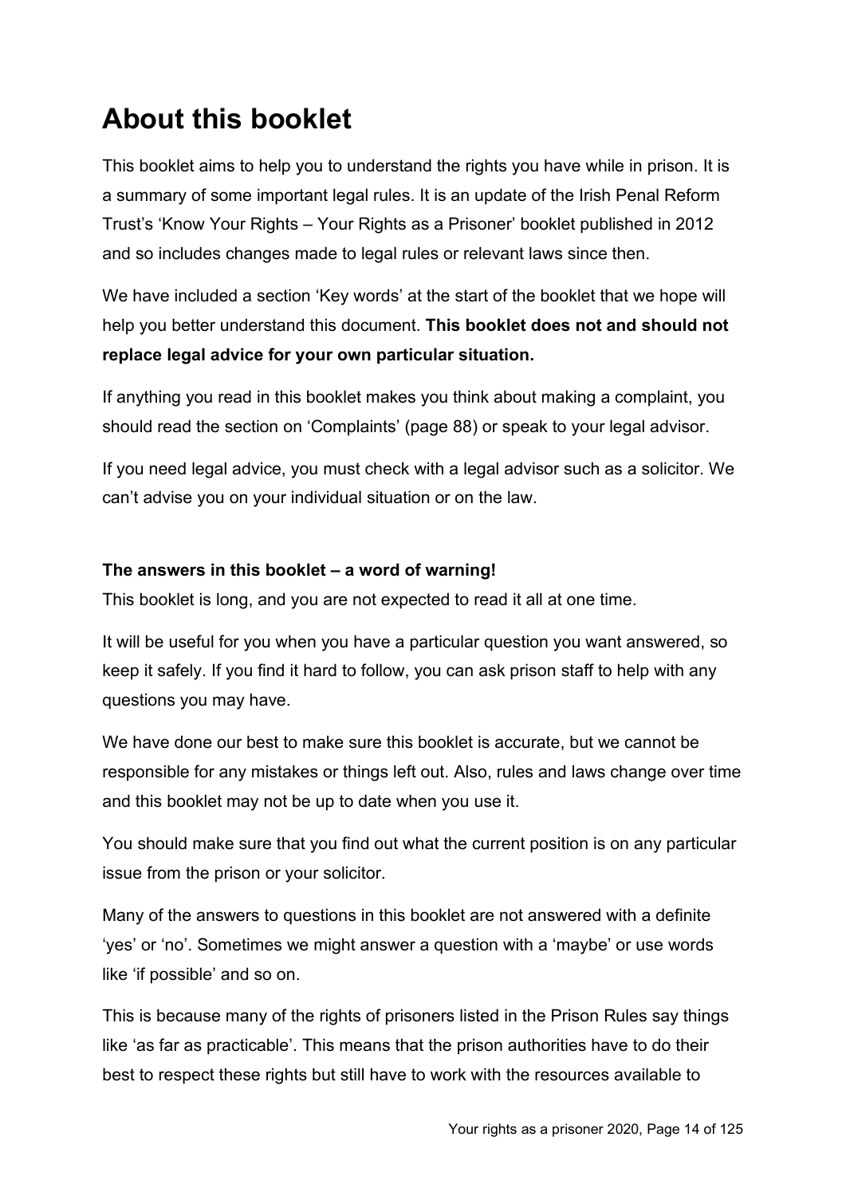# About this booklet

This booklet aims to help you to understand the rights you have while in prison. It is a summary of some important legal rules. It is an update of the Irish Penal Reform Trust's 'Know Your Rights – Your Rights as a Prisoner' booklet published in 2012 and so includes changes made to legal rules or relevant laws since then.

We have included a section 'Key words' at the start of the booklet that we hope will help you better understand this document. **This booklet does not and should not replace legal advice for your own particular situation.**

If anything you read in this booklet makes you think about making a complaint, you should read the section on 'Complaints' (page 88) or speak to your legal advisor.

If you need legal advice, you must check with a legal advisor such as a solicitor. We can't advise you on your individual situation or on the law.

**The answers in this booklet – a word of warning!**

This booklet is long, and you are not expected to read it all at one time.

It will be useful for you when you have a particular question you want answered, so keep it safely. If you find it hard to follow, you can ask prison staff to help with any questions you may have.

We have done our best to make sure this booklet is accurate, but we cannot be responsible for any mistakes or things left out. Also, rules and laws change over time and this booklet may not be up to date when you use it.

You should make sure that you find out what the current position is on any particular issue from the prison or your solicitor.

Many of the answers to questions in this booklet are not answered with a definite 'yes' or 'no'. Sometimes we might answer a question with a 'maybe' or use words like 'if possible' and so on.

This is because many of the rights of prisoners listed in the Prison Rules say things like 'as far as practicable'. This means that the prison authorities have to do their best to respect these rights but still have to work with the resources available to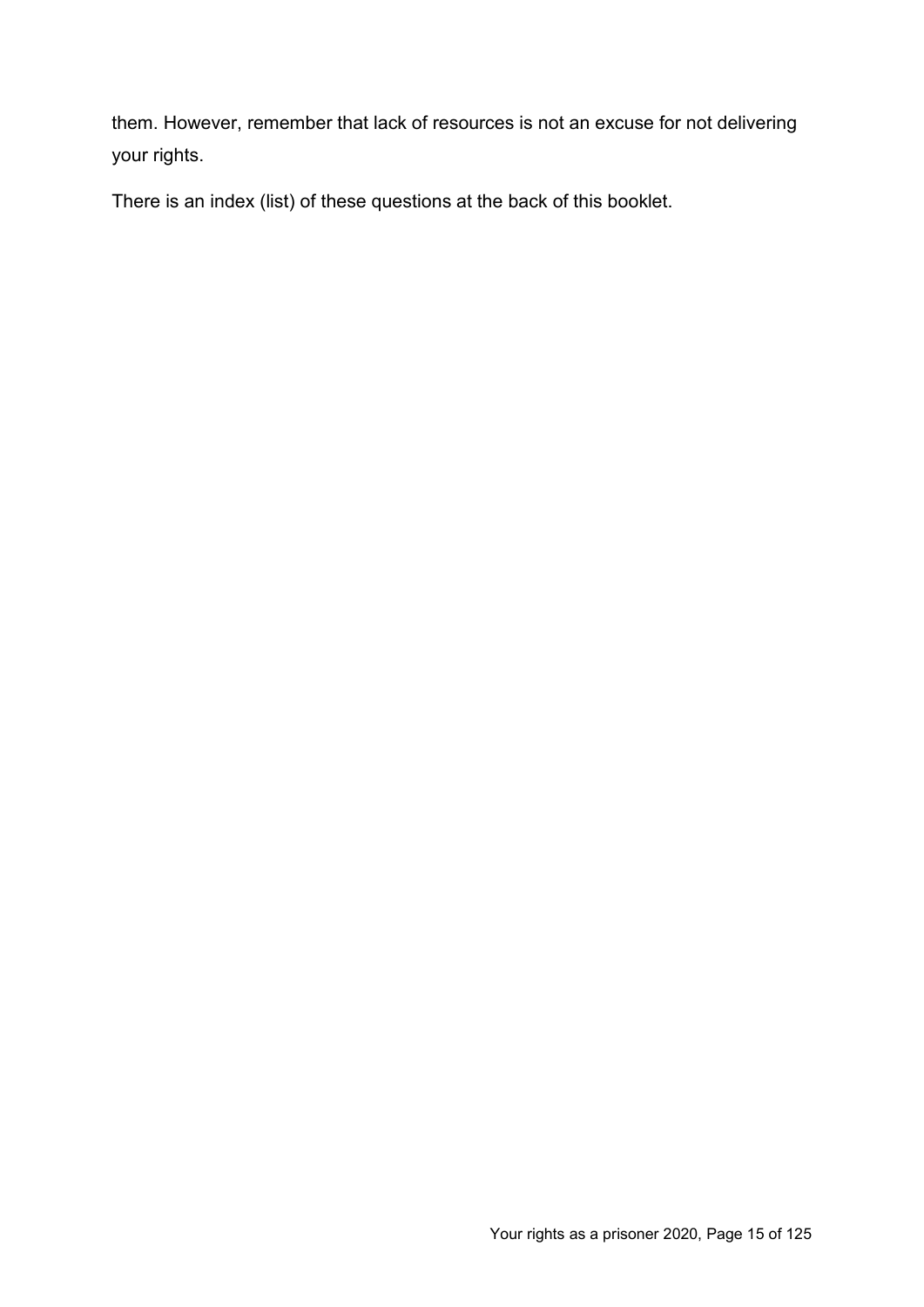them. However, remember that lack of resources is not an excuse for not delivering your rights.

There is an index (list) of these questions at the back of this booklet.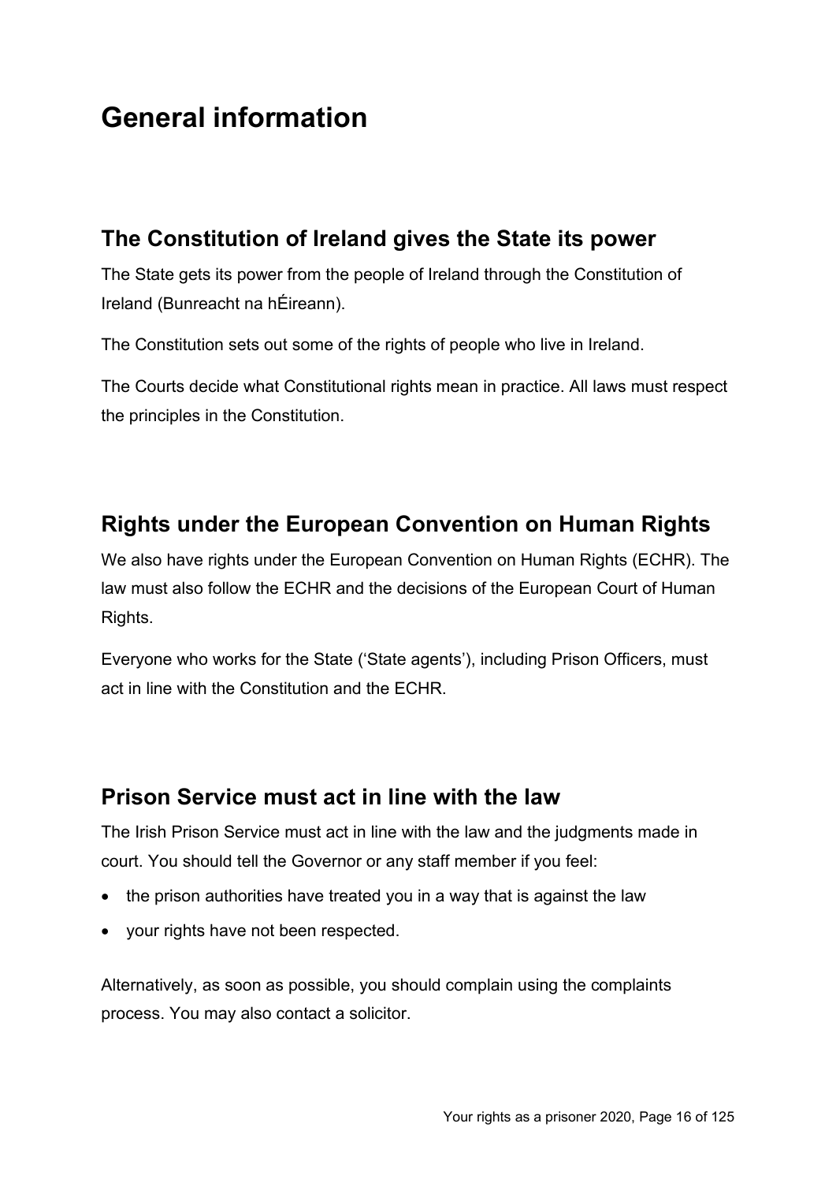# General information

## The Constitution of Ireland gives the State its power

The State gets its power from the people of Ireland through the Constitution of Ireland (Bunreacht na hÉireann).

The Constitution sets out some of the rights of people who live in Ireland.

The Courts decide what Constitutional rights mean in practice. All laws must respect the principles in the Constitution.

## Rights under the European Convention on Human Rights

We also have rights under the European Convention on Human Rights (ECHR). The law must also follow the ECHR and the decisions of the European Court of Human Rights.

Everyone who works for the State ('State agents'), including Prison Officers, must act in line with the Constitution and the ECHR.

## Prison Service must act in line with the law

The Irish Prison Service must act in line with the law and the judgments made in court. You should tell the Governor or any staff member if you feel:

- the prison authorities have treated you in a way that is against the law
- your rights have not been respected.

Alternatively, as soon as possible, you should complain using the complaints process. You may also contact a solicitor.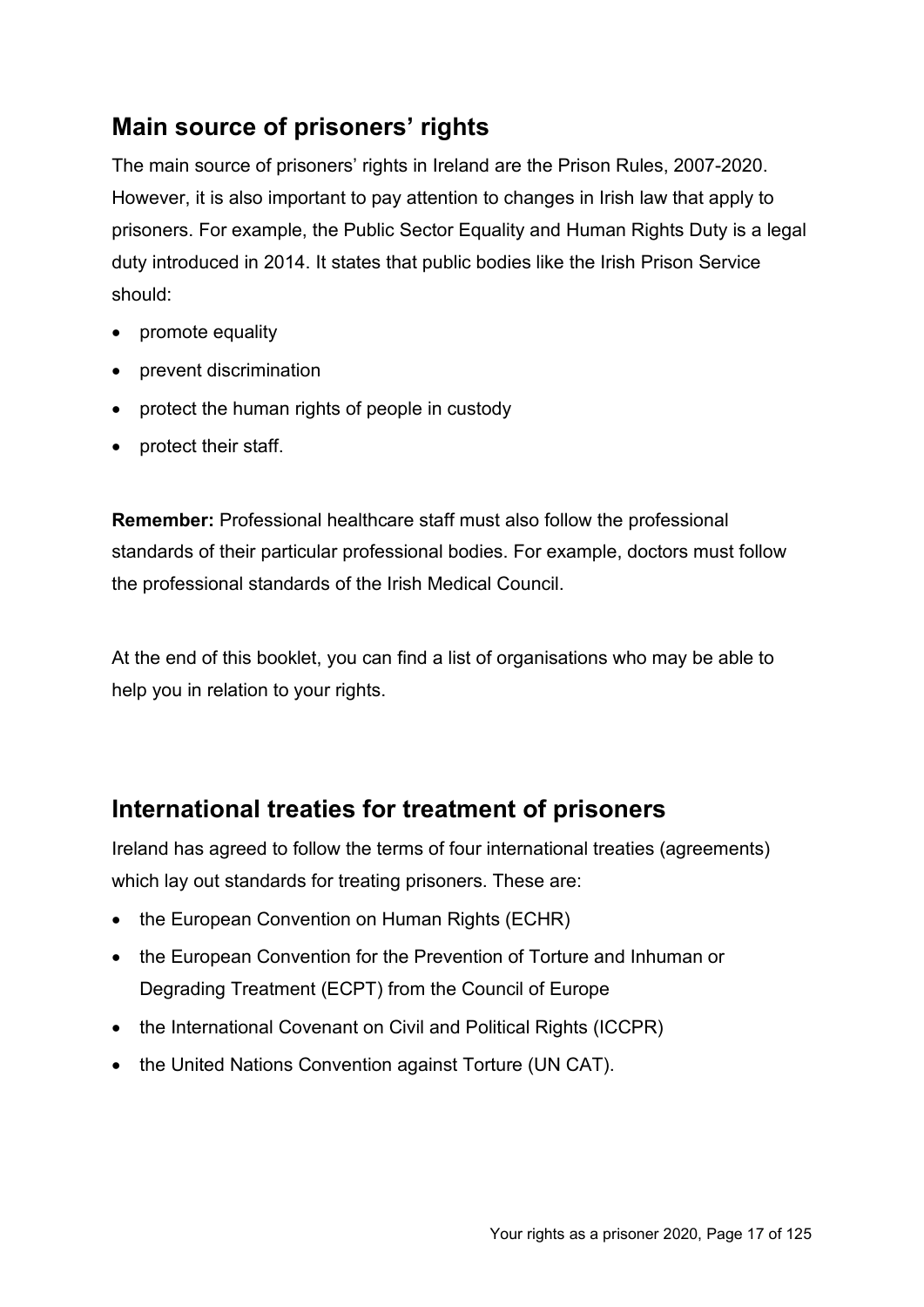## Main source of prisoners' rights

The main source of prisoners' rights in Ireland are the Prison Rules, 2007-2020. However, it is also important to pay attention to changes in Irish law that apply to prisoners. For example, the Public Sector Equality and Human Rights Duty is a legal duty introduced in 2014. It states that public bodies like the Irish Prison Service should:

- promote equality
- prevent discrimination
- protect the human rights of people in custody
- protect their staff.

**Remember:** Professional healthcare staff must also follow the professional standards of their particular professional bodies. For example, doctors must follow the professional standards of the Irish Medical Council.

At the end of this booklet, you can find a list of organisations who may be able to help you in relation to your rights.

## International treaties for treatment of prisoners

Ireland has agreed to follow the terms of four international treaties (agreements) which lay out standards for treating prisoners. These are:

- the European Convention on Human Rights (ECHR)
- the European Convention for the Prevention of Torture and Inhuman or Degrading Treatment (ECPT) from the Council of Europe
- the International Covenant on Civil and Political Rights (ICCPR)
- the United Nations Convention against Torture (UN CAT).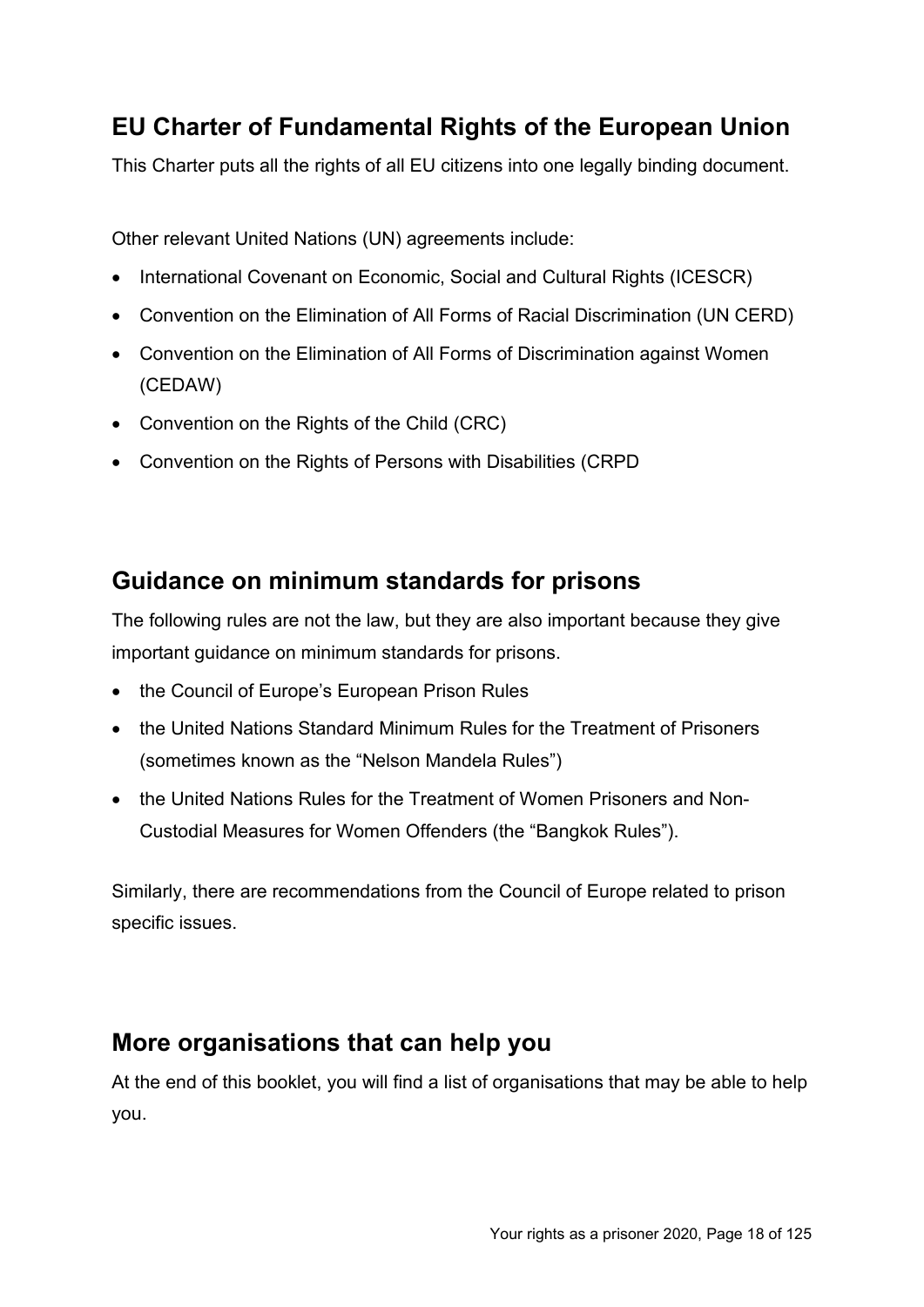## EU Charter of Fundamental Rights of the European Union

This Charter puts all the rights of all EU citizens into one legally binding document.

Other relevant United Nations (UN) agreements include:

- International Covenant on Economic, Social and Cultural Rights (ICESCR)
- Convention on the Elimination of All Forms of Racial Discrimination (UN CERD)
- Convention on the Elimination of All Forms of Discrimination against Women (CEDAW)
- Convention on the Rights of the Child (CRC)
- Convention on the Rights of Persons with Disabilities (CRPD

## Guidance on minimum standards for prisons

The following rules are not the law, but they are also important because they give important guidance on minimum standards for prisons.

- the Council of Europe's European Prison Rules
- the United Nations Standard Minimum Rules for the Treatment of Prisoners (sometimes known as the "Nelson Mandela Rules")
- the United Nations Rules for the Treatment of Women Prisoners and Non-Custodial Measures for Women Offenders (the "Bangkok Rules").

Similarly, there are recommendations from the Council of Europe related to prison specific issues.

## More organisations that can help you

At the end of this booklet, you will find a list of organisations that may be able to help you.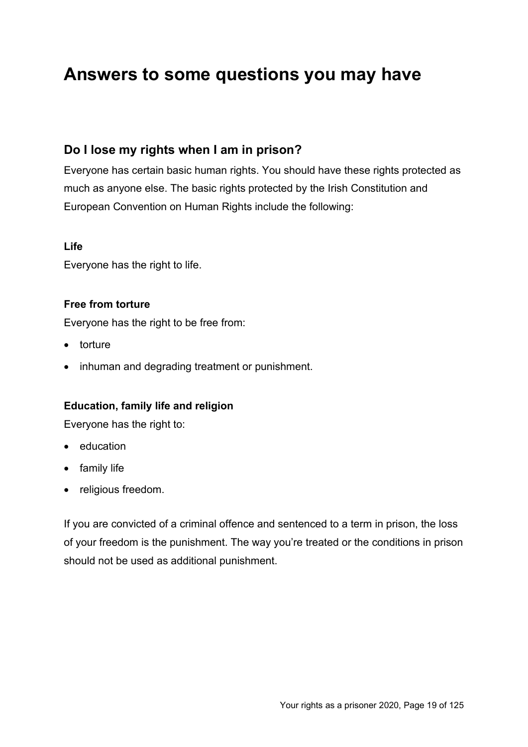# Answers to some questions you may have

## Do I lose my rights when I am in prison?

Everyone has certain basic human rights. You should have these rights protected as much as anyone else. The basic rights protected by the Irish Constitution and European Convention on Human Rights include the following:

**Life**

Everyone has the right to life.

**Free from torture**

Everyone has the right to be free from:

- torture
- inhuman and degrading treatment or punishment.

**Education, family life and religion**

Everyone has the right to:

- education
- family life
- religious freedom.

If you are convicted of a criminal offence and sentenced to a term in prison, the loss of your freedom is the punishment. The way you're treated or the conditions in prison should not be used as additional punishment.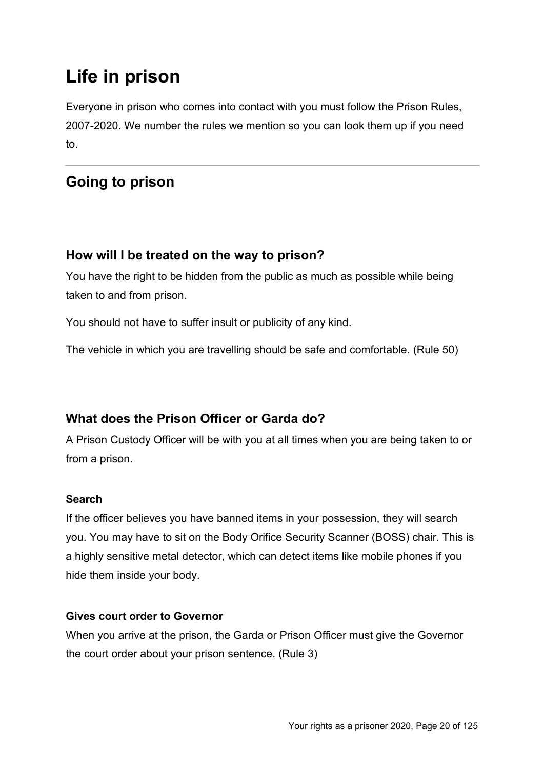# Life in prison

Everyone in prison who comes into contact with you must follow the Prison Rules, 2007-2020. We number the rules we mention so you can look them up if you need to.

## Going to prison

### How will I be treated on the way to prison?

You have the right to be hidden from the public as much as possible while being taken to and from prison.

You should not have to suffer insult or publicity of any kind.

The vehicle in which you are travelling should be safe and comfortable. (Rule 50)

### What does the Prison Officer or Garda do?

A Prison Custody Officer will be with you at all times when you are being taken to or from a prison.

#### Search

If the officer believes you have banned items in your possession, they will search you. You may have to sit on the Body Orifice Security Scanner (BOSS) chair. This is a highly sensitive metal detector, which can detect items like mobile phones if you hide them inside your body.

#### Gives court order to Governor

When you arrive at the prison, the Garda or Prison Officer must give the Governor the court order about your prison sentence. (Rule 3)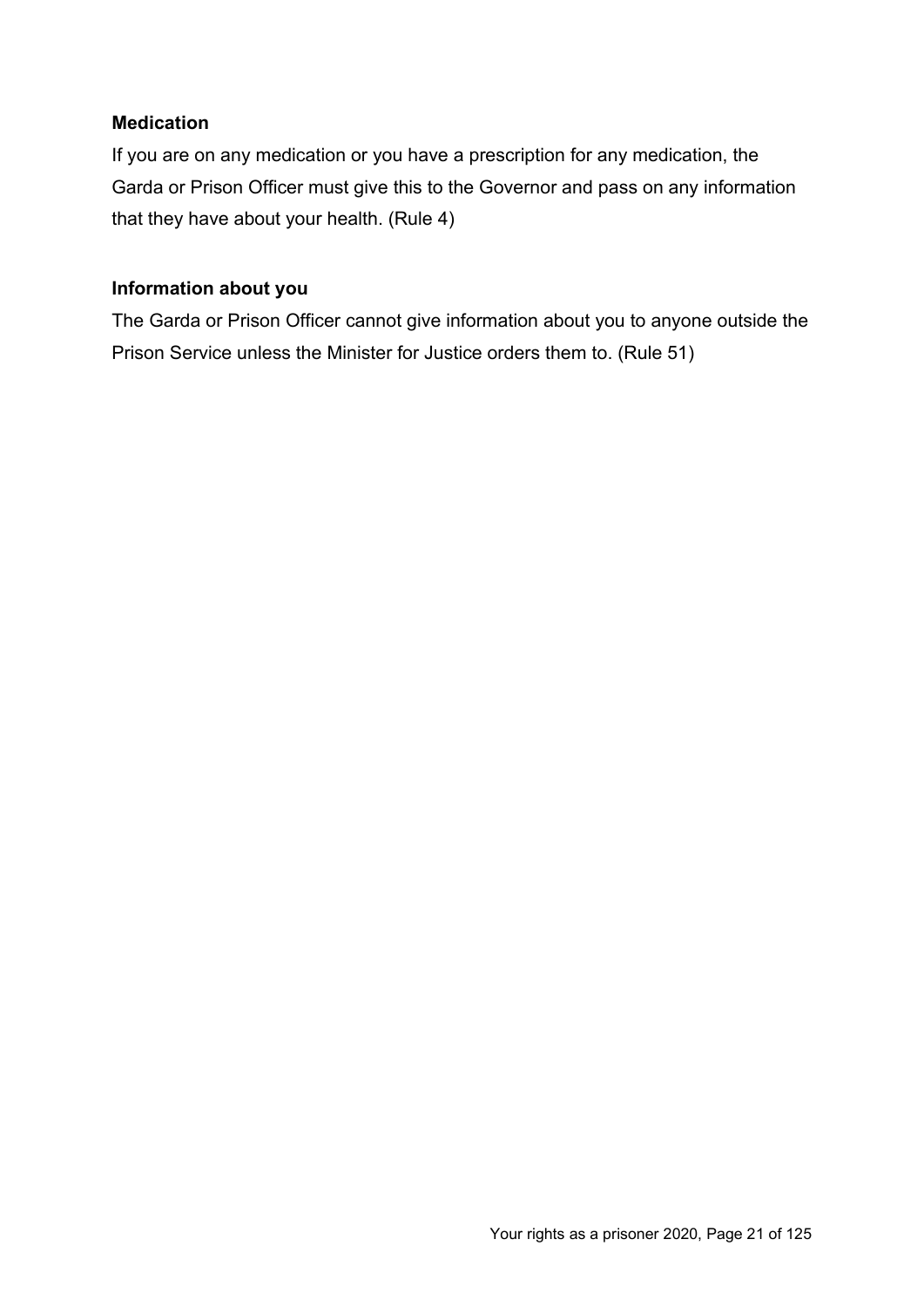**Medication**

If you are on any medication or you have a prescription for any medication, the Garda or Prison Officer must give this to the Governor and pass on any information that they have about your health. (Rule 4)

**Information about you**

The Garda or Prison Officer cannot give information about you to anyone outside the Prison Service unless the Minister for Justice orders them to. (Rule 51)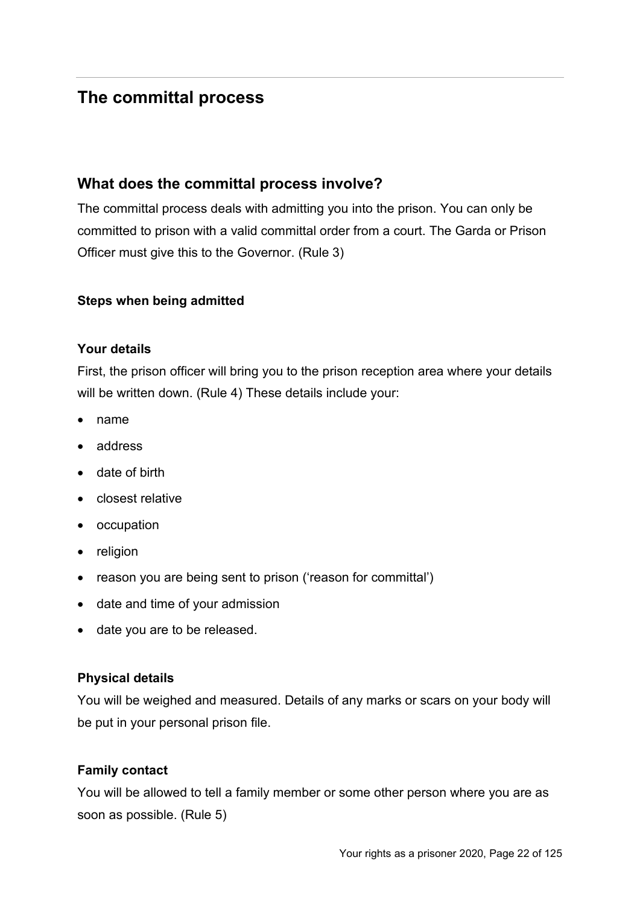# The committal process

## What does the committal process involve?

The committal process deals with admitting you into the prison. You can only be committed to prison with a valid committal order from a court. The Garda or Prison Officer must give this to the Governor. (Rule 3)

**Steps when being admitted**

**Your details**

First, the prison officer will bring you to the prison reception area where your details will be written down. (Rule 4) These details include your:

- name
- address
- date of birth
- closest relative
- occupation
- religion
- reason you are being sent to prison ('reason for committal')
- date and time of your admission
- date you are to be released.

**Physical details**

You will be weighed and measured. Details of any marks or scars on your body will be put in your personal prison file.

**Family contact**

You will be allowed to tell a family member or some other person where you are as soon as possible. (Rule 5)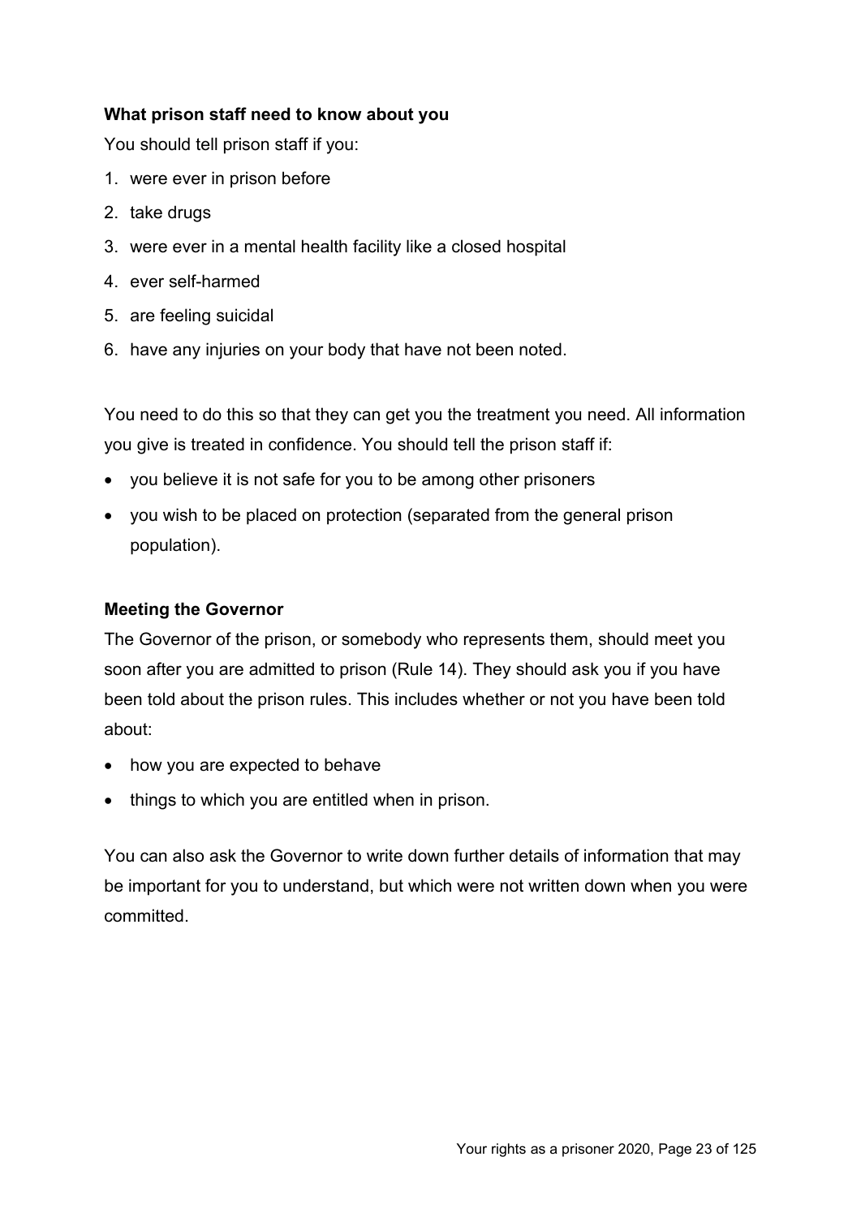**What prison staff need to know about you**

You should tell prison staff if you:

1. were ever in prison before
2. take drugs
3. were ever in a mental health facility like a closed hospital
4. ever self-harmed
5. are feeling suicidal
6. have any injuries on your body that have not been noted.

You need to do this so that they can get you the treatment you need. All information you give is treated in confidence. You should tell the prison staff if:

- you believe it is not safe for you to be among other prisoners
- you wish to be placed on protection (separated from the general prison population).

**Meeting the Governor**

The Governor of the prison, or somebody who represents them, should meet you soon after you are admitted to prison (Rule 14). They should ask you if you have been told about the prison rules. This includes whether or not you have been told about:

- how you are expected to behave
- things to which you are entitled when in prison.

You can also ask the Governor to write down further details of information that may be important for you to understand, but which were not written down when you were committed.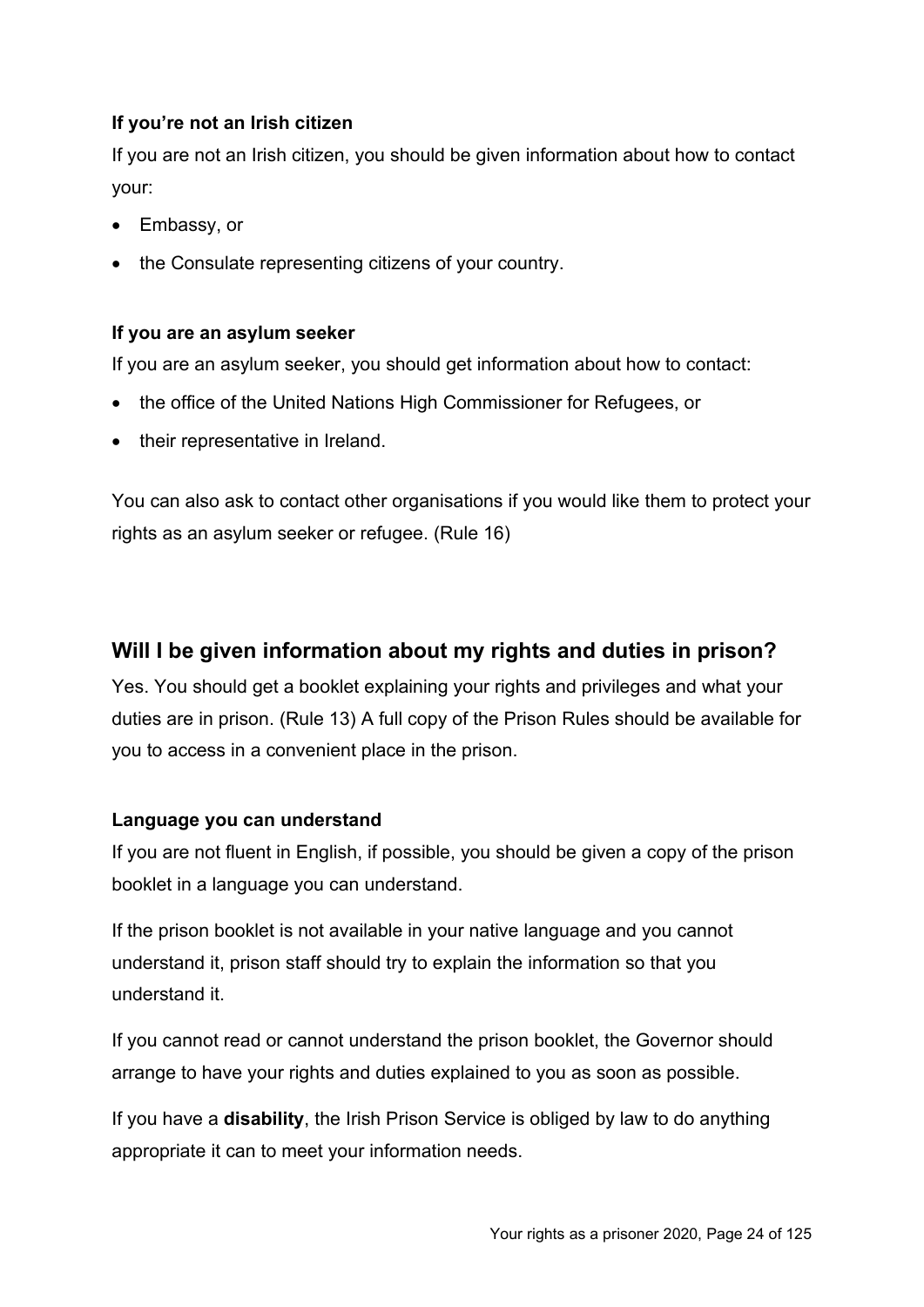### If you're not an Irish citizen

If you are not an Irish citizen, you should be given information about how to contact your:

- Embassy, or
- the Consulate representing citizens of your country.

### If you are an asylum seeker

If you are an asylum seeker, you should get information about how to contact:

- the office of the United Nations High Commissioner for Refugees, or
- their representative in Ireland.

You can also ask to contact other organisations if you would like them to protect your rights as an asylum seeker or refugee. (Rule 16)

## Will I be given information about my rights and duties in prison?

Yes. You should get a booklet explaining your rights and privileges and what your duties are in prison. (Rule 13) A full copy of the Prison Rules should be available for you to access in a convenient place in the prison.

### Language you can understand

If you are not fluent in English, if possible, you should be given a copy of the prison booklet in a language you can understand.

If the prison booklet is not available in your native language and you cannot understand it, prison staff should try to explain the information so that you understand it.

If you cannot read or cannot understand the prison booklet, the Governor should arrange to have your rights and duties explained to you as soon as possible.

If you have a **disability**, the Irish Prison Service is obliged by law to do anything appropriate it can to meet your information needs.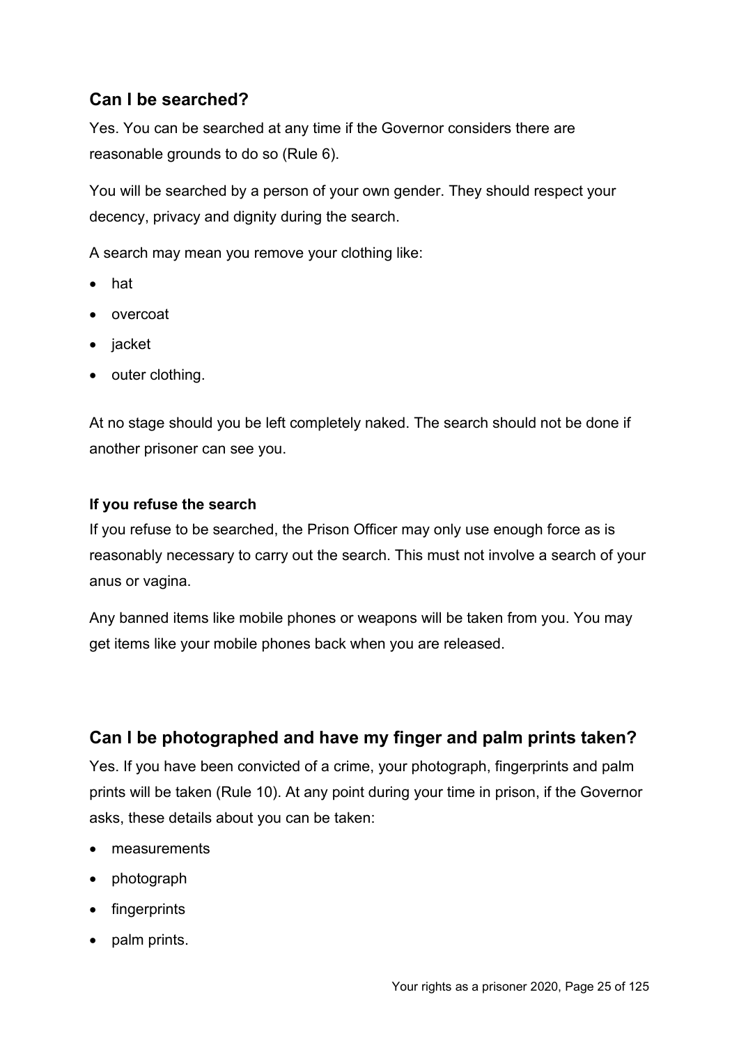## Can I be searched?

Yes. You can be searched at any time if the Governor considers there are reasonable grounds to do so (Rule 6).

You will be searched by a person of your own gender. They should respect your decency, privacy and dignity during the search.

A search may mean you remove your clothing like:

- hat
- overcoat
- jacket
- outer clothing.

At no stage should you be left completely naked. The search should not be done if another prisoner can see you.

**If you refuse the search**

If you refuse to be searched, the Prison Officer may only use enough force as is reasonably necessary to carry out the search. This must not involve a search of your anus or vagina.

Any banned items like mobile phones or weapons will be taken from you. You may get items like your mobile phones back when you are released.

## Can I be photographed and have my finger and palm prints taken?

Yes. If you have been convicted of a crime, your photograph, fingerprints and palm prints will be taken (Rule 10). At any point during your time in prison, if the Governor asks, these details about you can be taken:

- measurements
- photograph
- fingerprints
- palm prints.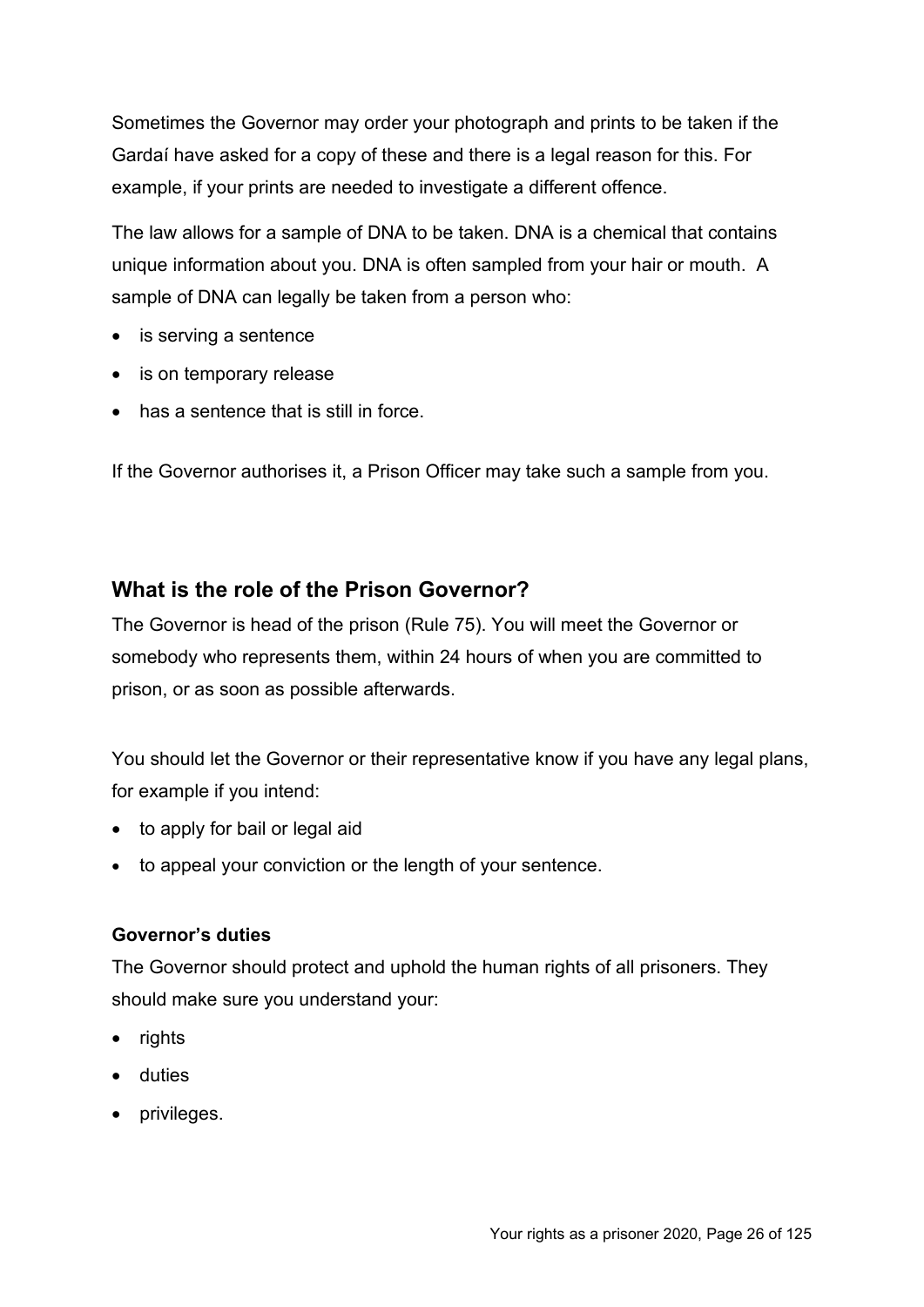Sometimes the Governor may order your photograph and prints to be taken if the Gardaí have asked for a copy of these and there is a legal reason for this. For example, if your prints are needed to investigate a different offence.

The law allows for a sample of DNA to be taken. DNA is a chemical that contains unique information about you. DNA is often sampled from your hair or mouth. A sample of DNA can legally be taken from a person who:

- is serving a sentence
- is on temporary release
- has a sentence that is still in force.

If the Governor authorises it, a Prison Officer may take such a sample from you.

## What is the role of the Prison Governor?

The Governor is head of the prison (Rule 75). You will meet the Governor or somebody who represents them, within 24 hours of when you are committed to prison, or as soon as possible afterwards.

You should let the Governor or their representative know if you have any legal plans, for example if you intend:

- to apply for bail or legal aid
- to appeal your conviction or the length of your sentence.

### Governor's duties

The Governor should protect and uphold the human rights of all prisoners. They should make sure you understand your:

- rights
- duties
- privileges.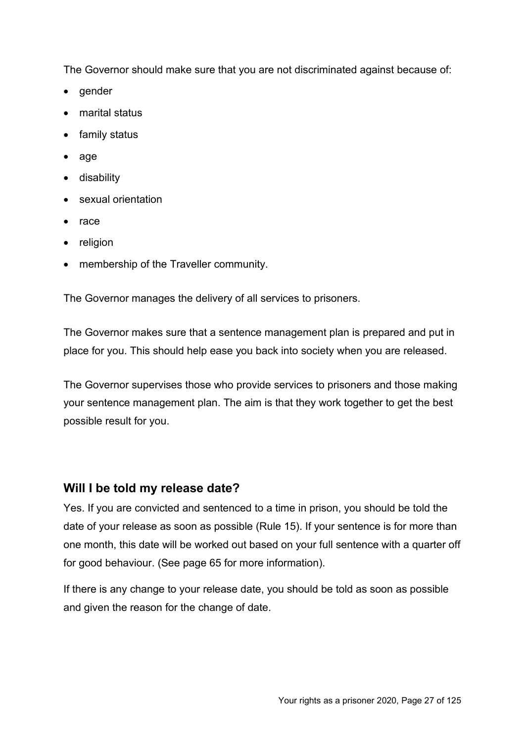The Governor should make sure that you are not discriminated against because of:

- gender
- marital status
- family status
- age
- disability
- sexual orientation
- race
- religion
- membership of the Traveller community.

The Governor manages the delivery of all services to prisoners.

The Governor makes sure that a sentence management plan is prepared and put in place for you. This should help ease you back into society when you are released.

The Governor supervises those who provide services to prisoners and those making your sentence management plan. The aim is that they work together to get the best possible result for you.

## Will I be told my release date?

Yes. If you are convicted and sentenced to a time in prison, you should be told the date of your release as soon as possible (Rule 15). If your sentence is for more than one month, this date will be worked out based on your full sentence with a quarter off for good behaviour. (See page 65 for more information).

If there is any change to your release date, you should be told as soon as possible and given the reason for the change of date.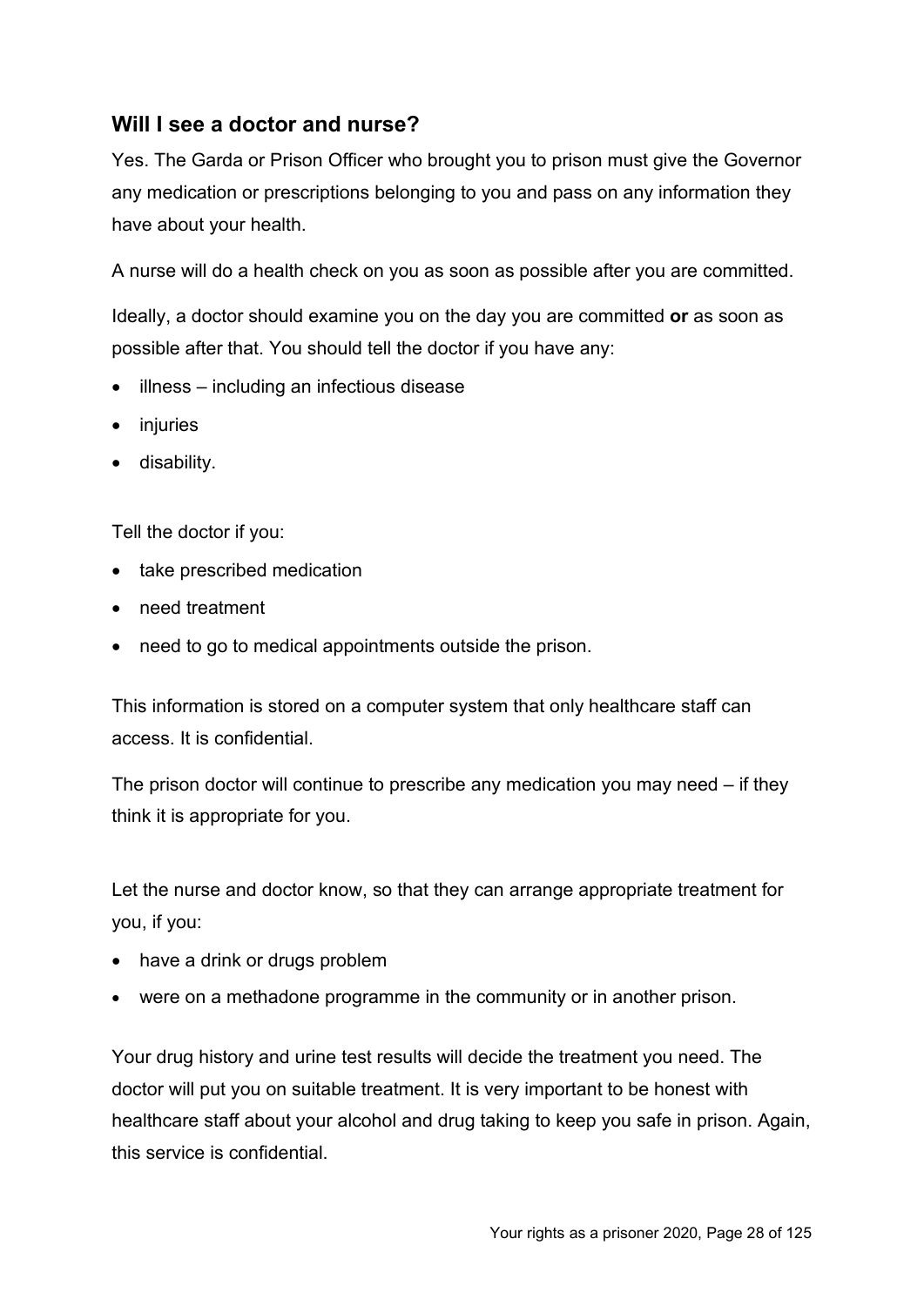## Will I see a doctor and nurse?

Yes. The Garda or Prison Officer who brought you to prison must give the Governor any medication or prescriptions belonging to you and pass on any information they have about your health.

A nurse will do a health check on you as soon as possible after you are committed.

Ideally, a doctor should examine you on the day you are committed **or** as soon as possible after that. You should tell the doctor if you have any:

- illness – including an infectious disease
- injuries
- disability.

Tell the doctor if you:

- take prescribed medication
- need treatment
- need to go to medical appointments outside the prison.

This information is stored on a computer system that only healthcare staff can access. It is confidential.

The prison doctor will continue to prescribe any medication you may need – if they think it is appropriate for you.

Let the nurse and doctor know, so that they can arrange appropriate treatment for you, if you:

- have a drink or drugs problem
- were on a methadone programme in the community or in another prison.

Your drug history and urine test results will decide the treatment you need. The doctor will put you on suitable treatment. It is very important to be honest with healthcare staff about your alcohol and drug taking to keep you safe in prison. Again, this service is confidential.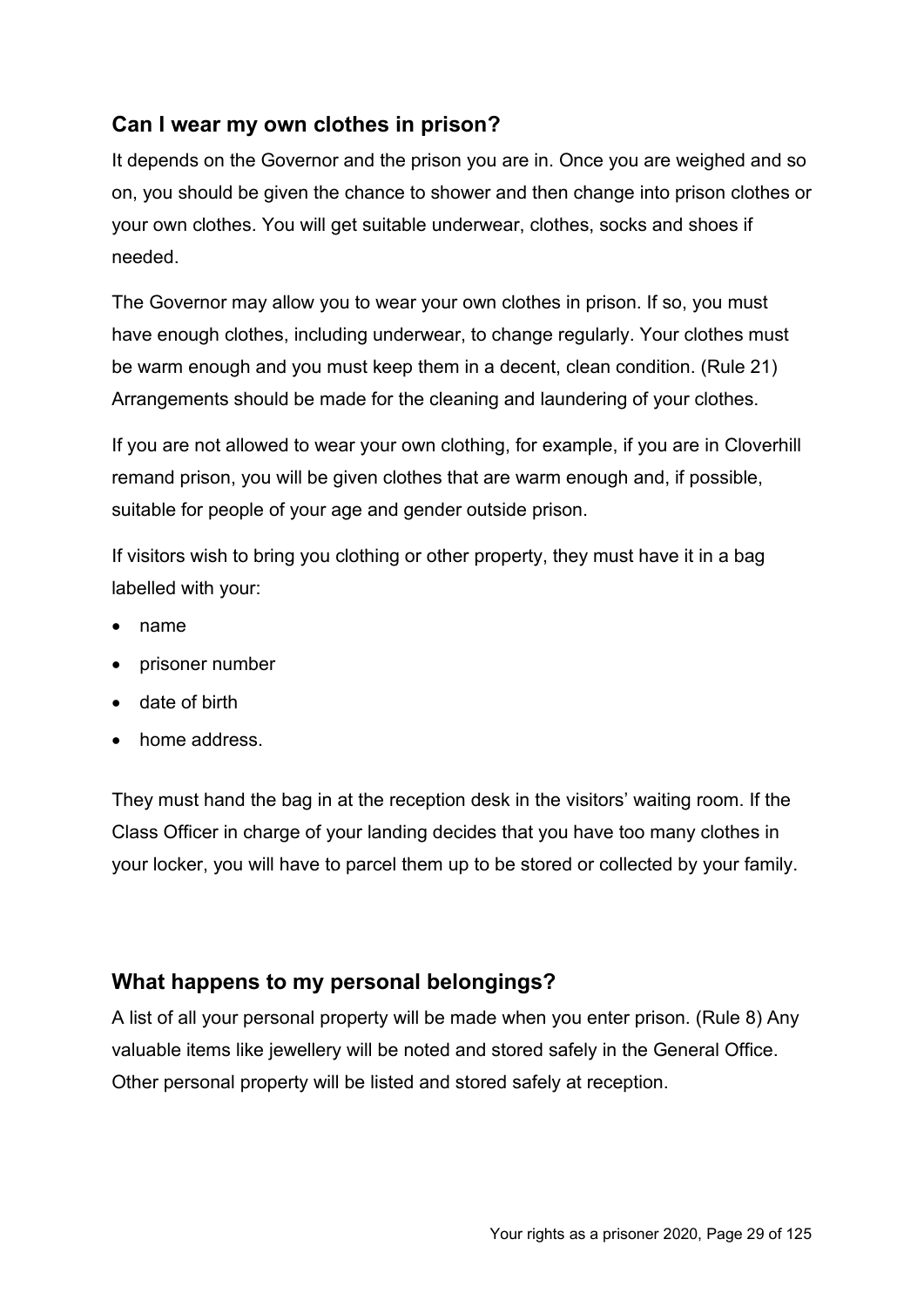## Can I wear my own clothes in prison?

It depends on the Governor and the prison you are in. Once you are weighed and so on, you should be given the chance to shower and then change into prison clothes or your own clothes. You will get suitable underwear, clothes, socks and shoes if needed.

The Governor may allow you to wear your own clothes in prison. If so, you must have enough clothes, including underwear, to change regularly. Your clothes must be warm enough and you must keep them in a decent, clean condition. (Rule 21) Arrangements should be made for the cleaning and laundering of your clothes.

If you are not allowed to wear your own clothing, for example, if you are in Cloverhill remand prison, you will be given clothes that are warm enough and, if possible, suitable for people of your age and gender outside prison.

If visitors wish to bring you clothing or other property, they must have it in a bag labelled with your:

- name
- prisoner number
- date of birth
- home address.

They must hand the bag in at the reception desk in the visitors' waiting room. If the Class Officer in charge of your landing decides that you have too many clothes in your locker, you will have to parcel them up to be stored or collected by your family.

## What happens to my personal belongings?

A list of all your personal property will be made when you enter prison. (Rule 8) Any valuable items like jewellery will be noted and stored safely in the General Office. Other personal property will be listed and stored safely at reception.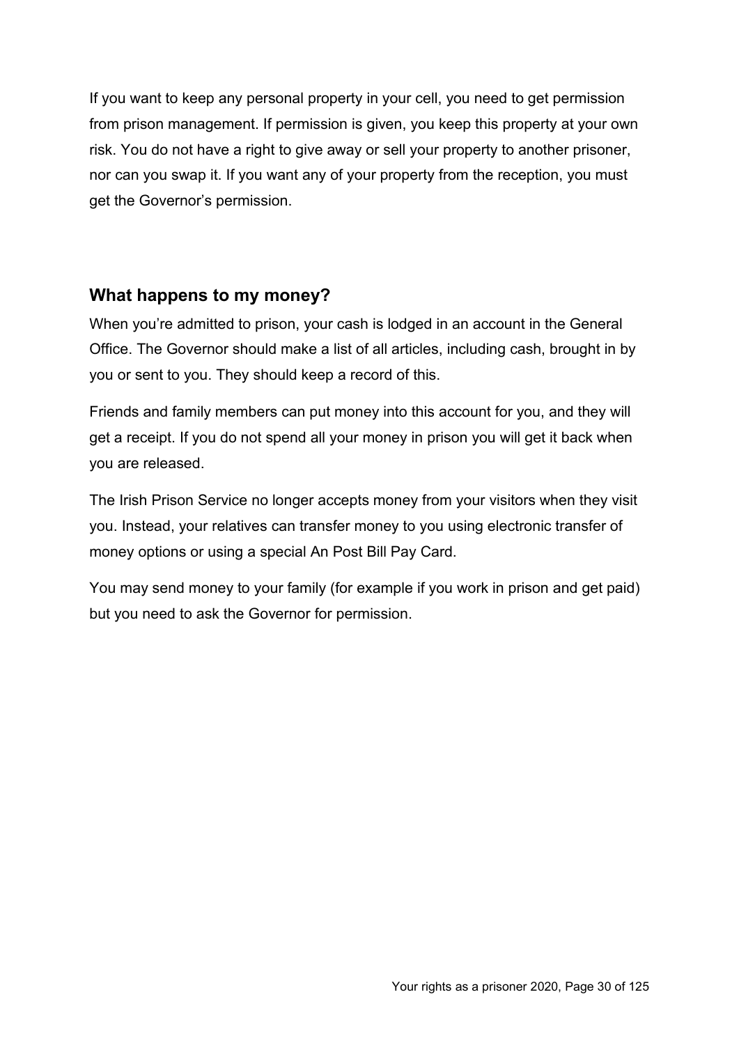If you want to keep any personal property in your cell, you need to get permission from prison management. If permission is given, you keep this property at your own risk. You do not have a right to give away or sell your property to another prisoner, nor can you swap it. If you want any of your property from the reception, you must get the Governor's permission.

## What happens to my money?

When you're admitted to prison, your cash is lodged in an account in the General Office. The Governor should make a list of all articles, including cash, brought in by you or sent to you. They should keep a record of this.

Friends and family members can put money into this account for you, and they will get a receipt. If you do not spend all your money in prison you will get it back when you are released.

The Irish Prison Service no longer accepts money from your visitors when they visit you. Instead, your relatives can transfer money to you using electronic transfer of money options or using a special An Post Bill Pay Card.

You may send money to your family (for example if you work in prison and get paid) but you need to ask the Governor for permission.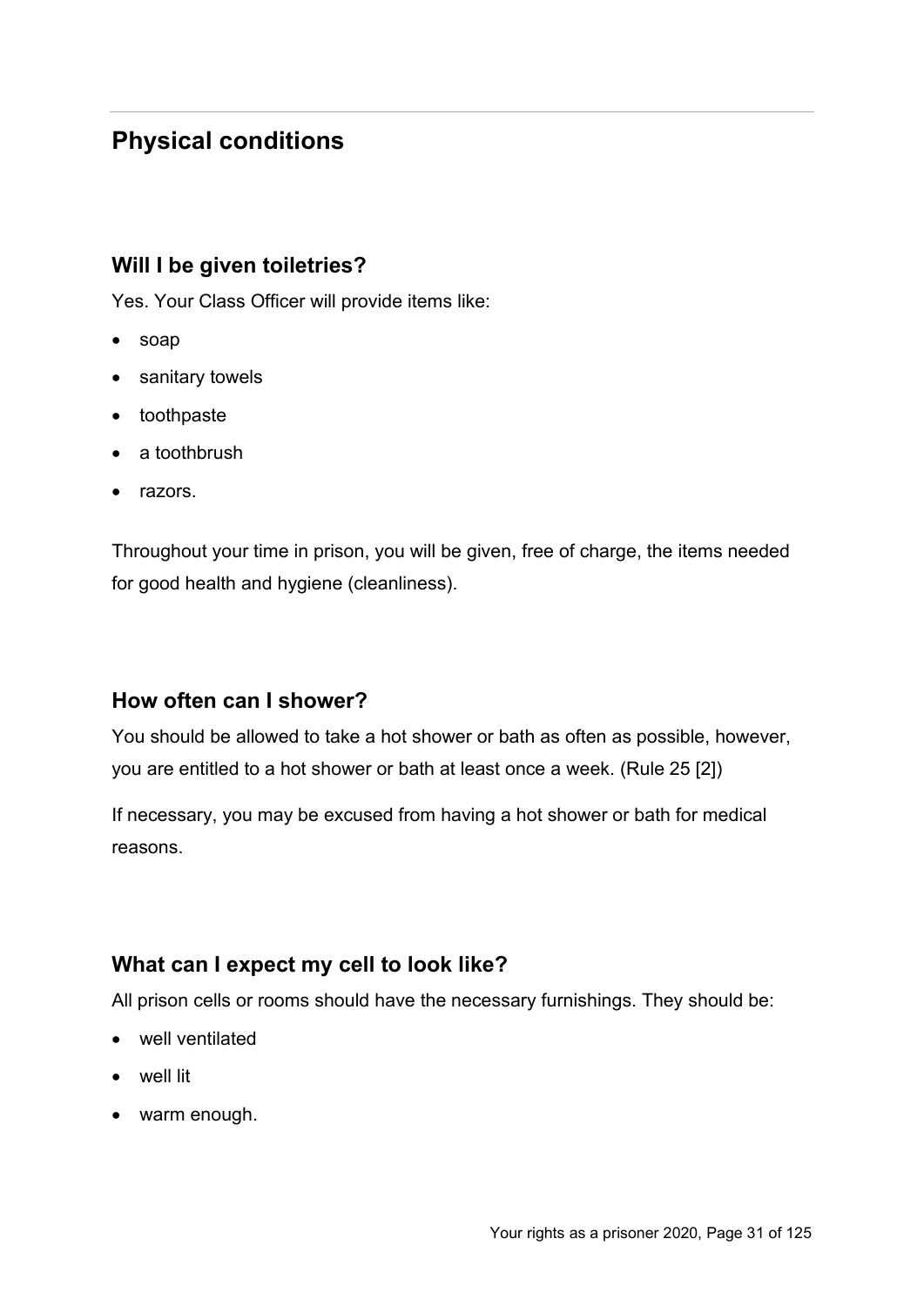## Physical conditions

### Will I be given toiletries?

Yes. Your Class Officer will provide items like:

- soap
- sanitary towels
- toothpaste
- a toothbrush
- razors.

Throughout your time in prison, you will be given, free of charge, the items needed for good health and hygiene (cleanliness).

### How often can I shower?

You should be allowed to take a hot shower or bath as often as possible, however, you are entitled to a hot shower or bath at least once a week. (Rule 25 [2])

If necessary, you may be excused from having a hot shower or bath for medical reasons.

### What can I expect my cell to look like?

All prison cells or rooms should have the necessary furnishings. They should be:

- well ventilated
- well lit
- warm enough.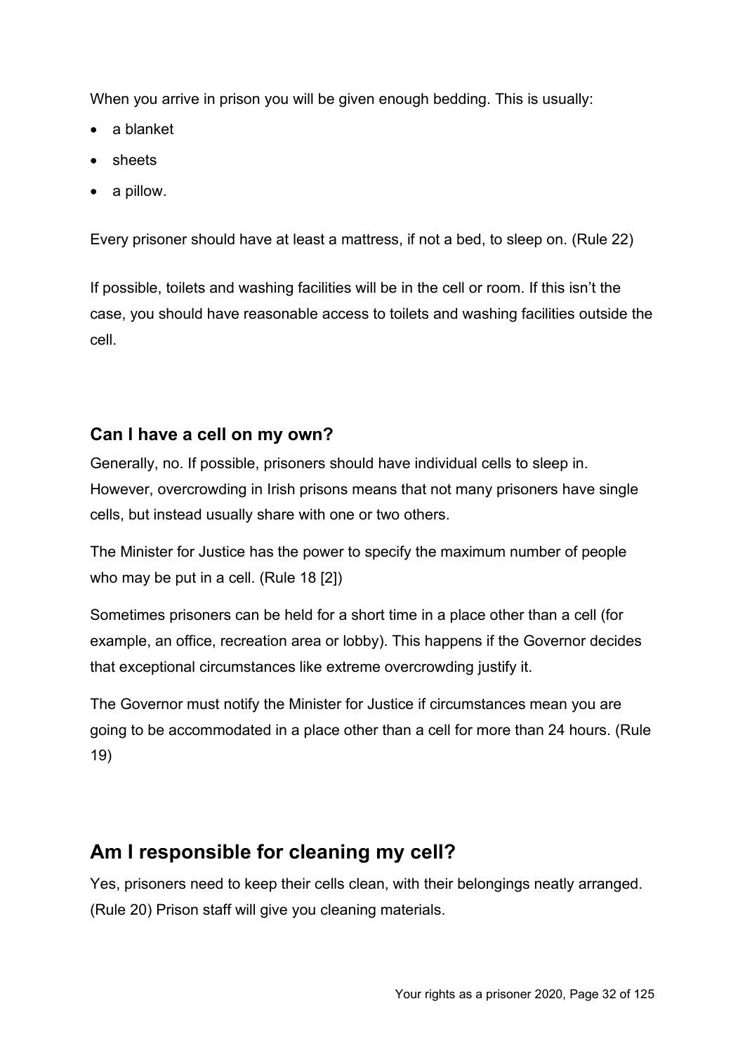When you arrive in prison you will be given enough bedding. This is usually:

- a blanket
- sheets
- a pillow.

Every prisoner should have at least a mattress, if not a bed, to sleep on. (Rule 22)

If possible, toilets and washing facilities will be in the cell or room. If this isn't the case, you should have reasonable access to toilets and washing facilities outside the cell.

### Can I have a cell on my own?

Generally, no. If possible, prisoners should have individual cells to sleep in. However, overcrowding in Irish prisons means that not many prisoners have single cells, but instead usually share with one or two others.

The Minister for Justice has the power to specify the maximum number of people who may be put in a cell. (Rule 18 [2])

Sometimes prisoners can be held for a short time in a place other than a cell (for example, an office, recreation area or lobby). This happens if the Governor decides that exceptional circumstances like extreme overcrowding justify it.

The Governor must notify the Minister for Justice if circumstances mean you are going to be accommodated in a place other than a cell for more than 24 hours. (Rule 19)

## Am I responsible for cleaning my cell?

Yes, prisoners need to keep their cells clean, with their belongings neatly arranged. (Rule 20) Prison staff will give you cleaning materials.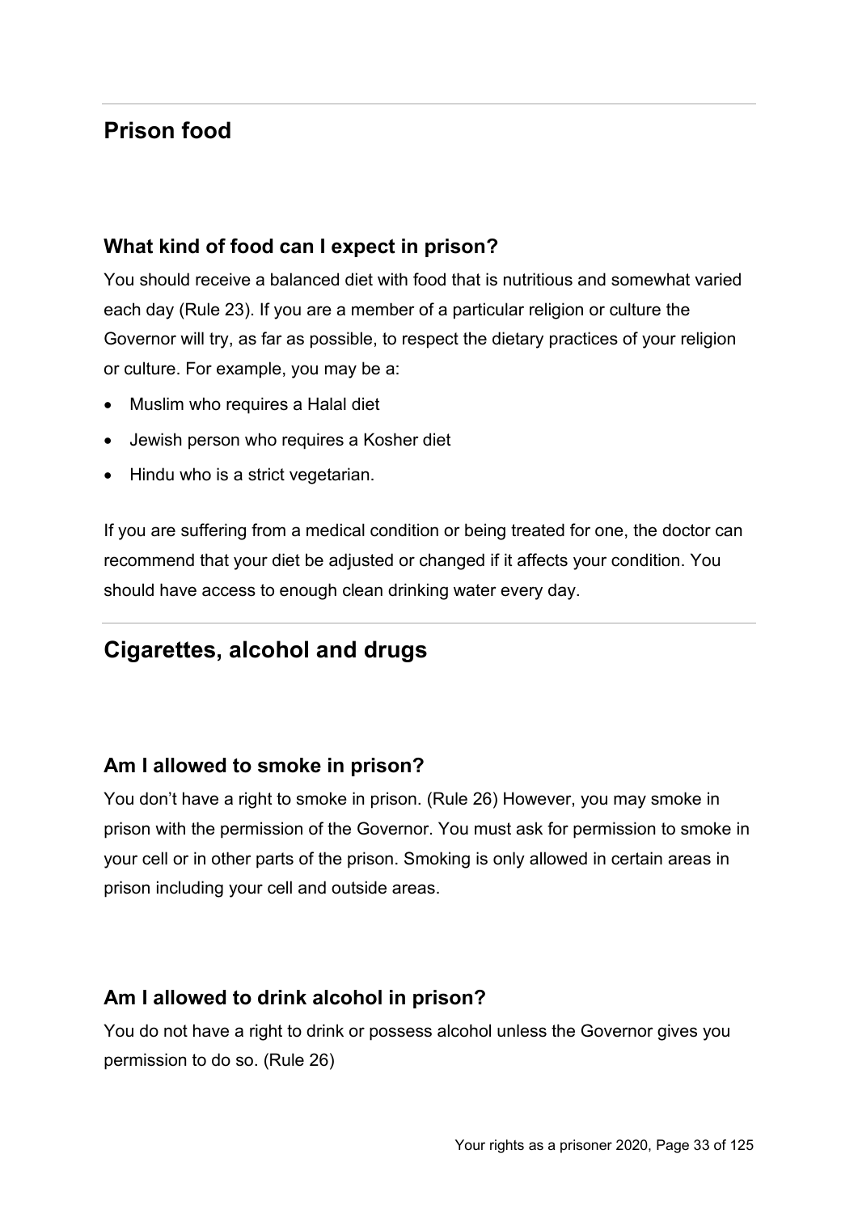## Prison food

### What kind of food can I expect in prison?

You should receive a balanced diet with food that is nutritious and somewhat varied each day (Rule 23). If you are a member of a particular religion or culture the Governor will try, as far as possible, to respect the dietary practices of your religion or culture. For example, you may be a:

- Muslim who requires a Halal diet
- Jewish person who requires a Kosher diet
- Hindu who is a strict vegetarian.

If you are suffering from a medical condition or being treated for one, the doctor can recommend that your diet be adjusted or changed if it affects your condition. You should have access to enough clean drinking water every day.

## Cigarettes, alcohol and drugs

### Am I allowed to smoke in prison?

You don't have a right to smoke in prison. (Rule 26) However, you may smoke in prison with the permission of the Governor. You must ask for permission to smoke in your cell or in other parts of the prison. Smoking is only allowed in certain areas in prison including your cell and outside areas.

### Am I allowed to drink alcohol in prison?

You do not have a right to drink or possess alcohol unless the Governor gives you permission to do so. (Rule 26)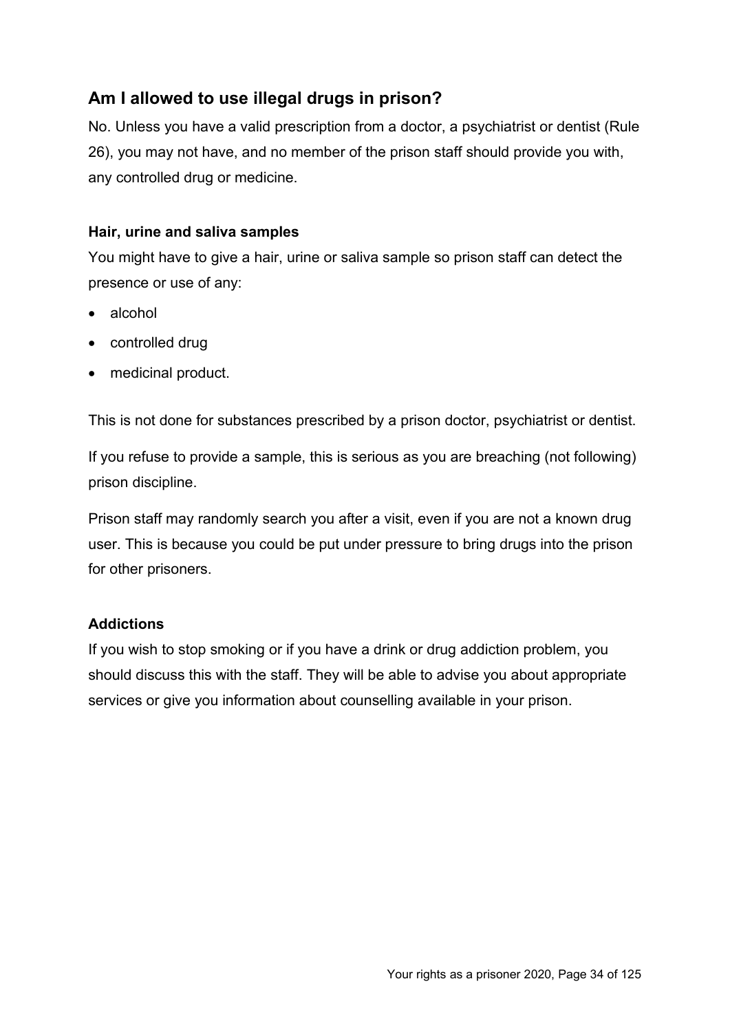## Am I allowed to use illegal drugs in prison?

No. Unless you have a valid prescription from a doctor, a psychiatrist or dentist (Rule 26), you may not have, and no member of the prison staff should provide you with, any controlled drug or medicine.

### Hair, urine and saliva samples

You might have to give a hair, urine or saliva sample so prison staff can detect the presence or use of any:

- alcohol
- controlled drug
- medicinal product.

This is not done for substances prescribed by a prison doctor, psychiatrist or dentist.

If you refuse to provide a sample, this is serious as you are breaching (not following) prison discipline.

Prison staff may randomly search you after a visit, even if you are not a known drug user. This is because you could be put under pressure to bring drugs into the prison for other prisoners.

### Addictions

If you wish to stop smoking or if you have a drink or drug addiction problem, you should discuss this with the staff. They will be able to advise you about appropriate services or give you information about counselling available in your prison.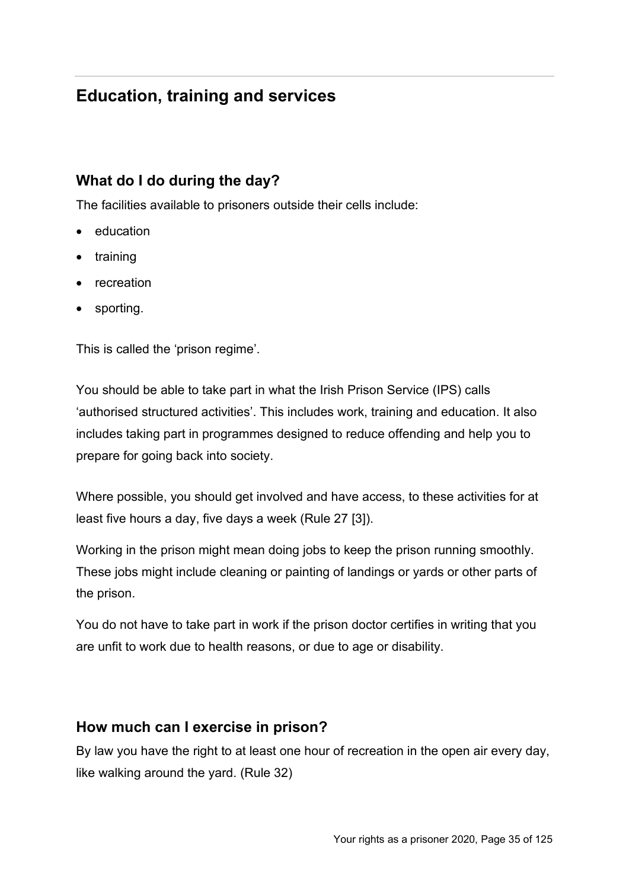## Education, training and services

### What do I do during the day?

The facilities available to prisoners outside their cells include:

- education
- training
- recreation
- sporting.

This is called the 'prison regime'.

You should be able to take part in what the Irish Prison Service (IPS) calls 'authorised structured activities'. This includes work, training and education. It also includes taking part in programmes designed to reduce offending and help you to prepare for going back into society.

Where possible, you should get involved and have access, to these activities for at least five hours a day, five days a week (Rule 27 [3]).

Working in the prison might mean doing jobs to keep the prison running smoothly. These jobs might include cleaning or painting of landings or yards or other parts of the prison.

You do not have to take part in work if the prison doctor certifies in writing that you are unfit to work due to health reasons, or due to age or disability.

### How much can I exercise in prison?

By law you have the right to at least one hour of recreation in the open air every day, like walking around the yard. (Rule 32)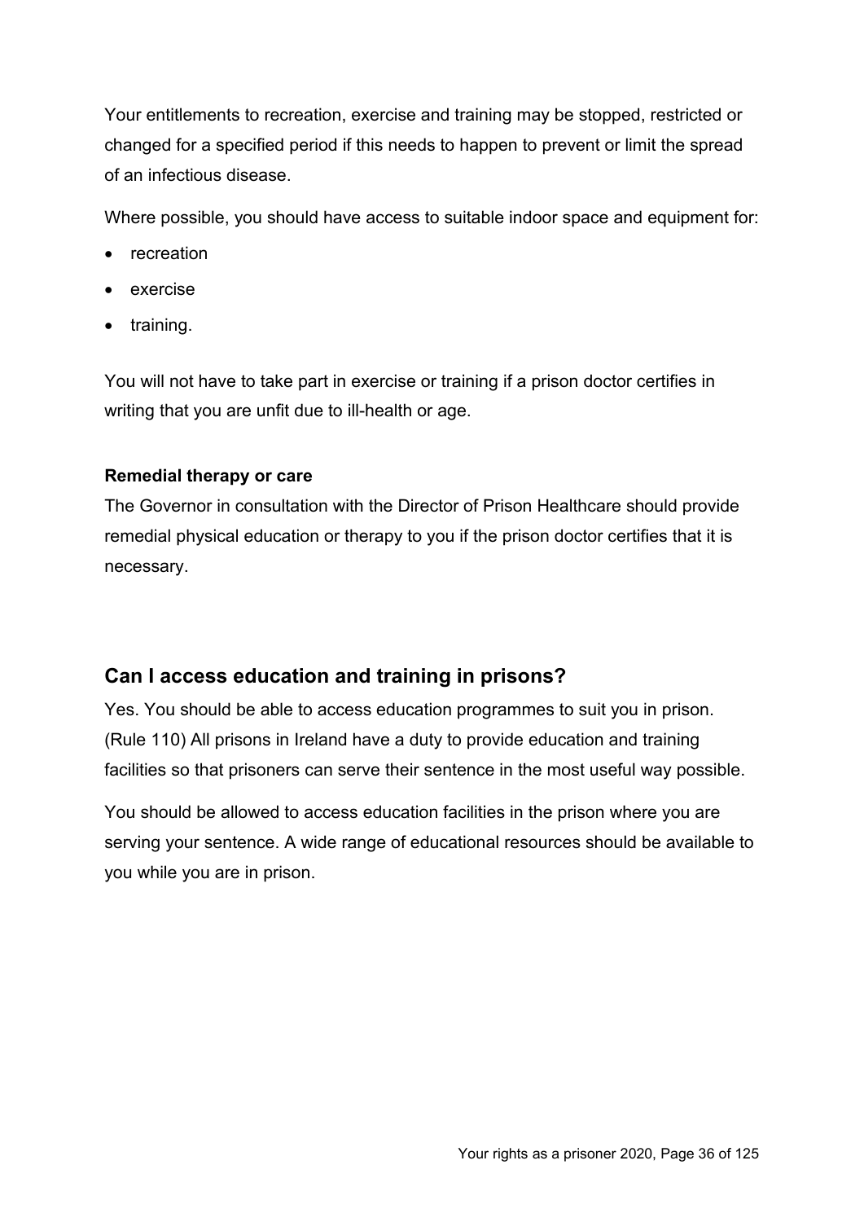Your entitlements to recreation, exercise and training may be stopped, restricted or changed for a specified period if this needs to happen to prevent or limit the spread of an infectious disease.

Where possible, you should have access to suitable indoor space and equipment for:

- recreation
- exercise
- training.

You will not have to take part in exercise or training if a prison doctor certifies in writing that you are unfit due to ill-health or age.

**Remedial therapy or care**

The Governor in consultation with the Director of Prison Healthcare should provide remedial physical education or therapy to you if the prison doctor certifies that it is necessary.

## Can I access education and training in prisons?

Yes. You should be able to access education programmes to suit you in prison. (Rule 110) All prisons in Ireland have a duty to provide education and training facilities so that prisoners can serve their sentence in the most useful way possible.

You should be allowed to access education facilities in the prison where you are serving your sentence. A wide range of educational resources should be available to you while you are in prison.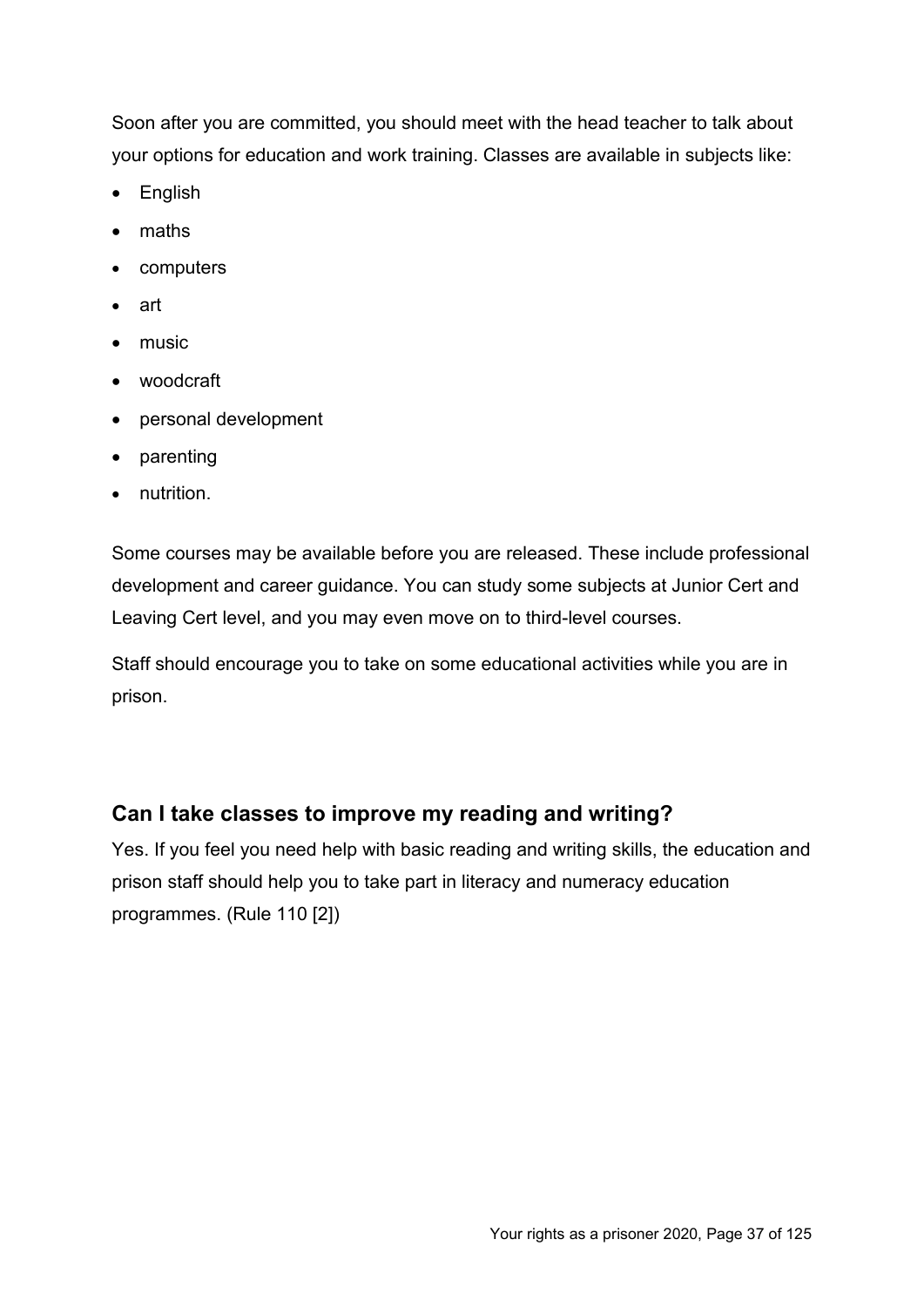Soon after you are committed, you should meet with the head teacher to talk about your options for education and work training. Classes are available in subjects like:

- English
- maths
- computers
- art
- music
- woodcraft
- personal development
- parenting
- nutrition.

Some courses may be available before you are released. These include professional development and career guidance. You can study some subjects at Junior Cert and Leaving Cert level, and you may even move on to third-level courses.

Staff should encourage you to take on some educational activities while you are in prison.

## Can I take classes to improve my reading and writing?

Yes. If you feel you need help with basic reading and writing skills, the education and prison staff should help you to take part in literacy and numeracy education programmes. (Rule 110 [2])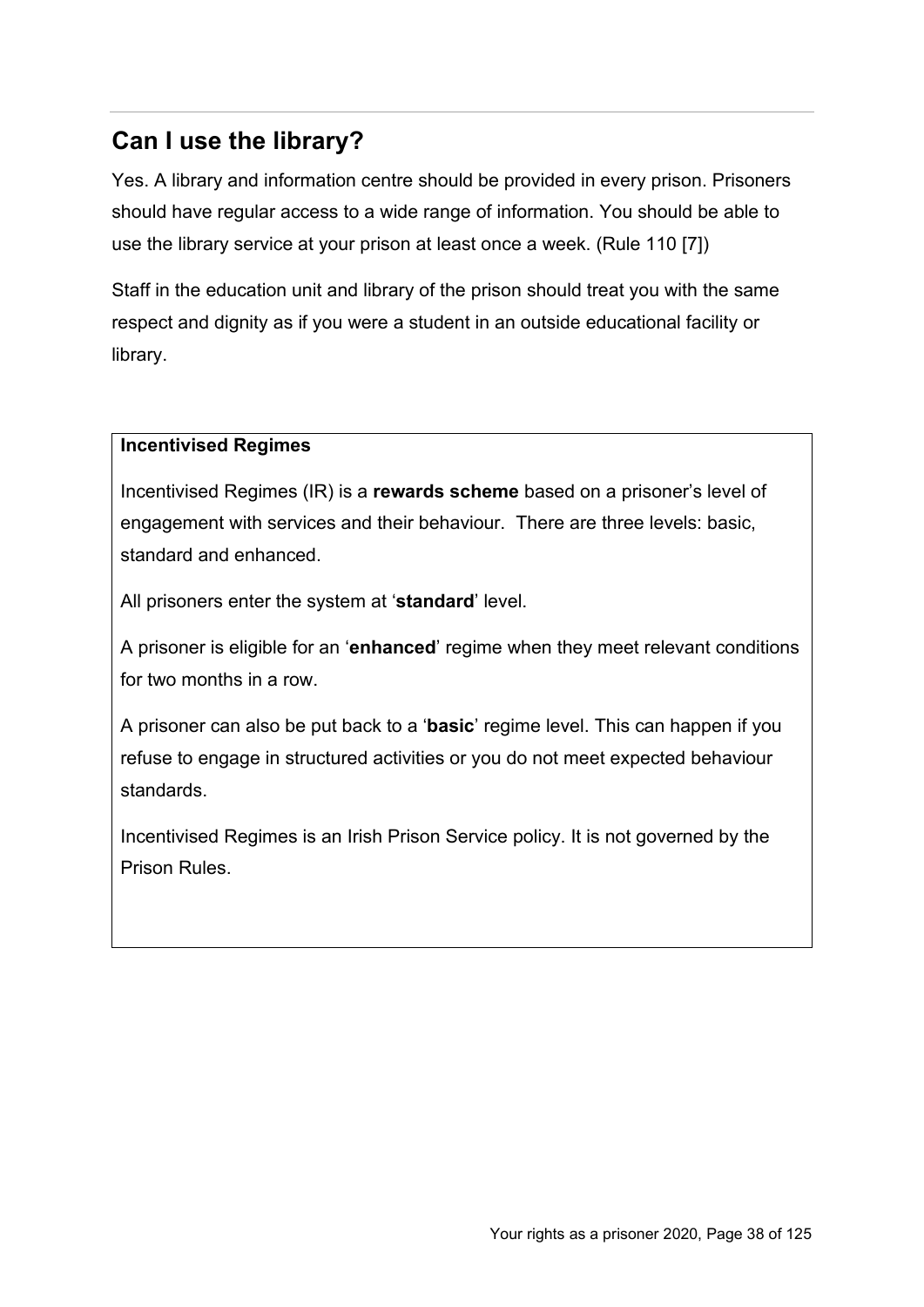## Can I use the library?

Yes. A library and information centre should be provided in every prison. Prisoners should have regular access to a wide range of information. You should be able to use the library service at your prison at least once a week. (Rule 110 [7])

Staff in the education unit and library of the prison should treat you with the same respect and dignity as if you were a student in an outside educational facility or library.

**Incentivised Regimes**

Incentivised Regimes (IR) is a **rewards scheme** based on a prisoner's level of engagement with services and their behaviour. There are three levels: basic, standard and enhanced.

All prisoners enter the system at '**standard**' level.

A prisoner is eligible for an '**enhanced**' regime when they meet relevant conditions for two months in a row.

A prisoner can also be put back to a '**basic**' regime level. This can happen if you refuse to engage in structured activities or you do not meet expected behaviour standards.

Incentivised Regimes is an Irish Prison Service policy. It is not governed by the Prison Rules.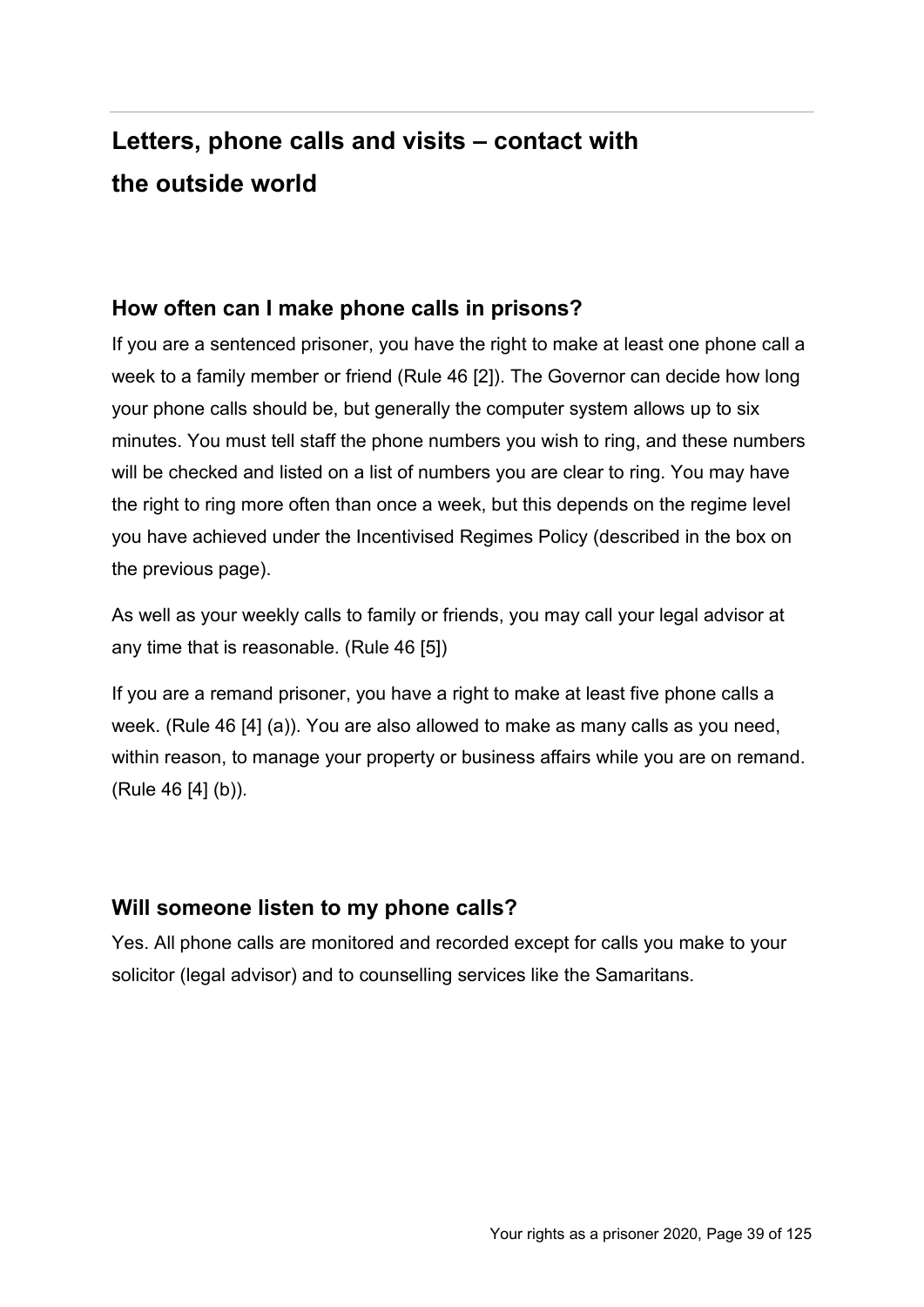# Letters, phone calls and visits – contact with the outside world

## How often can I make phone calls in prisons?

If you are a sentenced prisoner, you have the right to make at least one phone call a week to a family member or friend (Rule 46 [2]). The Governor can decide how long your phone calls should be, but generally the computer system allows up to six minutes. You must tell staff the phone numbers you wish to ring, and these numbers will be checked and listed on a list of numbers you are clear to ring. You may have the right to ring more often than once a week, but this depends on the regime level you have achieved under the Incentivised Regimes Policy (described in the box on the previous page).

As well as your weekly calls to family or friends, you may call your legal advisor at any time that is reasonable. (Rule 46 [5])

If you are a remand prisoner, you have a right to make at least five phone calls a week. (Rule 46 [4] (a)). You are also allowed to make as many calls as you need, within reason, to manage your property or business affairs while you are on remand. (Rule 46 [4] (b)).

## Will someone listen to my phone calls?

Yes. All phone calls are monitored and recorded except for calls you make to your solicitor (legal advisor) and to counselling services like the Samaritans.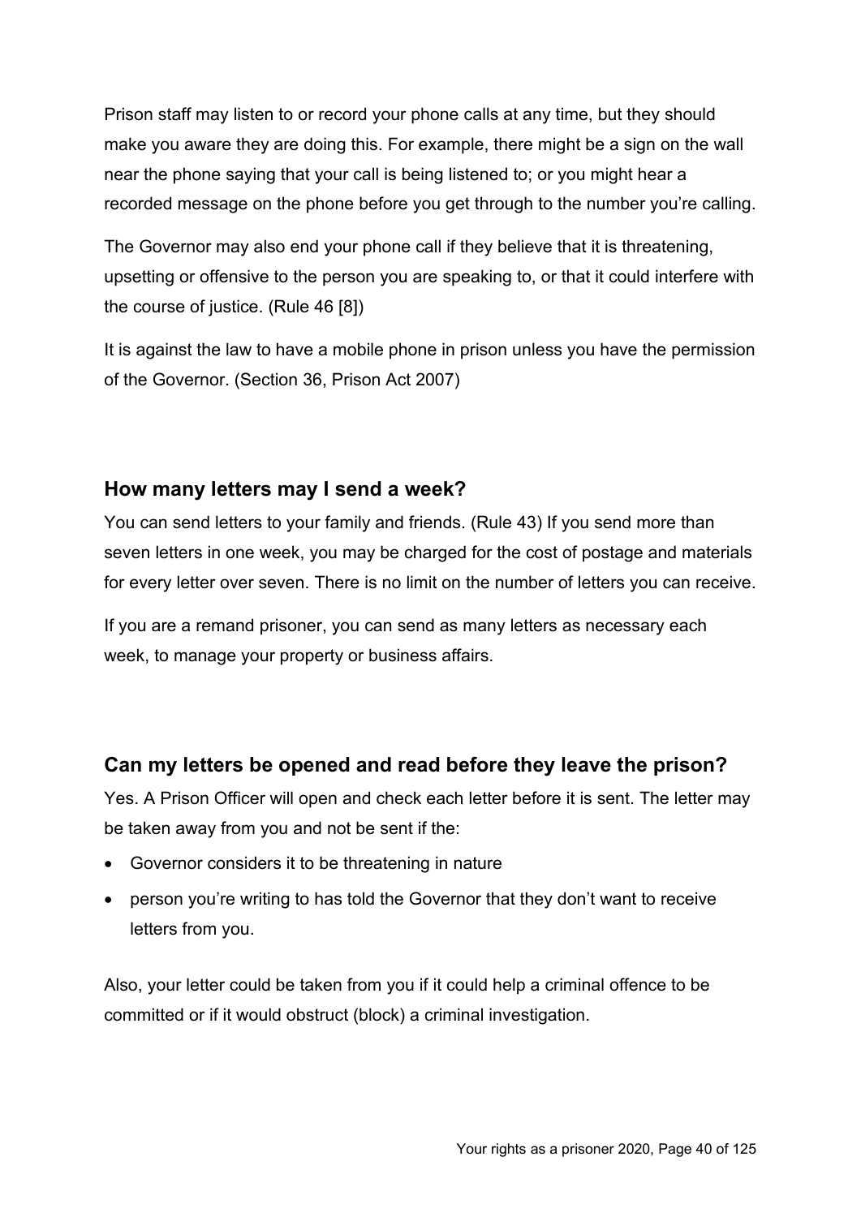Prison staff may listen to or record your phone calls at any time, but they should make you aware they are doing this. For example, there might be a sign on the wall near the phone saying that your call is being listened to; or you might hear a recorded message on the phone before you get through to the number you're calling.

The Governor may also end your phone call if they believe that it is threatening, upsetting or offensive to the person you are speaking to, or that it could interfere with the course of justice. (Rule 46 [8])

It is against the law to have a mobile phone in prison unless you have the permission of the Governor. (Section 36, Prison Act 2007)

### How many letters may I send a week?

You can send letters to your family and friends. (Rule 43) If you send more than seven letters in one week, you may be charged for the cost of postage and materials for every letter over seven. There is no limit on the number of letters you can receive.

If you are a remand prisoner, you can send as many letters as necessary each week, to manage your property or business affairs.

### Can my letters be opened and read before they leave the prison?

Yes. A Prison Officer will open and check each letter before it is sent. The letter may be taken away from you and not be sent if the:

- Governor considers it to be threatening in nature
- person you're writing to has told the Governor that they don't want to receive letters from you.

Also, your letter could be taken from you if it could help a criminal offence to be committed or if it would obstruct (block) a criminal investigation.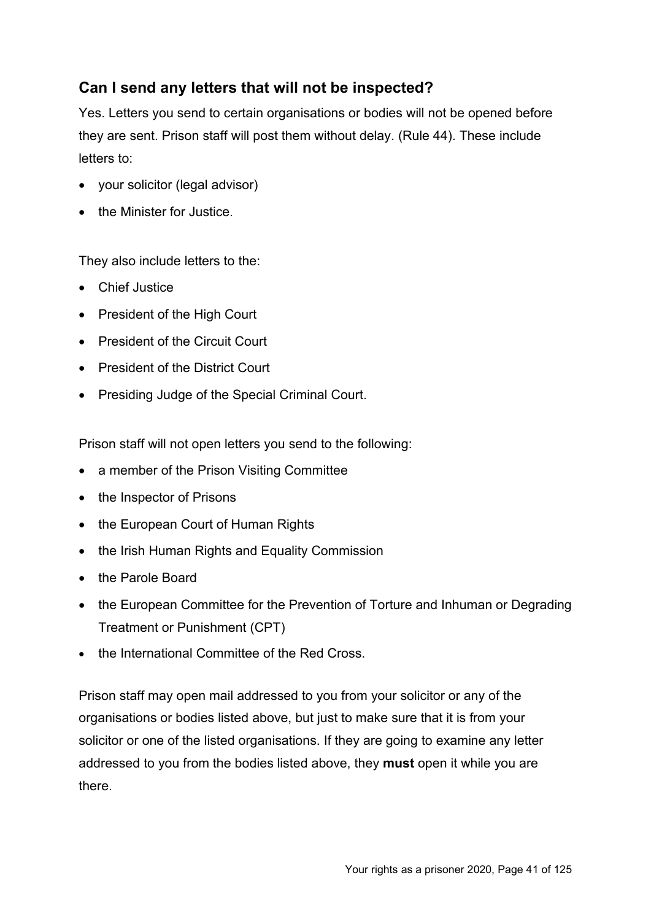## Can I send any letters that will not be inspected?

Yes. Letters you send to certain organisations or bodies will not be opened before they are sent. Prison staff will post them without delay. (Rule 44). These include letters to:

- your solicitor (legal advisor)
- the Minister for Justice.

They also include letters to the:

- Chief Justice
- President of the High Court
- President of the Circuit Court
- President of the District Court
- Presiding Judge of the Special Criminal Court.

Prison staff will not open letters you send to the following:

- a member of the Prison Visiting Committee
- the Inspector of Prisons
- the European Court of Human Rights
- the Irish Human Rights and Equality Commission
- the Parole Board
- the European Committee for the Prevention of Torture and Inhuman or Degrading Treatment or Punishment (CPT)
- the International Committee of the Red Cross.

Prison staff may open mail addressed to you from your solicitor or any of the organisations or bodies listed above, but just to make sure that it is from your solicitor or one of the listed organisations. If they are going to examine any letter addressed to you from the bodies listed above, they **must** open it while you are there.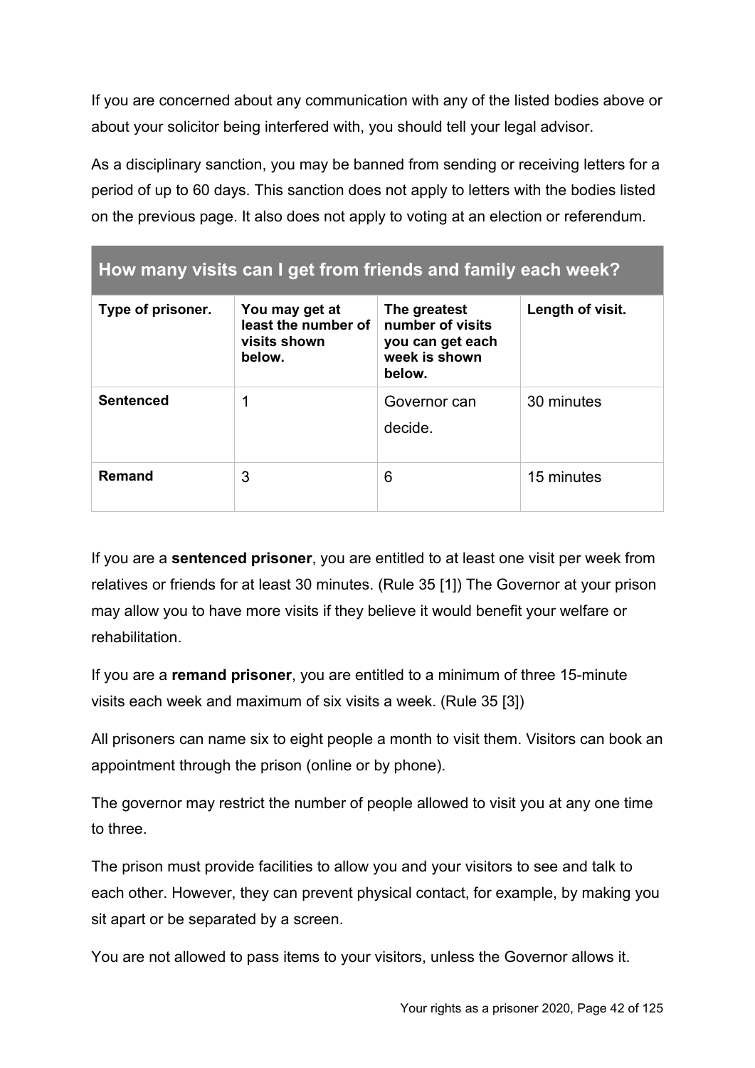If you are concerned about any communication with any of the listed bodies above or about your solicitor being interfered with, you should tell your legal advisor.

As a disciplinary sanction, you may be banned from sending or receiving letters for a period of up to 60 days. This sanction does not apply to letters with the bodies listed on the previous page. It also does not apply to voting at an election or referendum.

## How many visits can I get from friends and family each week?

| Type of prisoner. | You may get at least the number of visits shown below. | The greatest number of visits you can get each week is shown below. | Length of visit. |
| --- | --- | --- | --- |
| **Sentenced** | 1 | Governor can decide. | 30 minutes |
| **Remand** | 3 | 6 | 15 minutes |

If you are a **sentenced prisoner**, you are entitled to at least one visit per week from relatives or friends for at least 30 minutes. (Rule 35 [1]) The Governor at your prison may allow you to have more visits if they believe it would benefit your welfare or rehabilitation.

If you are a **remand prisoner**, you are entitled to a minimum of three 15-minute visits each week and maximum of six visits a week. (Rule 35 [3])

All prisoners can name six to eight people a month to visit them. Visitors can book an appointment through the prison (online or by phone).

The governor may restrict the number of people allowed to visit you at any one time to three.

The prison must provide facilities to allow you and your visitors to see and talk to each other. However, they can prevent physical contact, for example, by making you sit apart or be separated by a screen.

You are not allowed to pass items to your visitors, unless the Governor allows it.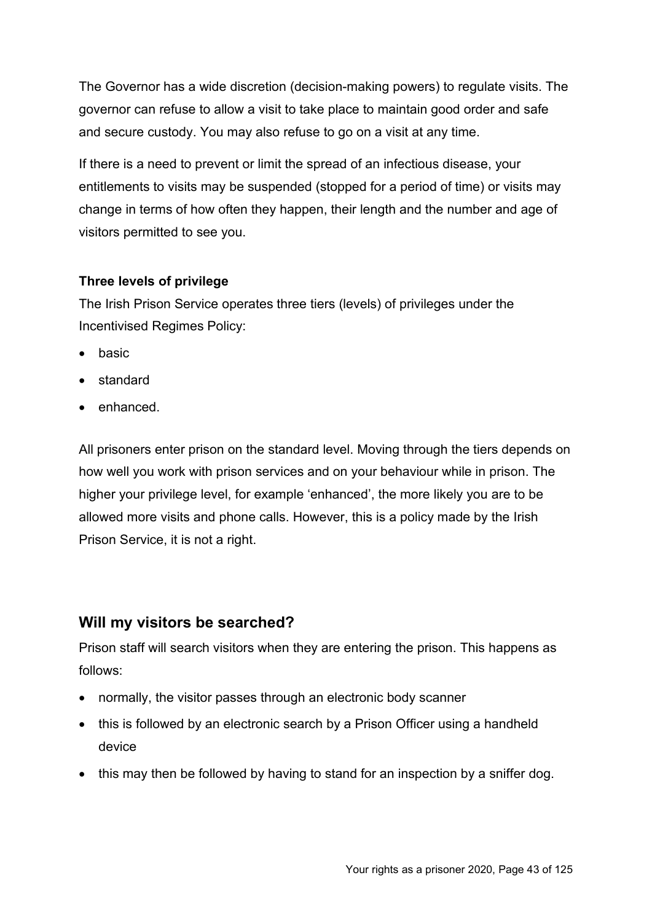The Governor has a wide discretion (decision-making powers) to regulate visits. The governor can refuse to allow a visit to take place to maintain good order and safe and secure custody. You may also refuse to go on a visit at any time.

If there is a need to prevent or limit the spread of an infectious disease, your entitlements to visits may be suspended (stopped for a period of time) or visits may change in terms of how often they happen, their length and the number and age of visitors permitted to see you.

**Three levels of privilege**

The Irish Prison Service operates three tiers (levels) of privileges under the Incentivised Regimes Policy:

- basic
- standard
- enhanced.

All prisoners enter prison on the standard level. Moving through the tiers depends on how well you work with prison services and on your behaviour while in prison. The higher your privilege level, for example 'enhanced', the more likely you are to be allowed more visits and phone calls. However, this is a policy made by the Irish Prison Service, it is not a right.

## Will my visitors be searched?

Prison staff will search visitors when they are entering the prison. This happens as follows:

- normally, the visitor passes through an electronic body scanner
- this is followed by an electronic search by a Prison Officer using a handheld device
- this may then be followed by having to stand for an inspection by a sniffer dog.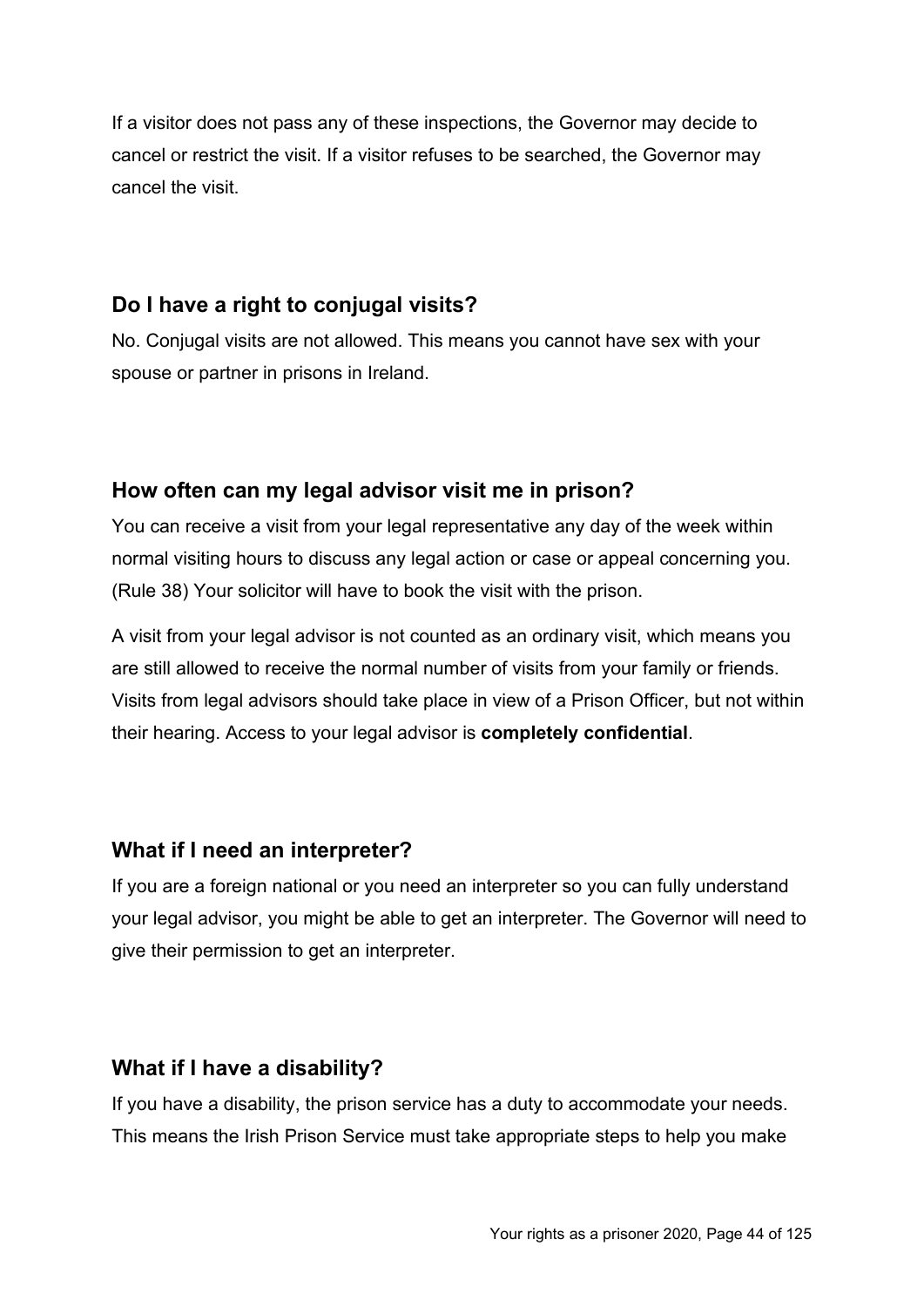If a visitor does not pass any of these inspections, the Governor may decide to cancel or restrict the visit. If a visitor refuses to be searched, the Governor may cancel the visit.

## Do I have a right to conjugal visits?

No. Conjugal visits are not allowed. This means you cannot have sex with your spouse or partner in prisons in Ireland.

## How often can my legal advisor visit me in prison?

You can receive a visit from your legal representative any day of the week within normal visiting hours to discuss any legal action or case or appeal concerning you. (Rule 38) Your solicitor will have to book the visit with the prison.

A visit from your legal advisor is not counted as an ordinary visit, which means you are still allowed to receive the normal number of visits from your family or friends. Visits from legal advisors should take place in view of a Prison Officer, but not within their hearing. Access to your legal advisor is **completely confidential**.

## What if I need an interpreter?

If you are a foreign national or you need an interpreter so you can fully understand your legal advisor, you might be able to get an interpreter. The Governor will need to give their permission to get an interpreter.

## What if I have a disability?

If you have a disability, the prison service has a duty to accommodate your needs. This means the Irish Prison Service must take appropriate steps to help you make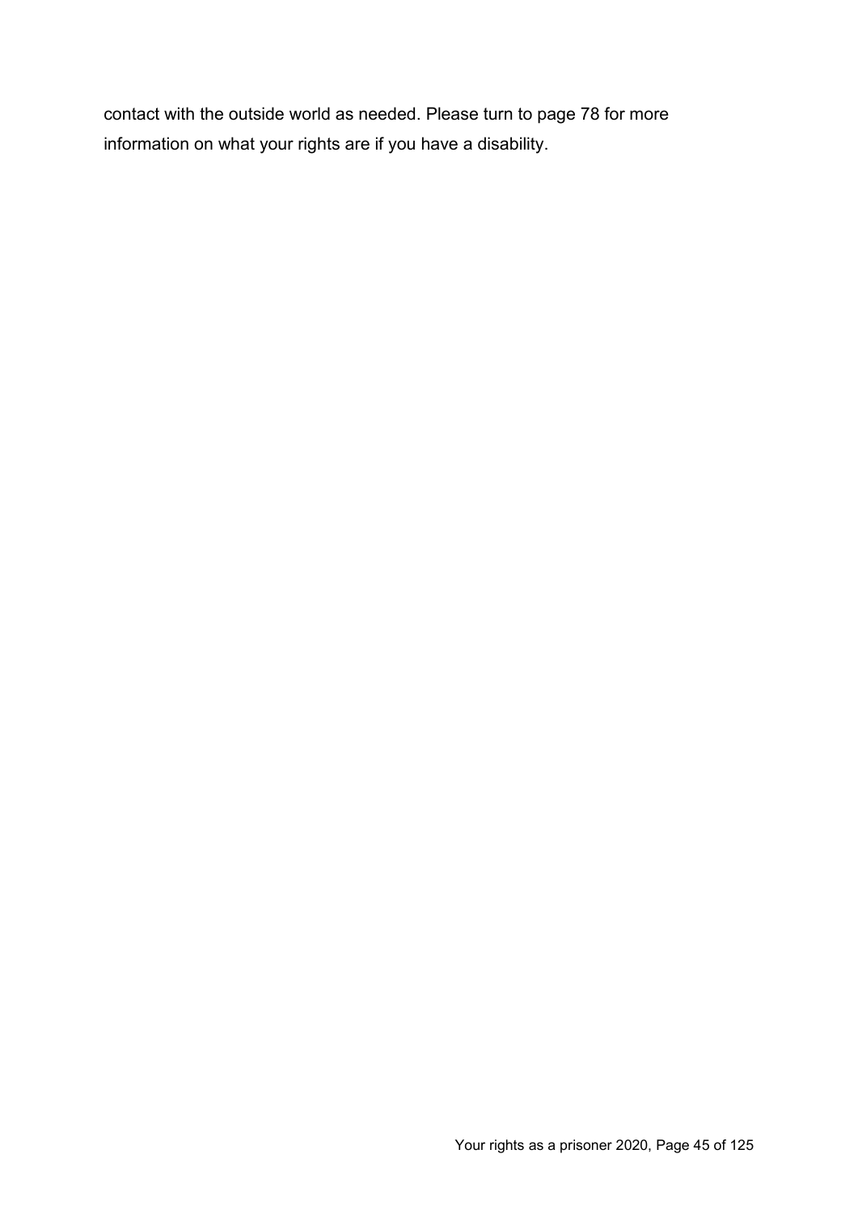contact with the outside world as needed. Please turn to page 78 for more information on what your rights are if you have a disability.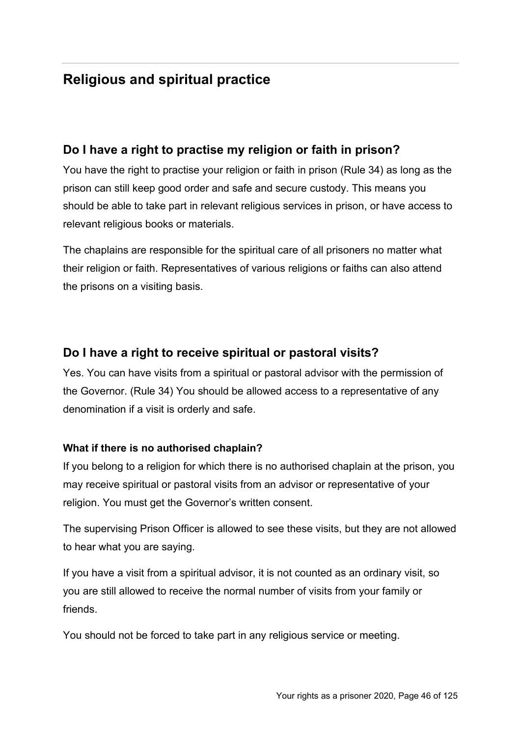## Religious and spiritual practice

### Do I have a right to practise my religion or faith in prison?

You have the right to practise your religion or faith in prison (Rule 34) as long as the prison can still keep good order and safe and secure custody. This means you should be able to take part in relevant religious services in prison, or have access to relevant religious books or materials.

The chaplains are responsible for the spiritual care of all prisoners no matter what their religion or faith. Representatives of various religions or faiths can also attend the prisons on a visiting basis.

### Do I have a right to receive spiritual or pastoral visits?

Yes. You can have visits from a spiritual or pastoral advisor with the permission of the Governor. (Rule 34) You should be allowed access to a representative of any denomination if a visit is orderly and safe.

#### What if there is no authorised chaplain?

If you belong to a religion for which there is no authorised chaplain at the prison, you may receive spiritual or pastoral visits from an advisor or representative of your religion. You must get the Governor's written consent.

The supervising Prison Officer is allowed to see these visits, but they are not allowed to hear what you are saying.

If you have a visit from a spiritual advisor, it is not counted as an ordinary visit, so you are still allowed to receive the normal number of visits from your family or friends.

You should not be forced to take part in any religious service or meeting.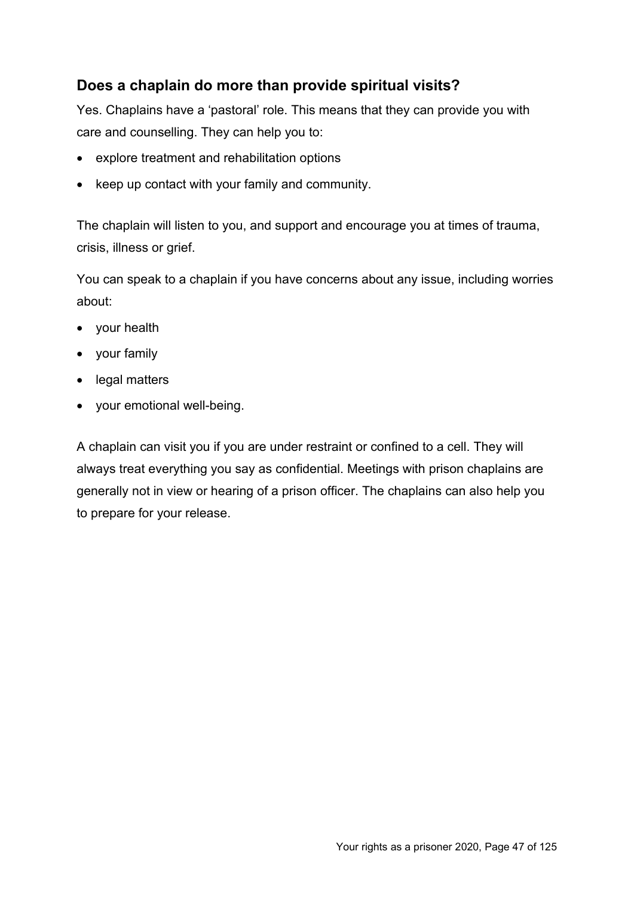## Does a chaplain do more than provide spiritual visits?

Yes. Chaplains have a ‘pastoral’ role. This means that they can provide you with care and counselling. They can help you to:

- explore treatment and rehabilitation options
- keep up contact with your family and community.

The chaplain will listen to you, and support and encourage you at times of trauma, crisis, illness or grief.

You can speak to a chaplain if you have concerns about any issue, including worries about:

- your health
- your family
- legal matters
- your emotional well-being.

A chaplain can visit you if you are under restraint or confined to a cell. They will always treat everything you say as confidential. Meetings with prison chaplains are generally not in view or hearing of a prison officer. The chaplains can also help you to prepare for your release.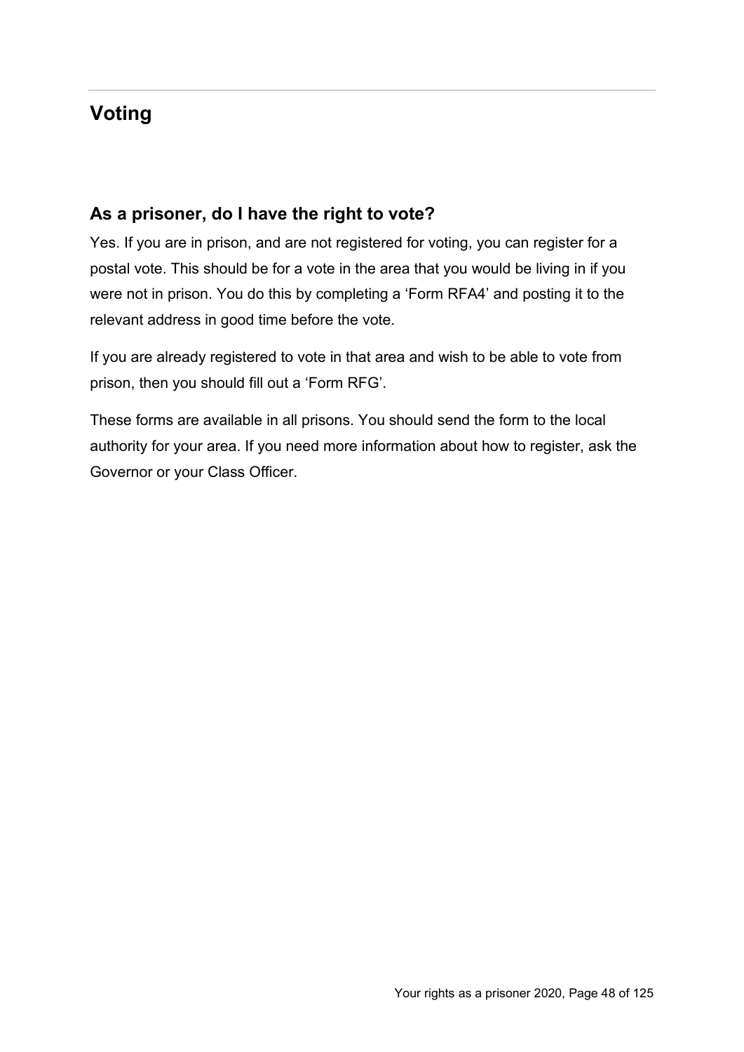## Voting

### As a prisoner, do I have the right to vote?

Yes. If you are in prison, and are not registered for voting, you can register for a postal vote. This should be for a vote in the area that you would be living in if you were not in prison. You do this by completing a ‘Form RFA4’ and posting it to the relevant address in good time before the vote.

If you are already registered to vote in that area and wish to be able to vote from prison, then you should fill out a ‘Form RFG’.

These forms are available in all prisons. You should send the form to the local authority for your area. If you need more information about how to register, ask the Governor or your Class Officer.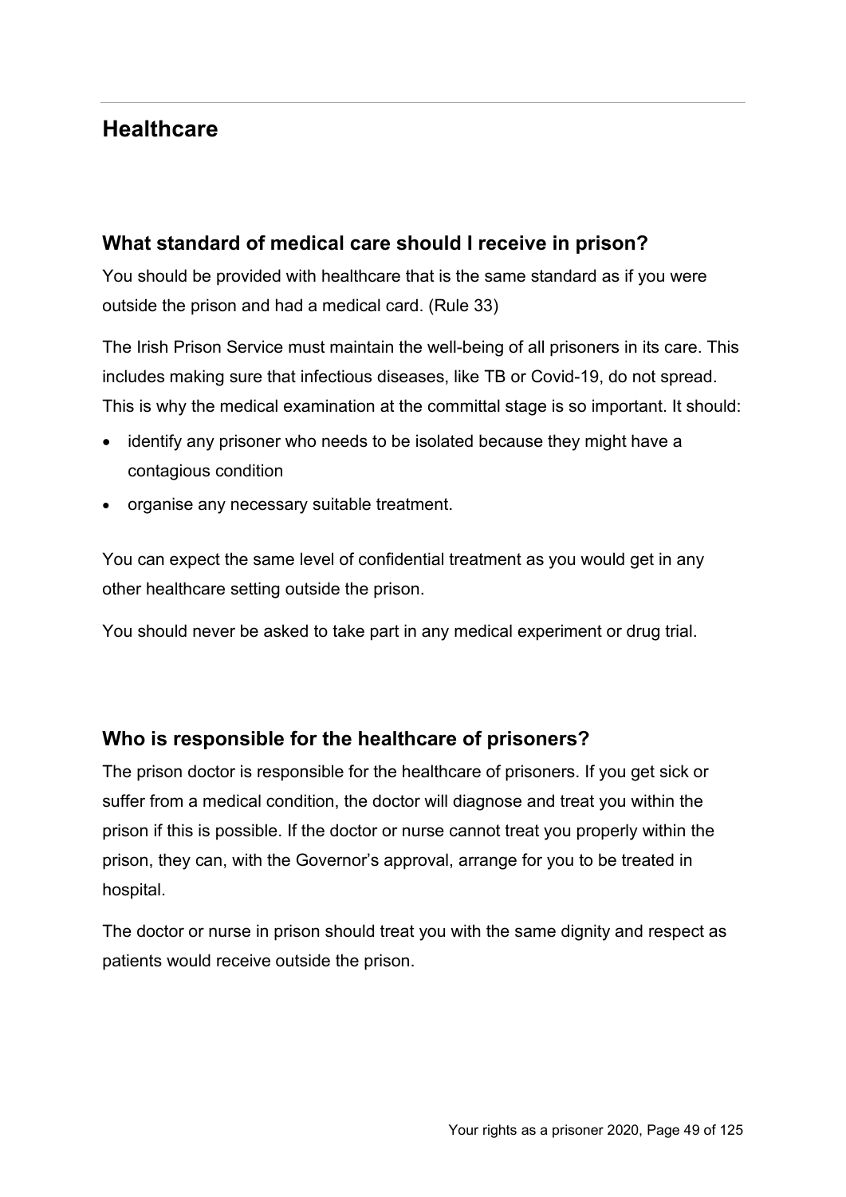## Healthcare

### What standard of medical care should I receive in prison?

You should be provided with healthcare that is the same standard as if you were outside the prison and had a medical card. (Rule 33)

The Irish Prison Service must maintain the well-being of all prisoners in its care. This includes making sure that infectious diseases, like TB or Covid-19, do not spread. This is why the medical examination at the committal stage is so important. It should:

- identify any prisoner who needs to be isolated because they might have a contagious condition
- organise any necessary suitable treatment.

You can expect the same level of confidential treatment as you would get in any other healthcare setting outside the prison.

You should never be asked to take part in any medical experiment or drug trial.

### Who is responsible for the healthcare of prisoners?

The prison doctor is responsible for the healthcare of prisoners. If you get sick or suffer from a medical condition, the doctor will diagnose and treat you within the prison if this is possible. If the doctor or nurse cannot treat you properly within the prison, they can, with the Governor's approval, arrange for you to be treated in hospital.

The doctor or nurse in prison should treat you with the same dignity and respect as patients would receive outside the prison.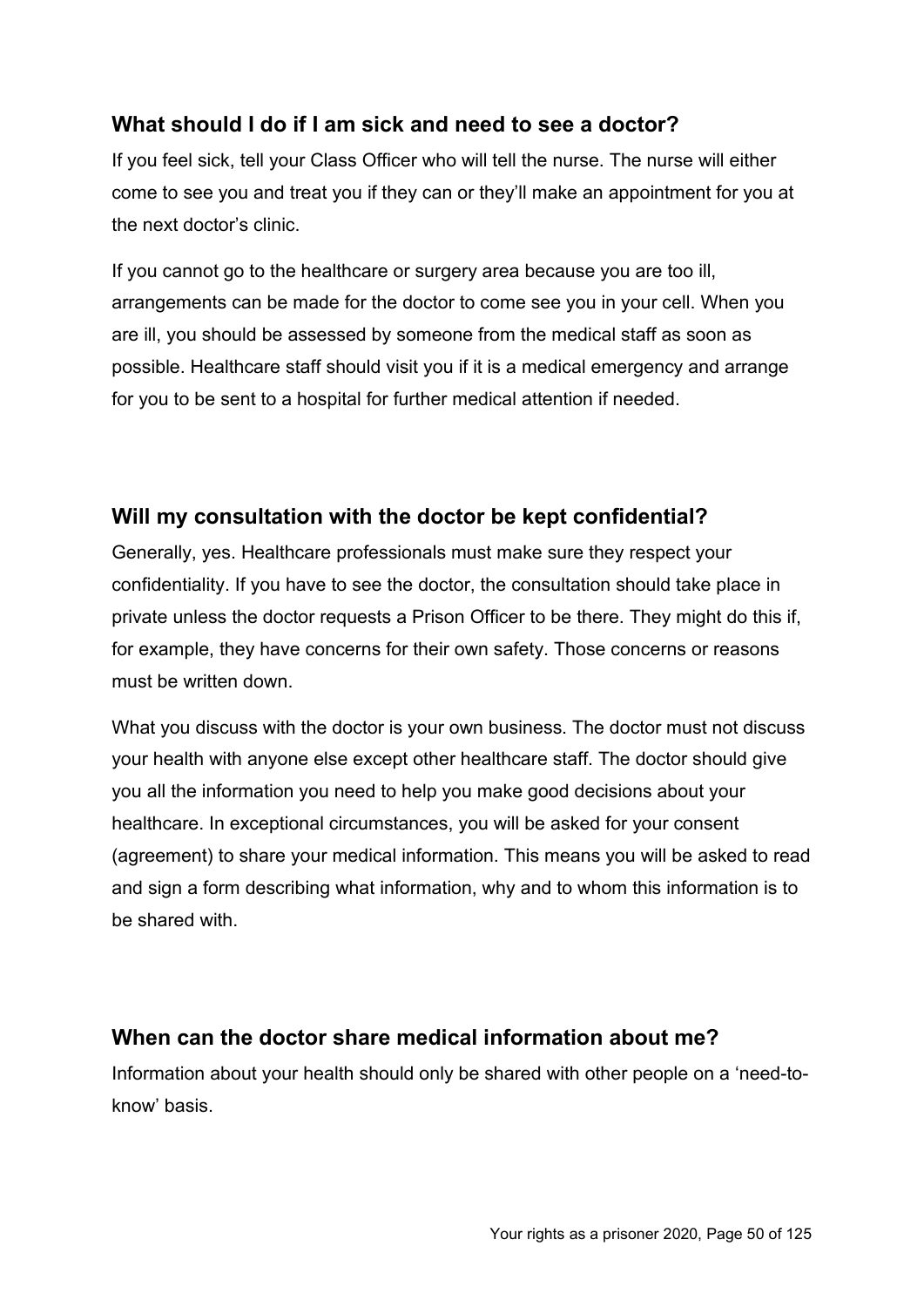## What should I do if I am sick and need to see a doctor?

If you feel sick, tell your Class Officer who will tell the nurse. The nurse will either come to see you and treat you if they can or they'll make an appointment for you at the next doctor's clinic.

If you cannot go to the healthcare or surgery area because you are too ill, arrangements can be made for the doctor to come see you in your cell. When you are ill, you should be assessed by someone from the medical staff as soon as possible. Healthcare staff should visit you if it is a medical emergency and arrange for you to be sent to a hospital for further medical attention if needed.

## Will my consultation with the doctor be kept confidential?

Generally, yes. Healthcare professionals must make sure they respect your confidentiality. If you have to see the doctor, the consultation should take place in private unless the doctor requests a Prison Officer to be there. They might do this if, for example, they have concerns for their own safety. Those concerns or reasons must be written down.

What you discuss with the doctor is your own business. The doctor must not discuss your health with anyone else except other healthcare staff. The doctor should give you all the information you need to help you make good decisions about your healthcare. In exceptional circumstances, you will be asked for your consent (agreement) to share your medical information. This means you will be asked to read and sign a form describing what information, why and to whom this information is to be shared with.

## When can the doctor share medical information about me?

Information about your health should only be shared with other people on a 'need-to-know' basis.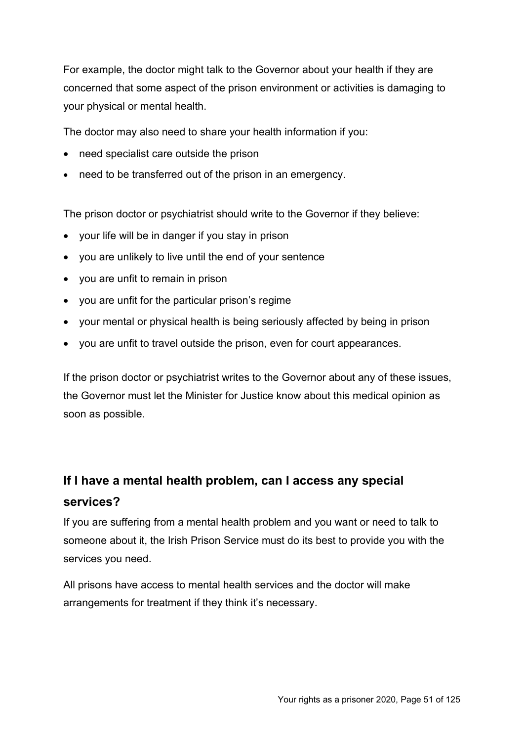For example, the doctor might talk to the Governor about your health if they are concerned that some aspect of the prison environment or activities is damaging to your physical or mental health.

The doctor may also need to share your health information if you:

- need specialist care outside the prison
- need to be transferred out of the prison in an emergency.

The prison doctor or psychiatrist should write to the Governor if they believe:

- your life will be in danger if you stay in prison
- you are unlikely to live until the end of your sentence
- you are unfit to remain in prison
- you are unfit for the particular prison's regime
- your mental or physical health is being seriously affected by being in prison
- you are unfit to travel outside the prison, even for court appearances.

If the prison doctor or psychiatrist writes to the Governor about any of these issues, the Governor must let the Minister for Justice know about this medical opinion as soon as possible.

## If I have a mental health problem, can I access any special services?

If you are suffering from a mental health problem and you want or need to talk to someone about it, the Irish Prison Service must do its best to provide you with the services you need.

All prisons have access to mental health services and the doctor will make arrangements for treatment if they think it's necessary.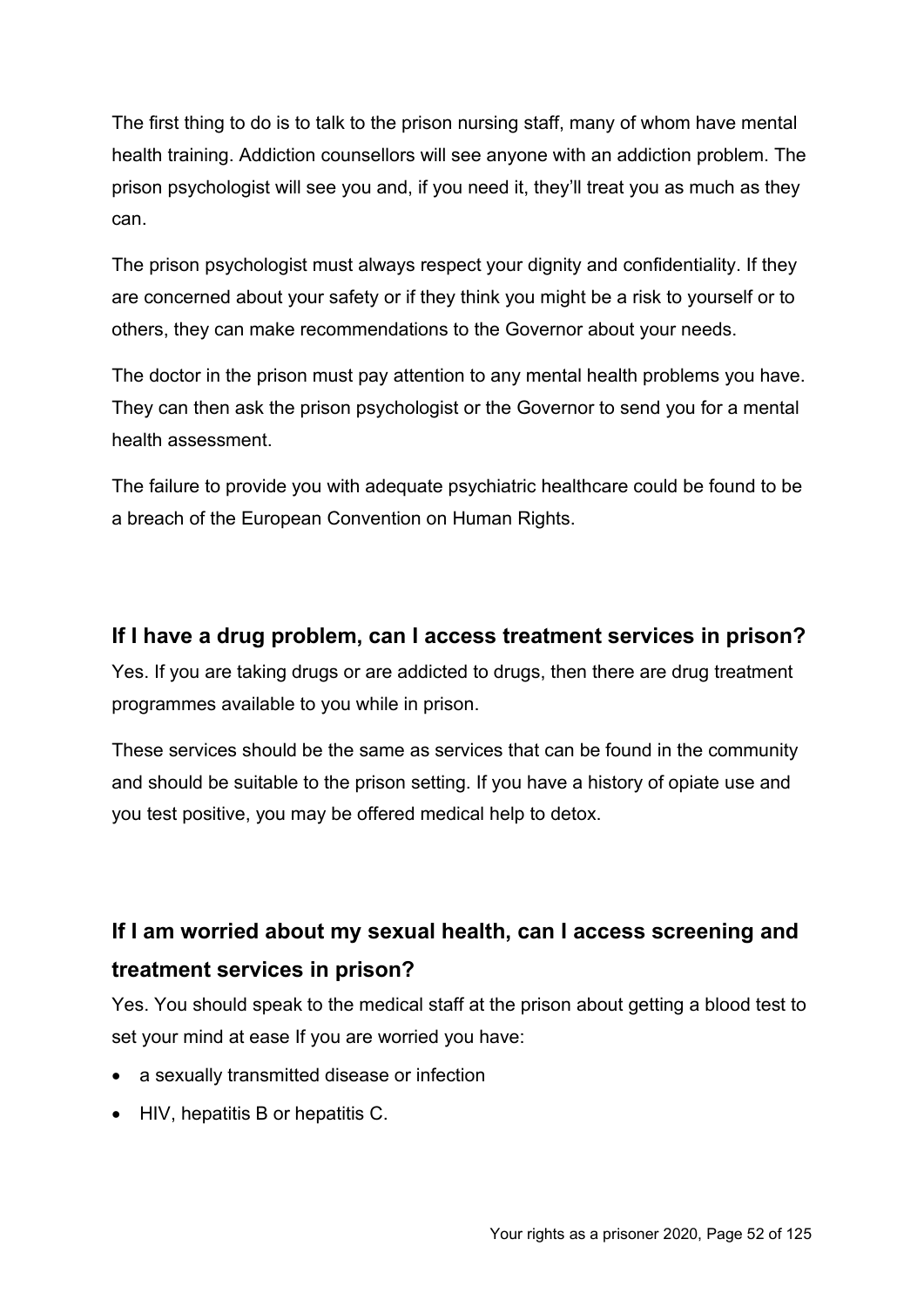The first thing to do is to talk to the prison nursing staff, many of whom have mental health training. Addiction counsellors will see anyone with an addiction problem. The prison psychologist will see you and, if you need it, they'll treat you as much as they can.

The prison psychologist must always respect your dignity and confidentiality. If they are concerned about your safety or if they think you might be a risk to yourself or to others, they can make recommendations to the Governor about your needs.

The doctor in the prison must pay attention to any mental health problems you have. They can then ask the prison psychologist or the Governor to send you for a mental health assessment.

The failure to provide you with adequate psychiatric healthcare could be found to be a breach of the European Convention on Human Rights.

## If I have a drug problem, can I access treatment services in prison?

Yes. If you are taking drugs or are addicted to drugs, then there are drug treatment programmes available to you while in prison.

These services should be the same as services that can be found in the community and should be suitable to the prison setting. If you have a history of opiate use and you test positive, you may be offered medical help to detox.

## If I am worried about my sexual health, can I access screening and treatment services in prison?

Yes. You should speak to the medical staff at the prison about getting a blood test to set your mind at ease If you are worried you have:

- a sexually transmitted disease or infection
- HIV, hepatitis B or hepatitis C.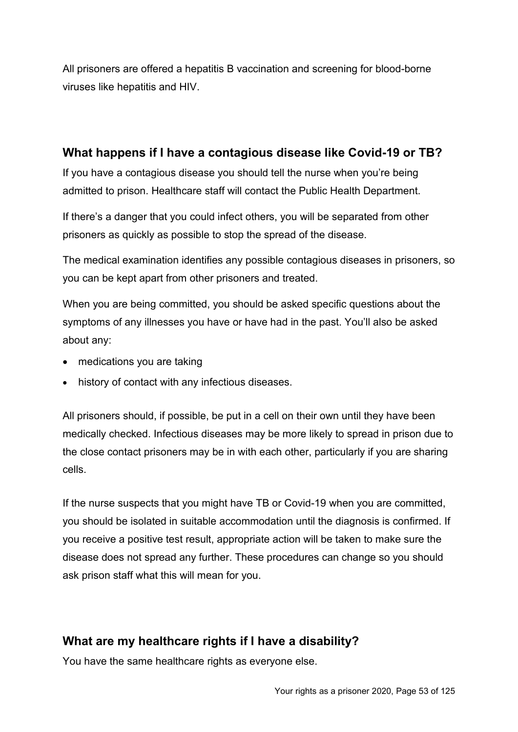All prisoners are offered a hepatitis B vaccination and screening for blood-borne viruses like hepatitis and HIV.

## What happens if I have a contagious disease like Covid-19 or TB?

If you have a contagious disease you should tell the nurse when you're being admitted to prison. Healthcare staff will contact the Public Health Department.

If there's a danger that you could infect others, you will be separated from other prisoners as quickly as possible to stop the spread of the disease.

The medical examination identifies any possible contagious diseases in prisoners, so you can be kept apart from other prisoners and treated.

When you are being committed, you should be asked specific questions about the symptoms of any illnesses you have or have had in the past. You'll also be asked about any:

- medications you are taking
- history of contact with any infectious diseases.

All prisoners should, if possible, be put in a cell on their own until they have been medically checked. Infectious diseases may be more likely to spread in prison due to the close contact prisoners may be in with each other, particularly if you are sharing cells.

If the nurse suspects that you might have TB or Covid-19 when you are committed, you should be isolated in suitable accommodation until the diagnosis is confirmed. If you receive a positive test result, appropriate action will be taken to make sure the disease does not spread any further. These procedures can change so you should ask prison staff what this will mean for you.

## What are my healthcare rights if I have a disability?

You have the same healthcare rights as everyone else.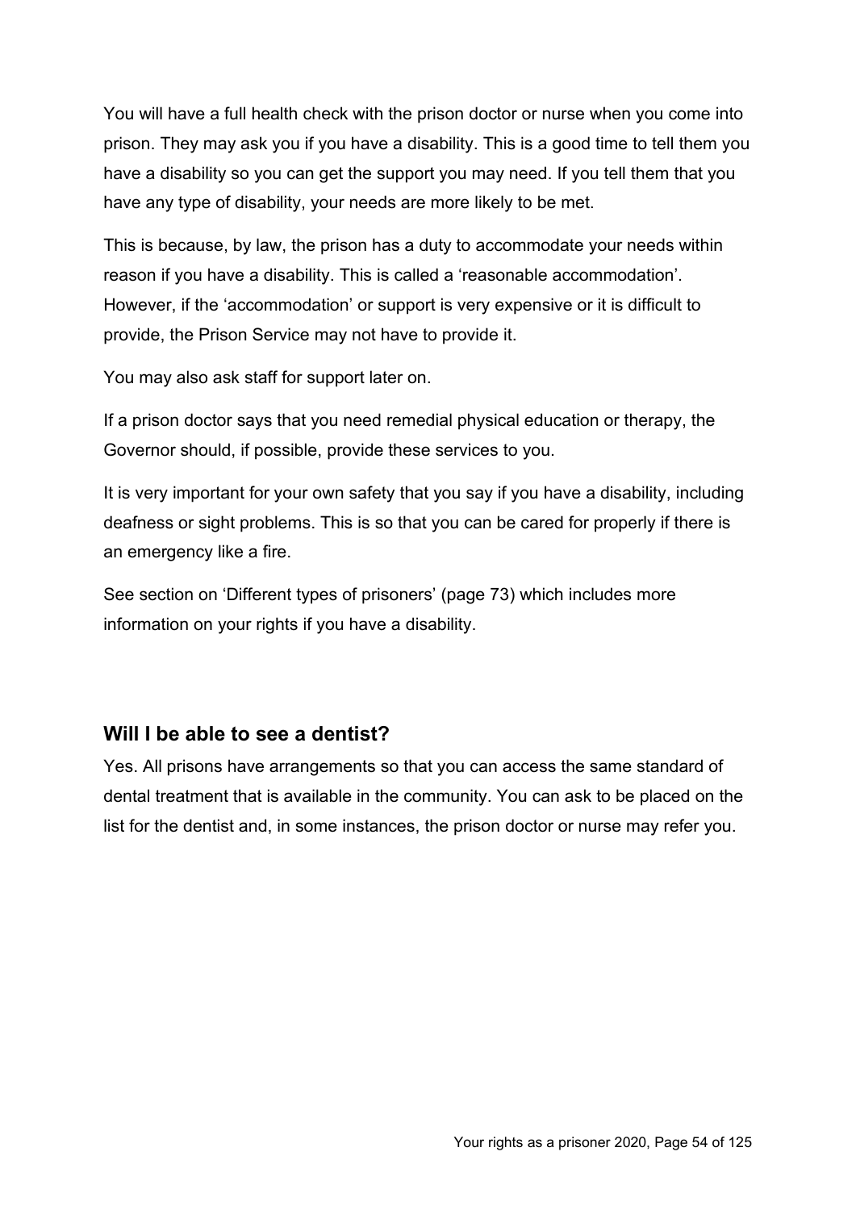You will have a full health check with the prison doctor or nurse when you come into prison. They may ask you if you have a disability. This is a good time to tell them you have a disability so you can get the support you may need. If you tell them that you have any type of disability, your needs are more likely to be met.

This is because, by law, the prison has a duty to accommodate your needs within reason if you have a disability. This is called a 'reasonable accommodation'. However, if the 'accommodation' or support is very expensive or it is difficult to provide, the Prison Service may not have to provide it.

You may also ask staff for support later on.

If a prison doctor says that you need remedial physical education or therapy, the Governor should, if possible, provide these services to you.

It is very important for your own safety that you say if you have a disability, including deafness or sight problems. This is so that you can be cared for properly if there is an emergency like a fire.

See section on 'Different types of prisoners' (page 73) which includes more information on your rights if you have a disability.

## Will I be able to see a dentist?

Yes. All prisons have arrangements so that you can access the same standard of dental treatment that is available in the community. You can ask to be placed on the list for the dentist and, in some instances, the prison doctor or nurse may refer you.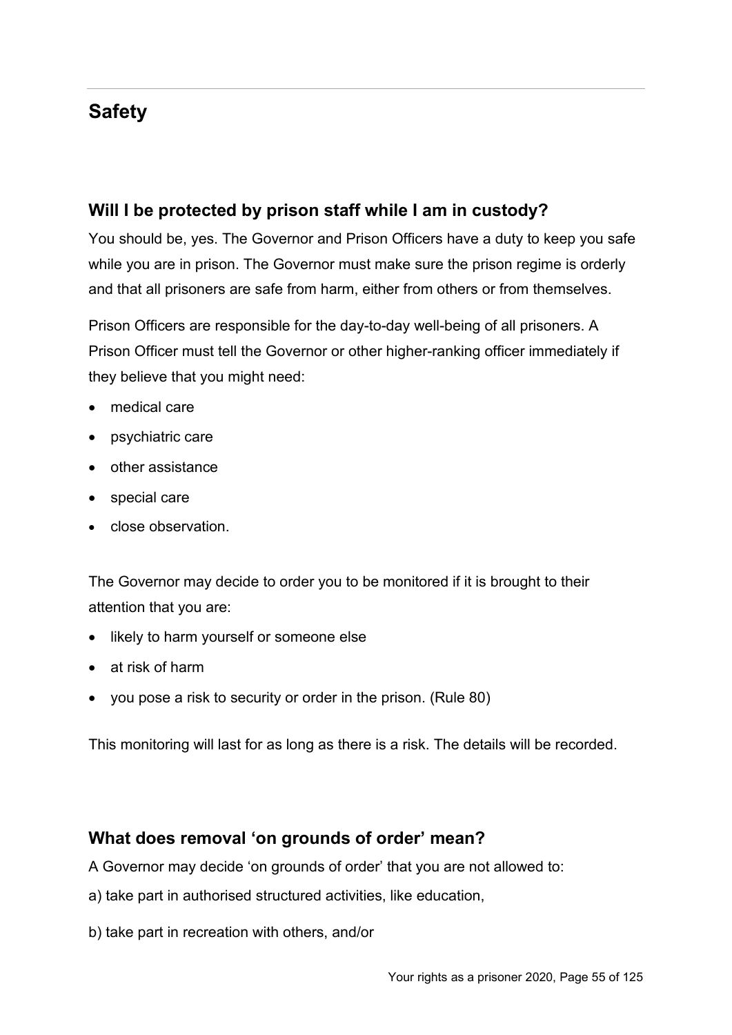## Safety

### Will I be protected by prison staff while I am in custody?

You should be, yes. The Governor and Prison Officers have a duty to keep you safe while you are in prison. The Governor must make sure the prison regime is orderly and that all prisoners are safe from harm, either from others or from themselves.

Prison Officers are responsible for the day-to-day well-being of all prisoners. A Prison Officer must tell the Governor or other higher-ranking officer immediately if they believe that you might need:

- medical care
- psychiatric care
- other assistance
- special care
- close observation.

The Governor may decide to order you to be monitored if it is brought to their attention that you are:

- likely to harm yourself or someone else
- at risk of harm
- you pose a risk to security or order in the prison. (Rule 80)

This monitoring will last for as long as there is a risk. The details will be recorded.

### What does removal 'on grounds of order' mean?

A Governor may decide 'on grounds of order' that you are not allowed to:

a) take part in authorised structured activities, like education,

b) take part in recreation with others, and/or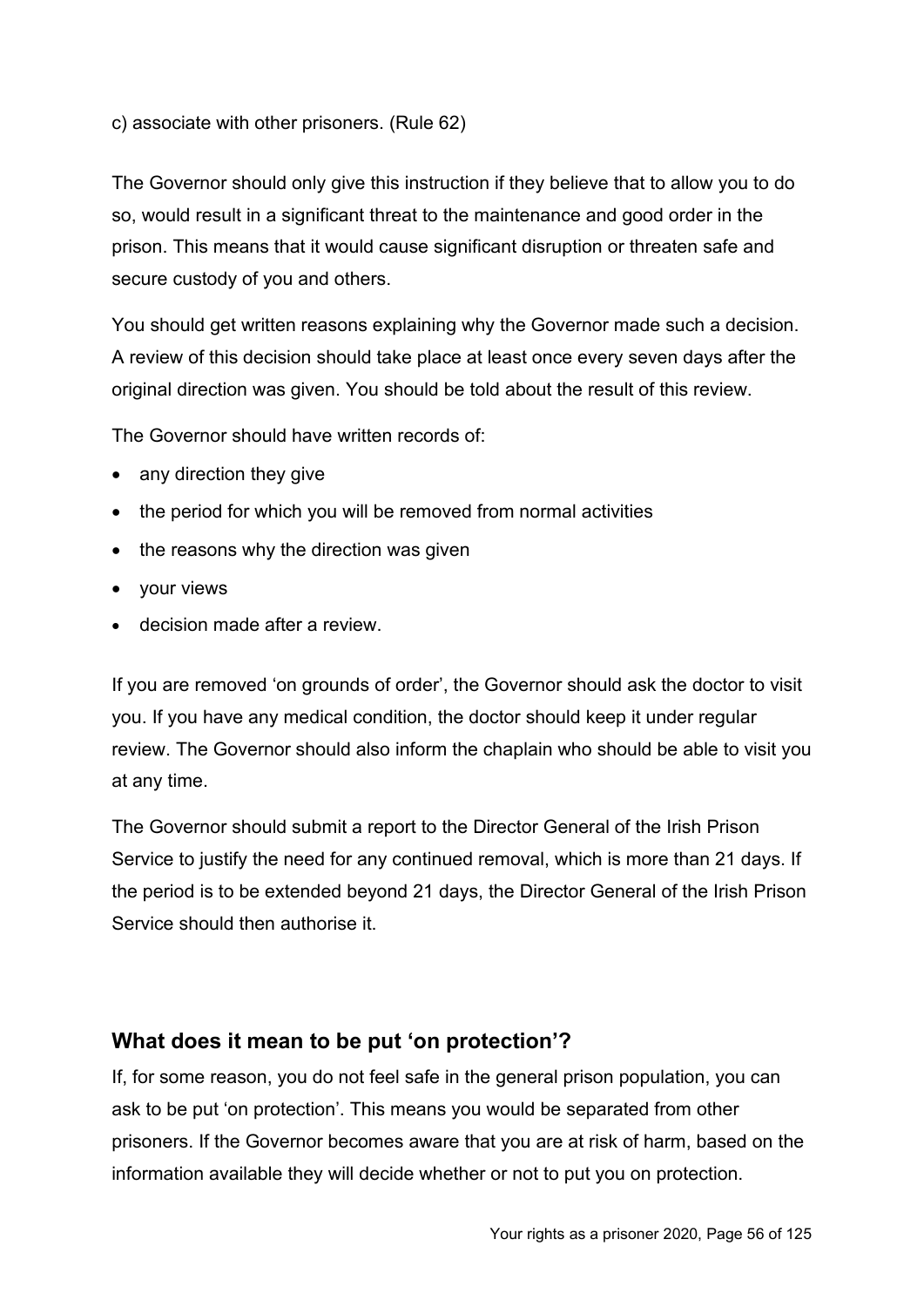c) associate with other prisoners. (Rule 62)

The Governor should only give this instruction if they believe that to allow you to do so, would result in a significant threat to the maintenance and good order in the prison. This means that it would cause significant disruption or threaten safe and secure custody of you and others.

You should get written reasons explaining why the Governor made such a decision. A review of this decision should take place at least once every seven days after the original direction was given. You should be told about the result of this review.

The Governor should have written records of:

- any direction they give
- the period for which you will be removed from normal activities
- the reasons why the direction was given
- your views
- decision made after a review.

If you are removed 'on grounds of order', the Governor should ask the doctor to visit you. If you have any medical condition, the doctor should keep it under regular review. The Governor should also inform the chaplain who should be able to visit you at any time.

The Governor should submit a report to the Director General of the Irish Prison Service to justify the need for any continued removal, which is more than 21 days. If the period is to be extended beyond 21 days, the Director General of the Irish Prison Service should then authorise it.

## What does it mean to be put 'on protection'?

If, for some reason, you do not feel safe in the general prison population, you can ask to be put 'on protection'. This means you would be separated from other prisoners. If the Governor becomes aware that you are at risk of harm, based on the information available they will decide whether or not to put you on protection.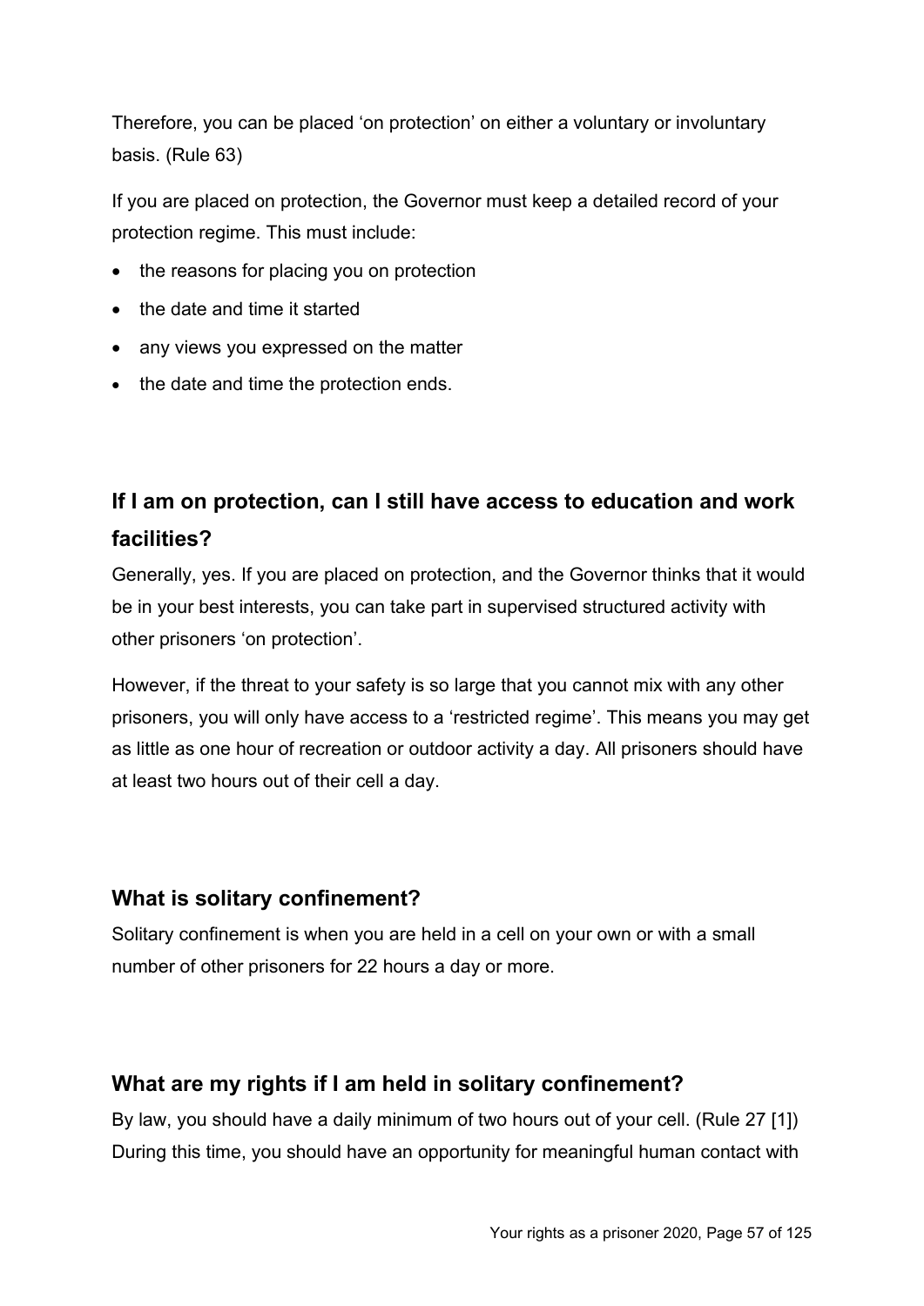Therefore, you can be placed 'on protection' on either a voluntary or involuntary basis. (Rule 63)

If you are placed on protection, the Governor must keep a detailed record of your protection regime. This must include:

- the reasons for placing you on protection
- the date and time it started
- any views you expressed on the matter
- the date and time the protection ends.

## If I am on protection, can I still have access to education and work facilities?

Generally, yes. If you are placed on protection, and the Governor thinks that it would be in your best interests, you can take part in supervised structured activity with other prisoners 'on protection'.

However, if the threat to your safety is so large that you cannot mix with any other prisoners, you will only have access to a 'restricted regime'. This means you may get as little as one hour of recreation or outdoor activity a day. All prisoners should have at least two hours out of their cell a day.

## What is solitary confinement?

Solitary confinement is when you are held in a cell on your own or with a small number of other prisoners for 22 hours a day or more.

## What are my rights if I am held in solitary confinement?

By law, you should have a daily minimum of two hours out of your cell. (Rule 27 [1]) During this time, you should have an opportunity for meaningful human contact with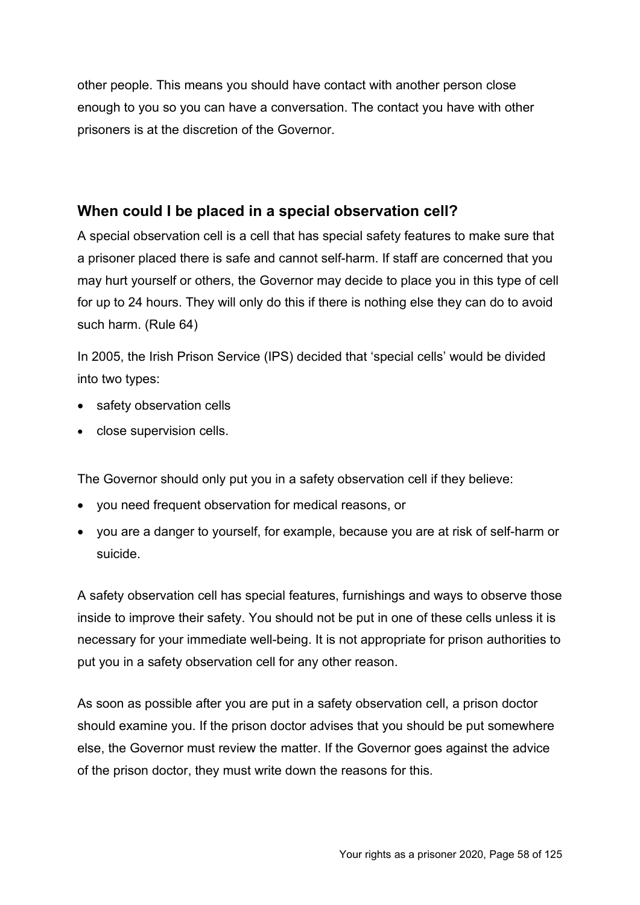other people. This means you should have contact with another person close enough to you so you can have a conversation. The contact you have with other prisoners is at the discretion of the Governor.

## When could I be placed in a special observation cell?

A special observation cell is a cell that has special safety features to make sure that a prisoner placed there is safe and cannot self-harm. If staff are concerned that you may hurt yourself or others, the Governor may decide to place you in this type of cell for up to 24 hours. They will only do this if there is nothing else they can do to avoid such harm. (Rule 64)

In 2005, the Irish Prison Service (IPS) decided that 'special cells' would be divided into two types:

- safety observation cells
- close supervision cells.

The Governor should only put you in a safety observation cell if they believe:

- you need frequent observation for medical reasons, or
- you are a danger to yourself, for example, because you are at risk of self-harm or suicide.

A safety observation cell has special features, furnishings and ways to observe those inside to improve their safety. You should not be put in one of these cells unless it is necessary for your immediate well-being. It is not appropriate for prison authorities to put you in a safety observation cell for any other reason.

As soon as possible after you are put in a safety observation cell, a prison doctor should examine you. If the prison doctor advises that you should be put somewhere else, the Governor must review the matter. If the Governor goes against the advice of the prison doctor, they must write down the reasons for this.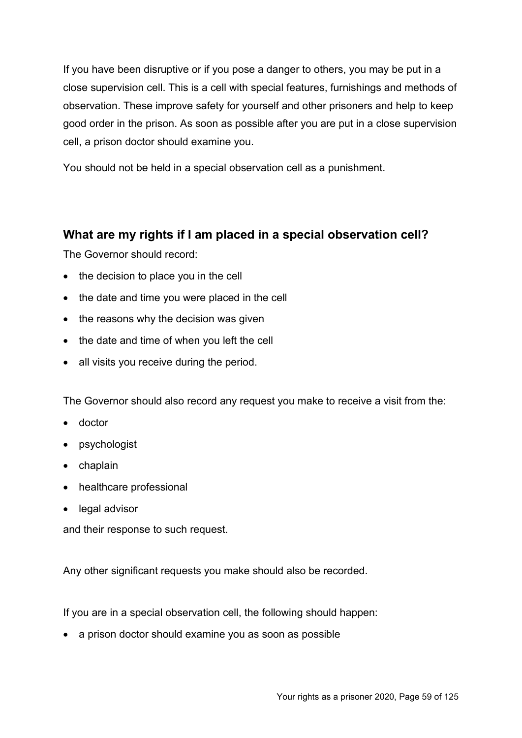If you have been disruptive or if you pose a danger to others, you may be put in a close supervision cell. This is a cell with special features, furnishings and methods of observation. These improve safety for yourself and other prisoners and help to keep good order in the prison. As soon as possible after you are put in a close supervision cell, a prison doctor should examine you.

You should not be held in a special observation cell as a punishment.

## What are my rights if I am placed in a special observation cell?

The Governor should record:

- the decision to place you in the cell
- the date and time you were placed in the cell
- the reasons why the decision was given
- the date and time of when you left the cell
- all visits you receive during the period.

The Governor should also record any request you make to receive a visit from the:

- doctor
- psychologist
- chaplain
- healthcare professional
- legal advisor

and their response to such request.

Any other significant requests you make should also be recorded.

If you are in a special observation cell, the following should happen:

- a prison doctor should examine you as soon as possible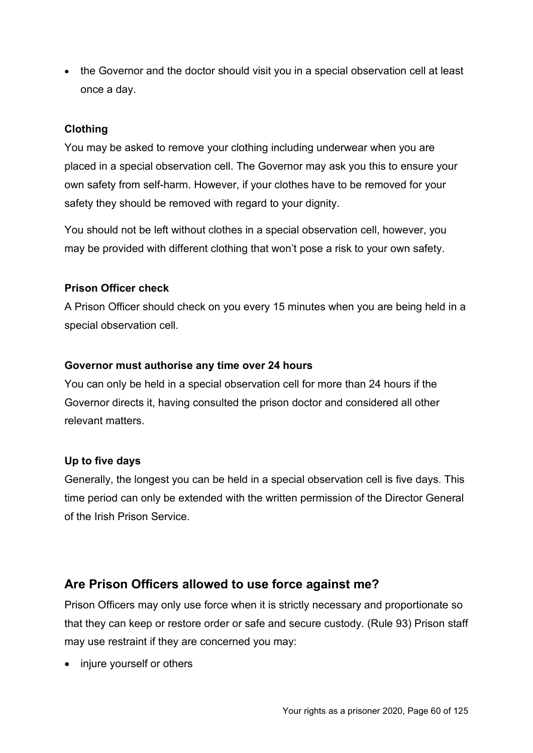- the Governor and the doctor should visit you in a special observation cell at least once a day.

**Clothing**

You may be asked to remove your clothing including underwear when you are placed in a special observation cell. The Governor may ask you this to ensure your own safety from self-harm. However, if your clothes have to be removed for your safety they should be removed with regard to your dignity.

You should not be left without clothes in a special observation cell, however, you may be provided with different clothing that won't pose a risk to your own safety.

**Prison Officer check**

A Prison Officer should check on you every 15 minutes when you are being held in a special observation cell.

**Governor must authorise any time over 24 hours**

You can only be held in a special observation cell for more than 24 hours if the Governor directs it, having consulted the prison doctor and considered all other relevant matters.

**Up to five days**

Generally, the longest you can be held in a special observation cell is five days. This time period can only be extended with the written permission of the Director General of the Irish Prison Service.

## Are Prison Officers allowed to use force against me?

Prison Officers may only use force when it is strictly necessary and proportionate so that they can keep or restore order or safe and secure custody. (Rule 93) Prison staff may use restraint if they are concerned you may:

- injure yourself or others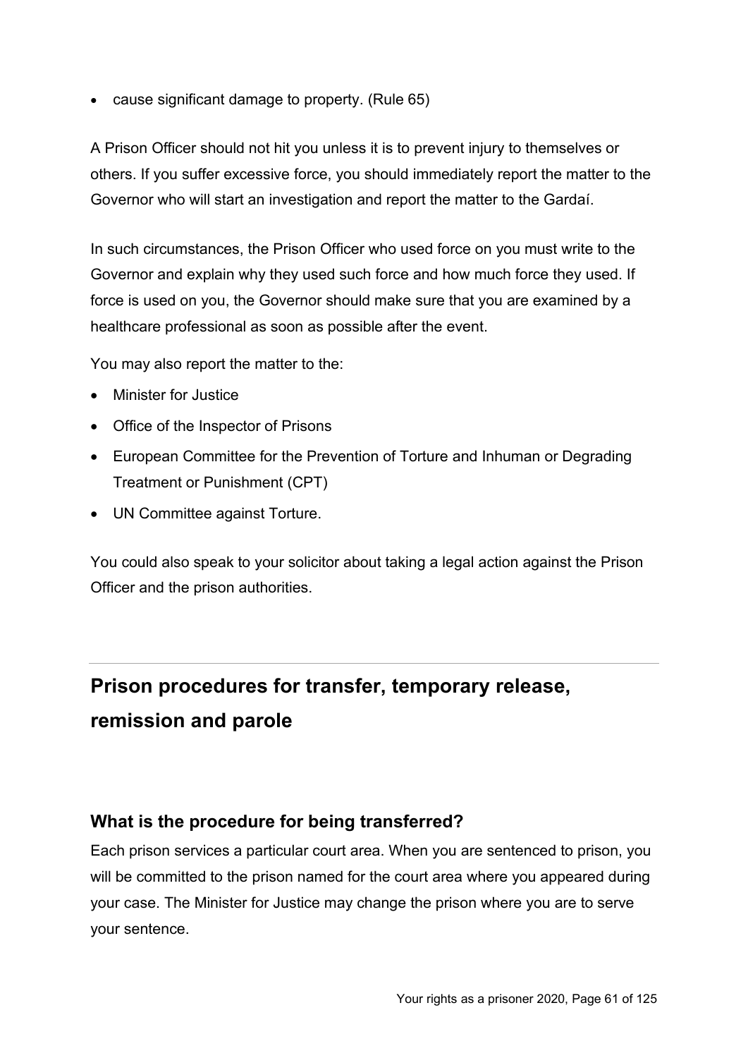- cause significant damage to property. (Rule 65)

A Prison Officer should not hit you unless it is to prevent injury to themselves or others. If you suffer excessive force, you should immediately report the matter to the Governor who will start an investigation and report the matter to the Gardaí.

In such circumstances, the Prison Officer who used force on you must write to the Governor and explain why they used such force and how much force they used. If force is used on you, the Governor should make sure that you are examined by a healthcare professional as soon as possible after the event.

You may also report the matter to the:

- Minister for Justice
- Office of the Inspector of Prisons
- European Committee for the Prevention of Torture and Inhuman or Degrading Treatment or Punishment (CPT)
- UN Committee against Torture.

You could also speak to your solicitor about taking a legal action against the Prison Officer and the prison authorities.

---

## Prison procedures for transfer, temporary release, remission and parole

### What is the procedure for being transferred?

Each prison services a particular court area. When you are sentenced to prison, you will be committed to the prison named for the court area where you appeared during your case. The Minister for Justice may change the prison where you are to serve your sentence.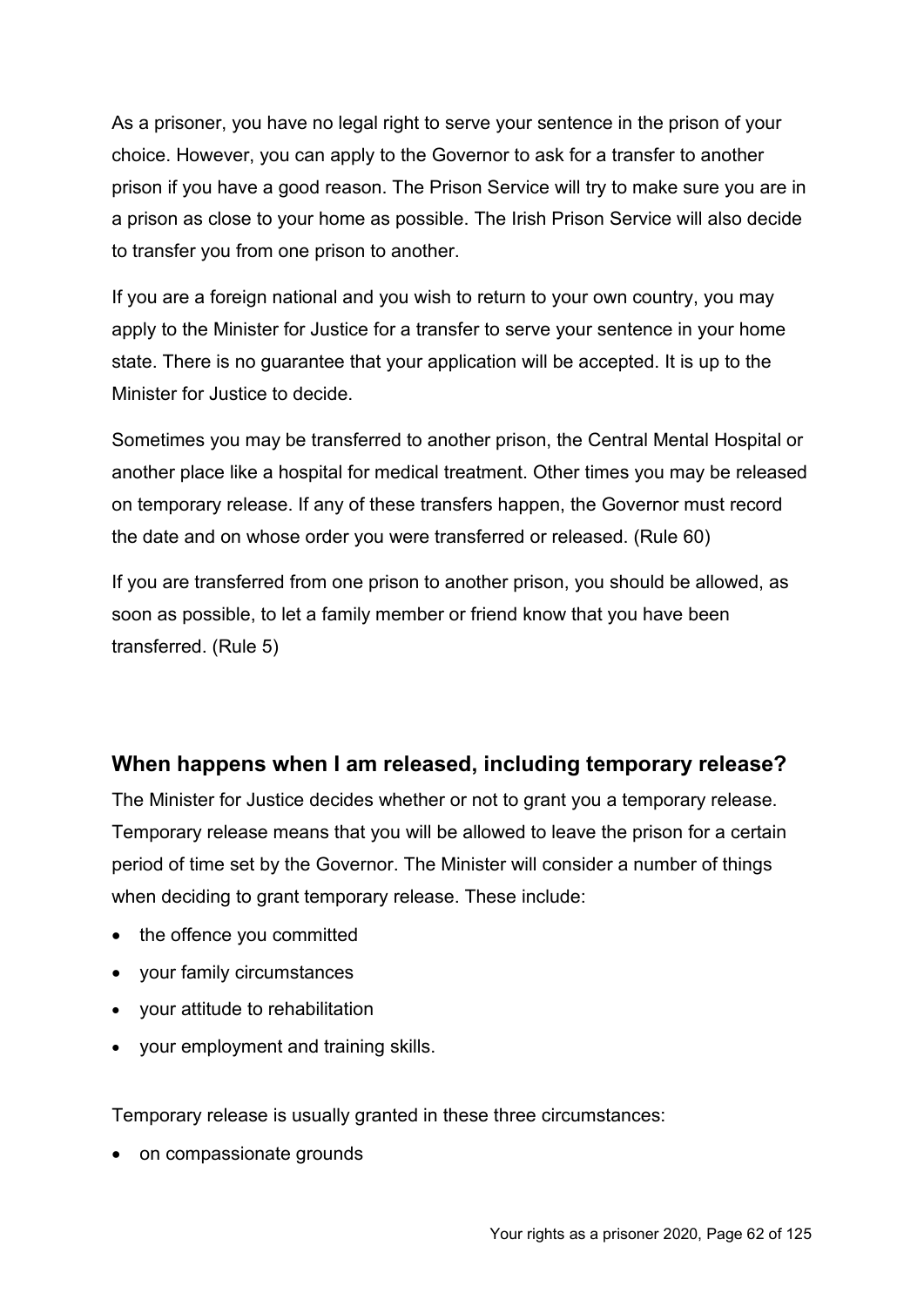As a prisoner, you have no legal right to serve your sentence in the prison of your choice. However, you can apply to the Governor to ask for a transfer to another prison if you have a good reason. The Prison Service will try to make sure you are in a prison as close to your home as possible. The Irish Prison Service will also decide to transfer you from one prison to another.

If you are a foreign national and you wish to return to your own country, you may apply to the Minister for Justice for a transfer to serve your sentence in your home state. There is no guarantee that your application will be accepted. It is up to the Minister for Justice to decide.

Sometimes you may be transferred to another prison, the Central Mental Hospital or another place like a hospital for medical treatment. Other times you may be released on temporary release. If any of these transfers happen, the Governor must record the date and on whose order you were transferred or released. (Rule 60)

If you are transferred from one prison to another prison, you should be allowed, as soon as possible, to let a family member or friend know that you have been transferred. (Rule 5)

## When happens when I am released, including temporary release?

The Minister for Justice decides whether or not to grant you a temporary release. Temporary release means that you will be allowed to leave the prison for a certain period of time set by the Governor. The Minister will consider a number of things when deciding to grant temporary release. These include:

- the offence you committed
- your family circumstances
- your attitude to rehabilitation
- your employment and training skills.

Temporary release is usually granted in these three circumstances:

- on compassionate grounds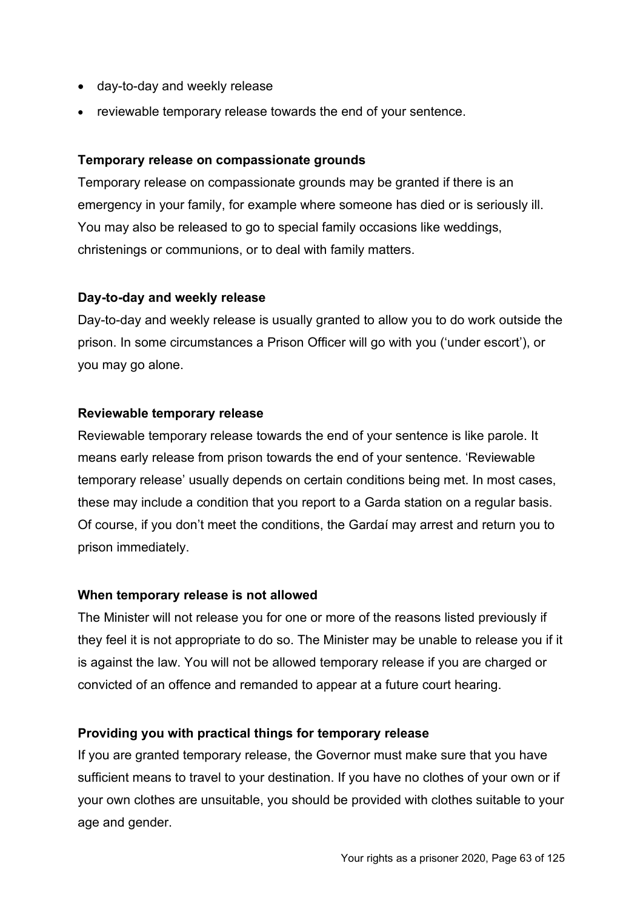- day-to-day and weekly release
- reviewable temporary release towards the end of your sentence.

**Temporary release on compassionate grounds**

Temporary release on compassionate grounds may be granted if there is an emergency in your family, for example where someone has died or is seriously ill. You may also be released to go to special family occasions like weddings, christenings or communions, or to deal with family matters.

**Day-to-day and weekly release**

Day-to-day and weekly release is usually granted to allow you to do work outside the prison. In some circumstances a Prison Officer will go with you ('under escort'), or you may go alone.

**Reviewable temporary release**

Reviewable temporary release towards the end of your sentence is like parole. It means early release from prison towards the end of your sentence. 'Reviewable temporary release' usually depends on certain conditions being met. In most cases, these may include a condition that you report to a Garda station on a regular basis. Of course, if you don't meet the conditions, the Gardaí may arrest and return you to prison immediately.

**When temporary release is not allowed**

The Minister will not release you for one or more of the reasons listed previously if they feel it is not appropriate to do so. The Minister may be unable to release you if it is against the law. You will not be allowed temporary release if you are charged or convicted of an offence and remanded to appear at a future court hearing.

**Providing you with practical things for temporary release**

If you are granted temporary release, the Governor must make sure that you have sufficient means to travel to your destination. If you have no clothes of your own or if your own clothes are unsuitable, you should be provided with clothes suitable to your age and gender.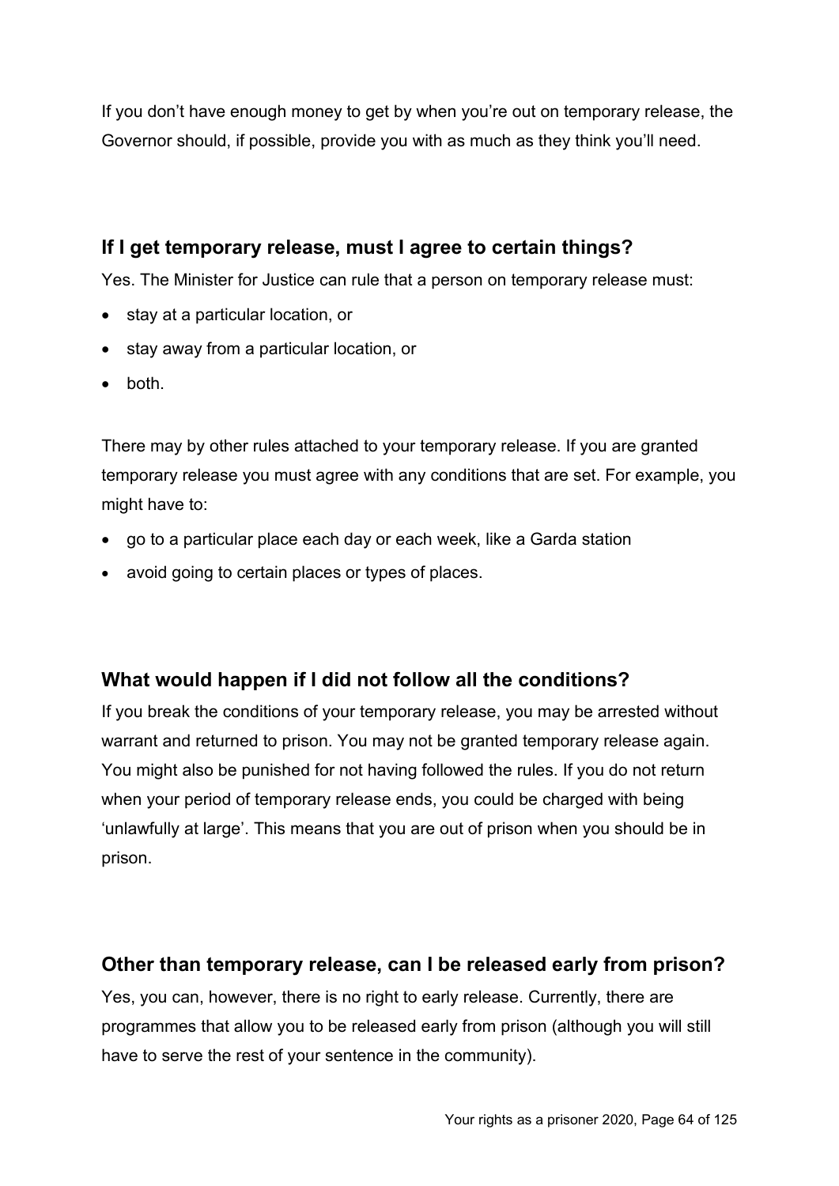If you don't have enough money to get by when you're out on temporary release, the Governor should, if possible, provide you with as much as they think you'll need.

### If I get temporary release, must I agree to certain things?

Yes. The Minister for Justice can rule that a person on temporary release must:

- stay at a particular location, or
- stay away from a particular location, or
- both.

There may by other rules attached to your temporary release. If you are granted temporary release you must agree with any conditions that are set. For example, you might have to:

- go to a particular place each day or each week, like a Garda station
- avoid going to certain places or types of places.

### What would happen if I did not follow all the conditions?

If you break the conditions of your temporary release, you may be arrested without warrant and returned to prison. You may not be granted temporary release again. You might also be punished for not having followed the rules. If you do not return when your period of temporary release ends, you could be charged with being 'unlawfully at large'. This means that you are out of prison when you should be in prison.

### Other than temporary release, can I be released early from prison?

Yes, you can, however, there is no right to early release. Currently, there are programmes that allow you to be released early from prison (although you will still have to serve the rest of your sentence in the community).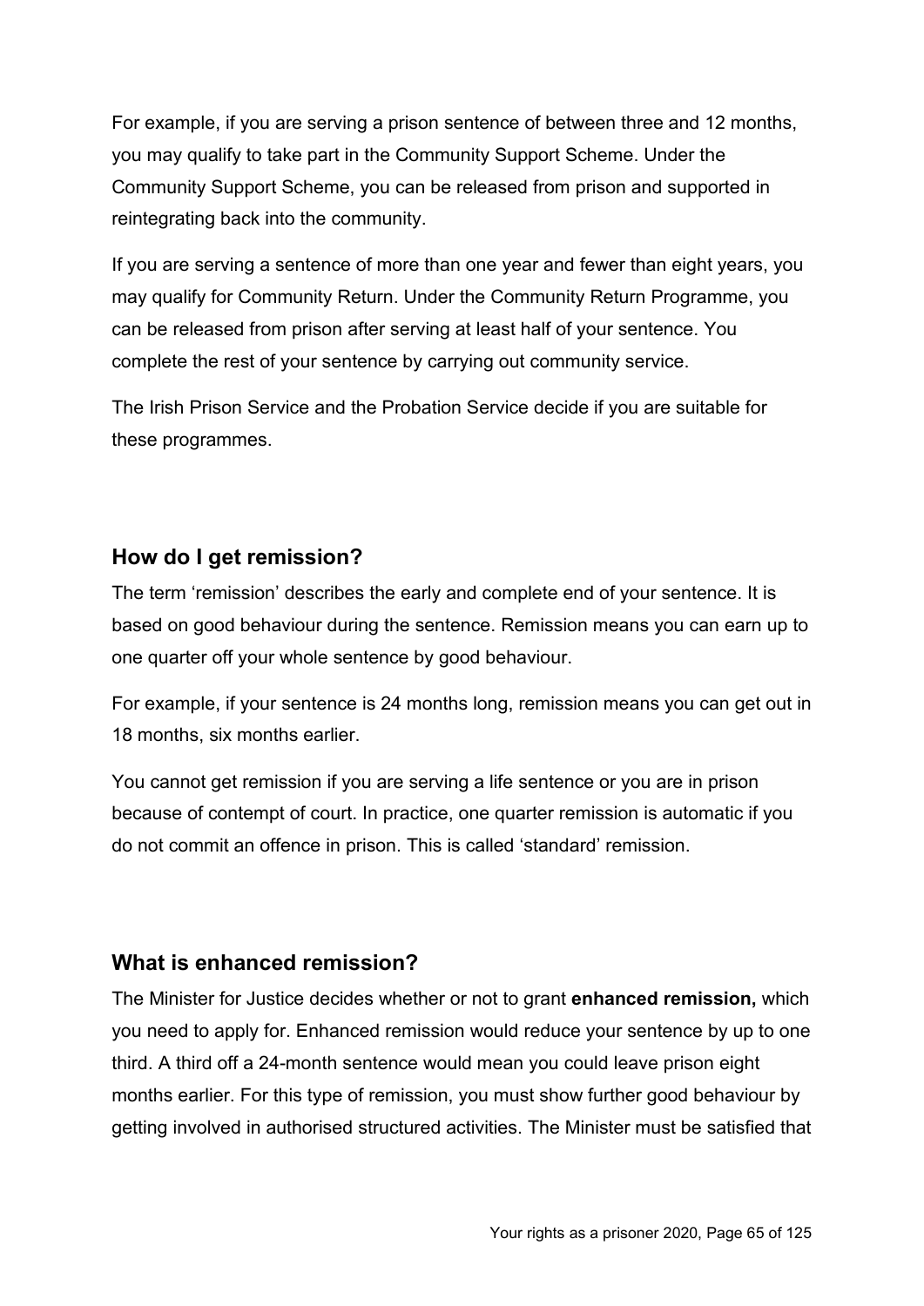For example, if you are serving a prison sentence of between three and 12 months, you may qualify to take part in the Community Support Scheme. Under the Community Support Scheme, you can be released from prison and supported in reintegrating back into the community.

If you are serving a sentence of more than one year and fewer than eight years, you may qualify for Community Return. Under the Community Return Programme, you can be released from prison after serving at least half of your sentence. You complete the rest of your sentence by carrying out community service.

The Irish Prison Service and the Probation Service decide if you are suitable for these programmes.

## How do I get remission?

The term 'remission' describes the early and complete end of your sentence. It is based on good behaviour during the sentence. Remission means you can earn up to one quarter off your whole sentence by good behaviour.

For example, if your sentence is 24 months long, remission means you can get out in 18 months, six months earlier.

You cannot get remission if you are serving a life sentence or you are in prison because of contempt of court. In practice, one quarter remission is automatic if you do not commit an offence in prison. This is called 'standard' remission.

## What is enhanced remission?

The Minister for Justice decides whether or not to grant **enhanced remission,** which you need to apply for. Enhanced remission would reduce your sentence by up to one third. A third off a 24-month sentence would mean you could leave prison eight months earlier. For this type of remission, you must show further good behaviour by getting involved in authorised structured activities. The Minister must be satisfied that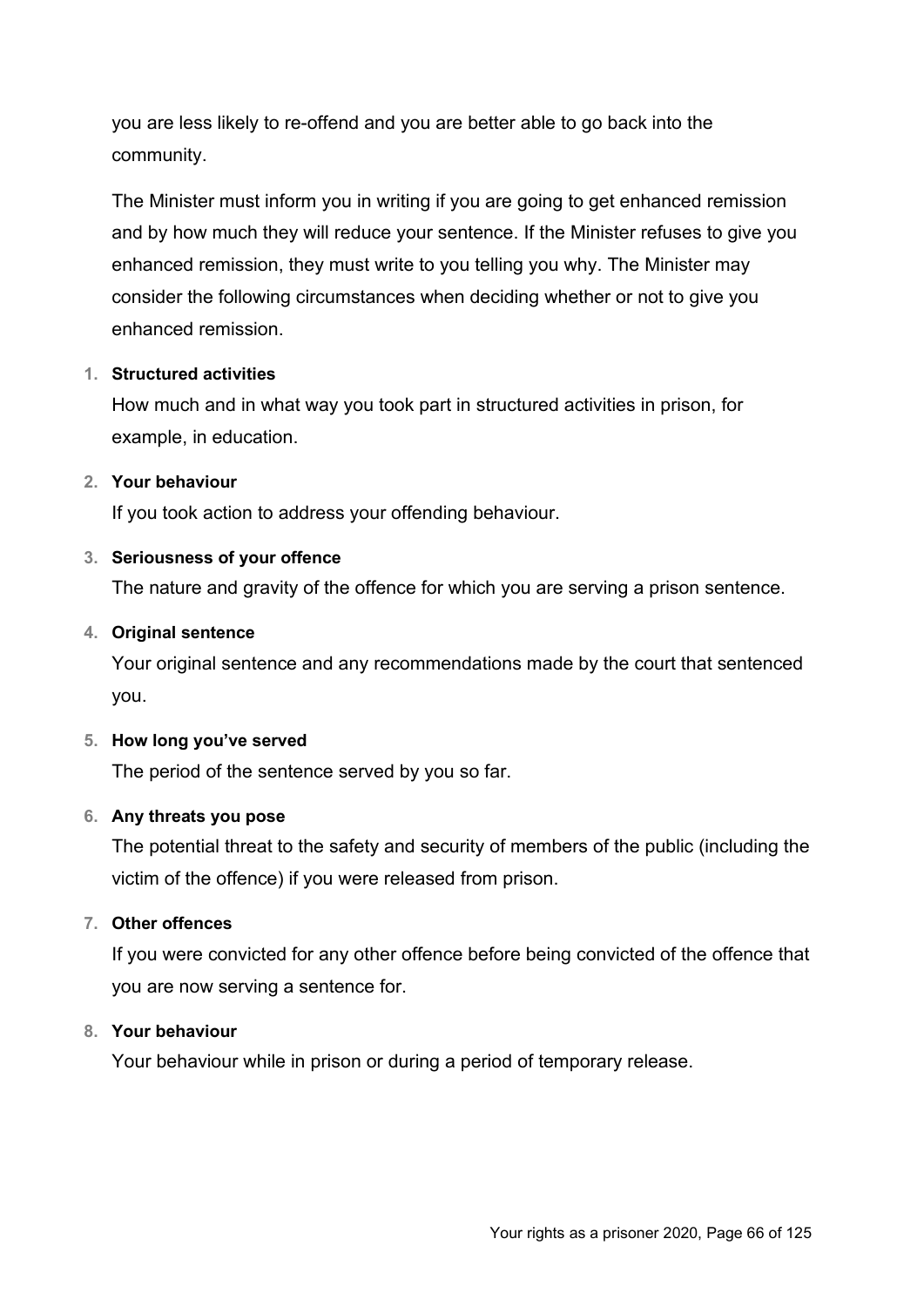you are less likely to re-offend and you are better able to go back into the community.

The Minister must inform you in writing if you are going to get enhanced remission and by how much they will reduce your sentence. If the Minister refuses to give you enhanced remission, they must write to you telling you why. The Minister may consider the following circumstances when deciding whether or not to give you enhanced remission.

1. **Structured activities**
   How much and in what way you took part in structured activities in prison, for example, in education.
2. **Your behaviour**
   If you took action to address your offending behaviour.
3. **Seriousness of your offence**
   The nature and gravity of the offence for which you are serving a prison sentence.
4. **Original sentence**
   Your original sentence and any recommendations made by the court that sentenced you.
5. **How long you've served**
   The period of the sentence served by you so far.
6. **Any threats you pose**
   The potential threat to the safety and security of members of the public (including the victim of the offence) if you were released from prison.
7. **Other offences**
   If you were convicted for any other offence before being convicted of the offence that you are now serving a sentence for.
8. **Your behaviour**
   Your behaviour while in prison or during a period of temporary release.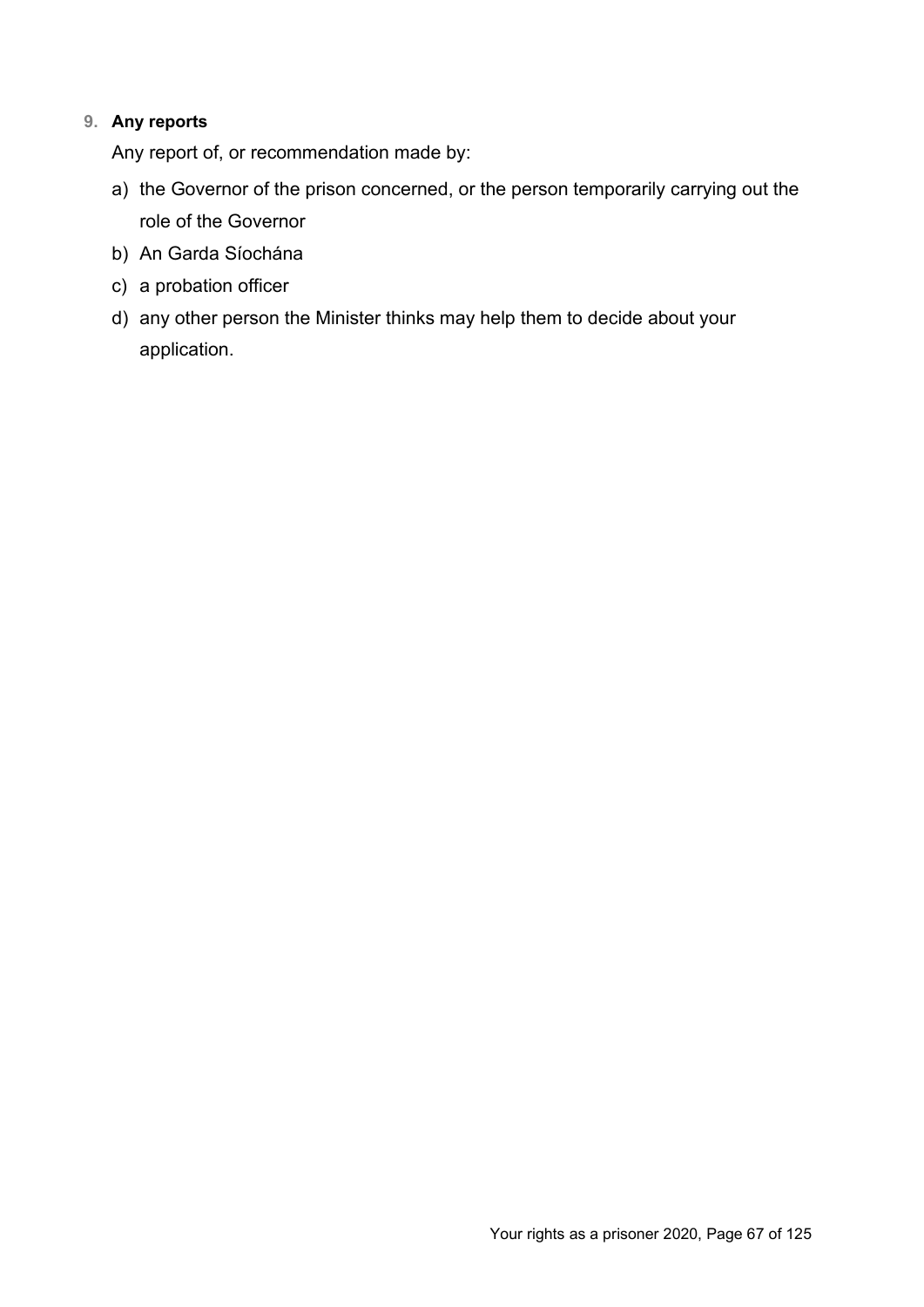9. **Any reports**

   Any report of, or recommendation made by:

   a) the Governor of the prison concerned, or the person temporarily carrying out the role of the Governor
   b) An Garda Síochána
   c) a probation officer
   d) any other person the Minister thinks may help them to decide about your application.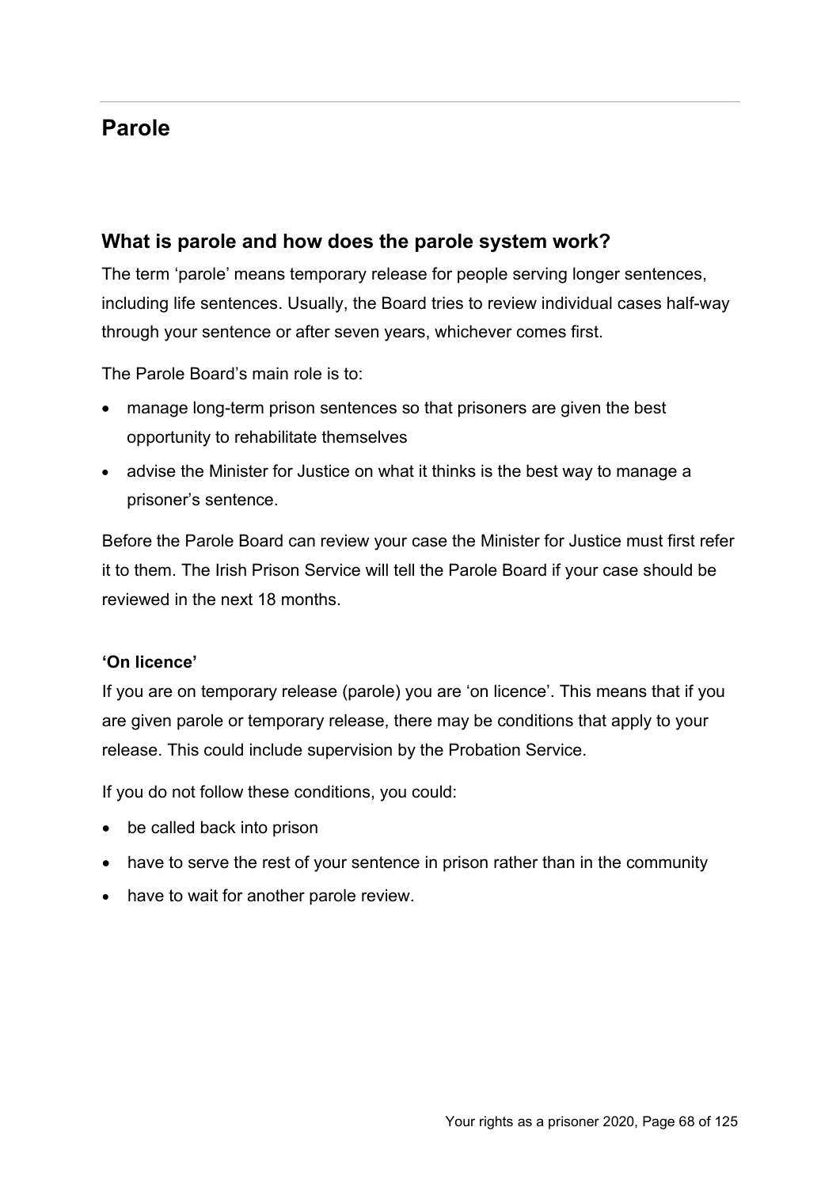# Parole

## What is parole and how does the parole system work?

The term 'parole' means temporary release for people serving longer sentences, including life sentences. Usually, the Board tries to review individual cases half-way through your sentence or after seven years, whichever comes first.

The Parole Board's main role is to:

- manage long-term prison sentences so that prisoners are given the best opportunity to rehabilitate themselves
- advise the Minister for Justice on what it thinks is the best way to manage a prisoner's sentence.

Before the Parole Board can review your case the Minister for Justice must first refer it to them. The Irish Prison Service will tell the Parole Board if your case should be reviewed in the next 18 months.

**'On licence'**

If you are on temporary release (parole) you are 'on licence'. This means that if you are given parole or temporary release, there may be conditions that apply to your release. This could include supervision by the Probation Service.

If you do not follow these conditions, you could:

- be called back into prison
- have to serve the rest of your sentence in prison rather than in the community
- have to wait for another parole review.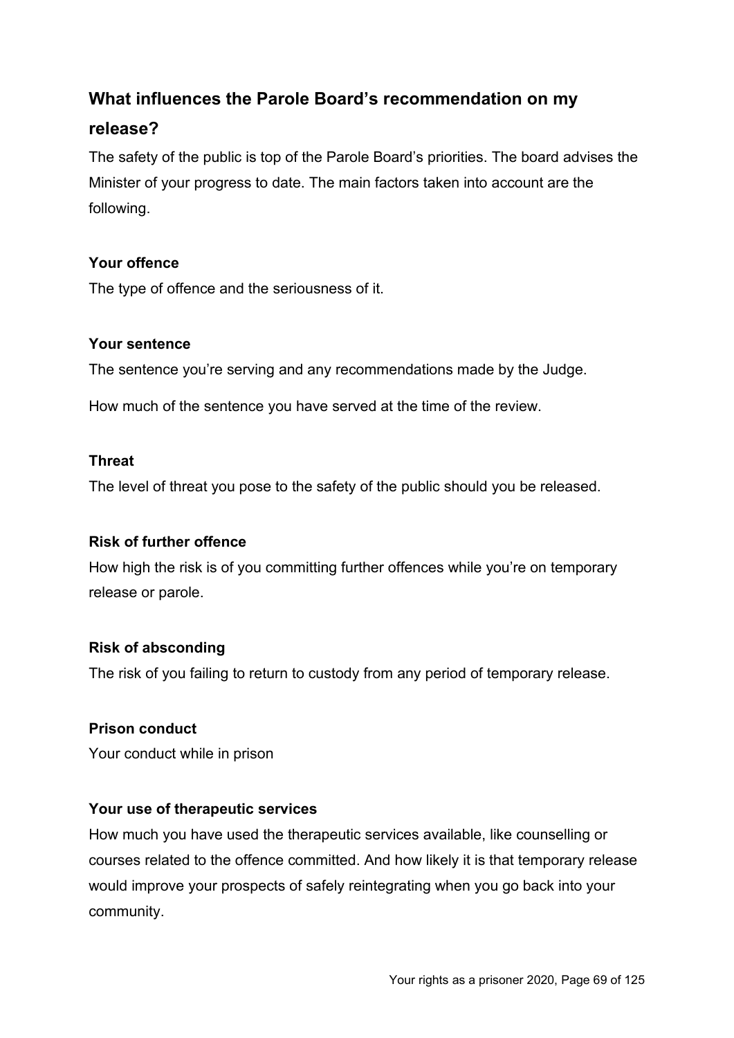## What influences the Parole Board's recommendation on my release?

The safety of the public is top of the Parole Board's priorities. The board advises the Minister of your progress to date. The main factors taken into account are the following.

**Your offence**

The type of offence and the seriousness of it.

**Your sentence**

The sentence you're serving and any recommendations made by the Judge.

How much of the sentence you have served at the time of the review.

**Threat**

The level of threat you pose to the safety of the public should you be released.

**Risk of further offence**

How high the risk is of you committing further offences while you're on temporary release or parole.

**Risk of absconding**

The risk of you failing to return to custody from any period of temporary release.

**Prison conduct**

Your conduct while in prison

**Your use of therapeutic services**

How much you have used the therapeutic services available, like counselling or courses related to the offence committed. And how likely it is that temporary release would improve your prospects of safely reintegrating when you go back into your community.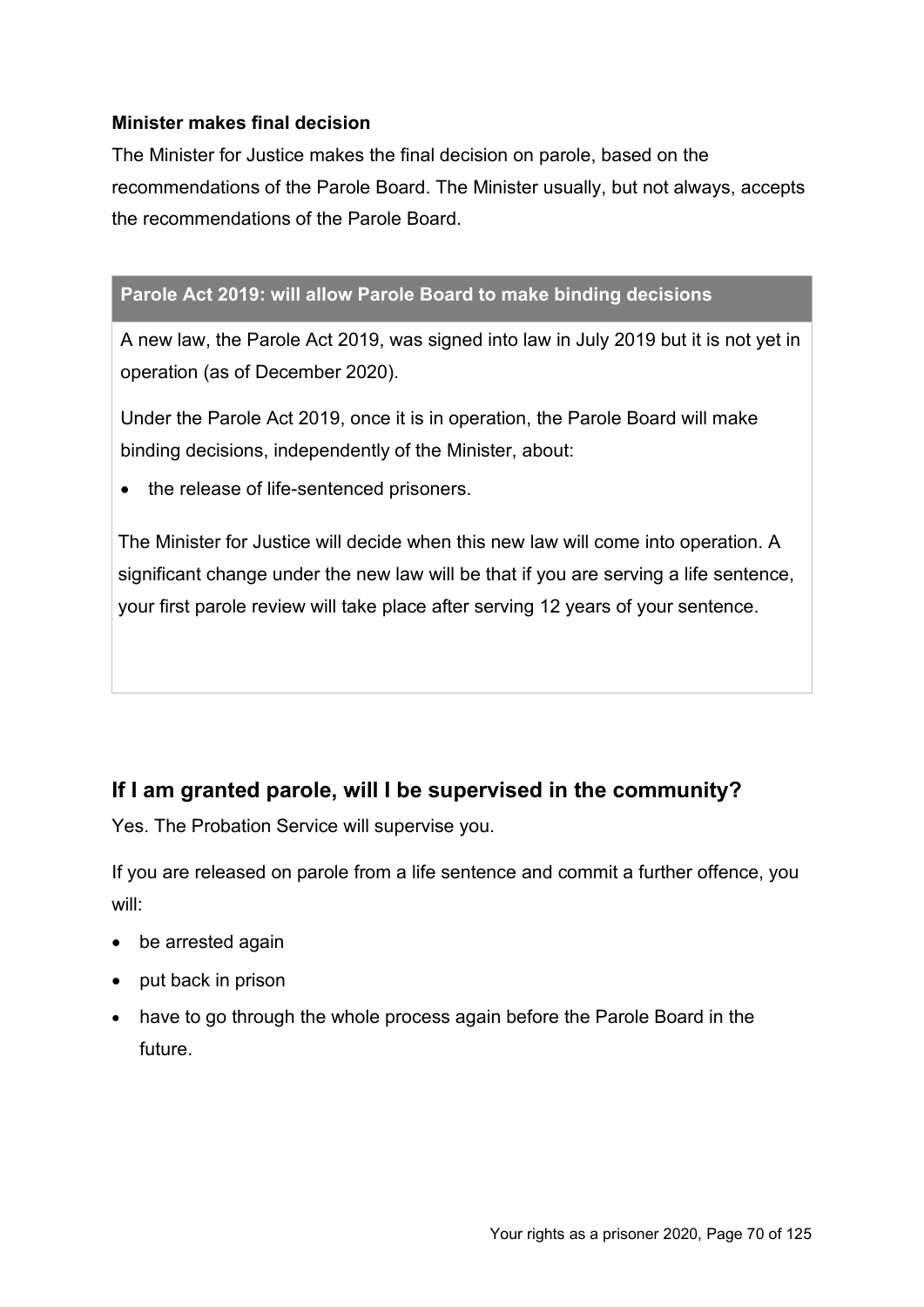**Minister makes final decision**

The Minister for Justice makes the final decision on parole, based on the recommendations of the Parole Board. The Minister usually, but not always, accepts the recommendations of the Parole Board.

**Parole Act 2019: will allow Parole Board to make binding decisions**

A new law, the Parole Act 2019, was signed into law in July 2019 but it is not yet in operation (as of December 2020).

Under the Parole Act 2019, once it is in operation, the Parole Board will make binding decisions, independently of the Minister, about:

- the release of life-sentenced prisoners.

The Minister for Justice will decide when this new law will come into operation. A significant change under the new law will be that if you are serving a life sentence, your first parole review will take place after serving 12 years of your sentence.

## If I am granted parole, will I be supervised in the community?

Yes. The Probation Service will supervise you.

If you are released on parole from a life sentence and commit a further offence, you will:

- be arrested again
- put back in prison
- have to go through the whole process again before the Parole Board in the future.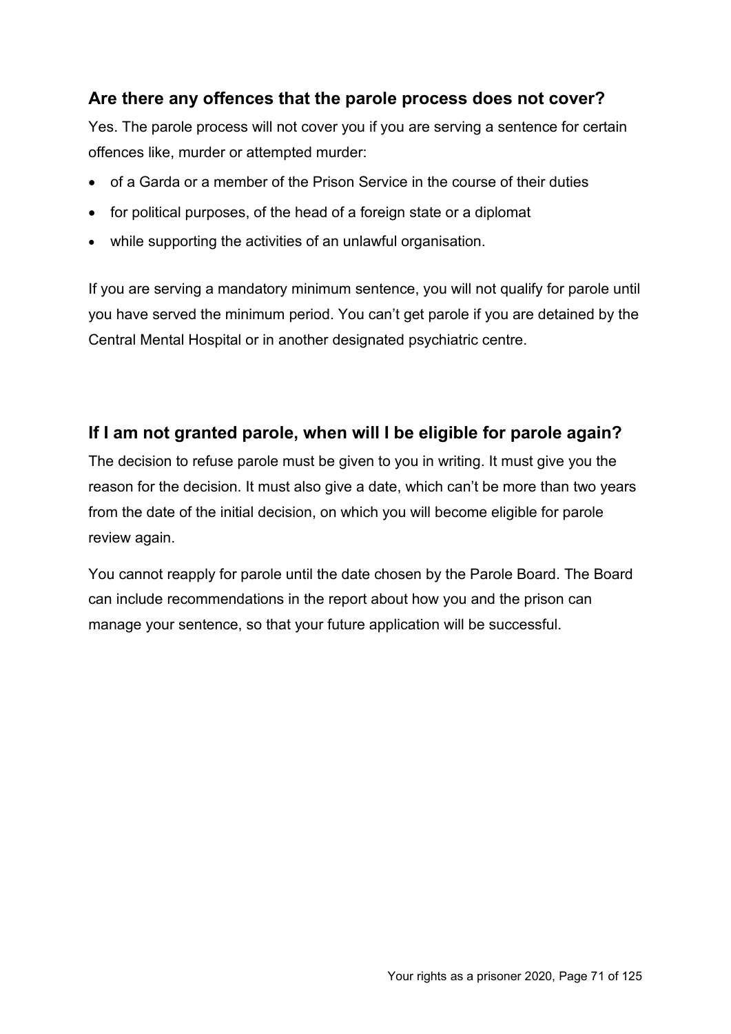## Are there any offences that the parole process does not cover?

Yes. The parole process will not cover you if you are serving a sentence for certain offences like, murder or attempted murder:

- of a Garda or a member of the Prison Service in the course of their duties
- for political purposes, of the head of a foreign state or a diplomat
- while supporting the activities of an unlawful organisation.

If you are serving a mandatory minimum sentence, you will not qualify for parole until you have served the minimum period. You can't get parole if you are detained by the Central Mental Hospital or in another designated psychiatric centre.

## If I am not granted parole, when will I be eligible for parole again?

The decision to refuse parole must be given to you in writing. It must give you the reason for the decision. It must also give a date, which can't be more than two years from the date of the initial decision, on which you will become eligible for parole review again.

You cannot reapply for parole until the date chosen by the Parole Board. The Board can include recommendations in the report about how you and the prison can manage your sentence, so that your future application will be successful.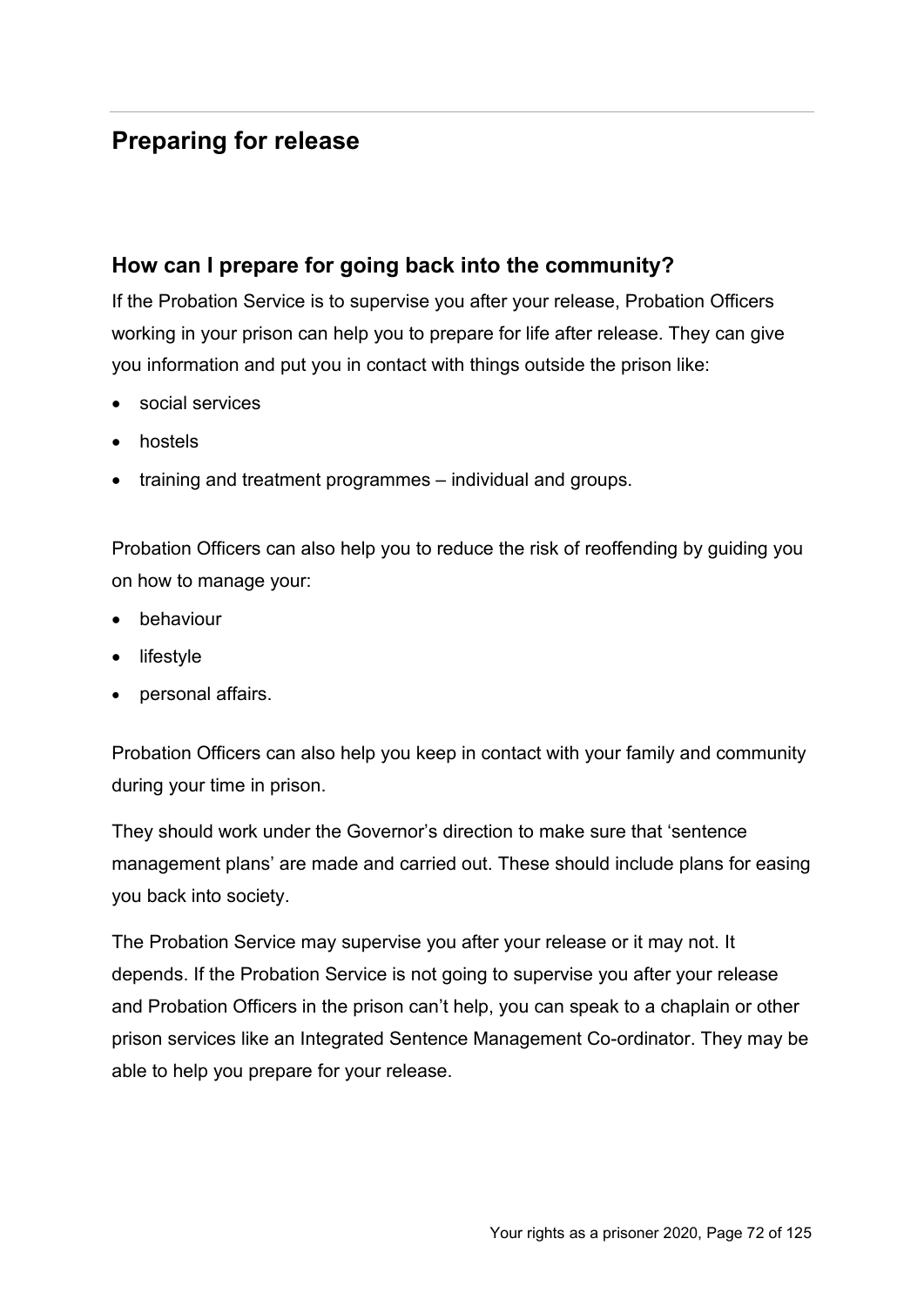## Preparing for release

### How can I prepare for going back into the community?

If the Probation Service is to supervise you after your release, Probation Officers working in your prison can help you to prepare for life after release. They can give you information and put you in contact with things outside the prison like:

- social services
- hostels
- training and treatment programmes – individual and groups.

Probation Officers can also help you to reduce the risk of reoffending by guiding you on how to manage your:

- behaviour
- lifestyle
- personal affairs.

Probation Officers can also help you keep in contact with your family and community during your time in prison.

They should work under the Governor's direction to make sure that 'sentence management plans' are made and carried out. These should include plans for easing you back into society.

The Probation Service may supervise you after your release or it may not. It depends. If the Probation Service is not going to supervise you after your release and Probation Officers in the prison can't help, you can speak to a chaplain or other prison services like an Integrated Sentence Management Co-ordinator. They may be able to help you prepare for your release.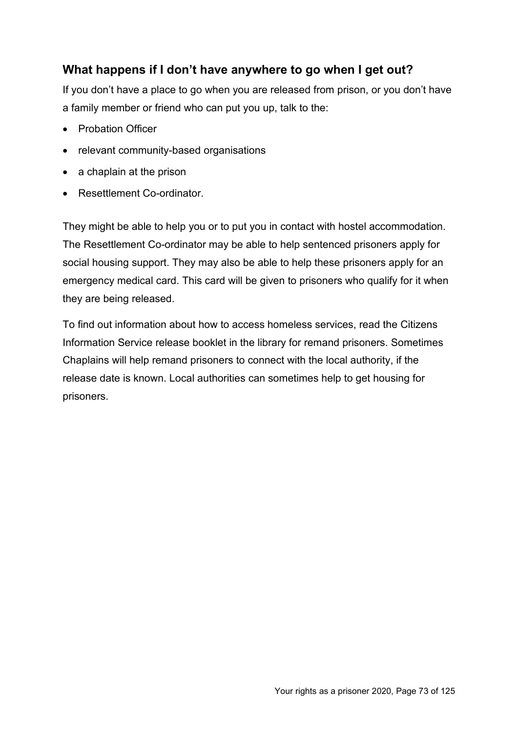## What happens if I don't have anywhere to go when I get out?

If you don't have a place to go when you are released from prison, or you don't have a family member or friend who can put you up, talk to the:

- Probation Officer
- relevant community-based organisations
- a chaplain at the prison
- Resettlement Co-ordinator.

They might be able to help you or to put you in contact with hostel accommodation. The Resettlement Co-ordinator may be able to help sentenced prisoners apply for social housing support. They may also be able to help these prisoners apply for an emergency medical card. This card will be given to prisoners who qualify for it when they are being released.

To find out information about how to access homeless services, read the Citizens Information Service release booklet in the library for remand prisoners. Sometimes Chaplains will help remand prisoners to connect with the local authority, if the release date is known. Local authorities can sometimes help to get housing for prisoners.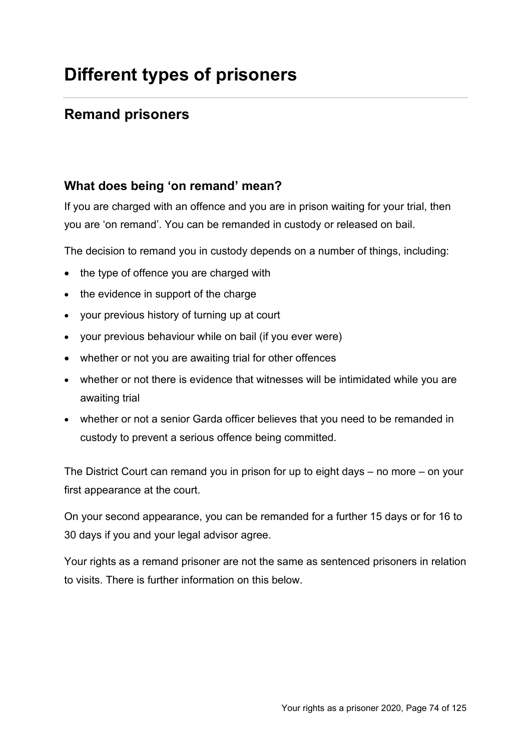# Different types of prisoners

## Remand prisoners

### What does being 'on remand' mean?

If you are charged with an offence and you are in prison waiting for your trial, then you are 'on remand'. You can be remanded in custody or released on bail.

The decision to remand you in custody depends on a number of things, including:

- the type of offence you are charged with
- the evidence in support of the charge
- your previous history of turning up at court
- your previous behaviour while on bail (if you ever were)
- whether or not you are awaiting trial for other offences
- whether or not there is evidence that witnesses will be intimidated while you are awaiting trial
- whether or not a senior Garda officer believes that you need to be remanded in custody to prevent a serious offence being committed.

The District Court can remand you in prison for up to eight days – no more – on your first appearance at the court.

On your second appearance, you can be remanded for a further 15 days or for 16 to 30 days if you and your legal advisor agree.

Your rights as a remand prisoner are not the same as sentenced prisoners in relation to visits. There is further information on this below.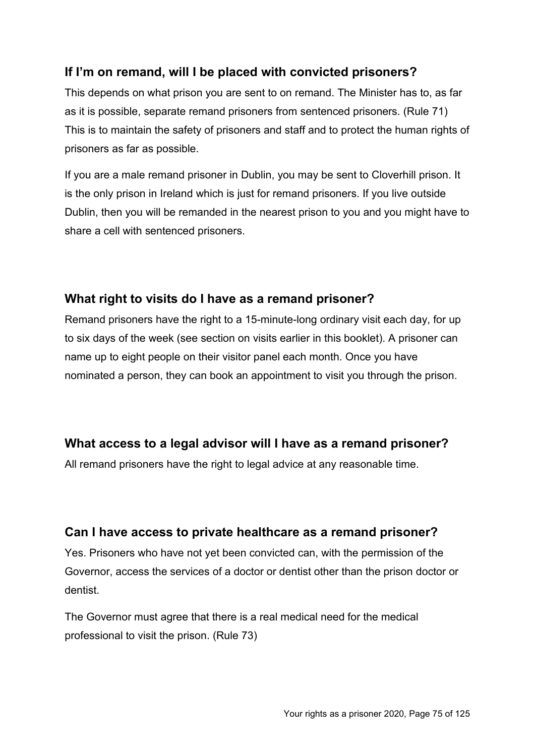## If I’m on remand, will I be placed with convicted prisoners?

This depends on what prison you are sent to on remand. The Minister has to, as far as it is possible, separate remand prisoners from sentenced prisoners. (Rule 71) This is to maintain the safety of prisoners and staff and to protect the human rights of prisoners as far as possible.

If you are a male remand prisoner in Dublin, you may be sent to Cloverhill prison. It is the only prison in Ireland which is just for remand prisoners. If you live outside Dublin, then you will be remanded in the nearest prison to you and you might have to share a cell with sentenced prisoners.

## What right to visits do I have as a remand prisoner?

Remand prisoners have the right to a 15-minute-long ordinary visit each day, for up to six days of the week (see section on visits earlier in this booklet). A prisoner can name up to eight people on their visitor panel each month. Once you have nominated a person, they can book an appointment to visit you through the prison.

## What access to a legal advisor will I have as a remand prisoner?

All remand prisoners have the right to legal advice at any reasonable time.

## Can I have access to private healthcare as a remand prisoner?

Yes. Prisoners who have not yet been convicted can, with the permission of the Governor, access the services of a doctor or dentist other than the prison doctor or dentist.

The Governor must agree that there is a real medical need for the medical professional to visit the prison. (Rule 73)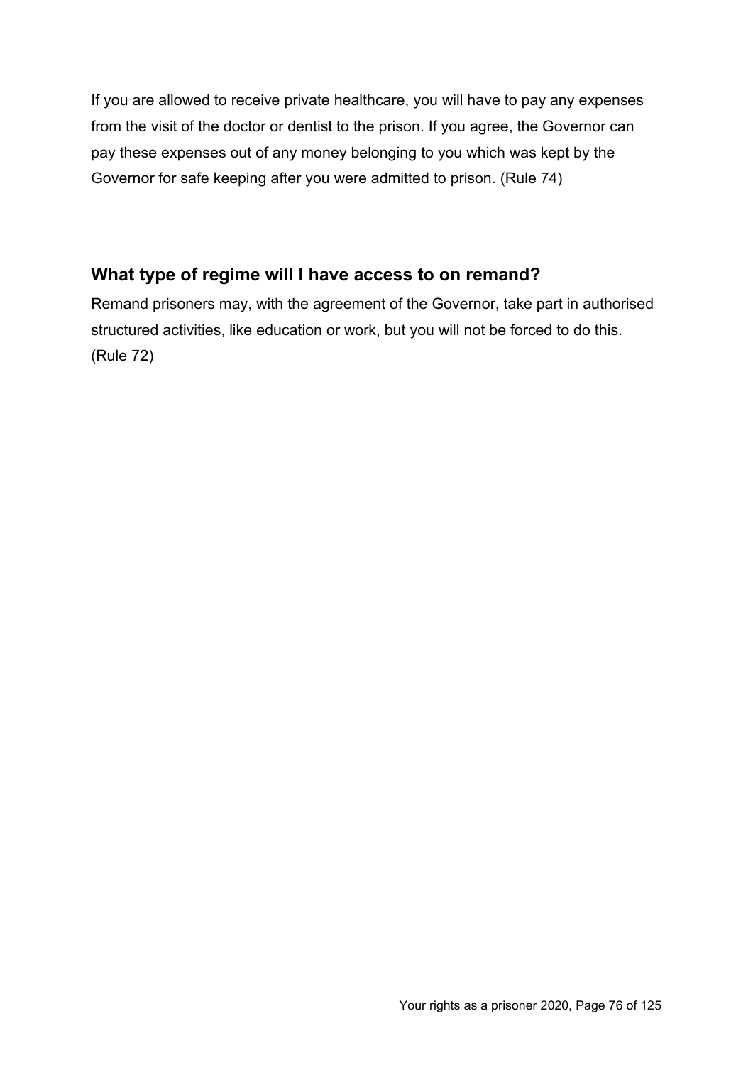If you are allowed to receive private healthcare, you will have to pay any expenses from the visit of the doctor or dentist to the prison. If you agree, the Governor can pay these expenses out of any money belonging to you which was kept by the Governor for safe keeping after you were admitted to prison. (Rule 74)

## What type of regime will I have access to on remand?

Remand prisoners may, with the agreement of the Governor, take part in authorised structured activities, like education or work, but you will not be forced to do this. (Rule 72)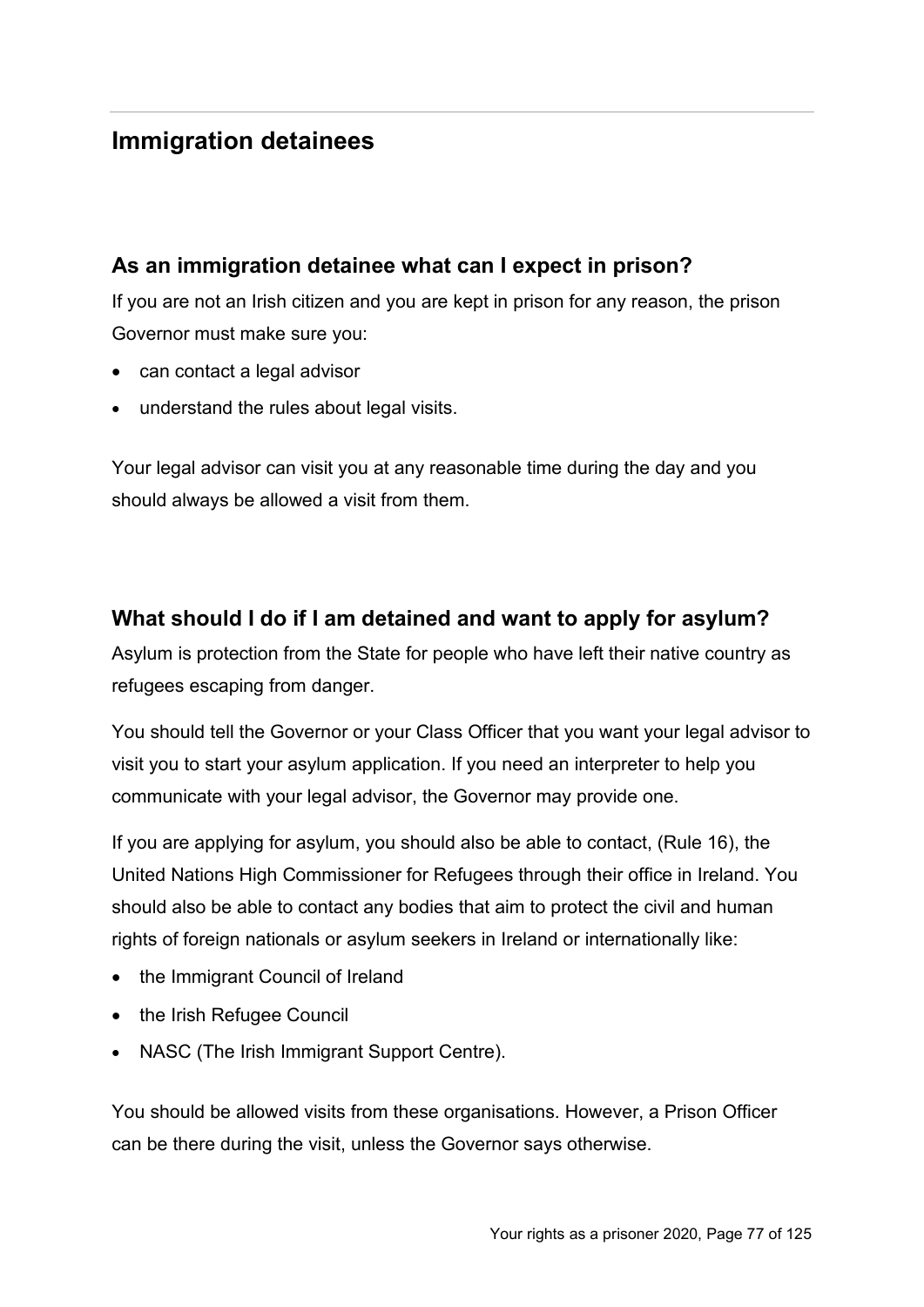## Immigration detainees

### As an immigration detainee what can I expect in prison?

If you are not an Irish citizen and you are kept in prison for any reason, the prison Governor must make sure you:

- can contact a legal advisor
- understand the rules about legal visits.

Your legal advisor can visit you at any reasonable time during the day and you should always be allowed a visit from them.

### What should I do if I am detained and want to apply for asylum?

Asylum is protection from the State for people who have left their native country as refugees escaping from danger.

You should tell the Governor or your Class Officer that you want your legal advisor to visit you to start your asylum application. If you need an interpreter to help you communicate with your legal advisor, the Governor may provide one.

If you are applying for asylum, you should also be able to contact, (Rule 16), the United Nations High Commissioner for Refugees through their office in Ireland. You should also be able to contact any bodies that aim to protect the civil and human rights of foreign nationals or asylum seekers in Ireland or internationally like:

- the Immigrant Council of Ireland
- the Irish Refugee Council
- NASC (The Irish Immigrant Support Centre).

You should be allowed visits from these organisations. However, a Prison Officer can be there during the visit, unless the Governor says otherwise.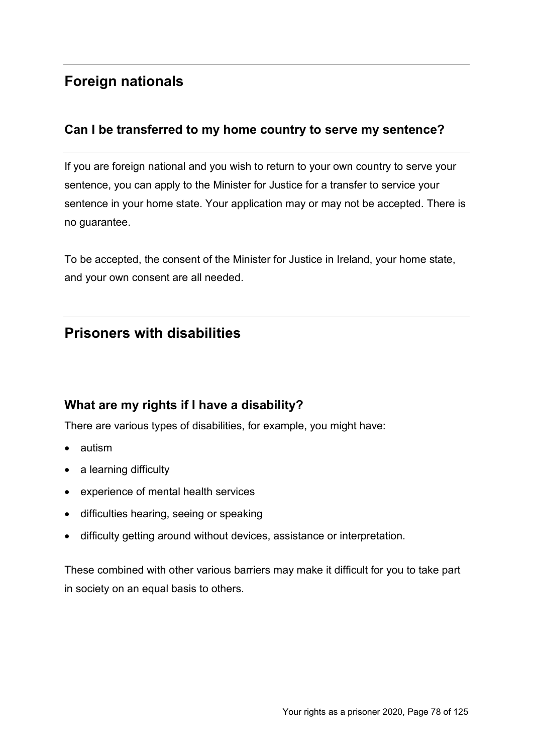## Foreign nationals

### Can I be transferred to my home country to serve my sentence?

If you are foreign national and you wish to return to your own country to serve your sentence, you can apply to the Minister for Justice for a transfer to service your sentence in your home state. Your application may or may not be accepted. There is no guarantee.

To be accepted, the consent of the Minister for Justice in Ireland, your home state, and your own consent are all needed.

## Prisoners with disabilities

### What are my rights if I have a disability?

There are various types of disabilities, for example, you might have:

- autism
- a learning difficulty
- experience of mental health services
- difficulties hearing, seeing or speaking
- difficulty getting around without devices, assistance or interpretation.

These combined with other various barriers may make it difficult for you to take part in society on an equal basis to others.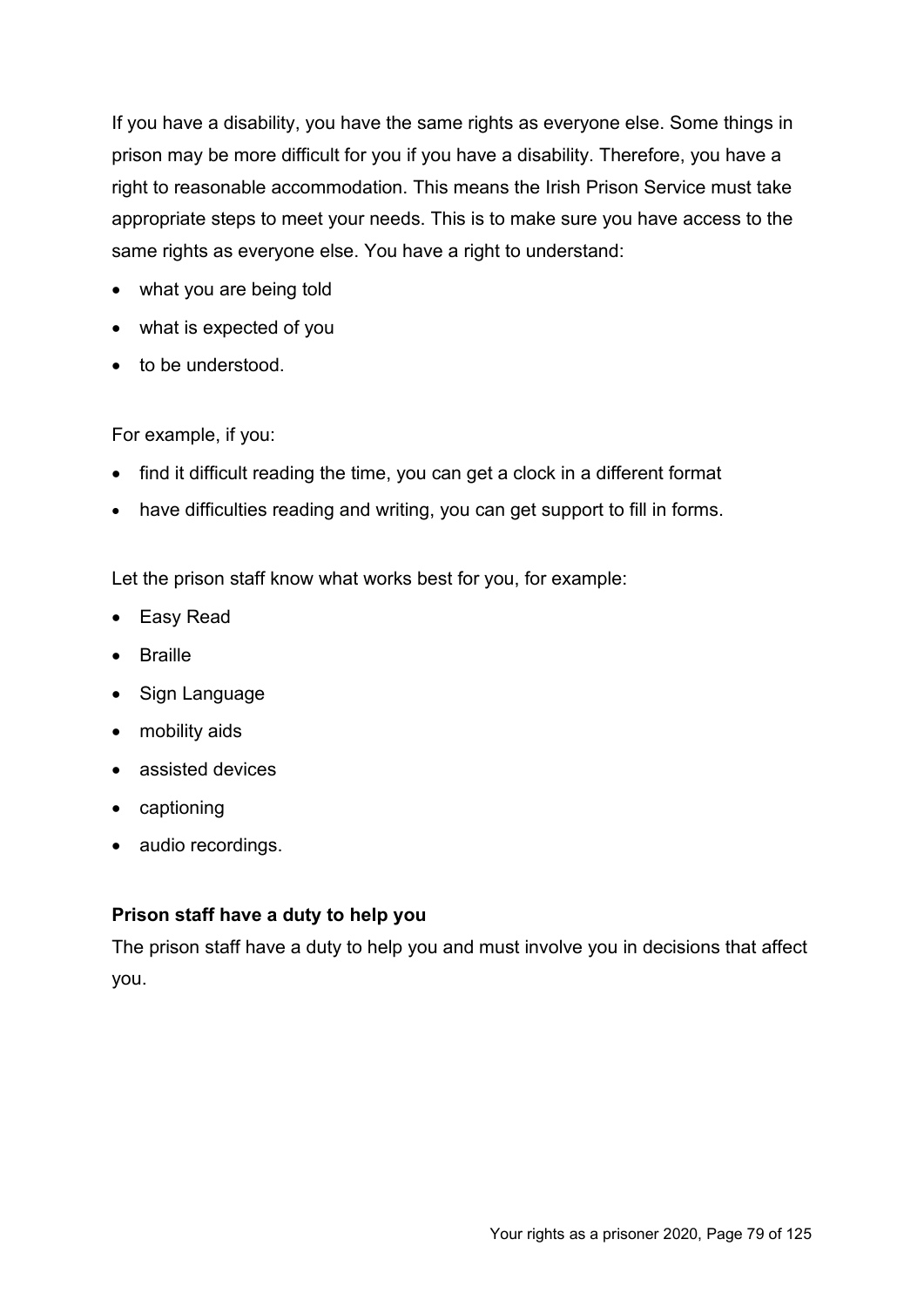If you have a disability, you have the same rights as everyone else. Some things in prison may be more difficult for you if you have a disability. Therefore, you have a right to reasonable accommodation. This means the Irish Prison Service must take appropriate steps to meet your needs. This is to make sure you have access to the same rights as everyone else. You have a right to understand:

- what you are being told
- what is expected of you
- to be understood.

For example, if you:

- find it difficult reading the time, you can get a clock in a different format
- have difficulties reading and writing, you can get support to fill in forms.

Let the prison staff know what works best for you, for example:

- Easy Read
- Braille
- Sign Language
- mobility aids
- assisted devices
- captioning
- audio recordings.

**Prison staff have a duty to help you**

The prison staff have a duty to help you and must involve you in decisions that affect you.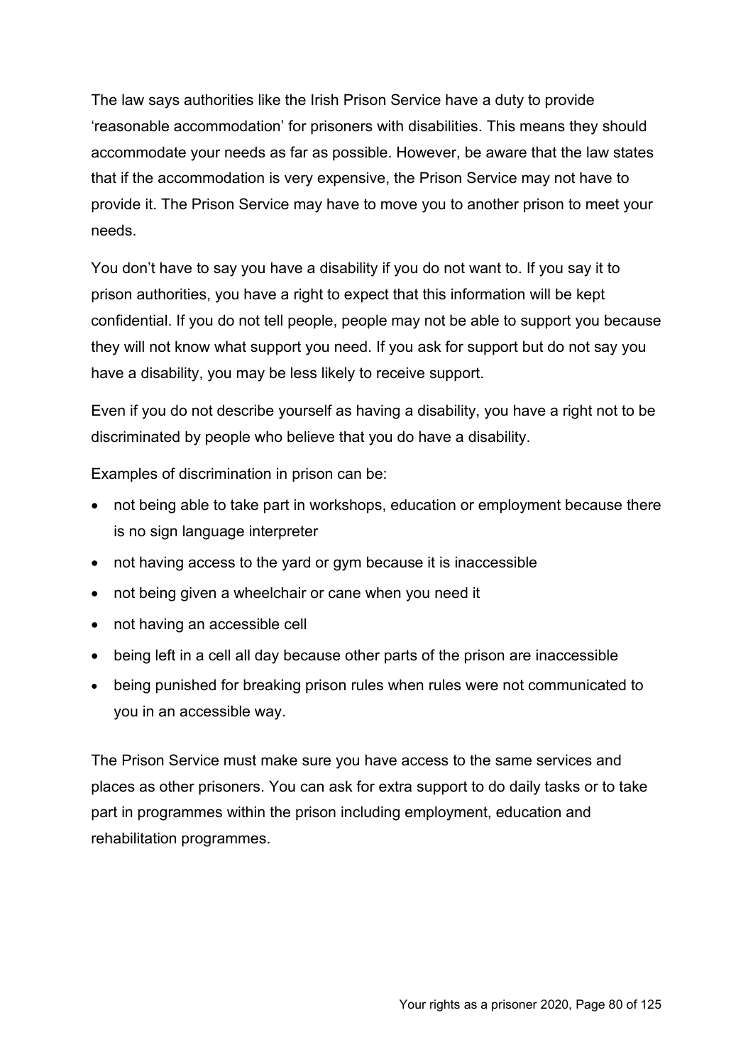The law says authorities like the Irish Prison Service have a duty to provide 'reasonable accommodation' for prisoners with disabilities. This means they should accommodate your needs as far as possible. However, be aware that the law states that if the accommodation is very expensive, the Prison Service may not have to provide it. The Prison Service may have to move you to another prison to meet your needs.

You don't have to say you have a disability if you do not want to. If you say it to prison authorities, you have a right to expect that this information will be kept confidential. If you do not tell people, people may not be able to support you because they will not know what support you need. If you ask for support but do not say you have a disability, you may be less likely to receive support.

Even if you do not describe yourself as having a disability, you have a right not to be discriminated by people who believe that you do have a disability.

Examples of discrimination in prison can be:

- not being able to take part in workshops, education or employment because there is no sign language interpreter
- not having access to the yard or gym because it is inaccessible
- not being given a wheelchair or cane when you need it
- not having an accessible cell
- being left in a cell all day because other parts of the prison are inaccessible
- being punished for breaking prison rules when rules were not communicated to you in an accessible way.

The Prison Service must make sure you have access to the same services and places as other prisoners. You can ask for extra support to do daily tasks or to take part in programmes within the prison including employment, education and rehabilitation programmes.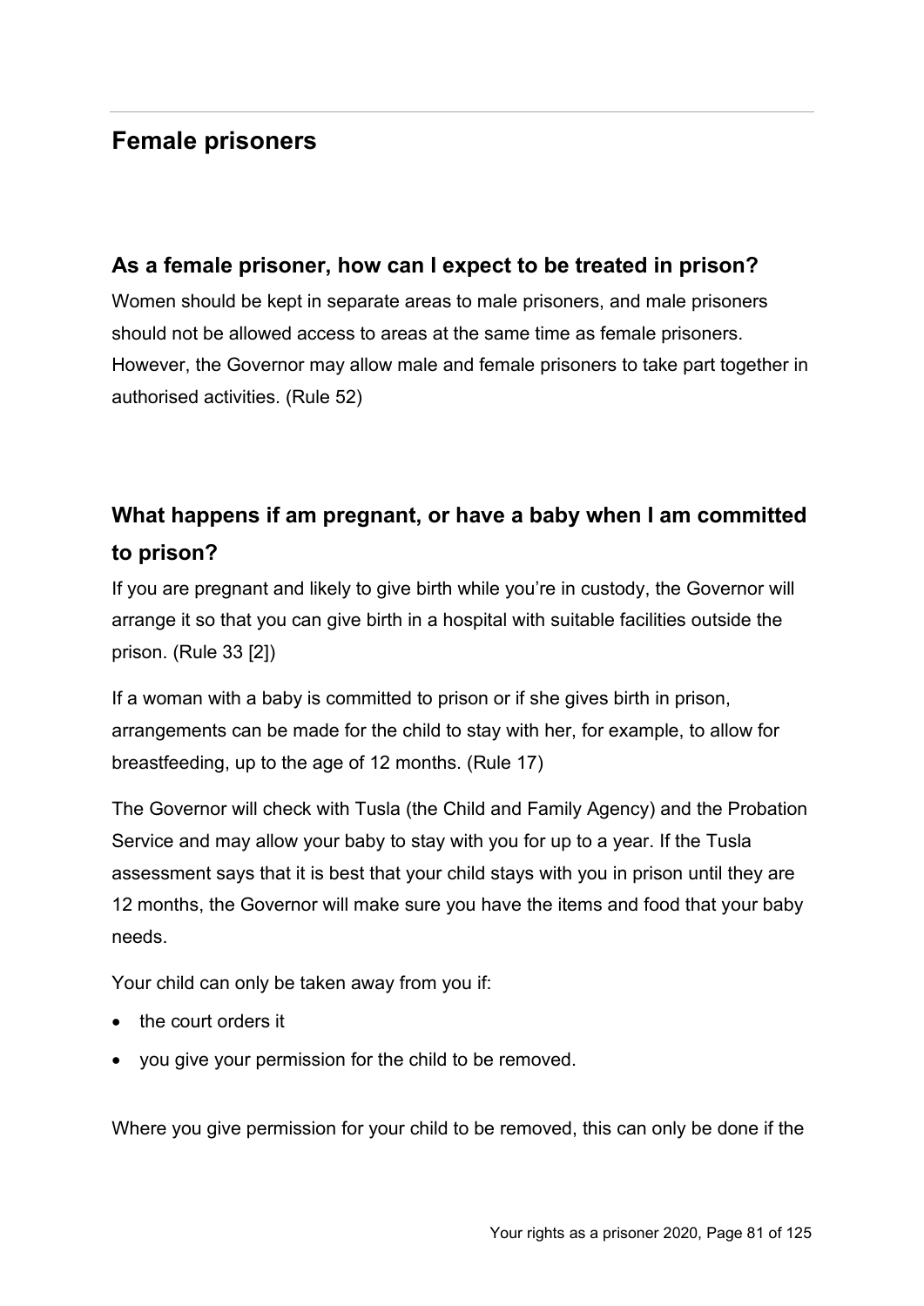## Female prisoners

### As a female prisoner, how can I expect to be treated in prison?

Women should be kept in separate areas to male prisoners, and male prisoners should not be allowed access to areas at the same time as female prisoners. However, the Governor may allow male and female prisoners to take part together in authorised activities. (Rule 52)

### What happens if am pregnant, or have a baby when I am committed to prison?

If you are pregnant and likely to give birth while you're in custody, the Governor will arrange it so that you can give birth in a hospital with suitable facilities outside the prison. (Rule 33 [2])

If a woman with a baby is committed to prison or if she gives birth in prison, arrangements can be made for the child to stay with her, for example, to allow for breastfeeding, up to the age of 12 months. (Rule 17)

The Governor will check with Tusla (the Child and Family Agency) and the Probation Service and may allow your baby to stay with you for up to a year. If the Tusla assessment says that it is best that your child stays with you in prison until they are 12 months, the Governor will make sure you have the items and food that your baby needs.

Your child can only be taken away from you if:

- the court orders it
- you give your permission for the child to be removed.

Where you give permission for your child to be removed, this can only be done if the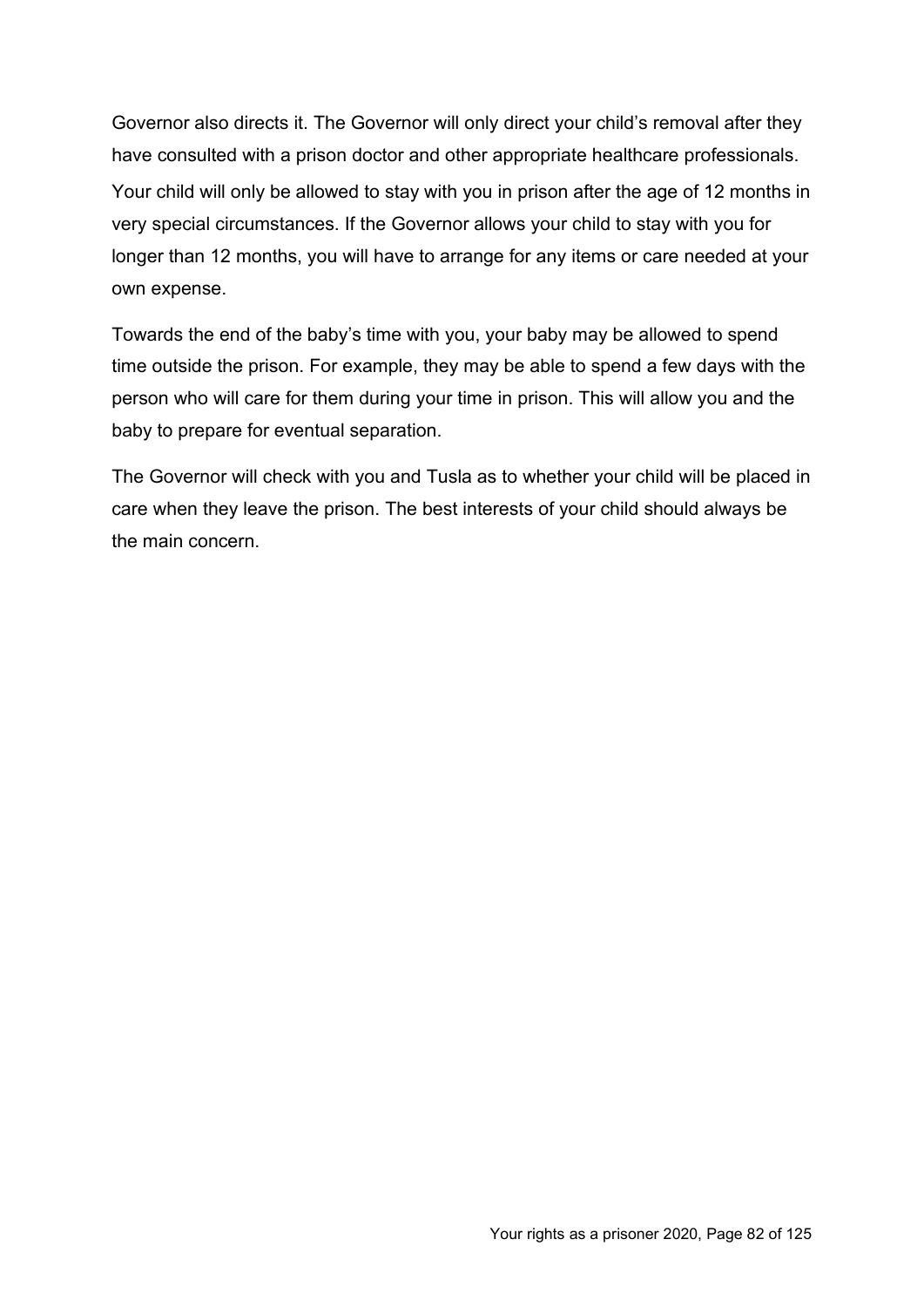Governor also directs it. The Governor will only direct your child's removal after they have consulted with a prison doctor and other appropriate healthcare professionals. Your child will only be allowed to stay with you in prison after the age of 12 months in very special circumstances. If the Governor allows your child to stay with you for longer than 12 months, you will have to arrange for any items or care needed at your own expense.

Towards the end of the baby's time with you, your baby may be allowed to spend time outside the prison. For example, they may be able to spend a few days with the person who will care for them during your time in prison. This will allow you and the baby to prepare for eventual separation.

The Governor will check with you and Tusla as to whether your child will be placed in care when they leave the prison. The best interests of your child should always be the main concern.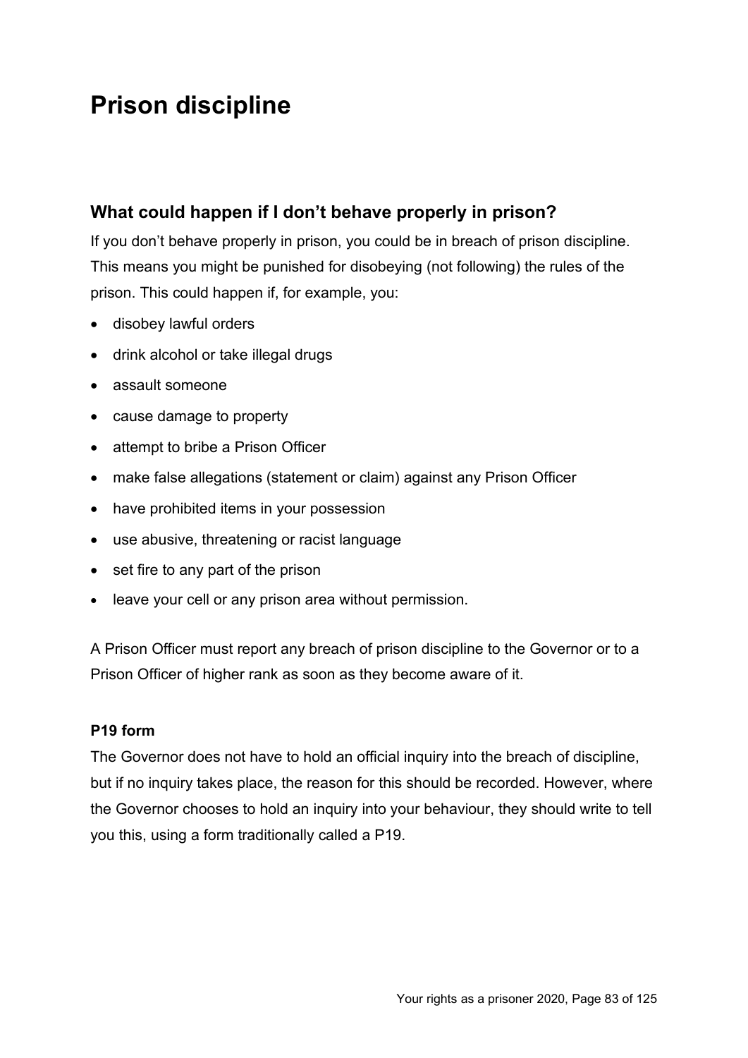# Prison discipline

## What could happen if I don't behave properly in prison?

If you don't behave properly in prison, you could be in breach of prison discipline. This means you might be punished for disobeying (not following) the rules of the prison. This could happen if, for example, you:

- disobey lawful orders
- drink alcohol or take illegal drugs
- assault someone
- cause damage to property
- attempt to bribe a Prison Officer
- make false allegations (statement or claim) against any Prison Officer
- have prohibited items in your possession
- use abusive, threatening or racist language
- set fire to any part of the prison
- leave your cell or any prison area without permission.

A Prison Officer must report any breach of prison discipline to the Governor or to a Prison Officer of higher rank as soon as they become aware of it.

### P19 form

The Governor does not have to hold an official inquiry into the breach of discipline, but if no inquiry takes place, the reason for this should be recorded. However, where the Governor chooses to hold an inquiry into your behaviour, they should write to tell you this, using a form traditionally called a P19.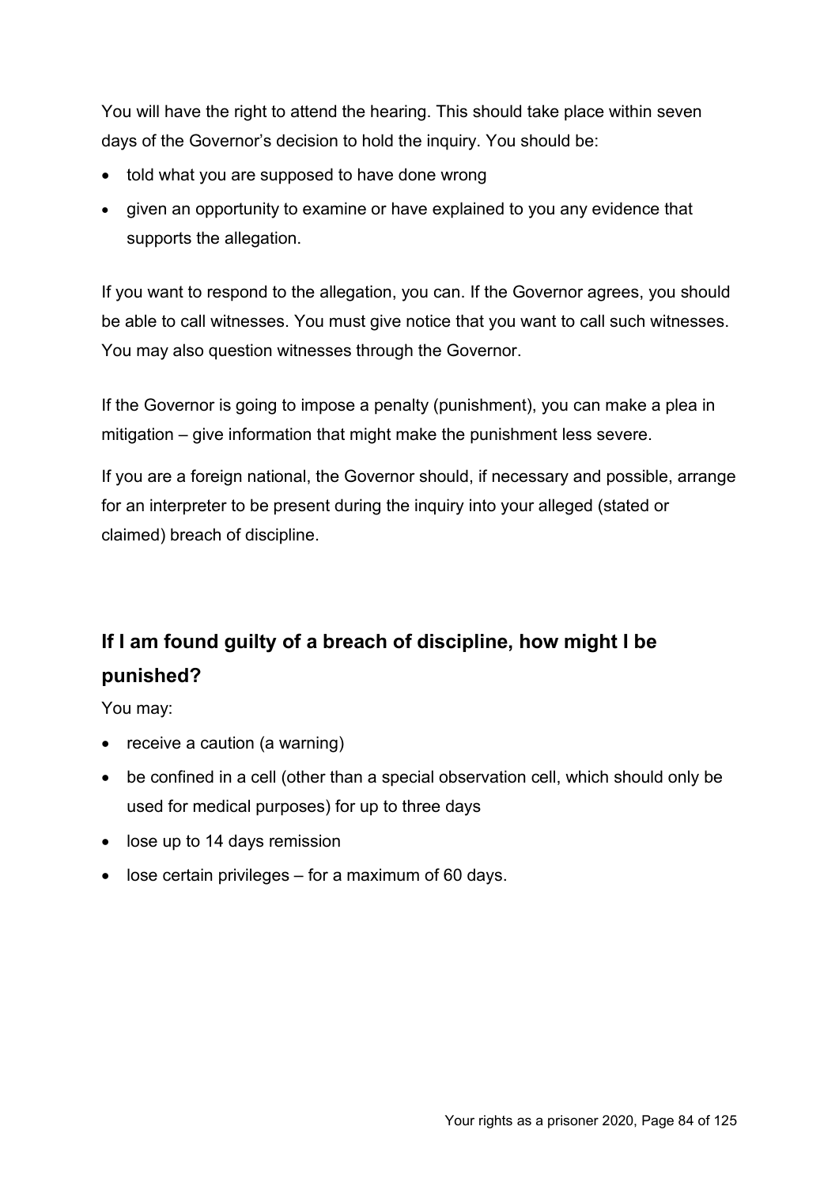You will have the right to attend the hearing. This should take place within seven days of the Governor's decision to hold the inquiry. You should be:

- told what you are supposed to have done wrong
- given an opportunity to examine or have explained to you any evidence that supports the allegation.

If you want to respond to the allegation, you can. If the Governor agrees, you should be able to call witnesses. You must give notice that you want to call such witnesses. You may also question witnesses through the Governor.

If the Governor is going to impose a penalty (punishment), you can make a plea in mitigation – give information that might make the punishment less severe.

If you are a foreign national, the Governor should, if necessary and possible, arrange for an interpreter to be present during the inquiry into your alleged (stated or claimed) breach of discipline.

## If I am found guilty of a breach of discipline, how might I be punished?

You may:

- receive a caution (a warning)
- be confined in a cell (other than a special observation cell, which should only be used for medical purposes) for up to three days
- lose up to 14 days remission
- lose certain privileges – for a maximum of 60 days.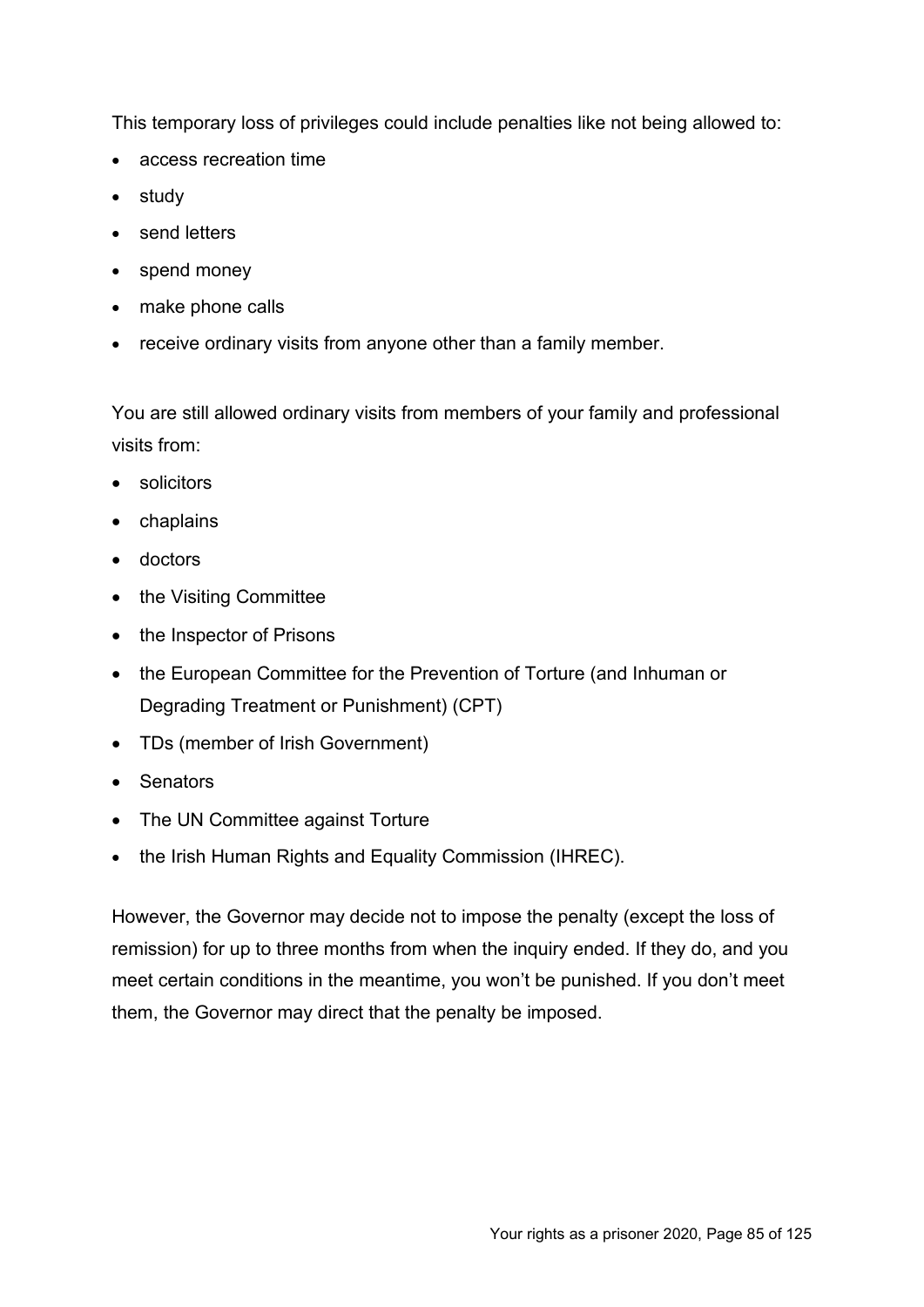This temporary loss of privileges could include penalties like not being allowed to:

- access recreation time
- study
- send letters
- spend money
- make phone calls
- receive ordinary visits from anyone other than a family member.

You are still allowed ordinary visits from members of your family and professional visits from:

- solicitors
- chaplains
- doctors
- the Visiting Committee
- the Inspector of Prisons
- the European Committee for the Prevention of Torture (and Inhuman or Degrading Treatment or Punishment) (CPT)
- TDs (member of Irish Government)
- Senators
- The UN Committee against Torture
- the Irish Human Rights and Equality Commission (IHREC).

However, the Governor may decide not to impose the penalty (except the loss of remission) for up to three months from when the inquiry ended. If they do, and you meet certain conditions in the meantime, you won't be punished. If you don't meet them, the Governor may direct that the penalty be imposed.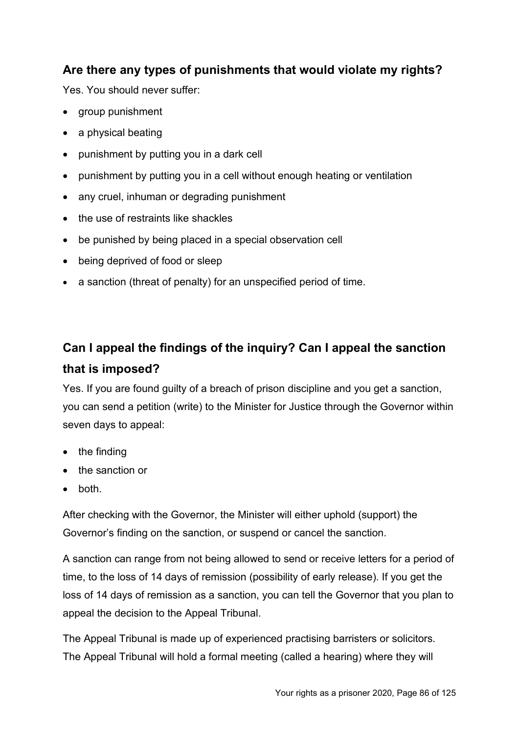## Are there any types of punishments that would violate my rights?

Yes. You should never suffer:

- group punishment
- a physical beating
- punishment by putting you in a dark cell
- punishment by putting you in a cell without enough heating or ventilation
- any cruel, inhuman or degrading punishment
- the use of restraints like shackles
- be punished by being placed in a special observation cell
- being deprived of food or sleep
- a sanction (threat of penalty) for an unspecified period of time.

## Can I appeal the findings of the inquiry? Can I appeal the sanction that is imposed?

Yes. If you are found guilty of a breach of prison discipline and you get a sanction, you can send a petition (write) to the Minister for Justice through the Governor within seven days to appeal:

- the finding
- the sanction or
- both.

After checking with the Governor, the Minister will either uphold (support) the Governor's finding on the sanction, or suspend or cancel the sanction.

A sanction can range from not being allowed to send or receive letters for a period of time, to the loss of 14 days of remission (possibility of early release). If you get the loss of 14 days of remission as a sanction, you can tell the Governor that you plan to appeal the decision to the Appeal Tribunal.

The Appeal Tribunal is made up of experienced practising barristers or solicitors. The Appeal Tribunal will hold a formal meeting (called a hearing) where they will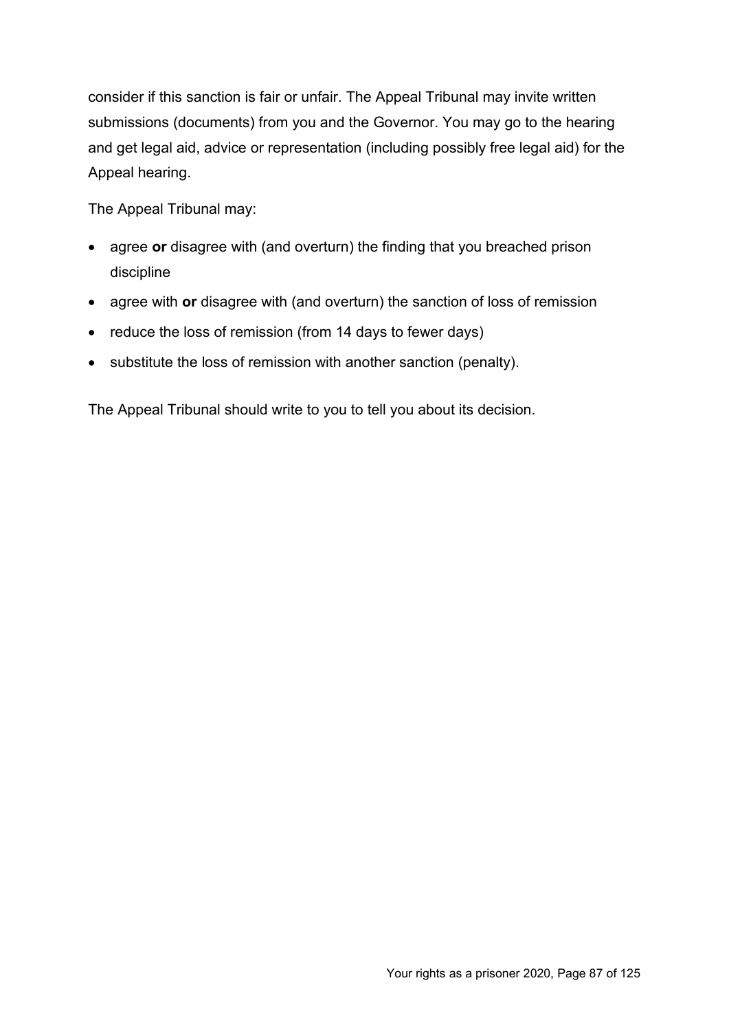consider if this sanction is fair or unfair. The Appeal Tribunal may invite written submissions (documents) from you and the Governor. You may go to the hearing and get legal aid, advice or representation (including possibly free legal aid) for the Appeal hearing.

The Appeal Tribunal may:

- agree **or** disagree with (and overturn) the finding that you breached prison discipline
- agree with **or** disagree with (and overturn) the sanction of loss of remission
- reduce the loss of remission (from 14 days to fewer days)
- substitute the loss of remission with another sanction (penalty).

The Appeal Tribunal should write to you to tell you about its decision.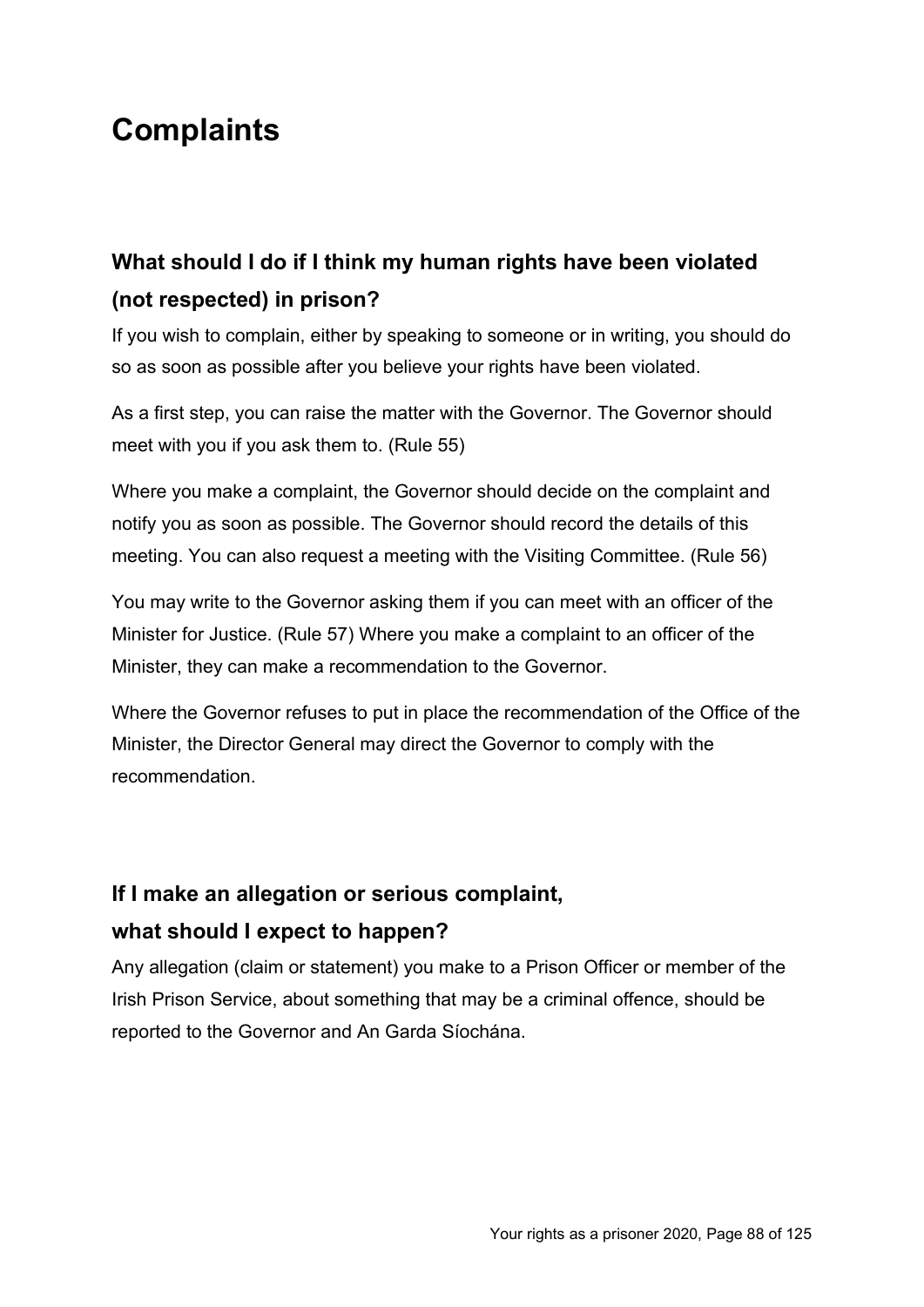# Complaints

## What should I do if I think my human rights have been violated (not respected) in prison?

If you wish to complain, either by speaking to someone or in writing, you should do so as soon as possible after you believe your rights have been violated.

As a first step, you can raise the matter with the Governor. The Governor should meet with you if you ask them to. (Rule 55)

Where you make a complaint, the Governor should decide on the complaint and notify you as soon as possible. The Governor should record the details of this meeting. You can also request a meeting with the Visiting Committee. (Rule 56)

You may write to the Governor asking them if you can meet with an officer of the Minister for Justice. (Rule 57) Where you make a complaint to an officer of the Minister, they can make a recommendation to the Governor.

Where the Governor refuses to put in place the recommendation of the Office of the Minister, the Director General may direct the Governor to comply with the recommendation.

## If I make an allegation or serious complaint, what should I expect to happen?

Any allegation (claim or statement) you make to a Prison Officer or member of the Irish Prison Service, about something that may be a criminal offence, should be reported to the Governor and An Garda Síochána.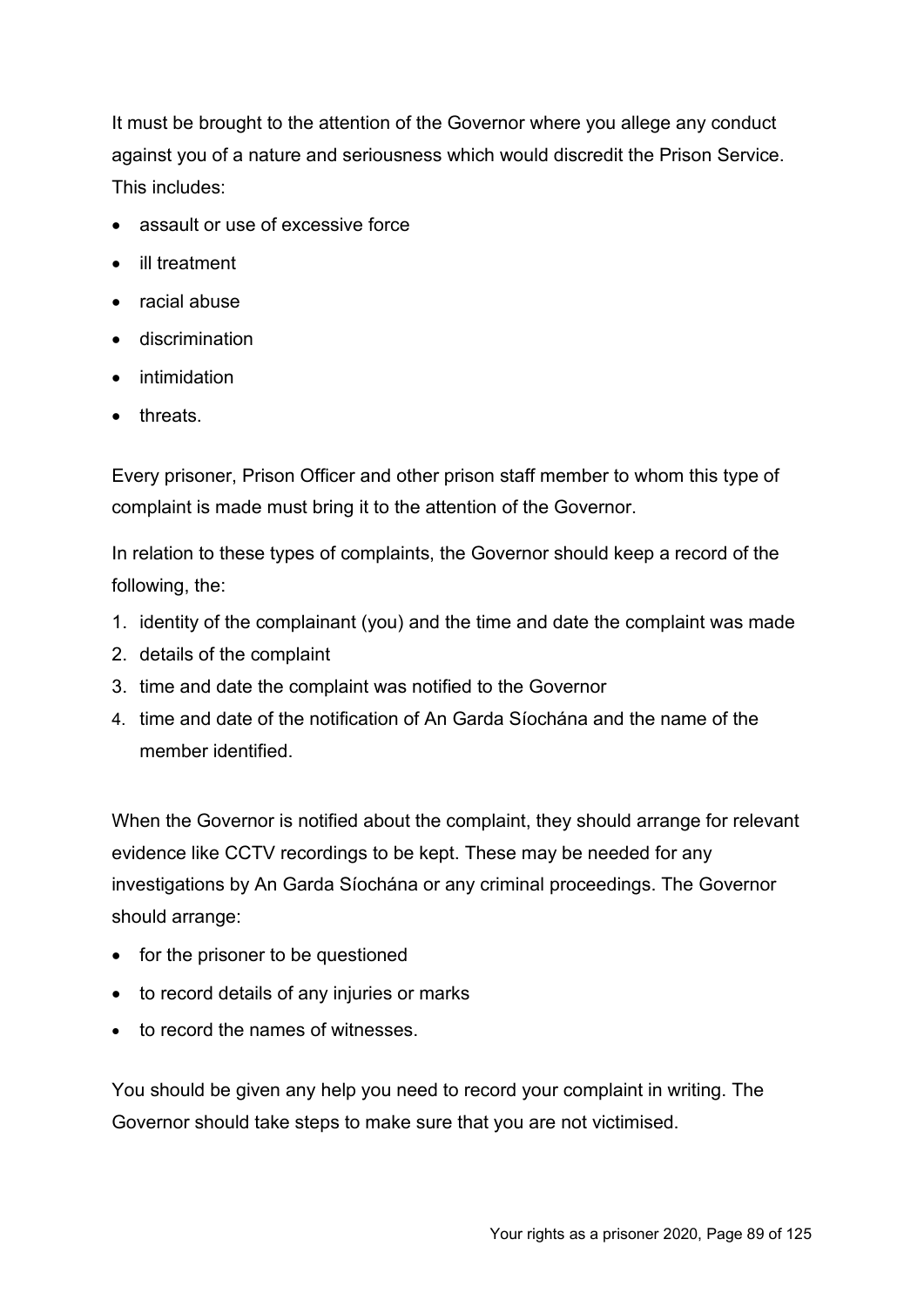It must be brought to the attention of the Governor where you allege any conduct against you of a nature and seriousness which would discredit the Prison Service. This includes:

- assault or use of excessive force
- ill treatment
- racial abuse
- discrimination
- intimidation
- threats.

Every prisoner, Prison Officer and other prison staff member to whom this type of complaint is made must bring it to the attention of the Governor.

In relation to these types of complaints, the Governor should keep a record of the following, the:

1. identity of the complainant (you) and the time and date the complaint was made
2. details of the complaint
3. time and date the complaint was notified to the Governor
4. time and date of the notification of An Garda Síochána and the name of the member identified.

When the Governor is notified about the complaint, they should arrange for relevant evidence like CCTV recordings to be kept. These may be needed for any investigations by An Garda Síochána or any criminal proceedings. The Governor should arrange:

- for the prisoner to be questioned
- to record details of any injuries or marks
- to record the names of witnesses.

You should be given any help you need to record your complaint in writing. The Governor should take steps to make sure that you are not victimised.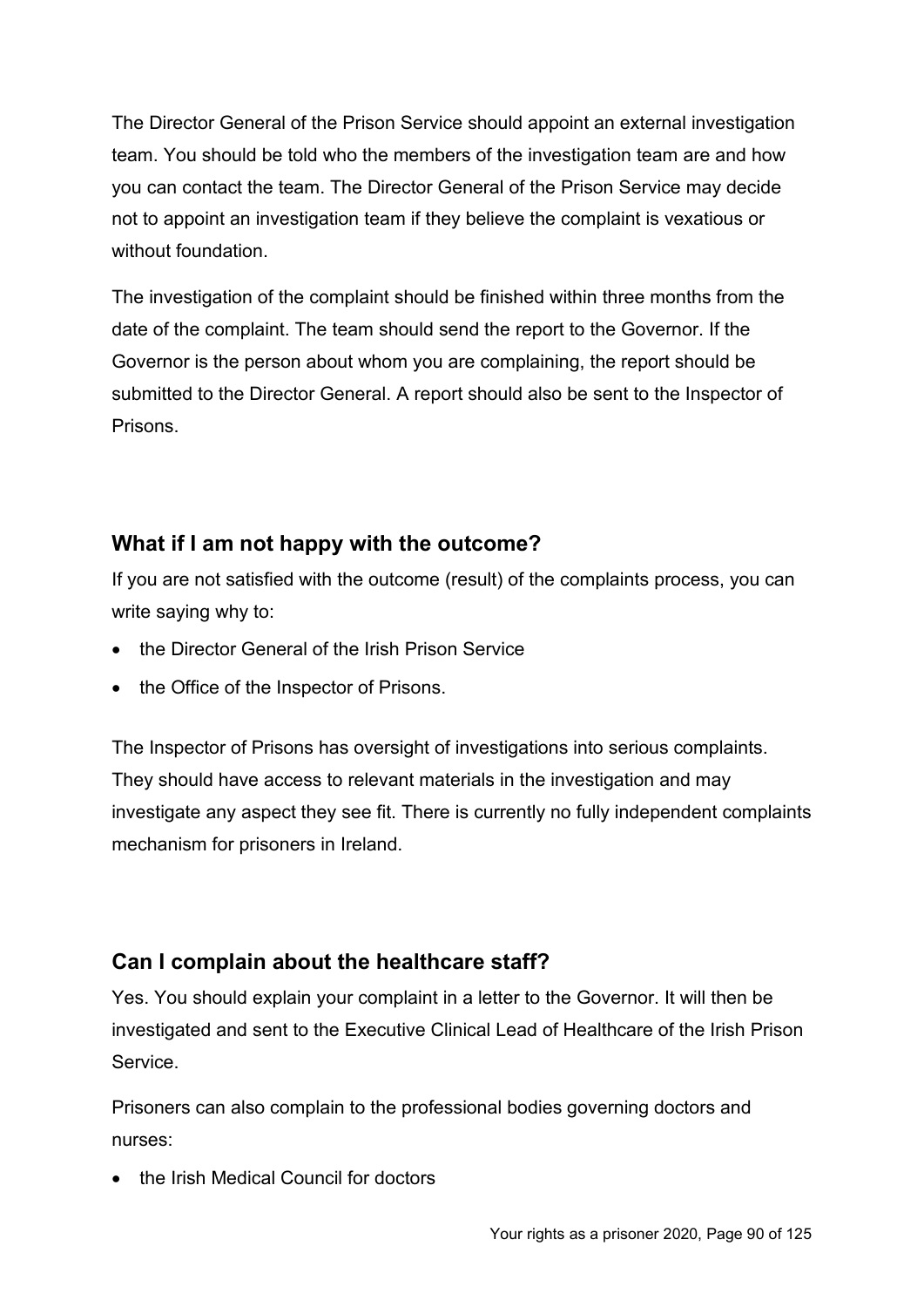The Director General of the Prison Service should appoint an external investigation team. You should be told who the members of the investigation team are and how you can contact the team. The Director General of the Prison Service may decide not to appoint an investigation team if they believe the complaint is vexatious or without foundation.

The investigation of the complaint should be finished within three months from the date of the complaint. The team should send the report to the Governor. If the Governor is the person about whom you are complaining, the report should be submitted to the Director General. A report should also be sent to the Inspector of Prisons.

## What if I am not happy with the outcome?

If you are not satisfied with the outcome (result) of the complaints process, you can write saying why to:

- the Director General of the Irish Prison Service
- the Office of the Inspector of Prisons.

The Inspector of Prisons has oversight of investigations into serious complaints. They should have access to relevant materials in the investigation and may investigate any aspect they see fit. There is currently no fully independent complaints mechanism for prisoners in Ireland.

## Can I complain about the healthcare staff?

Yes. You should explain your complaint in a letter to the Governor. It will then be investigated and sent to the Executive Clinical Lead of Healthcare of the Irish Prison Service.

Prisoners can also complain to the professional bodies governing doctors and nurses:

- the Irish Medical Council for doctors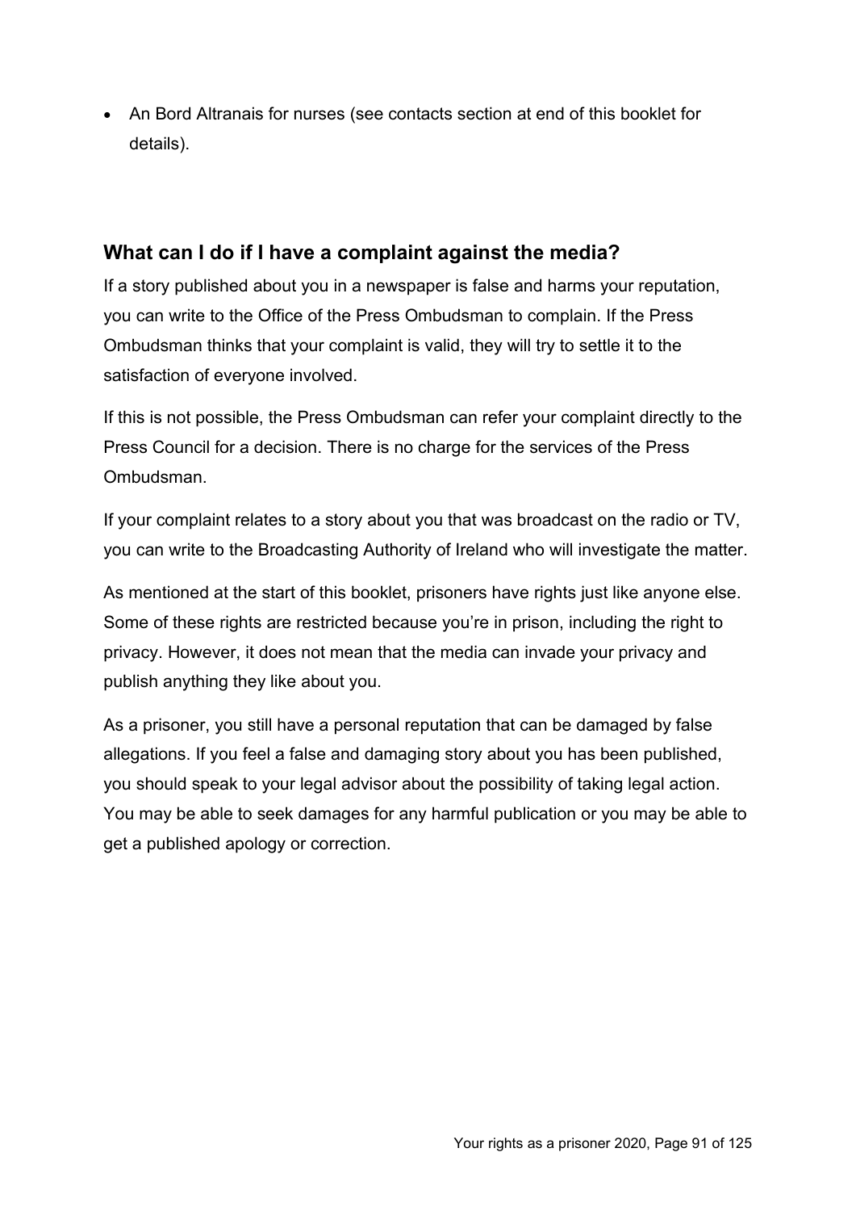- An Bord Altranais for nurses (see contacts section at end of this booklet for details).

## What can I do if I have a complaint against the media?

If a story published about you in a newspaper is false and harms your reputation, you can write to the Office of the Press Ombudsman to complain. If the Press Ombudsman thinks that your complaint is valid, they will try to settle it to the satisfaction of everyone involved.

If this is not possible, the Press Ombudsman can refer your complaint directly to the Press Council for a decision. There is no charge for the services of the Press Ombudsman.

If your complaint relates to a story about you that was broadcast on the radio or TV, you can write to the Broadcasting Authority of Ireland who will investigate the matter.

As mentioned at the start of this booklet, prisoners have rights just like anyone else. Some of these rights are restricted because you're in prison, including the right to privacy. However, it does not mean that the media can invade your privacy and publish anything they like about you.

As a prisoner, you still have a personal reputation that can be damaged by false allegations. If you feel a false and damaging story about you has been published, you should speak to your legal advisor about the possibility of taking legal action. You may be able to seek damages for any harmful publication or you may be able to get a published apology or correction.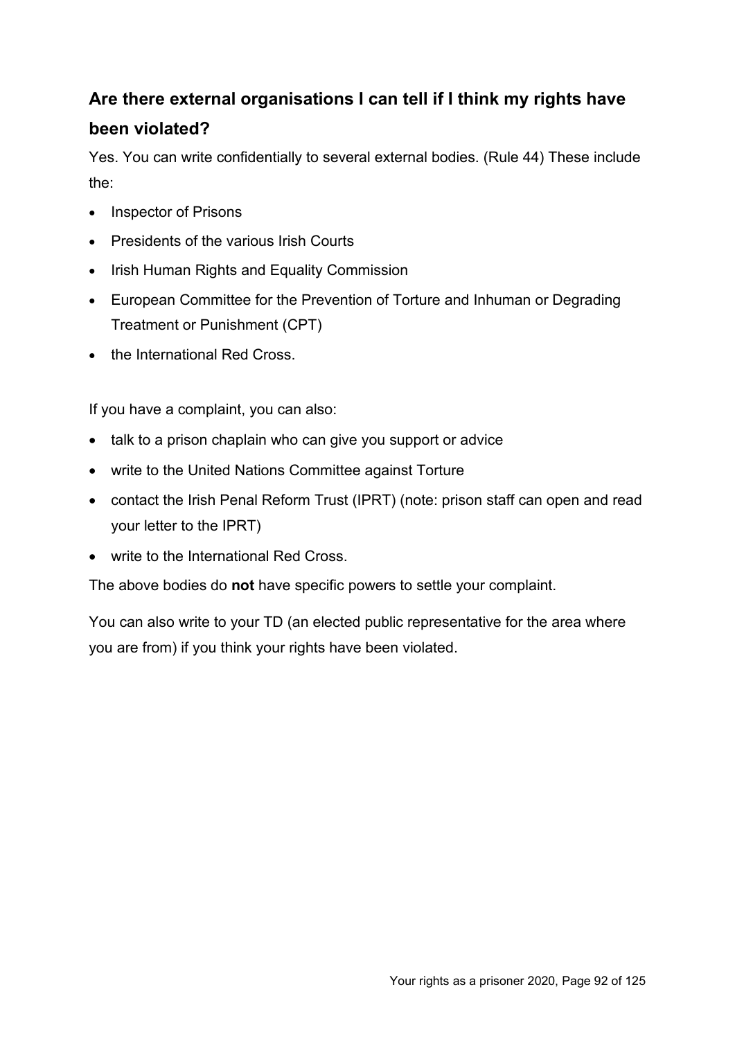## Are there external organisations I can tell if I think my rights have been violated?

Yes. You can write confidentially to several external bodies. (Rule 44) These include the:

- Inspector of Prisons
- Presidents of the various Irish Courts
- Irish Human Rights and Equality Commission
- European Committee for the Prevention of Torture and Inhuman or Degrading Treatment or Punishment (CPT)
- the International Red Cross.

If you have a complaint, you can also:

- talk to a prison chaplain who can give you support or advice
- write to the United Nations Committee against Torture
- contact the Irish Penal Reform Trust (IPRT) (note: prison staff can open and read your letter to the IPRT)
- write to the International Red Cross.

The above bodies do **not** have specific powers to settle your complaint.

You can also write to your TD (an elected public representative for the area where you are from) if you think your rights have been violated.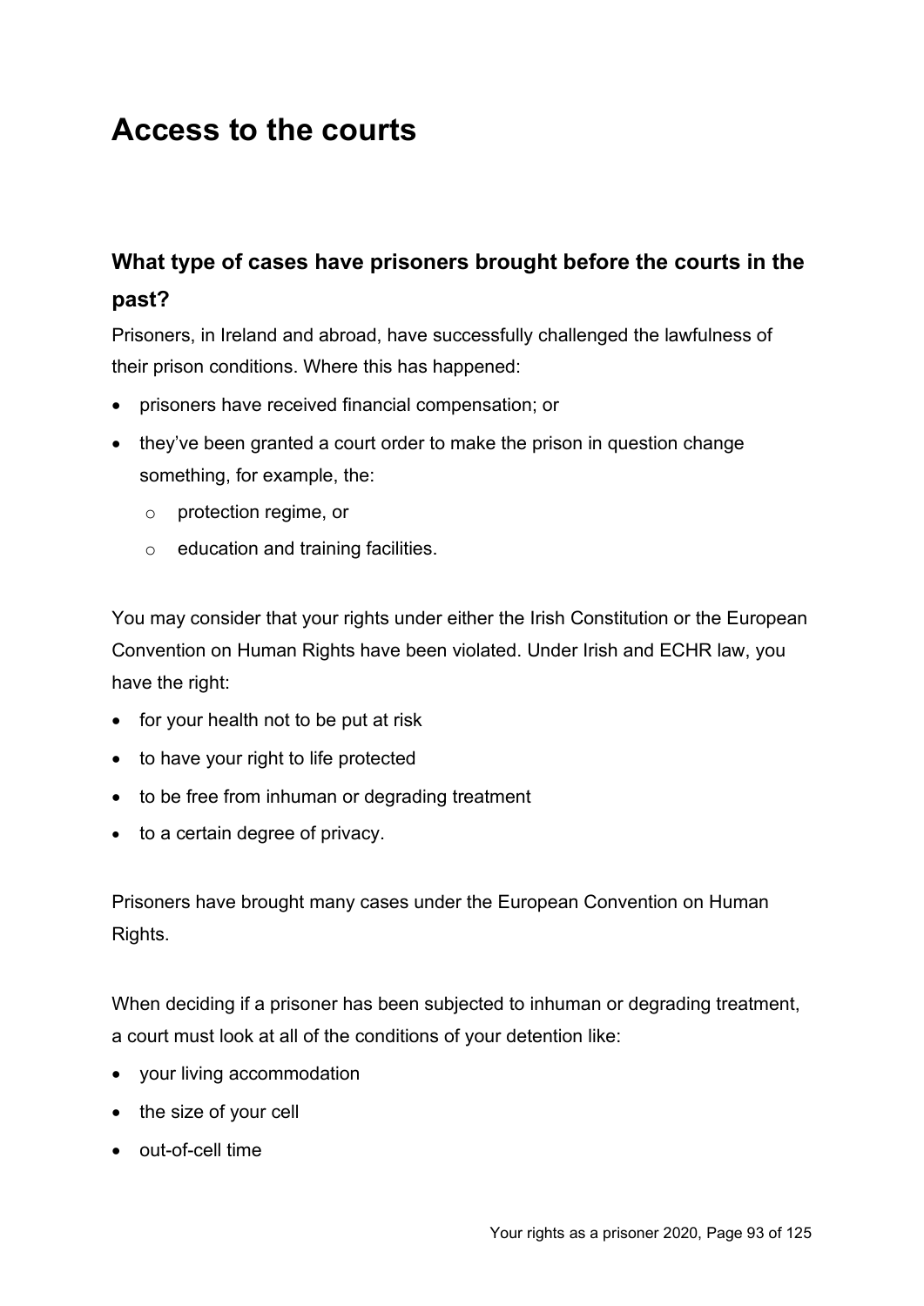# Access to the courts

## What type of cases have prisoners brought before the courts in the past?

Prisoners, in Ireland and abroad, have successfully challenged the lawfulness of their prison conditions. Where this has happened:

- prisoners have received financial compensation; or
- they've been granted a court order to make the prison in question change something, for example, the:
  - protection regime, or
  - education and training facilities.

You may consider that your rights under either the Irish Constitution or the European Convention on Human Rights have been violated. Under Irish and ECHR law, you have the right:

- for your health not to be put at risk
- to have your right to life protected
- to be free from inhuman or degrading treatment
- to a certain degree of privacy.

Prisoners have brought many cases under the European Convention on Human Rights.

When deciding if a prisoner has been subjected to inhuman or degrading treatment, a court must look at all of the conditions of your detention like:

- your living accommodation
- the size of your cell
- out-of-cell time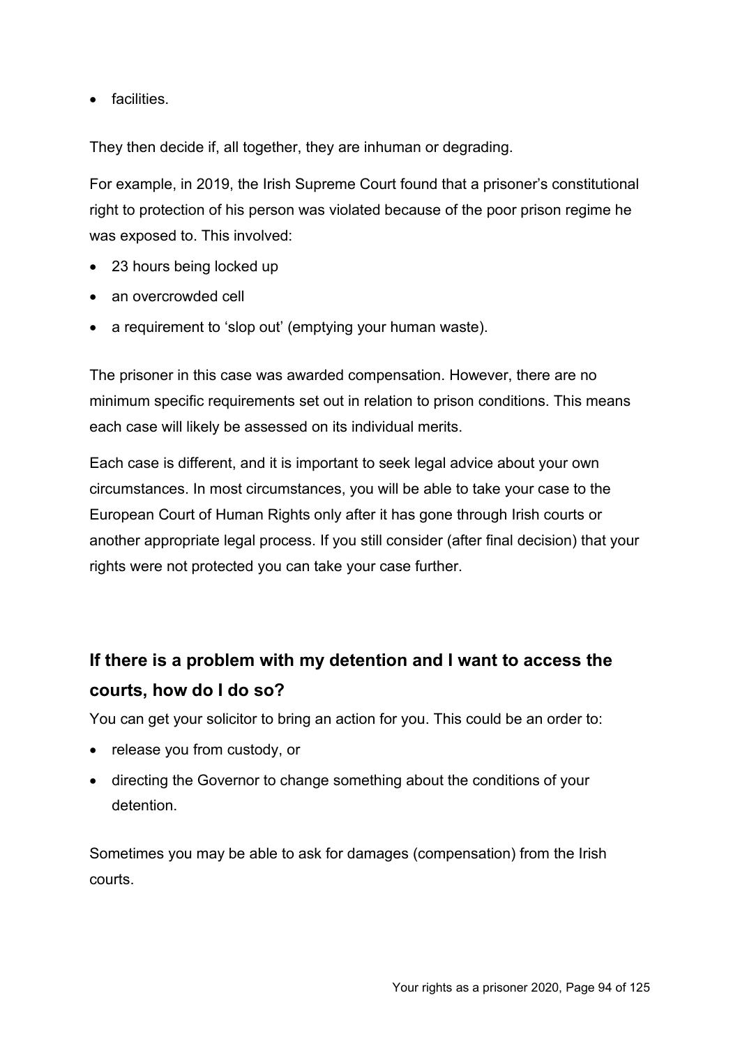- facilities.

They then decide if, all together, they are inhuman or degrading.

For example, in 2019, the Irish Supreme Court found that a prisoner's constitutional right to protection of his person was violated because of the poor prison regime he was exposed to. This involved:

- 23 hours being locked up
- an overcrowded cell
- a requirement to 'slop out' (emptying your human waste).

The prisoner in this case was awarded compensation. However, there are no minimum specific requirements set out in relation to prison conditions. This means each case will likely be assessed on its individual merits.

Each case is different, and it is important to seek legal advice about your own circumstances. In most circumstances, you will be able to take your case to the European Court of Human Rights only after it has gone through Irish courts or another appropriate legal process. If you still consider (after final decision) that your rights were not protected you can take your case further.

## If there is a problem with my detention and I want to access the courts, how do I do so?

You can get your solicitor to bring an action for you. This could be an order to:

- release you from custody, or
- directing the Governor to change something about the conditions of your detention.

Sometimes you may be able to ask for damages (compensation) from the Irish courts.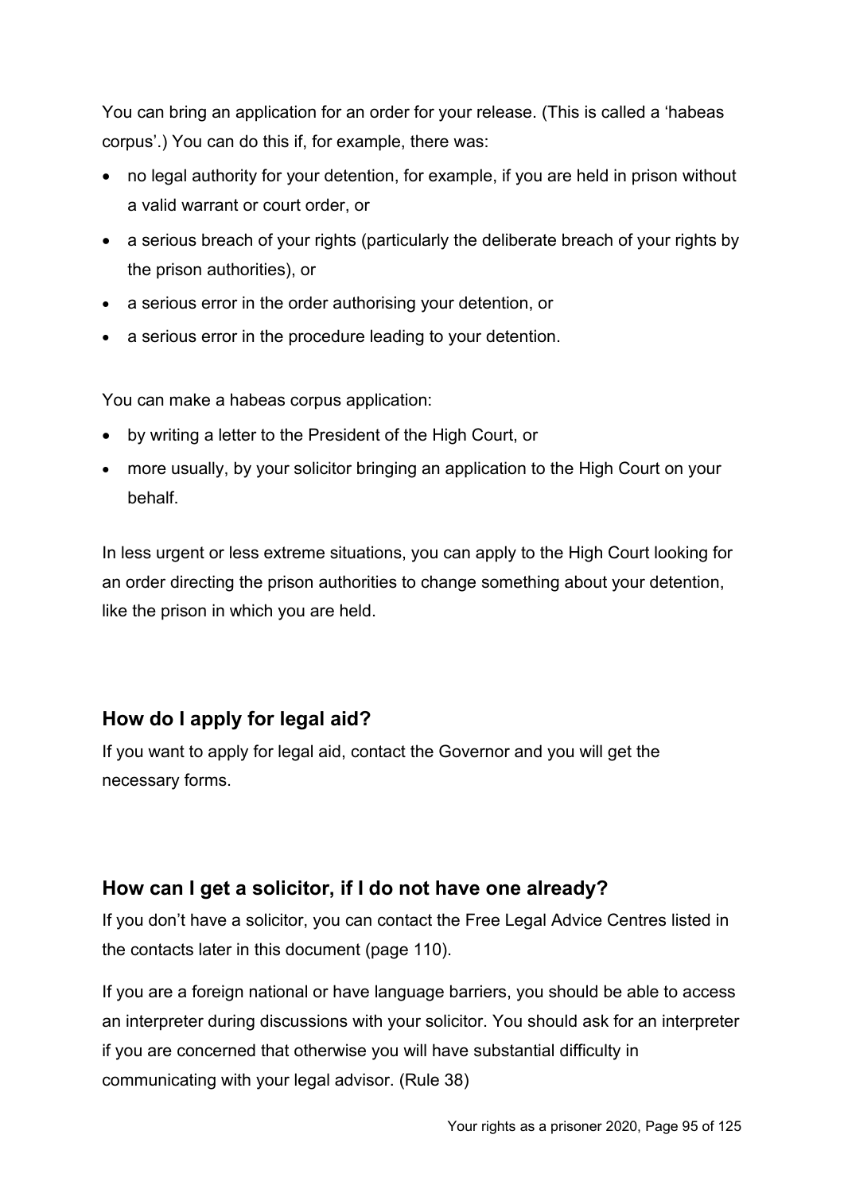You can bring an application for an order for your release. (This is called a 'habeas corpus'.) You can do this if, for example, there was:

- no legal authority for your detention, for example, if you are held in prison without a valid warrant or court order, or
- a serious breach of your rights (particularly the deliberate breach of your rights by the prison authorities), or
- a serious error in the order authorising your detention, or
- a serious error in the procedure leading to your detention.

You can make a habeas corpus application:

- by writing a letter to the President of the High Court, or
- more usually, by your solicitor bringing an application to the High Court on your behalf.

In less urgent or less extreme situations, you can apply to the High Court looking for an order directing the prison authorities to change something about your detention, like the prison in which you are held.

## How do I apply for legal aid?

If you want to apply for legal aid, contact the Governor and you will get the necessary forms.

## How can I get a solicitor, if I do not have one already?

If you don't have a solicitor, you can contact the Free Legal Advice Centres listed in the contacts later in this document (page 110).

If you are a foreign national or have language barriers, you should be able to access an interpreter during discussions with your solicitor. You should ask for an interpreter if you are concerned that otherwise you will have substantial difficulty in communicating with your legal advisor. (Rule 38)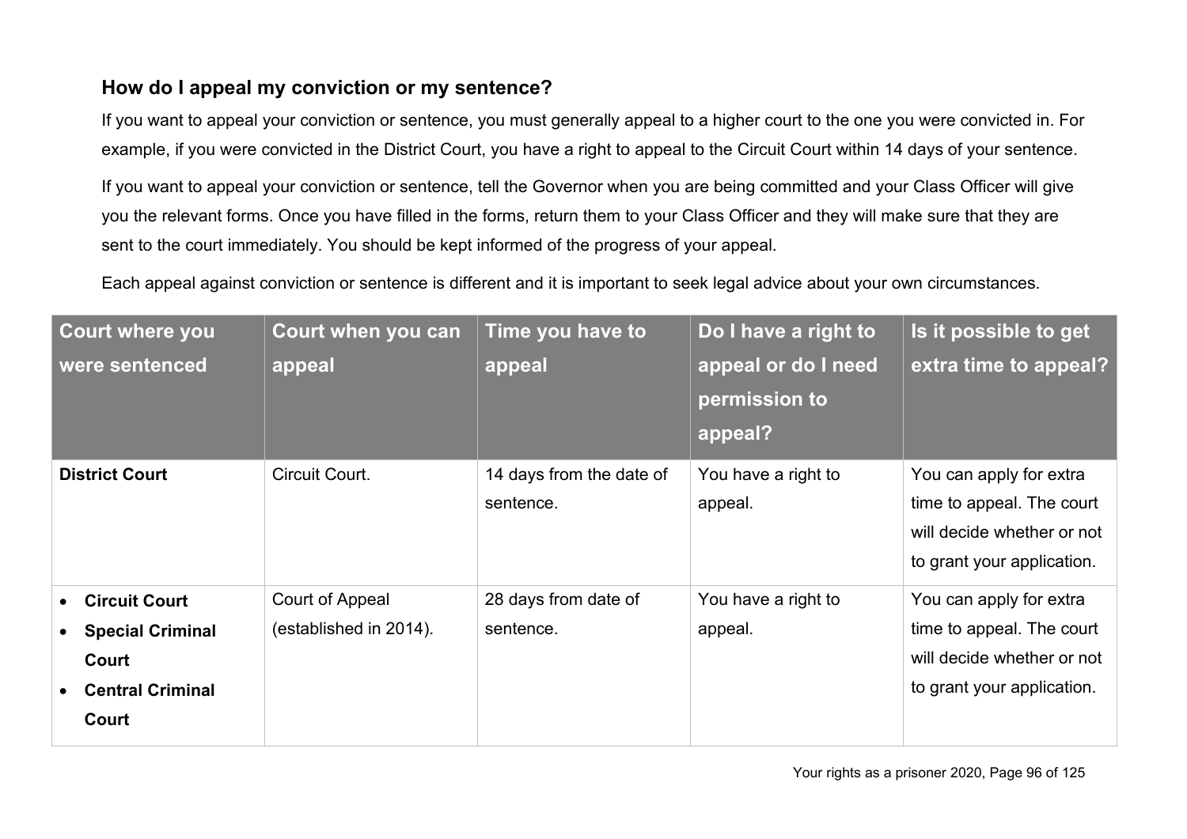### How do I appeal my conviction or my sentence?

If you want to appeal your conviction or sentence, you must generally appeal to a higher court to the one you were convicted in. For example, if you were convicted in the District Court, you have a right to appeal to the Circuit Court within 14 days of your sentence.

If you want to appeal your conviction or sentence, tell the Governor when you are being committed and your Class Officer will give you the relevant forms. Once you have filled in the forms, return them to your Class Officer and they will make sure that they are sent to the court immediately. You should be kept informed of the progress of your appeal.

Each appeal against conviction or sentence is different and it is important to seek legal advice about your own circumstances.

| Court where you were sentenced | Court when you can appeal | Time you have to appeal | Do I have a right to appeal or do I need permission to appeal? | Is it possible to get extra time to appeal? |
|---|---|---|---|---|
| **District Court** | Circuit Court. | 14 days from the date of sentence. | You have a right to appeal. | You can apply for extra time to appeal. The court will decide whether or not to grant your application. |
| • **Circuit Court**<br>• **Special Criminal Court**<br>• **Central Criminal Court** | Court of Appeal (established in 2014). | 28 days from date of sentence. | You have a right to appeal. | You can apply for extra time to appeal. The court will decide whether or not to grant your application. |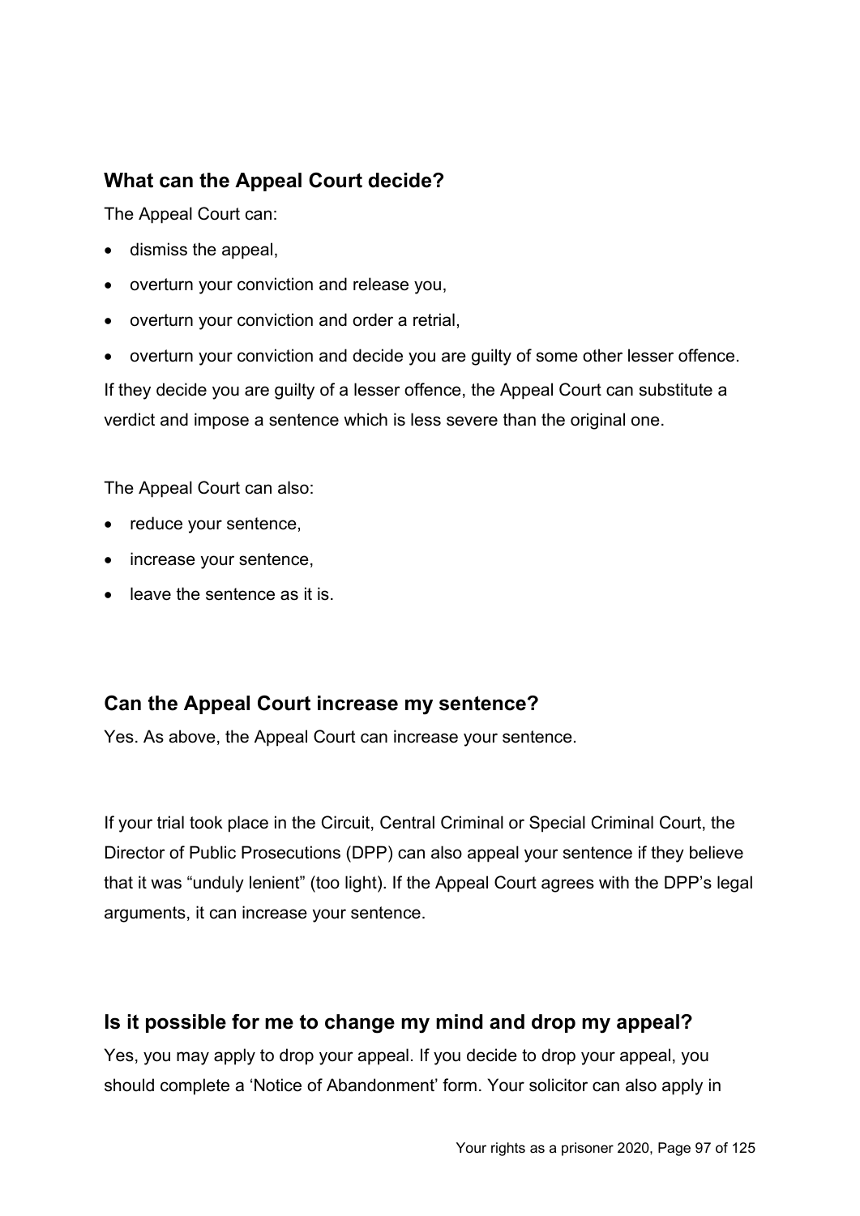## What can the Appeal Court decide?

The Appeal Court can:

- dismiss the appeal,
- overturn your conviction and release you,
- overturn your conviction and order a retrial,
- overturn your conviction and decide you are guilty of some other lesser offence.

If they decide you are guilty of a lesser offence, the Appeal Court can substitute a verdict and impose a sentence which is less severe than the original one.

The Appeal Court can also:

- reduce your sentence,
- increase your sentence,
- leave the sentence as it is.

## Can the Appeal Court increase my sentence?

Yes. As above, the Appeal Court can increase your sentence.

If your trial took place in the Circuit, Central Criminal or Special Criminal Court, the Director of Public Prosecutions (DPP) can also appeal your sentence if they believe that it was "unduly lenient" (too light). If the Appeal Court agrees with the DPP's legal arguments, it can increase your sentence.

## Is it possible for me to change my mind and drop my appeal?

Yes, you may apply to drop your appeal. If you decide to drop your appeal, you should complete a 'Notice of Abandonment' form. Your solicitor can also apply in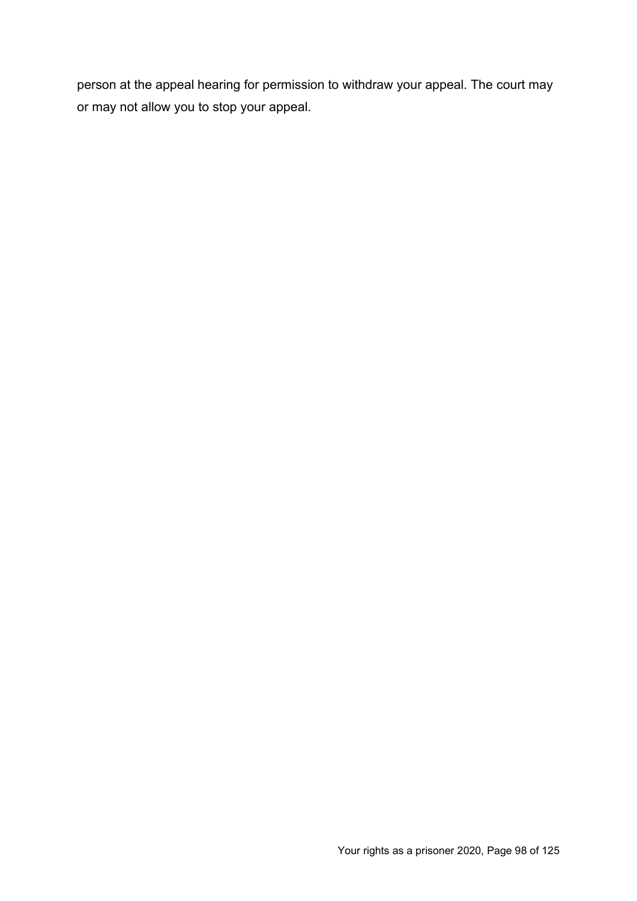person at the appeal hearing for permission to withdraw your appeal. The court may or may not allow you to stop your appeal.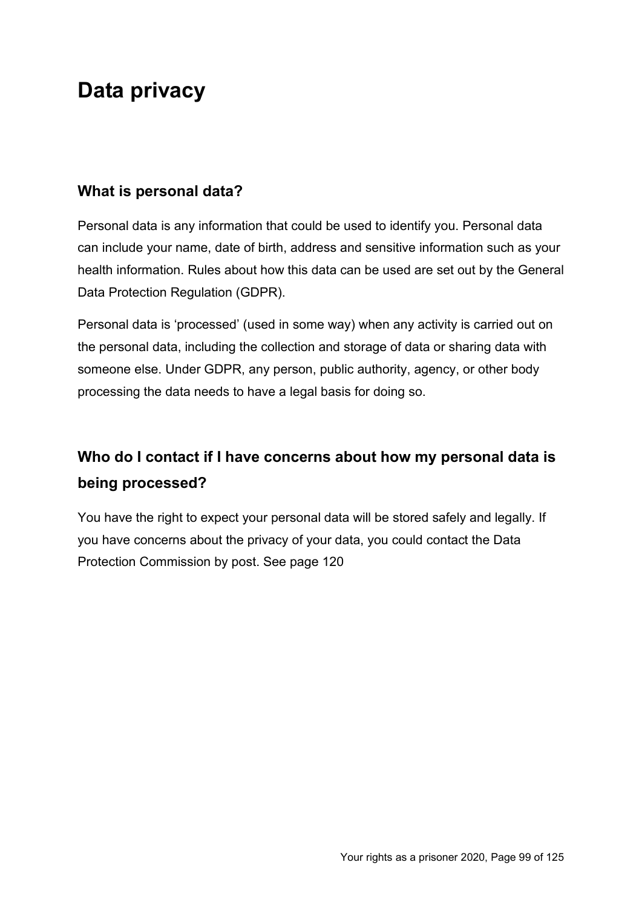# Data privacy

## What is personal data?

Personal data is any information that could be used to identify you. Personal data can include your name, date of birth, address and sensitive information such as your health information. Rules about how this data can be used are set out by the General Data Protection Regulation (GDPR).

Personal data is 'processed' (used in some way) when any activity is carried out on the personal data, including the collection and storage of data or sharing data with someone else. Under GDPR, any person, public authority, agency, or other body processing the data needs to have a legal basis for doing so.

## Who do I contact if I have concerns about how my personal data is being processed?

You have the right to expect your personal data will be stored safely and legally. If you have concerns about the privacy of your data, you could contact the Data Protection Commission by post. See page 120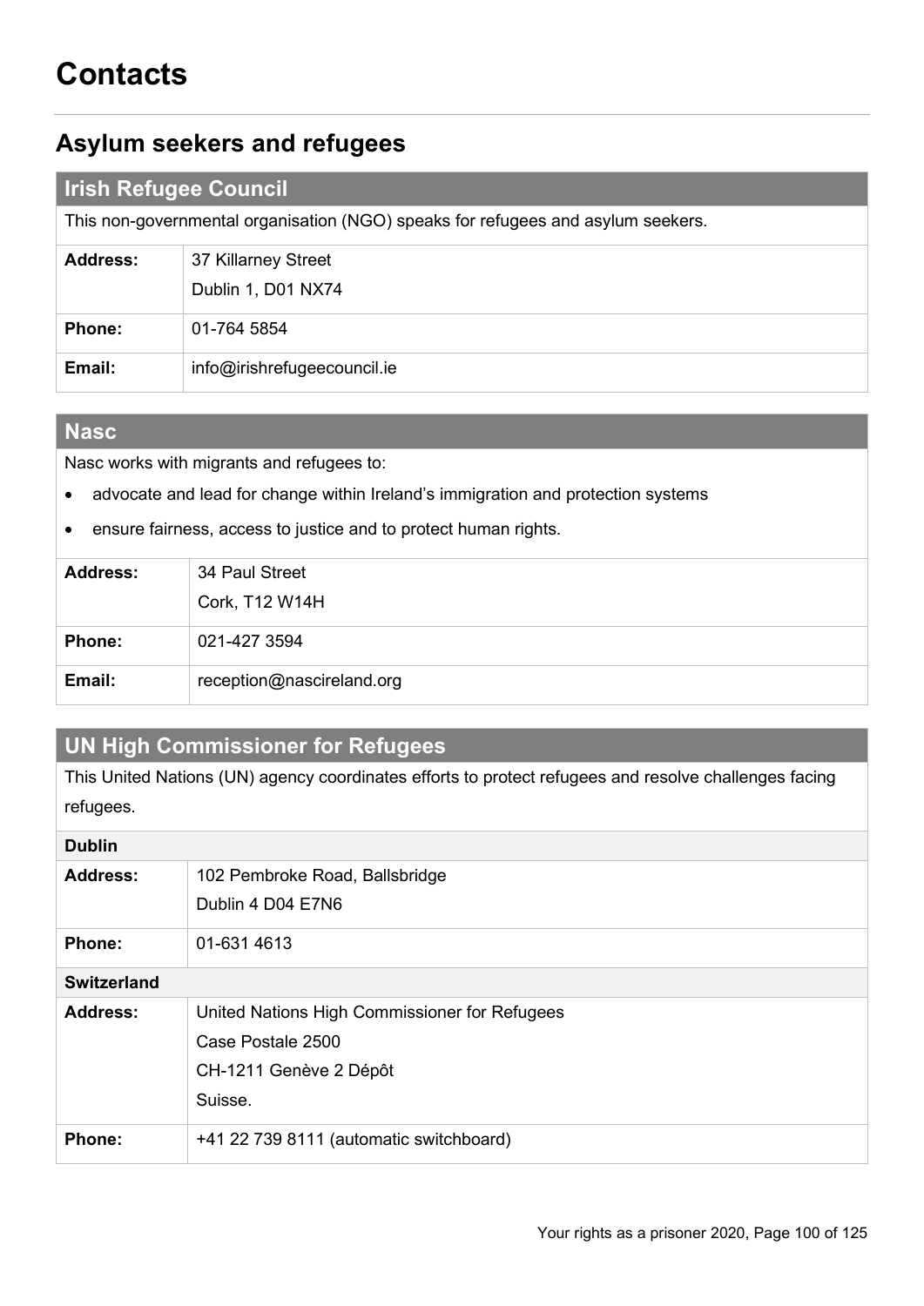# Contacts

## Asylum seekers and refugees

| Irish Refugee Council | |
|---|---|
| This non-governmental organisation (NGO) speaks for refugees and asylum seekers. | |
| **Address:** | 37 Killarney Street<br>Dublin 1, D01 NX74 |
| **Phone:** | 01-764 5854 |
| **Email:** | info@irishrefugeecouncil.ie |

| Nasc | |
|---|---|
| Nasc works with migrants and refugees to:<br>• advocate and lead for change within Ireland's immigration and protection systems<br>• ensure fairness, access to justice and to protect human rights. | |
| **Address:** | 34 Paul Street<br>Cork, T12 W14H |
| **Phone:** | 021-427 3594 |
| **Email:** | reception@nascireland.org |

| UN High Commissioner for Refugees | |
|---|---|
| This United Nations (UN) agency coordinates efforts to protect refugees and resolve challenges facing refugees. | |
| **Dublin** | |
| **Address:** | 102 Pembroke Road, Ballsbridge<br>Dublin 4 D04 E7N6 |
| **Phone:** | 01-631 4613 |
| **Switzerland** | |
| **Address:** | United Nations High Commissioner for Refugees<br>Case Postale 2500<br>CH-1211 Genève 2 Dépôt<br>Suisse. |
| **Phone:** | +41 22 739 8111 (automatic switchboard) |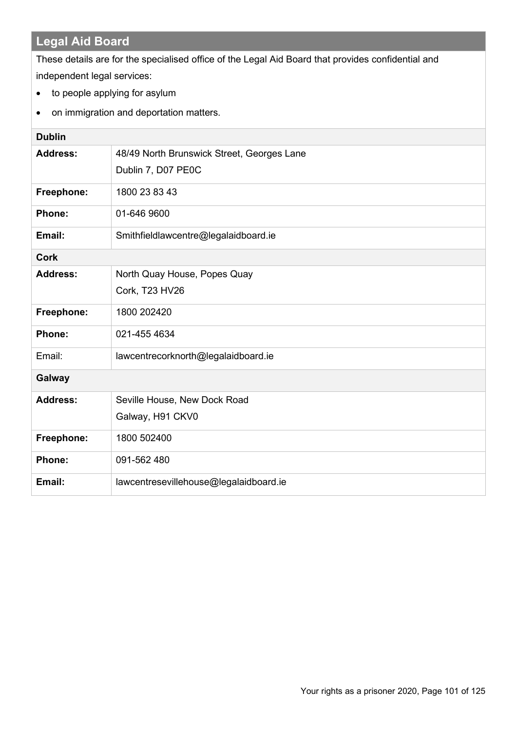## Legal Aid Board

These details are for the specialised office of the Legal Aid Board that provides confidential and independent legal services:

- to people applying for asylum
- on immigration and deportation matters.

| **Dublin** | |
|---|---|
| **Address:** | 48/49 North Brunswick Street, Georges Lane<br>Dublin 7, D07 PE0C |
| **Freephone:** | 1800 23 83 43 |
| **Phone:** | 01-646 9600 |
| **Email:** | Smithfieldlawcentre@legalaidboard.ie |
| **Cork** | |
| **Address:** | North Quay House, Popes Quay<br>Cork, T23 HV26 |
| **Freephone:** | 1800 202420 |
| **Phone:** | 021-455 4634 |
| Email: | lawcentrecorknorth@legalaidboard.ie |
| **Galway** | |
| **Address:** | Seville House, New Dock Road<br>Galway, H91 CKV0 |
| **Freephone:** | 1800 502400 |
| **Phone:** | 091-562 480 |
| **Email:** | lawcentresevillehouse@legalaidboard.ie |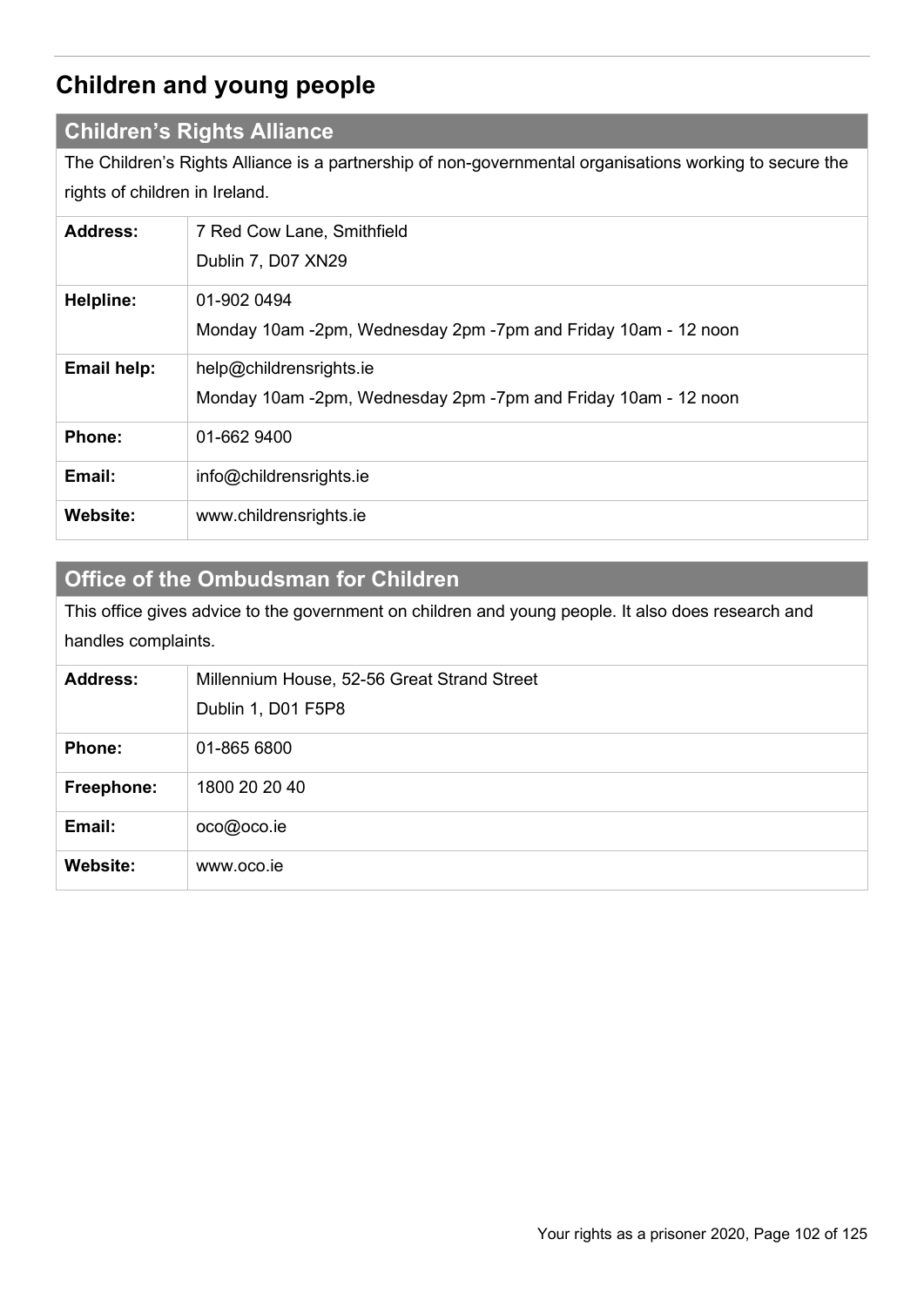## Children and young people

### Children's Rights Alliance

The Children's Rights Alliance is a partnership of non-governmental organisations working to secure the rights of children in Ireland.

| | |
|---|---|
| **Address:** | 7 Red Cow Lane, Smithfield<br>Dublin 7, D07 XN29 |
| **Helpline:** | 01-902 0494<br>Monday 10am -2pm, Wednesday 2pm -7pm and Friday 10am - 12 noon |
| **Email help:** | help@childrensrights.ie<br>Monday 10am -2pm, Wednesday 2pm -7pm and Friday 10am - 12 noon |
| **Phone:** | 01-662 9400 |
| **Email:** | info@childrensrights.ie |
| **Website:** | www.childrensrights.ie |

### Office of the Ombudsman for Children

This office gives advice to the government on children and young people. It also does research and handles complaints.

| | |
|---|---|
| **Address:** | Millennium House, 52-56 Great Strand Street<br>Dublin 1, D01 F5P8 |
| **Phone:** | 01-865 6800 |
| **Freephone:** | 1800 20 20 40 |
| **Email:** | oco@oco.ie |
| **Website:** | www.oco.ie |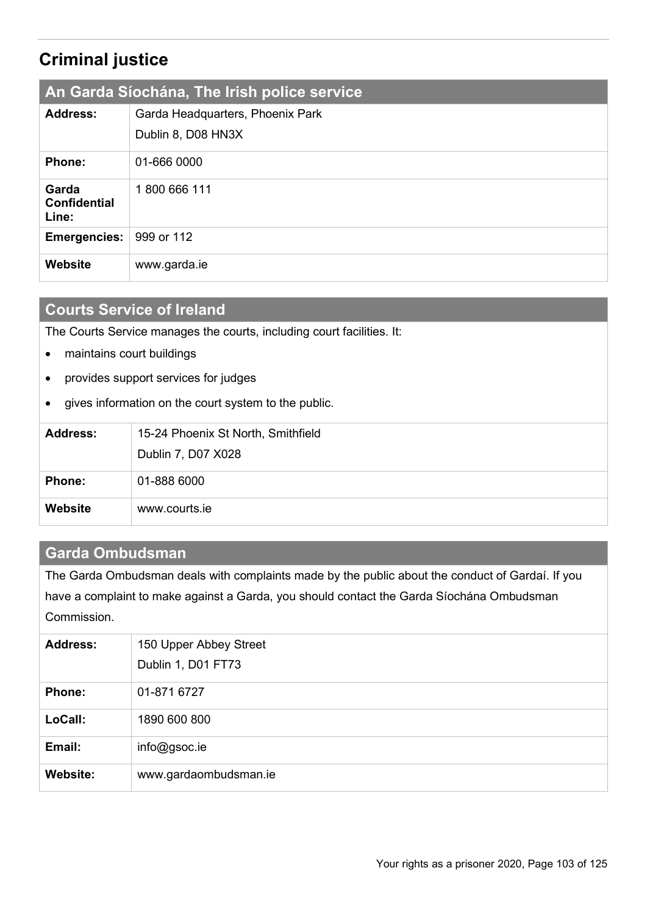# Criminal justice

## An Garda Síochána, The Irish police service

| | |
|---|---|
| **Address:** | Garda Headquarters, Phoenix Park<br>Dublin 8, D08 HN3X |
| **Phone:** | 01-666 0000 |
| **Garda Confidential Line:** | 1 800 666 111 |
| **Emergencies:** | 999 or 112 |
| **Website** | www.garda.ie |

## Courts Service of Ireland

The Courts Service manages the courts, including court facilities. It:

- maintains court buildings
- provides support services for judges
- gives information on the court system to the public.

| | |
|---|---|
| **Address:** | 15-24 Phoenix St North, Smithfield<br>Dublin 7, D07 X028 |
| **Phone:** | 01-888 6000 |
| **Website** | www.courts.ie |

## Garda Ombudsman

The Garda Ombudsman deals with complaints made by the public about the conduct of Gardaí. If you have a complaint to make against a Garda, you should contact the Garda Síochána Ombudsman Commission.

| | |
|---|---|
| **Address:** | 150 Upper Abbey Street<br>Dublin 1, D01 FT73 |
| **Phone:** | 01-871 6727 |
| **LoCall:** | 1890 600 800 |
| **Email:** | info@gsoc.ie |
| **Website:** | www.gardaombudsman.ie |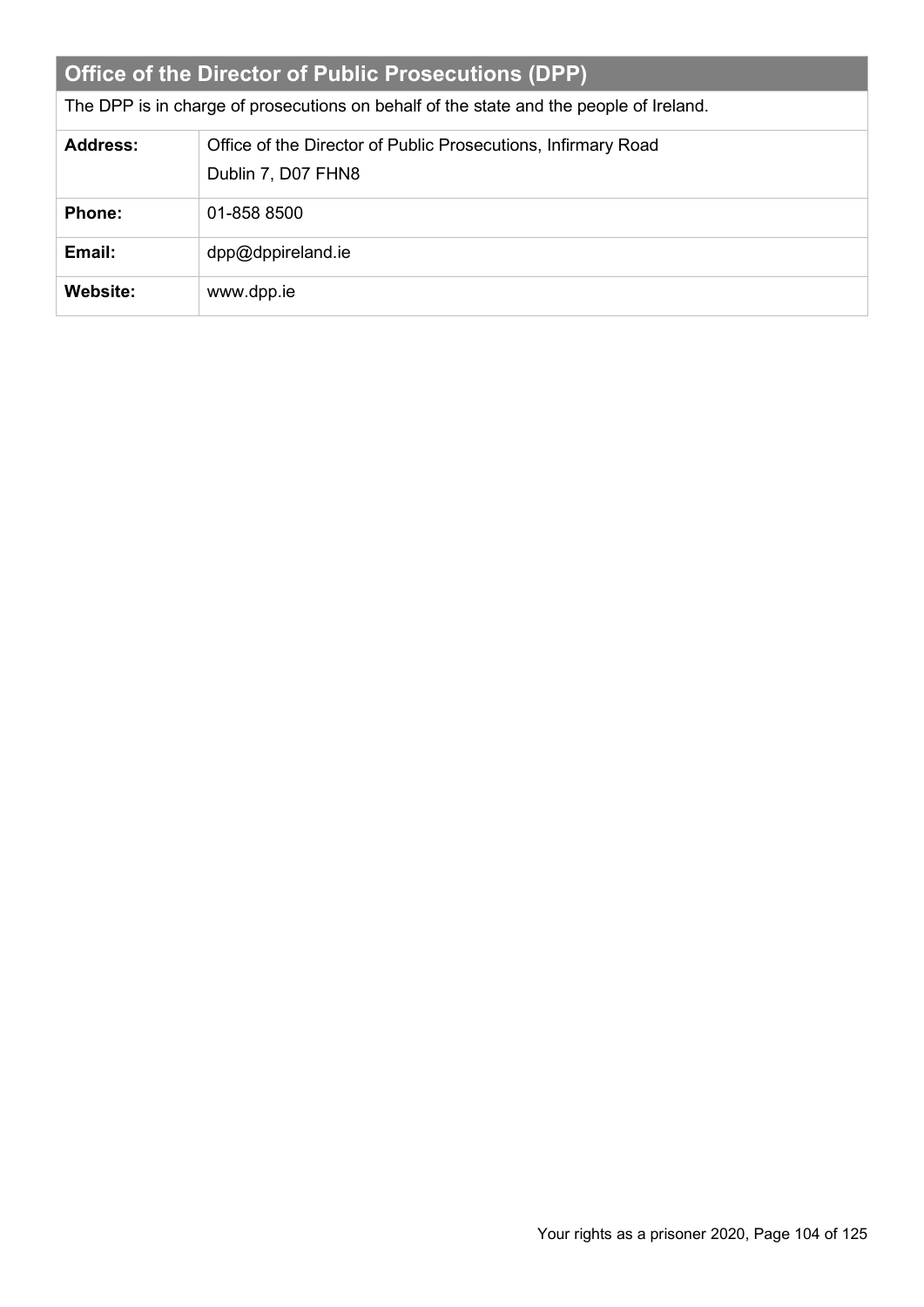## Office of the Director of Public Prosecutions (DPP)

The DPP is in charge of prosecutions on behalf of the state and the people of Ireland.

| | |
|---|---|
| **Address:** | Office of the Director of Public Prosecutions, Infirmary Road<br>Dublin 7, D07 FHN8 |
| **Phone:** | 01-858 8500 |
| **Email:** | dpp@dppireland.ie |
| **Website:** | www.dpp.ie |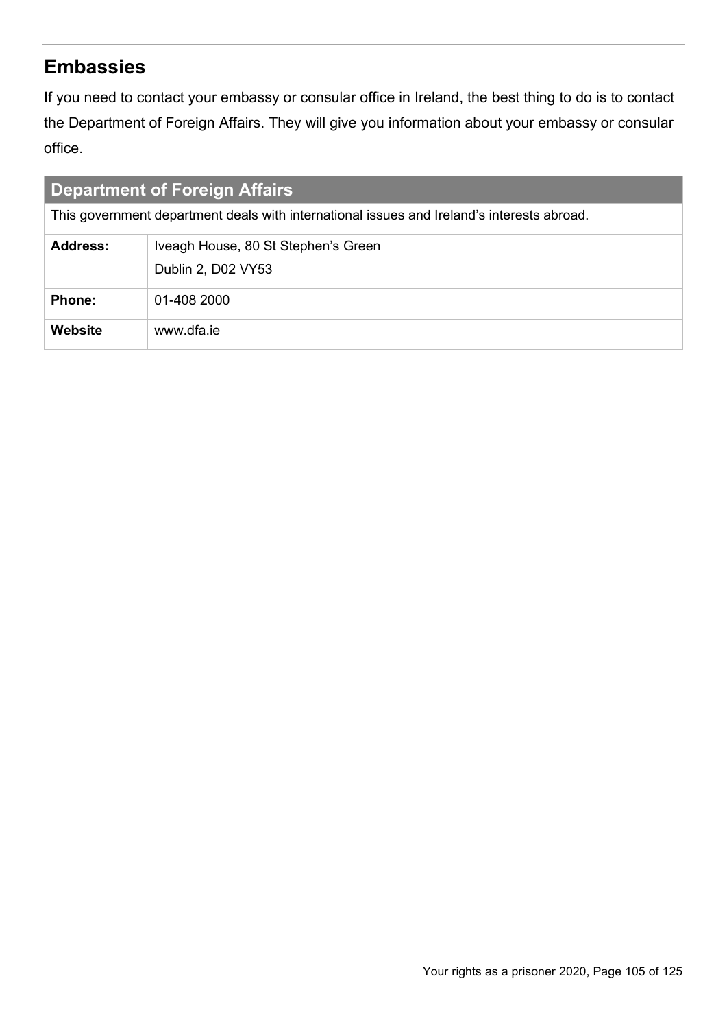## Embassies

If you need to contact your embassy or consular office in Ireland, the best thing to do is to contact the Department of Foreign Affairs. They will give you information about your embassy or consular office.

| Department of Foreign Affairs | |
|---|---|
| This government department deals with international issues and Ireland's interests abroad. | |
| **Address:** | Iveagh House, 80 St Stephen's Green<br>Dublin 2, D02 VY53 |
| **Phone:** | 01-408 2000 |
| **Website** | www.dfa.ie |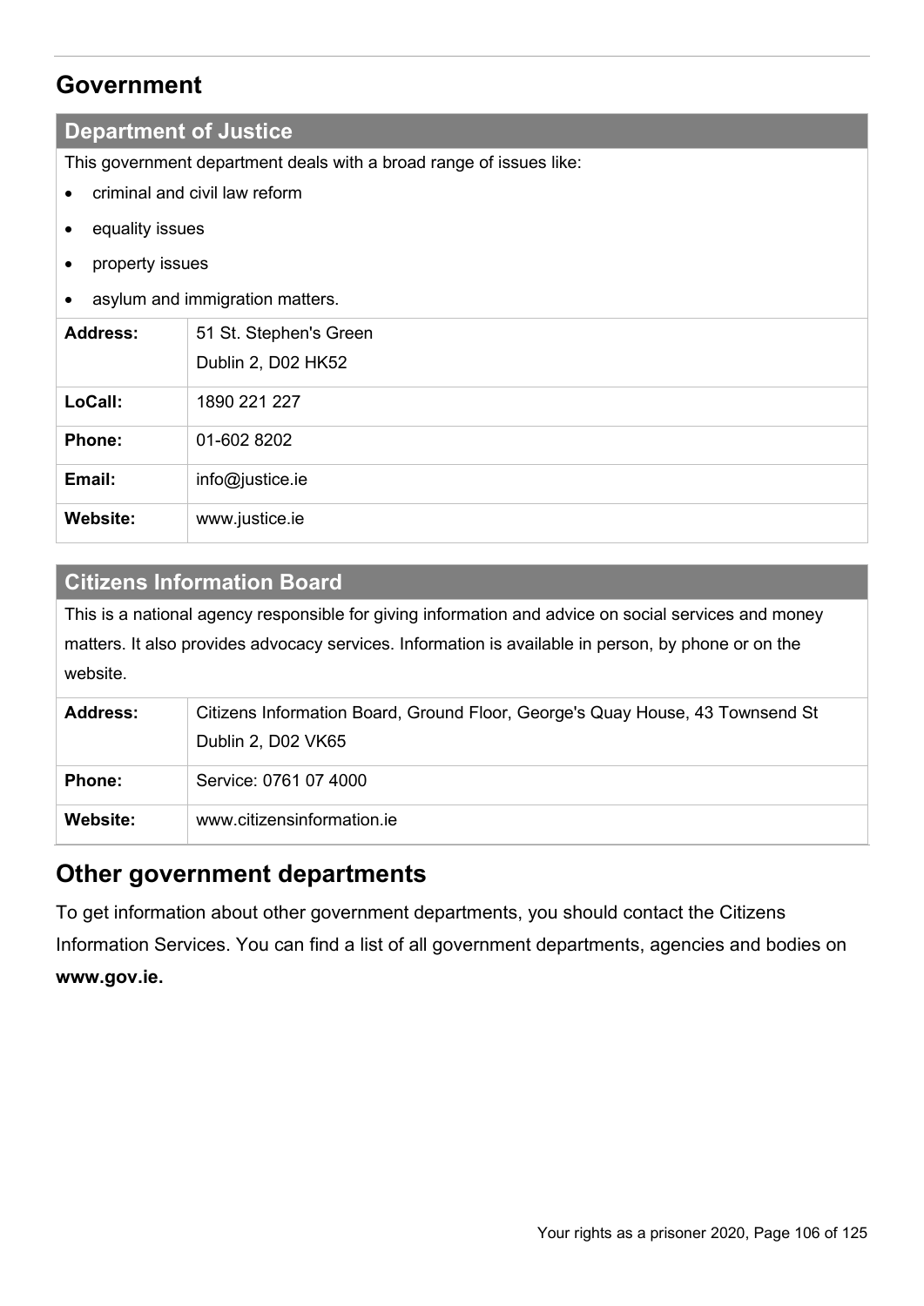## Government

### Department of Justice

This government department deals with a broad range of issues like:

- criminal and civil law reform
- equality issues
- property issues
- asylum and immigration matters.

| | |
|---|---|
| **Address:** | 51 St. Stephen's Green<br>Dublin 2, D02 HK52 |
| **LoCall:** | 1890 221 227 |
| **Phone:** | 01-602 8202 |
| **Email:** | info@justice.ie |
| **Website:** | www.justice.ie |

### Citizens Information Board

This is a national agency responsible for giving information and advice on social services and money matters. It also provides advocacy services. Information is available in person, by phone or on the website.

| | |
|---|---|
| **Address:** | Citizens Information Board, Ground Floor, George's Quay House, 43 Townsend St<br>Dublin 2, D02 VK65 |
| **Phone:** | Service: 0761 07 4000 |
| **Website:** | www.citizensinformation.ie |

## Other government departments

To get information about other government departments, you should contact the Citizens Information Services. You can find a list of all government departments, agencies and bodies on **www.gov.ie.**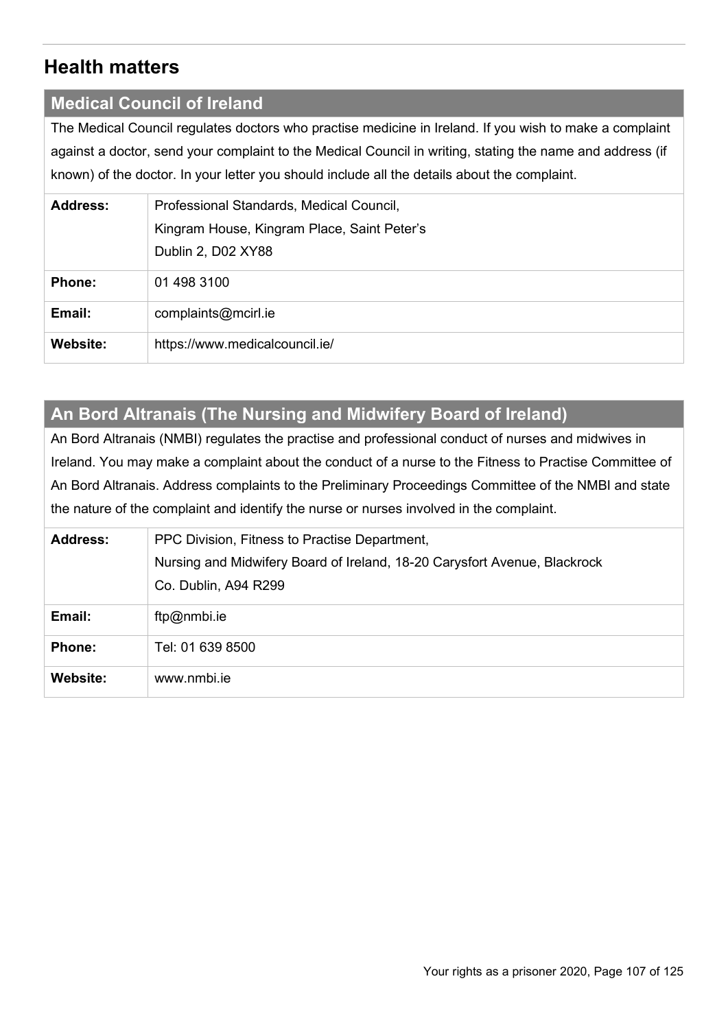## Health matters

### Medical Council of Ireland

The Medical Council regulates doctors who practise medicine in Ireland. If you wish to make a complaint against a doctor, send your complaint to the Medical Council in writing, stating the name and address (if known) of the doctor. In your letter you should include all the details about the complaint.

| | |
|---|---|
| **Address:** | Professional Standards, Medical Council,<br>Kingram House, Kingram Place, Saint Peter's<br>Dublin 2, D02 XY88 |
| **Phone:** | 01 498 3100 |
| **Email:** | complaints@mcirl.ie |
| **Website:** | https://www.medicalcouncil.ie/ |

### An Bord Altranais (The Nursing and Midwifery Board of Ireland)

An Bord Altranais (NMBI) regulates the practise and professional conduct of nurses and midwives in Ireland. You may make a complaint about the conduct of a nurse to the Fitness to Practise Committee of An Bord Altranais. Address complaints to the Preliminary Proceedings Committee of the NMBI and state the nature of the complaint and identify the nurse or nurses involved in the complaint.

| | |
|---|---|
| **Address:** | PPC Division, Fitness to Practise Department,<br>Nursing and Midwifery Board of Ireland, 18-20 Carysfort Avenue, Blackrock<br>Co. Dublin, A94 R299 |
| **Email:** | ftp@nmbi.ie |
| **Phone:** | Tel: 01 639 8500 |
| **Website:** | www.nmbi.ie |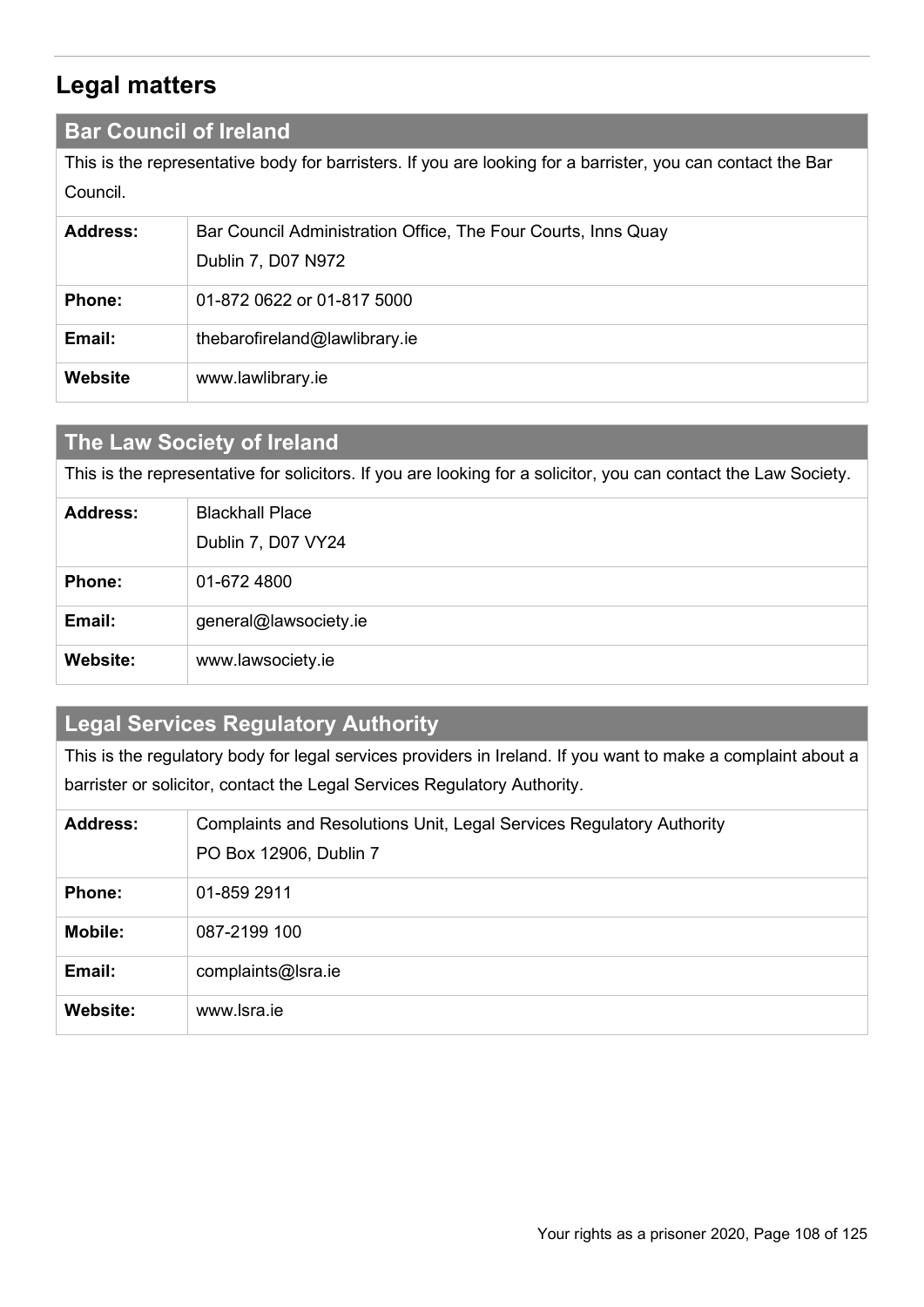## Legal matters

### Bar Council of Ireland

This is the representative body for barristers. If you are looking for a barrister, you can contact the Bar Council.

| | |
|---|---|
| **Address:** | Bar Council Administration Office, The Four Courts, Inns Quay<br>Dublin 7, D07 N972 |
| **Phone:** | 01-872 0622 or 01-817 5000 |
| **Email:** | thebarofireland@lawlibrary.ie |
| **Website** | www.lawlibrary.ie |

### The Law Society of Ireland

This is the representative for solicitors. If you are looking for a solicitor, you can contact the Law Society.

| | |
|---|---|
| **Address:** | Blackhall Place<br>Dublin 7, D07 VY24 |
| **Phone:** | 01-672 4800 |
| **Email:** | general@lawsociety.ie |
| **Website:** | www.lawsociety.ie |

### Legal Services Regulatory Authority

This is the regulatory body for legal services providers in Ireland. If you want to make a complaint about a barrister or solicitor, contact the Legal Services Regulatory Authority.

| | |
|---|---|
| **Address:** | Complaints and Resolutions Unit, Legal Services Regulatory Authority<br>PO Box 12906, Dublin 7 |
| **Phone:** | 01-859 2911 |
| **Mobile:** | 087-2199 100 |
| **Email:** | complaints@lsra.ie |
| **Website:** | www.lsra.ie |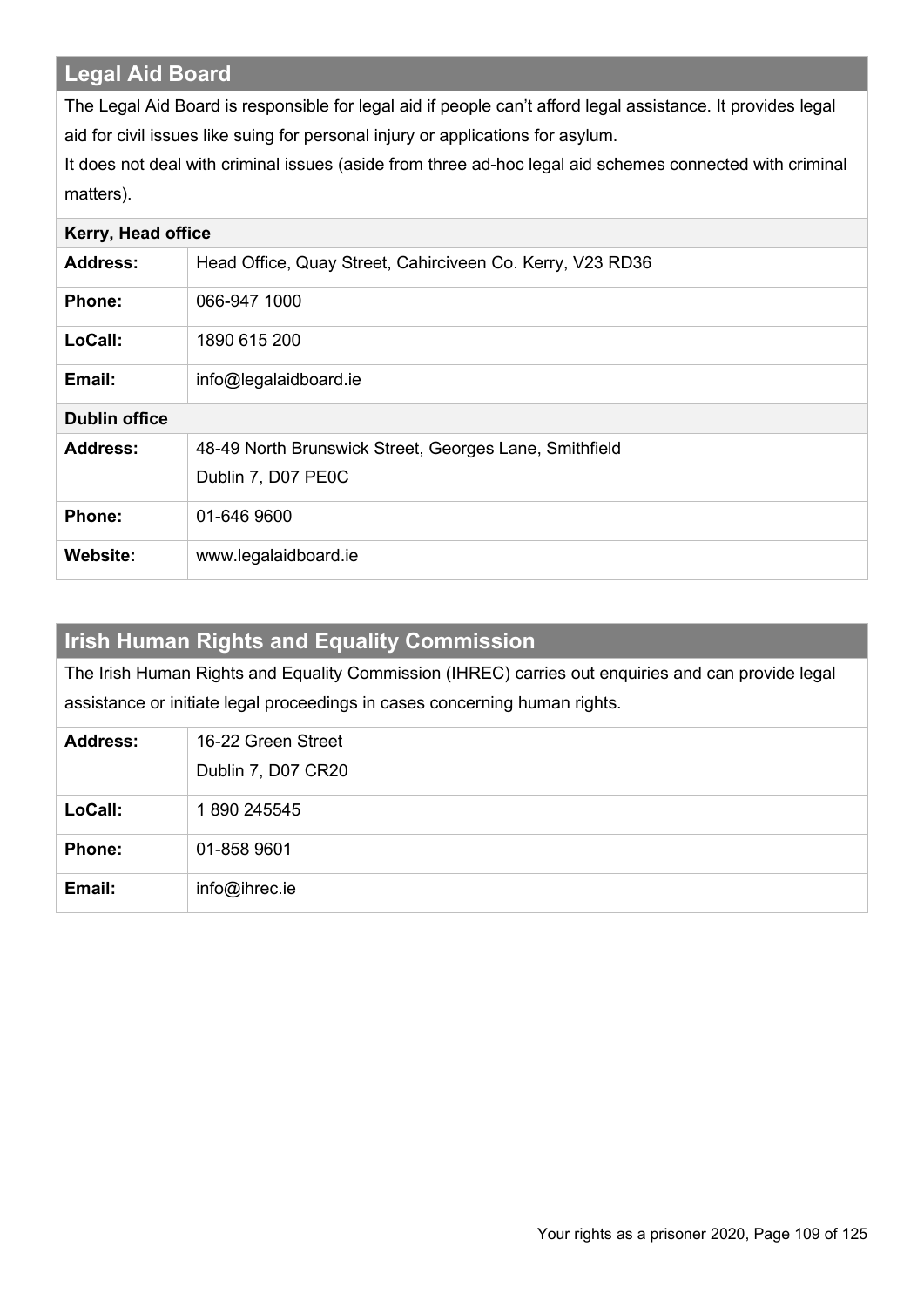## Legal Aid Board

The Legal Aid Board is responsible for legal aid if people can't afford legal assistance. It provides legal aid for civil issues like suing for personal injury or applications for asylum.

It does not deal with criminal issues (aside from three ad-hoc legal aid schemes connected with criminal matters).

| **Kerry, Head office** | |
|---|---|
| **Address:** | Head Office, Quay Street, Cahirciveen Co. Kerry, V23 RD36 |
| **Phone:** | 066-947 1000 |
| **LoCall:** | 1890 615 200 |
| **Email:** | info@legalaidboard.ie |
| **Dublin office** | |
| **Address:** | 48-49 North Brunswick Street, Georges Lane, Smithfield<br>Dublin 7, D07 PE0C |
| **Phone:** | 01-646 9600 |
| **Website:** | www.legalaidboard.ie |

## Irish Human Rights and Equality Commission

The Irish Human Rights and Equality Commission (IHREC) carries out enquiries and can provide legal assistance or initiate legal proceedings in cases concerning human rights.

| | |
|---|---|
| **Address:** | 16-22 Green Street<br>Dublin 7, D07 CR20 |
| **LoCall:** | 1 890 245545 |
| **Phone:** | 01-858 9601 |
| **Email:** | info@ihrec.ie |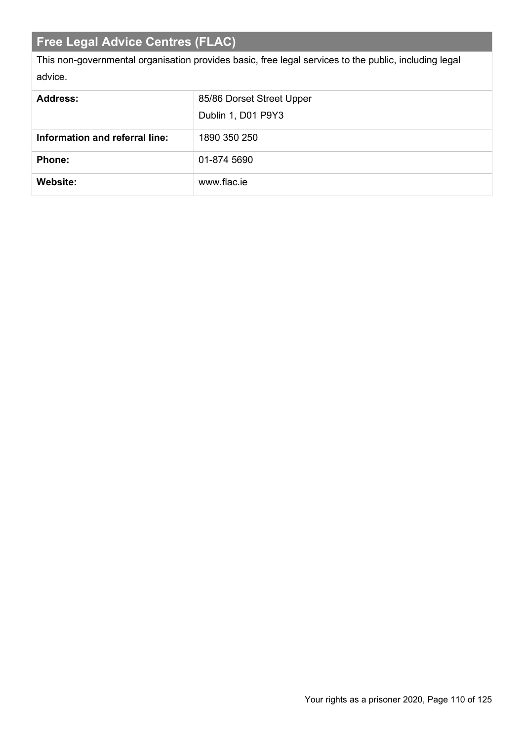## Free Legal Advice Centres (FLAC)

This non-governmental organisation provides basic, free legal services to the public, including legal advice.

| | |
|---|---|
| **Address:** | 85/86 Dorset Street Upper<br>Dublin 1, D01 P9Y3 |
| **Information and referral line:** | 1890 350 250 |
| **Phone:** | 01-874 5690 |
| **Website:** | www.flac.ie |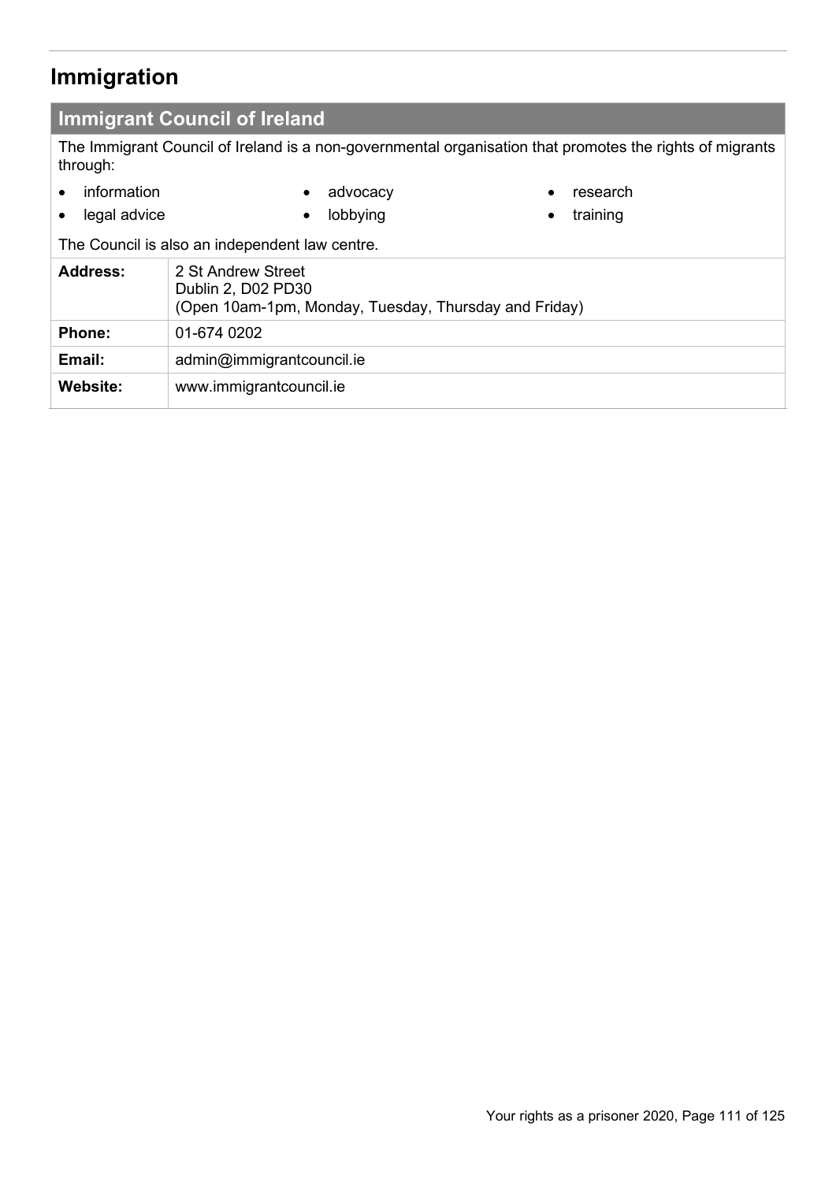# Immigration

## Immigrant Council of Ireland

The Immigrant Council of Ireland is a non-governmental organisation that promotes the rights of migrants through:

- information
- legal advice
- advocacy
- lobbying
- research
- training

The Council is also an independent law centre.

| | |
|---|---|
| **Address:** | 2 St Andrew Street<br>Dublin 2, D02 PD30<br>(Open 10am-1pm, Monday, Tuesday, Thursday and Friday) |
| **Phone:** | 01-674 0202 |
| **Email:** | admin@immigrantcouncil.ie |
| **Website:** | www.immigrantcouncil.ie |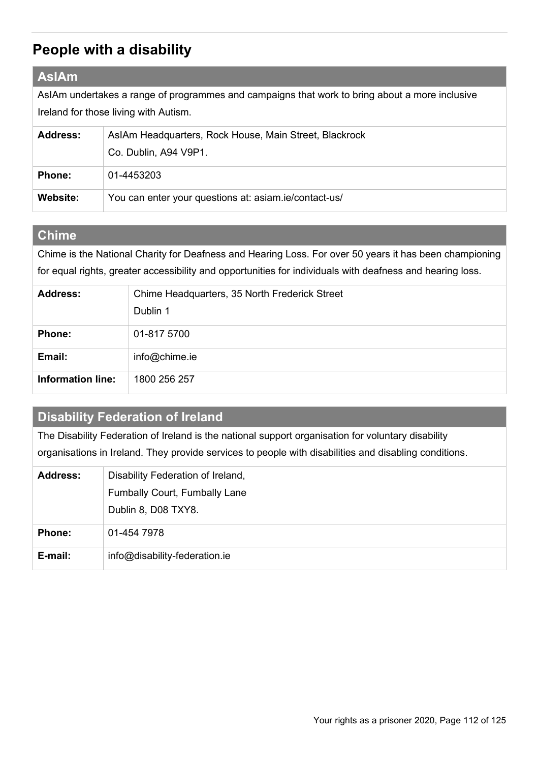## People with a disability

### AsIAm

AsIAm undertakes a range of programmes and campaigns that work to bring about a more inclusive Ireland for those living with Autism.

| | |
|---|---|
| **Address:** | AsIAm Headquarters, Rock House, Main Street, Blackrock<br>Co. Dublin, A94 V9P1. |
| **Phone:** | 01-4453203 |
| **Website:** | You can enter your questions at: asiam.ie/contact-us/ |

### Chime

Chime is the National Charity for Deafness and Hearing Loss. For over 50 years it has been championing for equal rights, greater accessibility and opportunities for individuals with deafness and hearing loss.

| | |
|---|---|
| **Address:** | Chime Headquarters, 35 North Frederick Street<br>Dublin 1 |
| **Phone:** | 01-817 5700 |
| **Email:** | info@chime.ie |
| **Information line:** | 1800 256 257 |

### Disability Federation of Ireland

The Disability Federation of Ireland is the national support organisation for voluntary disability organisations in Ireland. They provide services to people with disabilities and disabling conditions.

| | |
|---|---|
| **Address:** | Disability Federation of Ireland,<br>Fumbally Court, Fumbally Lane<br>Dublin 8, D08 TXY8. |
| **Phone:** | 01-454 7978 |
| **E-mail:** | info@disability-federation.ie |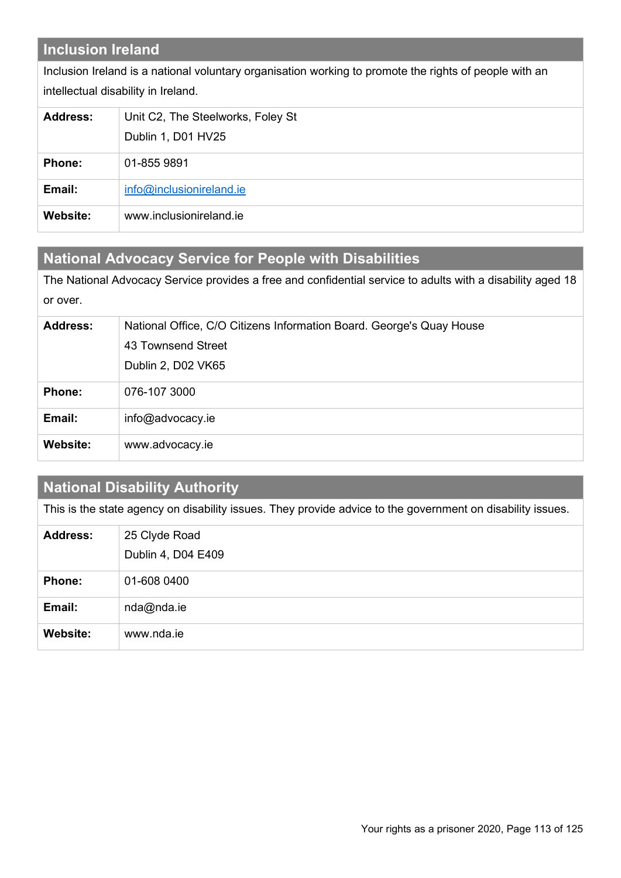## Inclusion Ireland

Inclusion Ireland is a national voluntary organisation working to promote the rights of people with an intellectual disability in Ireland.

| | |
|---|---|
| **Address:** | Unit C2, The Steelworks, Foley St<br>Dublin 1, D01 HV25 |
| **Phone:** | 01-855 9891 |
| **Email:** | info@inclusionireland.ie |
| **Website:** | www.inclusionireland.ie |

## National Advocacy Service for People with Disabilities

The National Advocacy Service provides a free and confidential service to adults with a disability aged 18 or over.

| | |
|---|---|
| **Address:** | National Office, C/O Citizens Information Board. George's Quay House<br>43 Townsend Street<br>Dublin 2, D02 VK65 |
| **Phone:** | 076-107 3000 |
| **Email:** | info@advocacy.ie |
| **Website:** | www.advocacy.ie |

## National Disability Authority

This is the state agency on disability issues. They provide advice to the government on disability issues.

| | |
|---|---|
| **Address:** | 25 Clyde Road<br>Dublin 4, D04 E409 |
| **Phone:** | 01-608 0400 |
| **Email:** | nda@nda.ie |
| **Website:** | www.nda.ie |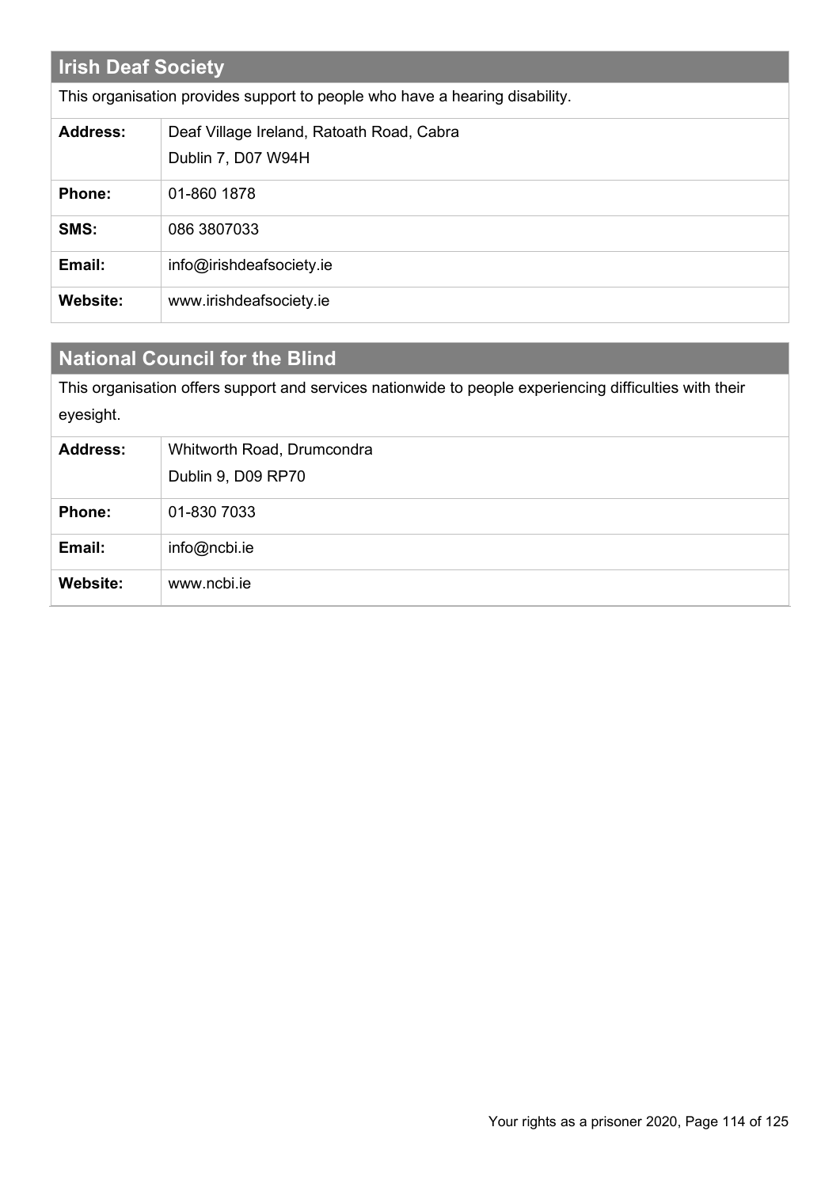## Irish Deaf Society

This organisation provides support to people who have a hearing disability.

| | |
|---|---|
| **Address:** | Deaf Village Ireland, Ratoath Road, Cabra<br>Dublin 7, D07 W94H |
| **Phone:** | 01-860 1878 |
| **SMS:** | 086 3807033 |
| **Email:** | info@irishdeafsociety.ie |
| **Website:** | www.irishdeafsociety.ie |

## National Council for the Blind

This organisation offers support and services nationwide to people experiencing difficulties with their eyesight.

| | |
|---|---|
| **Address:** | Whitworth Road, Drumcondra<br>Dublin 9, D09 RP70 |
| **Phone:** | 01-830 7033 |
| **Email:** | info@ncbi.ie |
| **Website:** | www.ncbi.ie |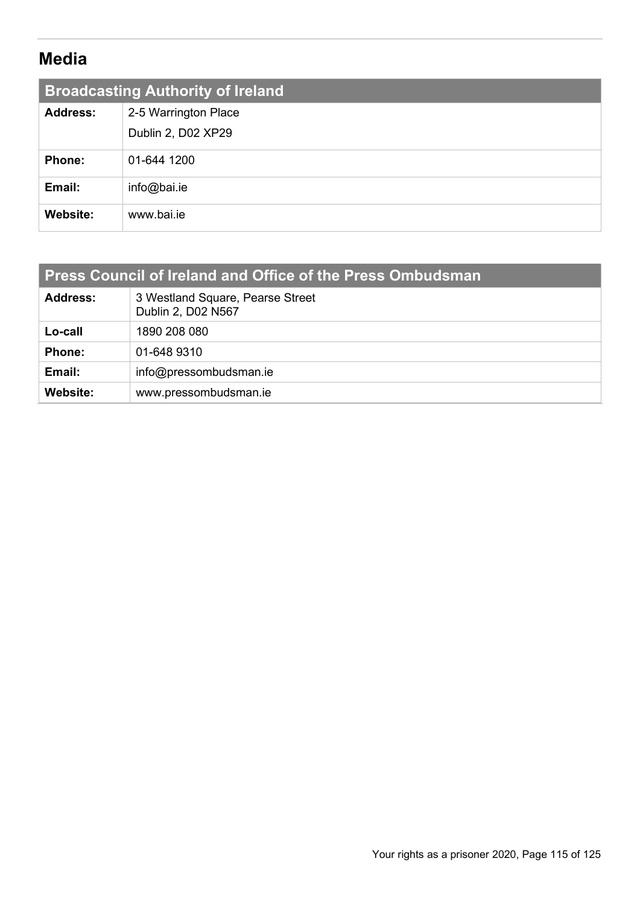## Media

| Broadcasting Authority of Ireland | |
|---|---|
| **Address:** | 2-5 Warrington Place<br>Dublin 2, D02 XP29 |
| **Phone:** | 01-644 1200 |
| **Email:** | info@bai.ie |
| **Website:** | www.bai.ie |

| Press Council of Ireland and Office of the Press Ombudsman | |
|---|---|
| **Address:** | 3 Westland Square, Pearse Street<br>Dublin 2, D02 N567 |
| **Lo-call** | 1890 208 080 |
| **Phone:** | 01-648 9310 |
| **Email:** | info@pressombudsman.ie |
| **Website:** | www.pressombudsman.ie |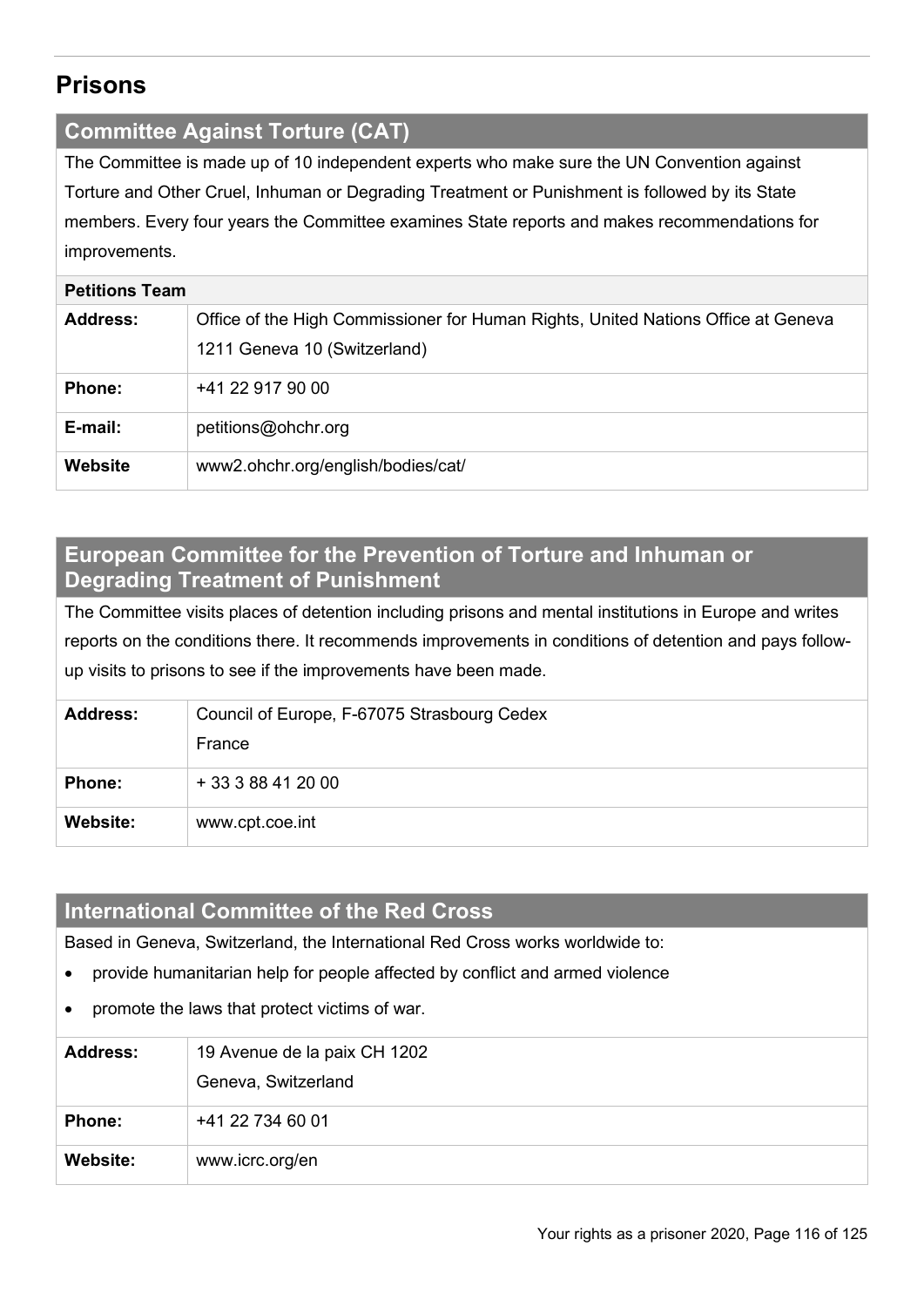## Prisons

### Committee Against Torture (CAT)

The Committee is made up of 10 independent experts who make sure the UN Convention against Torture and Other Cruel, Inhuman or Degrading Treatment or Punishment is followed by its State members. Every four years the Committee examines State reports and makes recommendations for improvements.

**Petitions Team**

| | |
|---|---|
| **Address:** | Office of the High Commissioner for Human Rights, United Nations Office at Geneva 1211 Geneva 10 (Switzerland) |
| **Phone:** | +41 22 917 90 00 |
| **E-mail:** | petitions@ohchr.org |
| **Website** | www2.ohchr.org/english/bodies/cat/ |

### European Committee for the Prevention of Torture and Inhuman or Degrading Treatment of Punishment

The Committee visits places of detention including prisons and mental institutions in Europe and writes reports on the conditions there. It recommends improvements in conditions of detention and pays follow-up visits to prisons to see if the improvements have been made.

| | |
|---|---|
| **Address:** | Council of Europe, F-67075 Strasbourg Cedex France |
| **Phone:** | + 33 3 88 41 20 00 |
| **Website:** | www.cpt.coe.int |

### International Committee of the Red Cross

Based in Geneva, Switzerland, the International Red Cross works worldwide to:

- provide humanitarian help for people affected by conflict and armed violence
- promote the laws that protect victims of war.

| | |
|---|---|
| **Address:** | 19 Avenue de la paix CH 1202 Geneva, Switzerland |
| **Phone:** | +41 22 734 60 01 |
| **Website:** | www.icrc.org/en |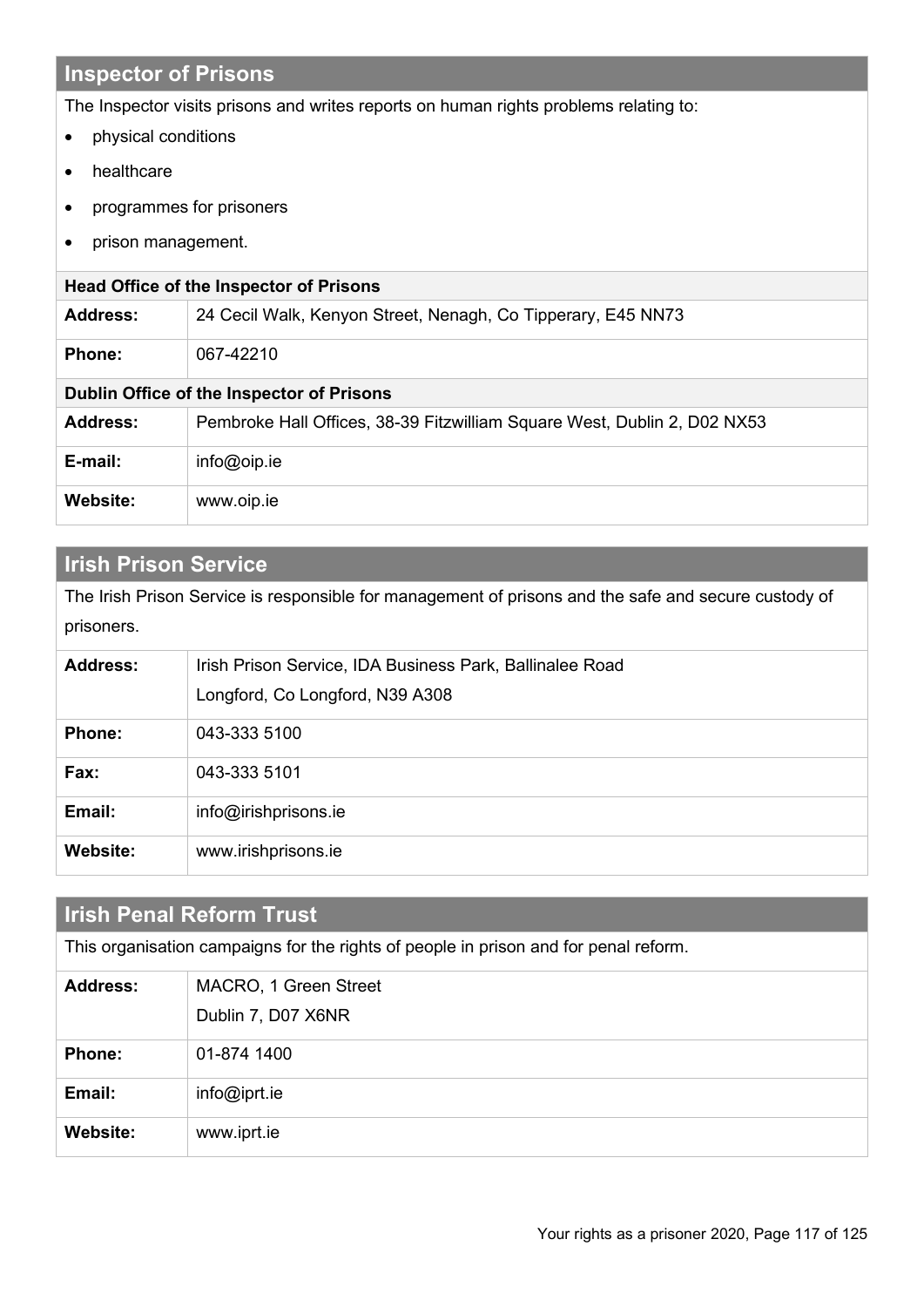## Inspector of Prisons

The Inspector visits prisons and writes reports on human rights problems relating to:

- physical conditions
- healthcare
- programmes for prisoners
- prison management.

| **Head Office of the Inspector of Prisons** | |
|---|---|
| **Address:** | 24 Cecil Walk, Kenyon Street, Nenagh, Co Tipperary, E45 NN73 |
| **Phone:** | 067-42210 |
| **Dublin Office of the Inspector of Prisons** | |
| **Address:** | Pembroke Hall Offices, 38-39 Fitzwilliam Square West, Dublin 2, D02 NX53 |
| **E-mail:** | info@oip.ie |
| **Website:** | www.oip.ie |

## Irish Prison Service

The Irish Prison Service is responsible for management of prisons and the safe and secure custody of prisoners.

| | |
|---|---|
| **Address:** | Irish Prison Service, IDA Business Park, Ballinalee Road<br>Longford, Co Longford, N39 A308 |
| **Phone:** | 043-333 5100 |
| **Fax:** | 043-333 5101 |
| **Email:** | info@irishprisons.ie |
| **Website:** | www.irishprisons.ie |

## Irish Penal Reform Trust

This organisation campaigns for the rights of people in prison and for penal reform.

| | |
|---|---|
| **Address:** | MACRO, 1 Green Street<br>Dublin 7, D07 X6NR |
| **Phone:** | 01-874 1400 |
| **Email:** | info@iprt.ie |
| **Website:** | www.iprt.ie |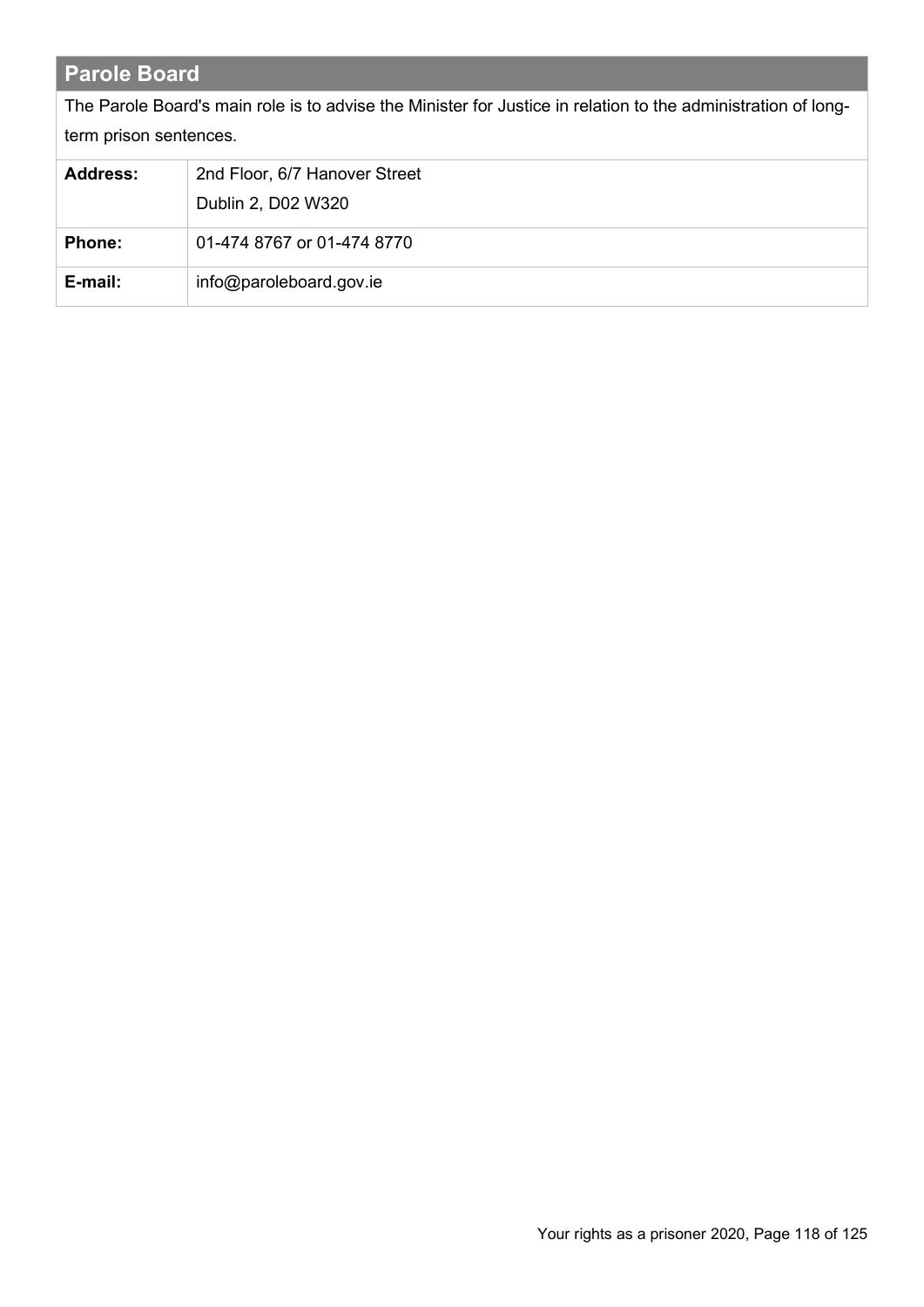## Parole Board

The Parole Board's main role is to advise the Minister for Justice in relation to the administration of long-term prison sentences.

| | |
|---|---|
| **Address:** | 2nd Floor, 6/7 Hanover Street<br>Dublin 2, D02 W320 |
| **Phone:** | 01-474 8767 or 01-474 8770 |
| **E-mail:** | info@paroleboard.gov.ie |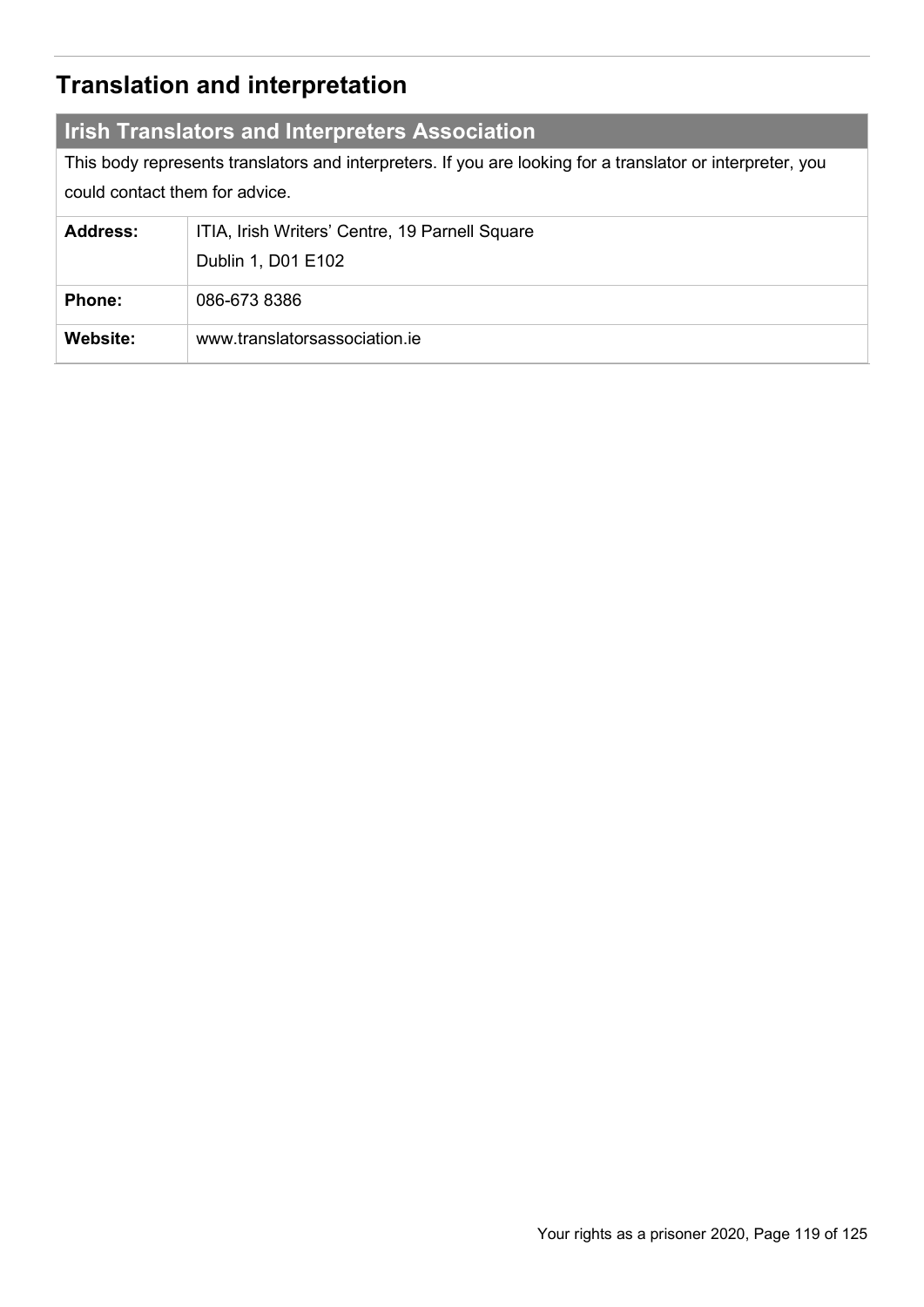## Translation and interpretation

### Irish Translators and Interpreters Association

This body represents translators and interpreters. If you are looking for a translator or interpreter, you could contact them for advice.

| | |
|---|---|
| **Address:** | ITIA, Irish Writers' Centre, 19 Parnell Square<br>Dublin 1, D01 E102 |
| **Phone:** | 086-673 8386 |
| **Website:** | www.translatorsassociation.ie |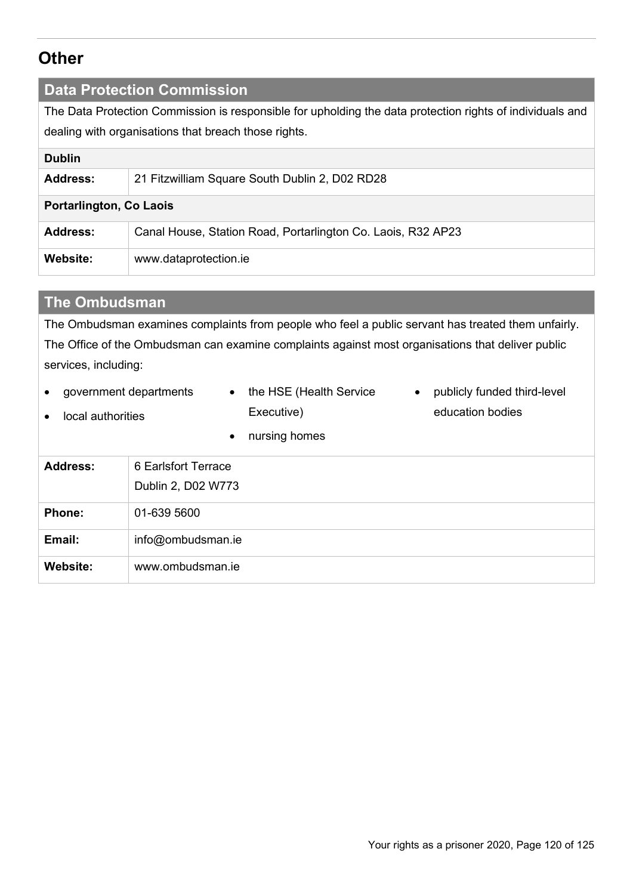## Other

### Data Protection Commission

The Data Protection Commission is responsible for upholding the data protection rights of individuals and dealing with organisations that breach those rights.

| **Dublin** | |
|---|---|
| **Address:** | 21 Fitzwilliam Square South Dublin 2, D02 RD28 |
| **Portarlington, Co Laois** | |
| **Address:** | Canal House, Station Road, Portarlington Co. Laois, R32 AP23 |
| **Website:** | www.dataprotection.ie |

### The Ombudsman

The Ombudsman examines complaints from people who feel a public servant has treated them unfairly. The Office of the Ombudsman can examine complaints against most organisations that deliver public services, including:

- government departments
- local authorities
- the HSE (Health Service Executive)
- nursing homes
- publicly funded third-level education bodies

| | |
|---|---|
| **Address:** | 6 Earlsfort Terrace<br>Dublin 2, D02 W773 |
| **Phone:** | 01-639 5600 |
| **Email:** | info@ombudsman.ie |
| **Website:** | www.ombudsman.ie |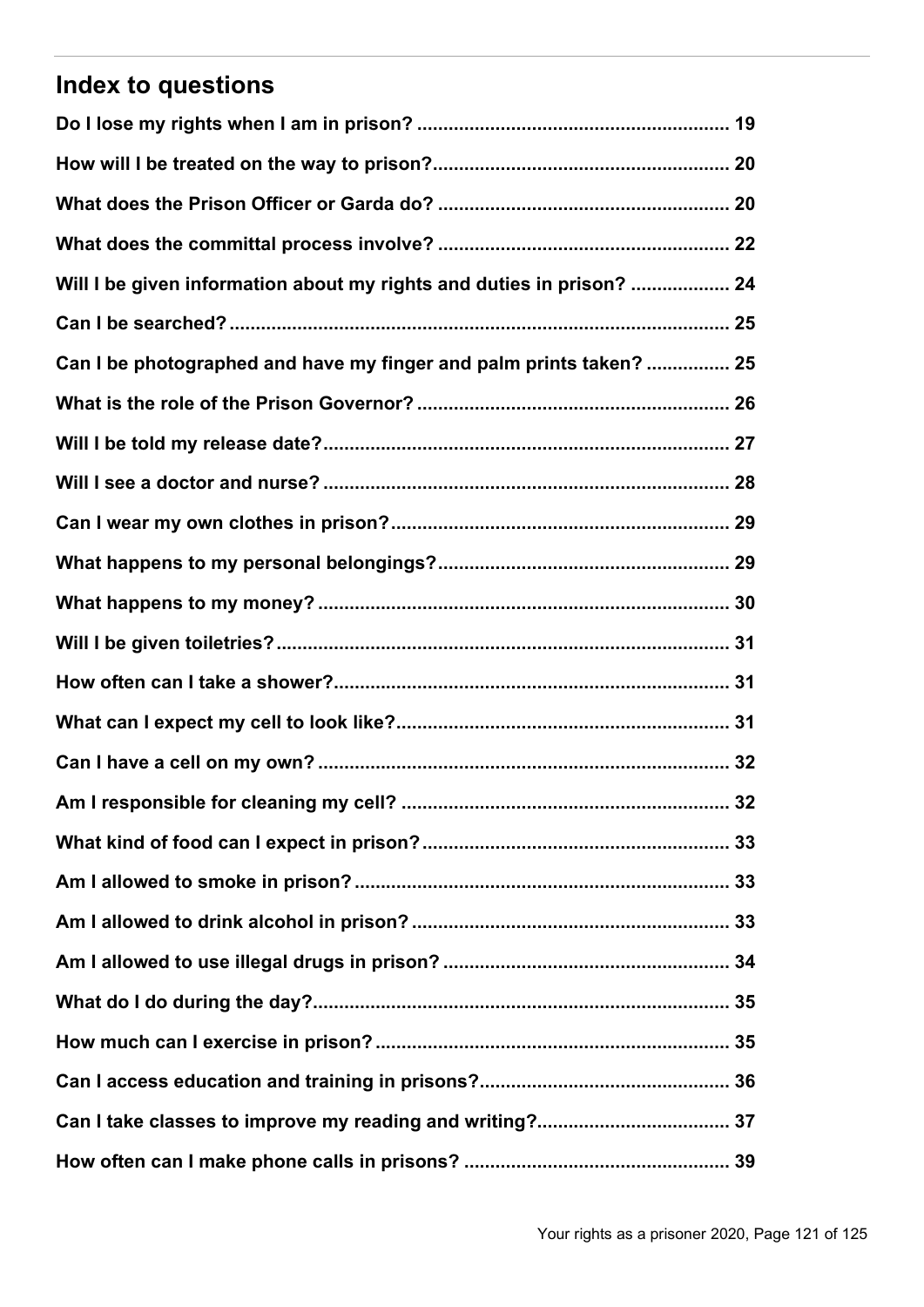## Index to questions

**Do I lose my rights when I am in prison? .......................................................... 19**

**How will I be treated on the way to prison?........................................................ 20**

**What does the Prison Officer or Garda do? ....................................................... 20**

**What does the committal process involve? ....................................................... 22**

**Will I be given information about my rights and duties in prison? .................. 24**

**Can I be searched? ............................................................................................... 25**

**Can I be photographed and have my finger and palm prints taken? ............... 25**

**What is the role of the Prison Governor? .......................................................... 26**

**Will I be told my release date?............................................................................. 27**

**Will I see a doctor and nurse? ............................................................................. 28**

**Can I wear my own clothes in prison?................................................................ 29**

**What happens to my personal belongings?....................................................... 29**

**What happens to my money? .............................................................................. 30**

**Will I be given toiletries?...................................................................................... 31**

**How often can I take a shower?........................................................................... 31**

**What can I expect my cell to look like?............................................................... 31**

**Can I have a cell on my own? .............................................................................. 32**

**Am I responsible for cleaning my cell? .............................................................. 32**

**What kind of food can I expect in prison?.......................................................... 33**

**Am I allowed to smoke in prison? ....................................................................... 33**

**Am I allowed to drink alcohol in prison? ............................................................ 33**

**Am I allowed to use illegal drugs in prison? ...................................................... 34**

**What do I do during the day?............................................................................... 35**

**How much can I exercise in prison? ................................................................... 35**

**Can I access education and training in prisons?................................................ 36**

**Can I take classes to improve my reading and writing?.................................... 37**

**How often can I make phone calls in prisons? .................................................. 39**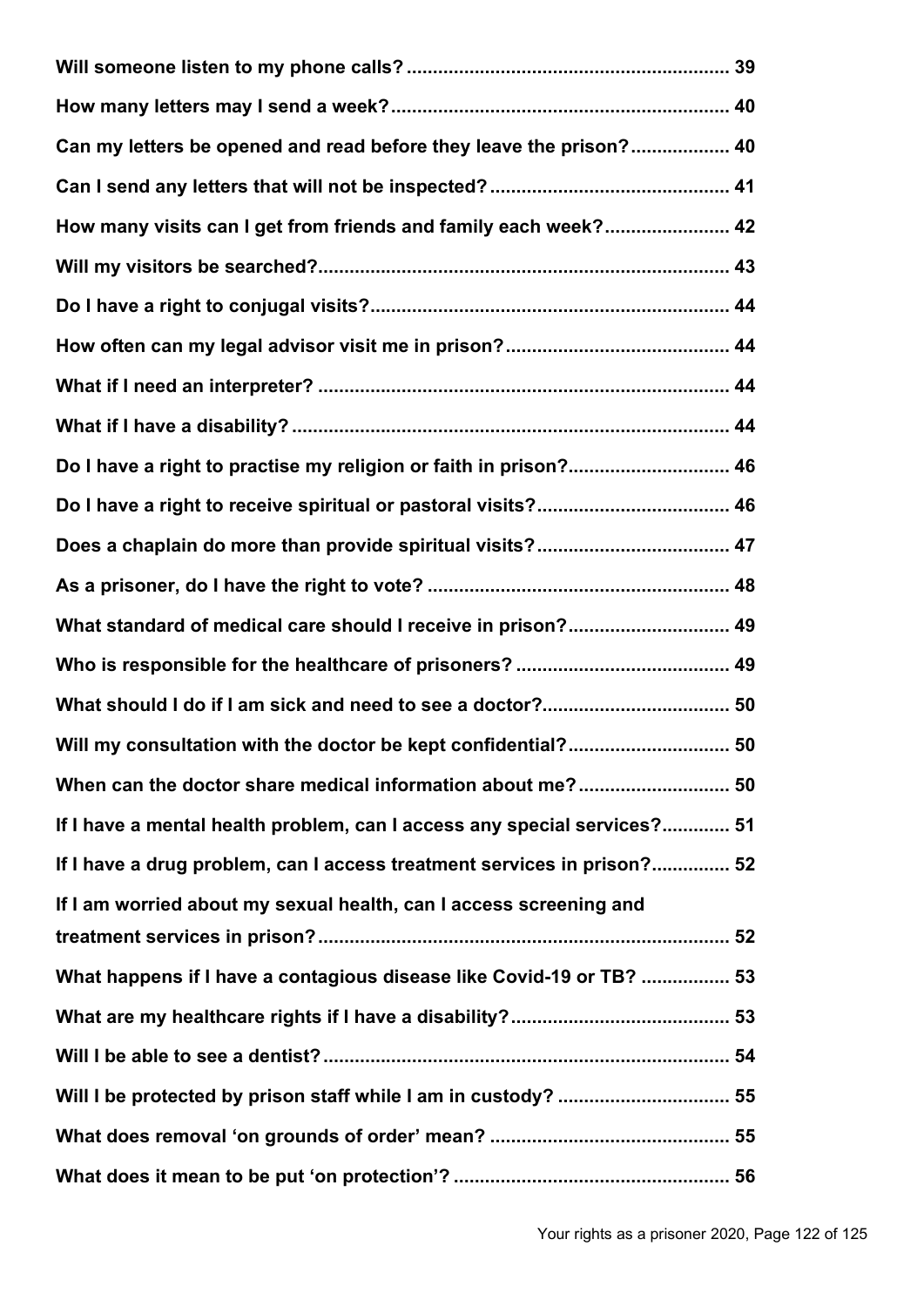**Will someone listen to my phone calls?** .......... 39

**How many letters may I send a week?** .......... 40

**Can my letters be opened and read before they leave the prison?** .......... 40

**Can I send any letters that will not be inspected?** .......... 41

**How many visits can I get from friends and family each week?** .......... 42

**Will my visitors be searched?** .......... 43

**Do I have a right to conjugal visits?** .......... 44

**How often can my legal advisor visit me in prison?** .......... 44

**What if I need an interpreter?** .......... 44

**What if I have a disability?** .......... 44

**Do I have a right to practise my religion or faith in prison?** .......... 46

**Do I have a right to receive spiritual or pastoral visits?** .......... 46

**Does a chaplain do more than provide spiritual visits?** .......... 47

**As a prisoner, do I have the right to vote?** .......... 48

**What standard of medical care should I receive in prison?** .......... 49

**Who is responsible for the healthcare of prisoners?** .......... 49

**What should I do if I am sick and need to see a doctor?** .......... 50

**Will my consultation with the doctor be kept confidential?** .......... 50

**When can the doctor share medical information about me?** .......... 50

**If I have a mental health problem, can I access any special services?** .......... 51

**If I have a drug problem, can I access treatment services in prison?** .......... 52

**If I am worried about my sexual health, can I access screening and treatment services in prison?** .......... 52

**What happens if I have a contagious disease like Covid-19 or TB?** .......... 53

**What are my healthcare rights if I have a disability?** .......... 53

**Will I be able to see a dentist?** .......... 54

**Will I be protected by prison staff while I am in custody?** .......... 55

**What does removal 'on grounds of order' mean?** .......... 55

**What does it mean to be put 'on protection'?** .......... 56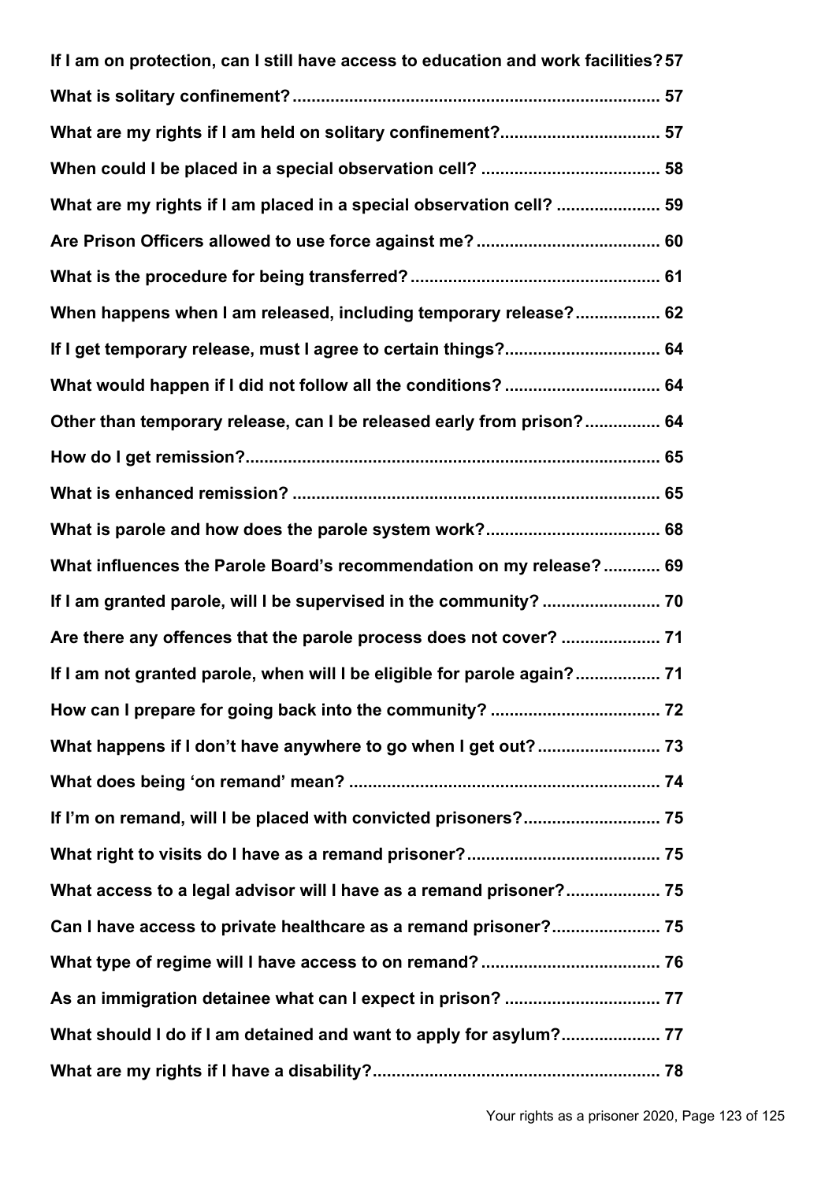**If I am on protection, can I still have access to education and work facilities? 57**

**What is solitary confinement? ............................................................................ 57**

**What are my rights if I am held on solitary confinement? ................................. 57**

**When could I be placed in a special observation cell? ...................................... 58**

**What are my rights if I am placed in a special observation cell? ...................... 59**

**Are Prison Officers allowed to use force against me? ....................................... 60**

**What is the procedure for being transferred? .................................................... 61**

**When happens when I am released, including temporary release? .................. 62**

**If I get temporary release, must I agree to certain things? ................................ 64**

**What would happen if I did not follow all the conditions? ................................. 64**

**Other than temporary release, can I be released early from prison? ................ 64**

**How do I get remission? ...................................................................................... 65**

**What is enhanced remission? ............................................................................. 65**

**What is parole and how does the parole system work? .................................... 68**

**What influences the Parole Board's recommendation on my release? ............ 69**

**If I am granted parole, will I be supervised in the community? ......................... 70**

**Are there any offences that the parole process does not cover? ..................... 71**

**If I am not granted parole, when will I be eligible for parole again? .................. 71**

**How can I prepare for going back into the community? .................................... 72**

**What happens if I don't have anywhere to go when I get out? .......................... 73**

**What does being 'on remand' mean? ................................................................. 74**

**If I'm on remand, will I be placed with convicted prisoners? ............................. 75**

**What right to visits do I have as a remand prisoner? ......................................... 75**

**What access to a legal advisor will I have as a remand prisoner? .................... 75**

**Can I have access to private healthcare as a remand prisoner? ....................... 75**

**What type of regime will I have access to on remand? ...................................... 76**

**As an immigration detainee what can I expect in prison? ................................. 77**

**What should I do if I am detained and want to apply for asylum? ..................... 77**

**What are my rights if I have a disability? ............................................................ 78**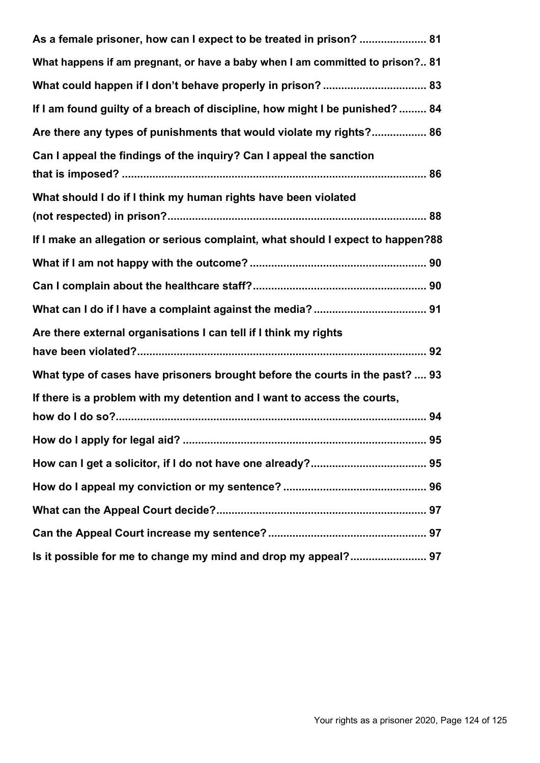**As a female prisoner, how can I expect to be treated in prison? ...................... 81**

**What happens if am pregnant, or have a baby when I am committed to prison?.. 81**

**What could happen if I don't behave properly in prison? .................................. 83**

**If I am found guilty of a breach of discipline, how might I be punished? ......... 84**

**Are there any types of punishments that would violate my rights?.................. 86**

**Can I appeal the findings of the inquiry? Can I appeal the sanction that is imposed? .................................................................................................... 86**

**What should I do if I think my human rights have been violated (not respected) in prison?..................................................................................... 88**

**If I make an allegation or serious complaint, what should I expect to happen?88**

**What if I am not happy with the outcome? ......................................................... 90**

**Can I complain about the healthcare staff?......................................................... 90**

**What can I do if I have a complaint against the media? ..................................... 91**

**Are there external organisations I can tell if I think my rights have been violated?............................................................................................... 92**

**What type of cases have prisoners brought before the courts in the past? .... 93**

**If there is a problem with my detention and I want to access the courts, how do I do so?...................................................................................................... 94**

**How do I apply for legal aid? ................................................................................ 95**

**How can I get a solicitor, if I do not have one already?...................................... 95**

**How do I appeal my conviction or my sentence? ............................................... 96**

**What can the Appeal Court decide?..................................................................... 97**

**Can the Appeal Court increase my sentence? .................................................... 97**

**Is it possible for me to change my mind and drop my appeal?......................... 97**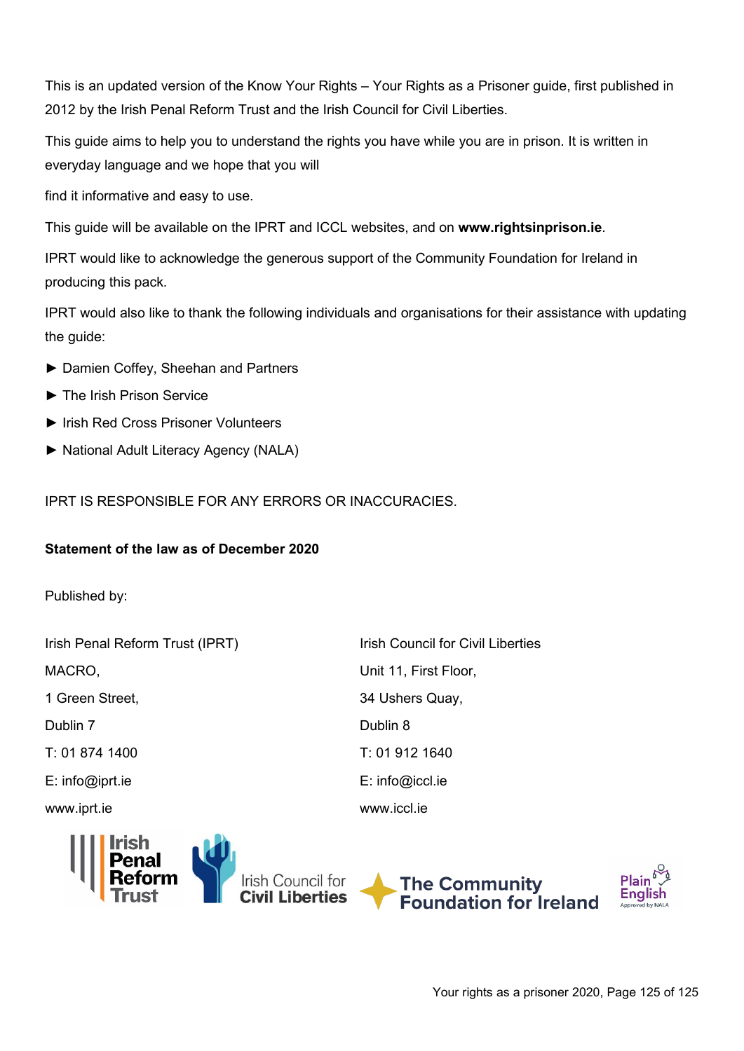This is an updated version of the Know Your Rights – Your Rights as a Prisoner guide, first published in 2012 by the Irish Penal Reform Trust and the Irish Council for Civil Liberties.

This guide aims to help you to understand the rights you have while you are in prison. It is written in everyday language and we hope that you will

find it informative and easy to use.

This guide will be available on the IPRT and ICCL websites, and on **www.rightsinprison.ie**.

IPRT would like to acknowledge the generous support of the Community Foundation for Ireland in producing this pack.

IPRT would also like to thank the following individuals and organisations for their assistance with updating the guide:

- ► Damien Coffey, Sheehan and Partners
- ► The Irish Prison Service
- ► Irish Red Cross Prisoner Volunteers
- ► National Adult Literacy Agency (NALA)

IPRT IS RESPONSIBLE FOR ANY ERRORS OR INACCURACIES.

**Statement of the law as of December 2020**

Published by:

Irish Penal Reform Trust (IPRT)
MACRO,
1 Green Street,
Dublin 7
T: 01 874 1400
E: info@iprt.ie
www.iprt.ie

Irish Council for Civil Liberties
Unit 11, First Floor,
34 Ushers Quay,
Dublin 8
T: 01 912 1640
E: info@iccl.ie
www.iccl.ie

Irish Penal Reform Trust

Irish Council for Civil Liberties

The Community Foundation for Ireland

Plain English Approved by NALA